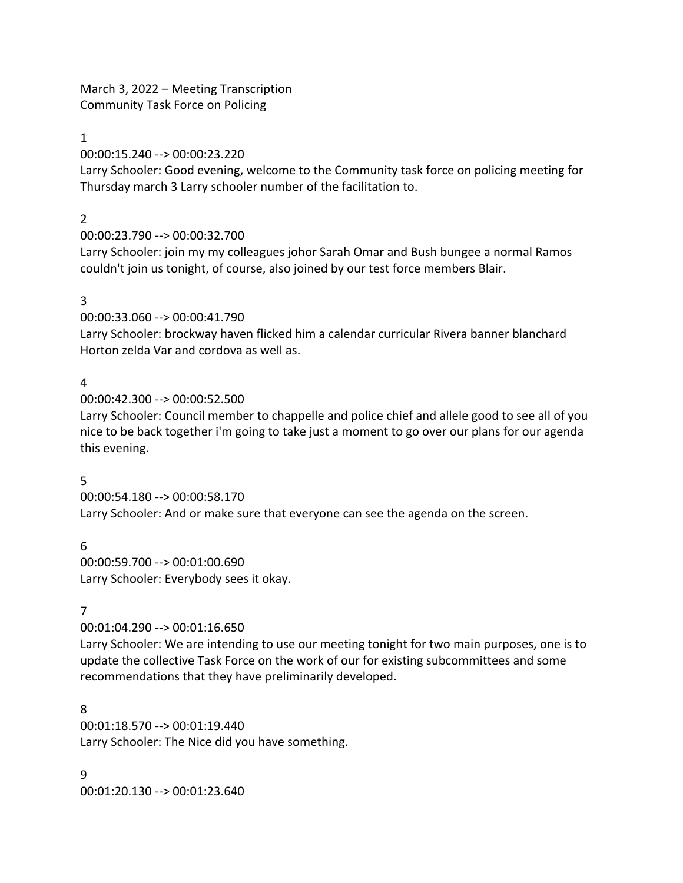March 3, 2022 – Meeting Transcription
Community Task Force on Policing

1
00:00:15.240 --> 00:00:23.220
Larry Schooler: Good evening, welcome to the Community task force on policing meeting for Thursday march 3 Larry schooler number of the facilitation to.

2
00:00:23.790 --> 00:00:32.700
Larry Schooler: join my my colleagues johor Sarah Omar and Bush bungee a normal Ramos couldn't join us tonight, of course, also joined by our test force members Blair.

3
00:00:33.060 --> 00:00:41.790
Larry Schooler: brockway haven flicked him a calendar curricular Rivera banner blanchard Horton zelda Var and cordova as well as.

4
00:00:42.300 --> 00:00:52.500
Larry Schooler: Council member to chappelle and police chief and allele good to see all of you nice to be back together i'm going to take just a moment to go over our plans for our agenda this evening.

5
00:00:54.180 --> 00:00:58.170
Larry Schooler: And or make sure that everyone can see the agenda on the screen.

6
00:00:59.700 --> 00:01:00.690
Larry Schooler: Everybody sees it okay.

7
00:01:04.290 --> 00:01:16.650
Larry Schooler: We are intending to use our meeting tonight for two main purposes, one is to update the collective Task Force on the work of our for existing subcommittees and some recommendations that they have preliminarily developed.

8
00:01:18.570 --> 00:01:19.440
Larry Schooler: The Nice did you have something.

9
00:01:20.130 --> 00:01:23.640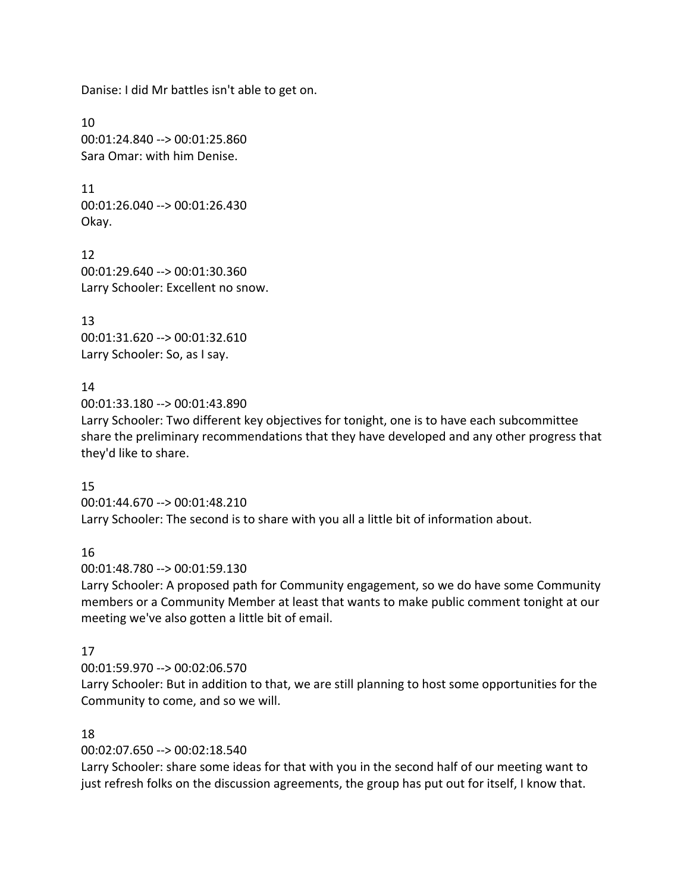Danise: I did Mr battles isn't able to get on.

10
00:01:24.840 --> 00:01:25.860
Sara Omar: with him Denise.

11
00:01:26.040 --> 00:01:26.430
Okay.

12
00:01:29.640 --> 00:01:30.360
Larry Schooler: Excellent no snow.

13
00:01:31.620 --> 00:01:32.610
Larry Schooler: So, as I say.

14
00:01:33.180 --> 00:01:43.890
Larry Schooler: Two different key objectives for tonight, one is to have each subcommittee share the preliminary recommendations that they have developed and any other progress that they'd like to share.

15
00:01:44.670 --> 00:01:48.210
Larry Schooler: The second is to share with you all a little bit of information about.

16
00:01:48.780 --> 00:01:59.130
Larry Schooler: A proposed path for Community engagement, so we do have some Community members or a Community Member at least that wants to make public comment tonight at our meeting we've also gotten a little bit of email.

17
00:01:59.970 --> 00:02:06.570
Larry Schooler: But in addition to that, we are still planning to host some opportunities for the Community to come, and so we will.

18
00:02:07.650 --> 00:02:18.540
Larry Schooler: share some ideas for that with you in the second half of our meeting want to just refresh folks on the discussion agreements, the group has put out for itself, I know that.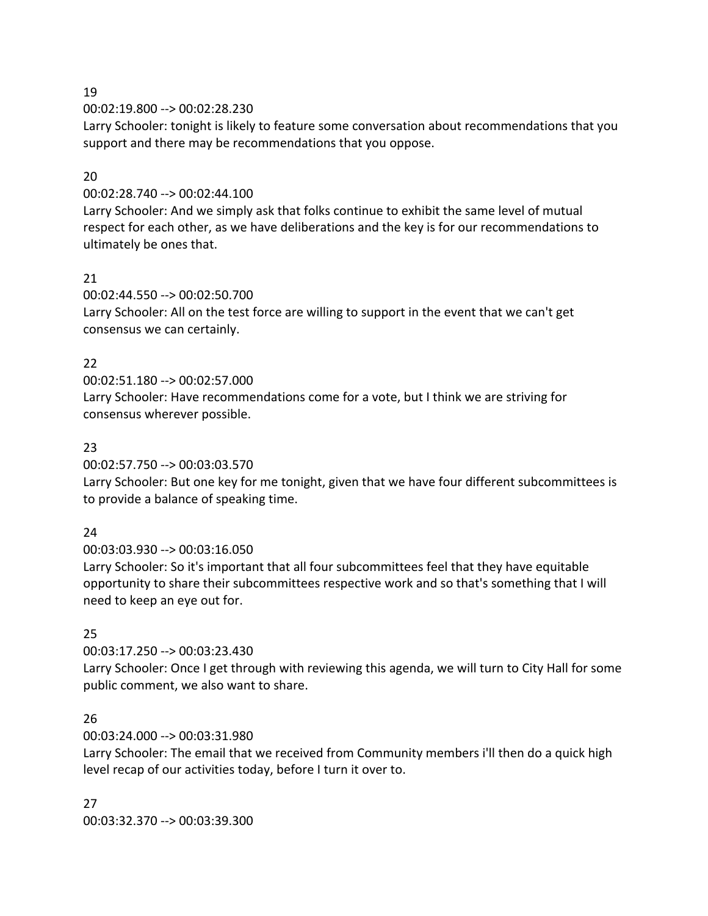19

00:02:19.800 --> 00:02:28.230

Larry Schooler: tonight is likely to feature some conversation about recommendations that you support and there may be recommendations that you oppose.

20

00:02:28.740 --> 00:02:44.100

Larry Schooler: And we simply ask that folks continue to exhibit the same level of mutual respect for each other, as we have deliberations and the key is for our recommendations to ultimately be ones that.

21

00:02:44.550 --> 00:02:50.700

Larry Schooler: All on the test force are willing to support in the event that we can't get consensus we can certainly.

22

00:02:51.180 --> 00:02:57.000

Larry Schooler: Have recommendations come for a vote, but I think we are striving for consensus wherever possible.

23

00:02:57.750 --> 00:03:03.570

Larry Schooler: But one key for me tonight, given that we have four different subcommittees is to provide a balance of speaking time.

24

00:03:03.930 --> 00:03:16.050

Larry Schooler: So it's important that all four subcommittees feel that they have equitable opportunity to share their subcommittees respective work and so that's something that I will need to keep an eye out for.

25

00:03:17.250 --> 00:03:23.430

Larry Schooler: Once I get through with reviewing this agenda, we will turn to City Hall for some public comment, we also want to share.

26

00:03:24.000 --> 00:03:31.980

Larry Schooler: The email that we received from Community members i'll then do a quick high level recap of our activities today, before I turn it over to.

27

00:03:32.370 --> 00:03:39.300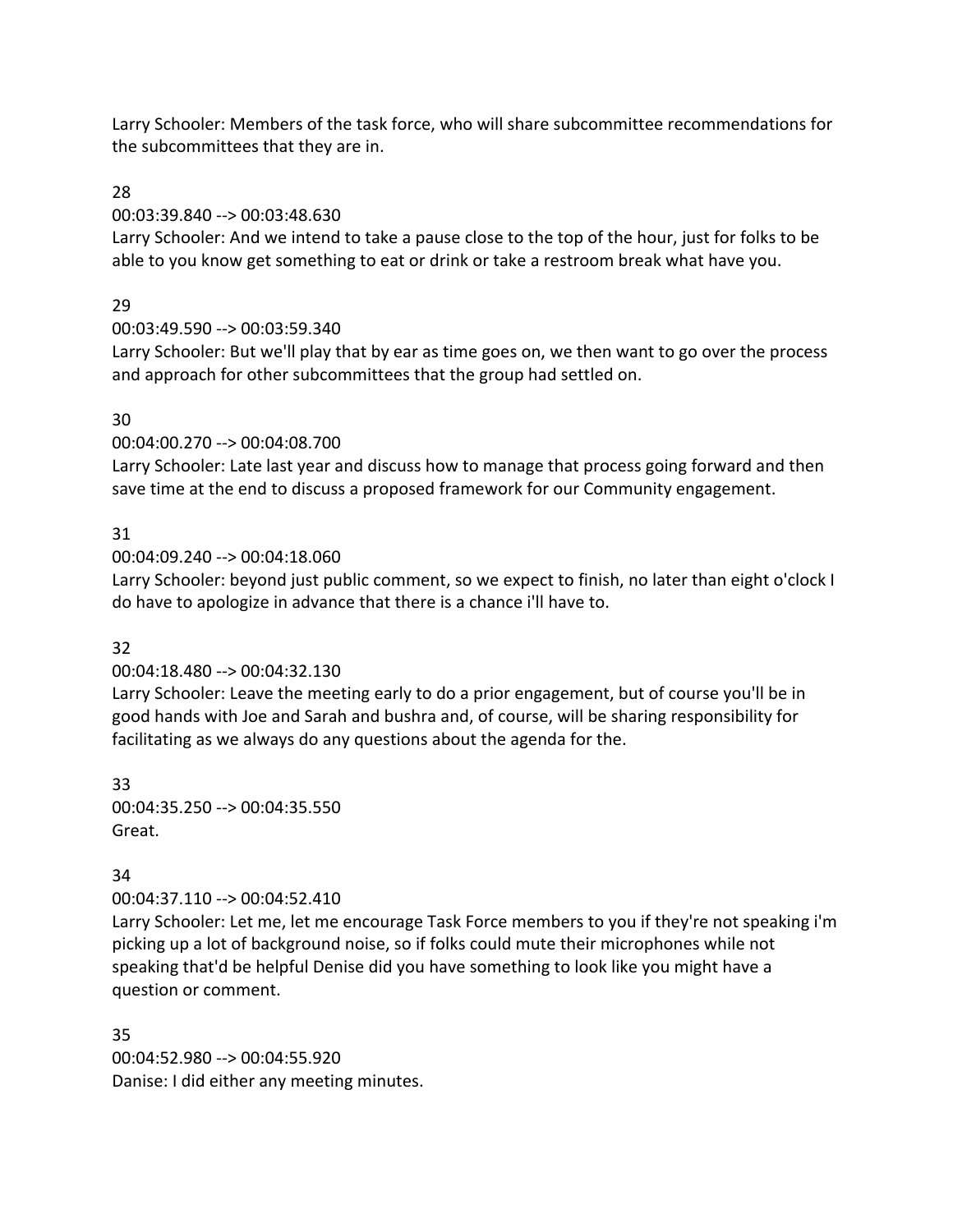Larry Schooler: Members of the task force, who will share subcommittee recommendations for the subcommittees that they are in.

28
00:03:39.840 --> 00:03:48.630
Larry Schooler: And we intend to take a pause close to the top of the hour, just for folks to be able to you know get something to eat or drink or take a restroom break what have you.

29
00:03:49.590 --> 00:03:59.340
Larry Schooler: But we'll play that by ear as time goes on, we then want to go over the process and approach for other subcommittees that the group had settled on.

30
00:04:00.270 --> 00:04:08.700
Larry Schooler: Late last year and discuss how to manage that process going forward and then save time at the end to discuss a proposed framework for our Community engagement.

31
00:04:09.240 --> 00:04:18.060
Larry Schooler: beyond just public comment, so we expect to finish, no later than eight o'clock I do have to apologize in advance that there is a chance i'll have to.

32
00:04:18.480 --> 00:04:32.130
Larry Schooler: Leave the meeting early to do a prior engagement, but of course you'll be in good hands with Joe and Sarah and bushra and, of course, will be sharing responsibility for facilitating as we always do any questions about the agenda for the.

33
00:04:35.250 --> 00:04:35.550
Great.

34
00:04:37.110 --> 00:04:52.410
Larry Schooler: Let me, let me encourage Task Force members to you if they're not speaking i'm picking up a lot of background noise, so if folks could mute their microphones while not speaking that'd be helpful Denise did you have something to look like you might have a question or comment.

35
00:04:52.980 --> 00:04:55.920
Danise: I did either any meeting minutes.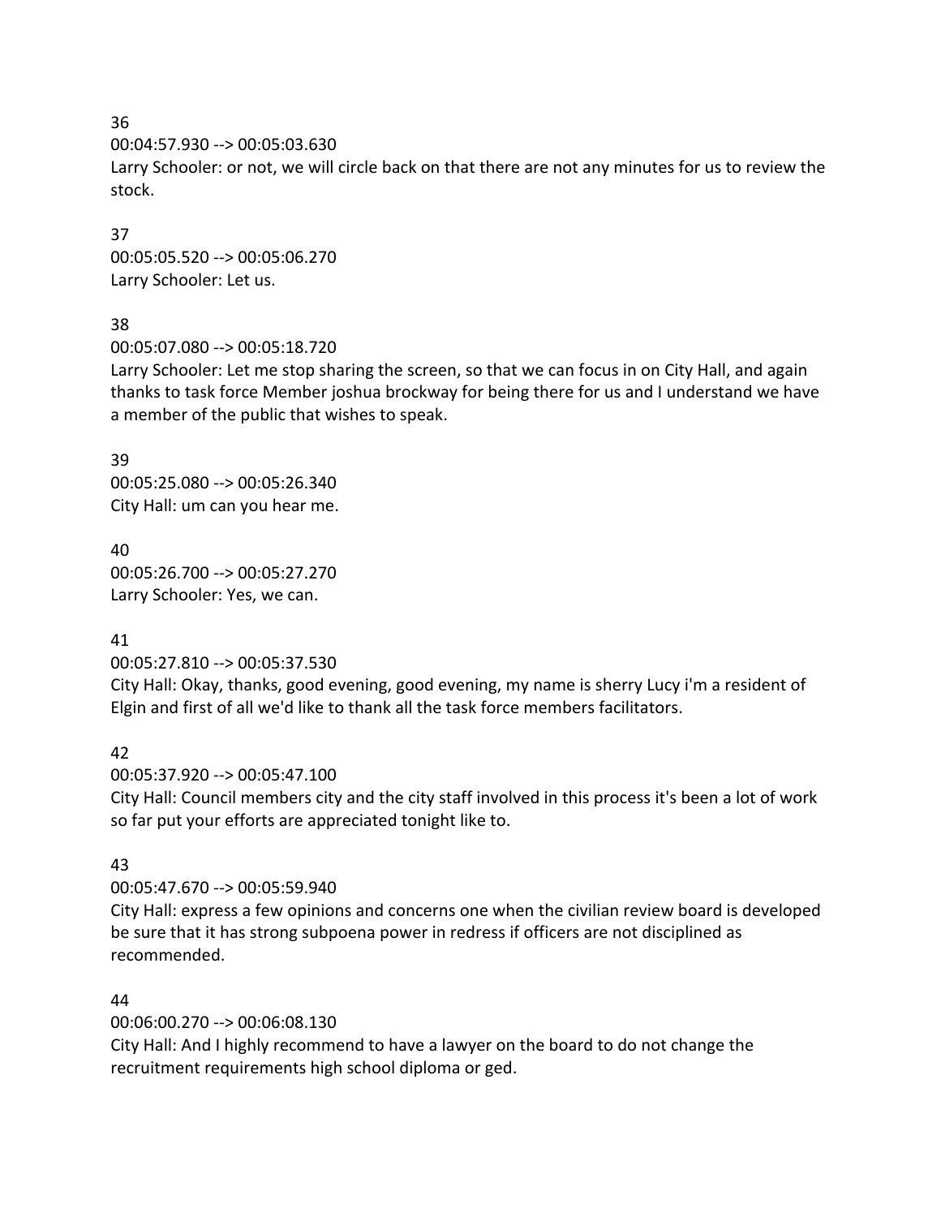36
00:04:57.930 --> 00:05:03.630
Larry Schooler: or not, we will circle back on that there are not any minutes for us to review the stock.

37
00:05:05.520 --> 00:05:06.270
Larry Schooler: Let us.

38
00:05:07.080 --> 00:05:18.720
Larry Schooler: Let me stop sharing the screen, so that we can focus in on City Hall, and again thanks to task force Member joshua brockway for being there for us and I understand we have a member of the public that wishes to speak.

39
00:05:25.080 --> 00:05:26.340
City Hall: um can you hear me.

40
00:05:26.700 --> 00:05:27.270
Larry Schooler: Yes, we can.

41
00:05:27.810 --> 00:05:37.530
City Hall: Okay, thanks, good evening, good evening, my name is sherry Lucy i'm a resident of Elgin and first of all we'd like to thank all the task force members facilitators.

42
00:05:37.920 --> 00:05:47.100
City Hall: Council members city and the city staff involved in this process it's been a lot of work so far put your efforts are appreciated tonight like to.

43
00:05:47.670 --> 00:05:59.940
City Hall: express a few opinions and concerns one when the civilian review board is developed be sure that it has strong subpoena power in redress if officers are not disciplined as recommended.

44
00:06:00.270 --> 00:06:08.130
City Hall: And I highly recommend to have a lawyer on the board to do not change the recruitment requirements high school diploma or ged.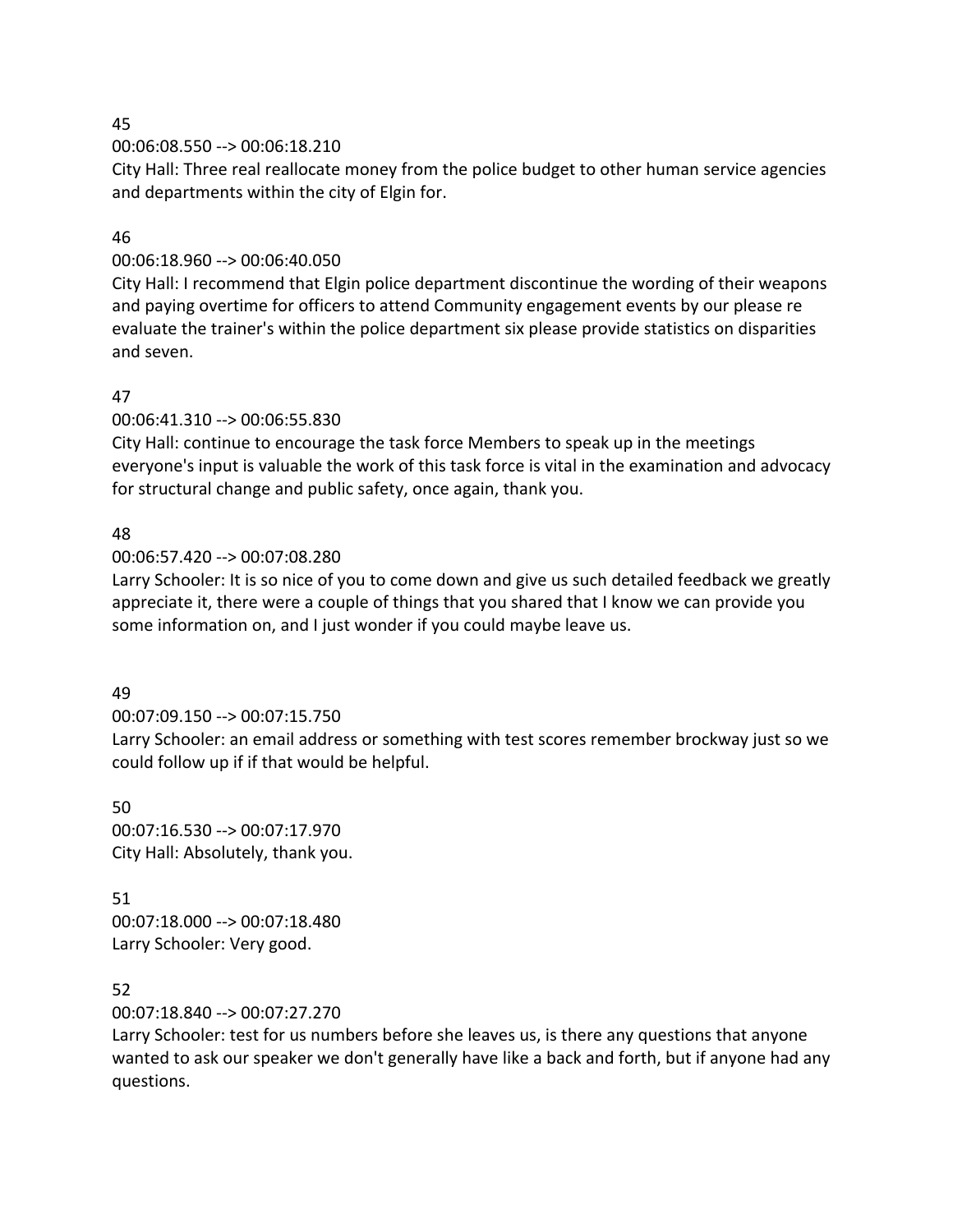45

00:06:08.550 --> 00:06:18.210

City Hall: Three real reallocate money from the police budget to other human service agencies and departments within the city of Elgin for.

46

00:06:18.960 --> 00:06:40.050

City Hall: I recommend that Elgin police department discontinue the wording of their weapons and paying overtime for officers to attend Community engagement events by our please re evaluate the trainer's within the police department six please provide statistics on disparities and seven.

47

00:06:41.310 --> 00:06:55.830

City Hall: continue to encourage the task force Members to speak up in the meetings everyone's input is valuable the work of this task force is vital in the examination and advocacy for structural change and public safety, once again, thank you.

48

00:06:57.420 --> 00:07:08.280

Larry Schooler: It is so nice of you to come down and give us such detailed feedback we greatly appreciate it, there were a couple of things that you shared that I know we can provide you some information on, and I just wonder if you could maybe leave us.

49

00:07:09.150 --> 00:07:15.750

Larry Schooler: an email address or something with test scores remember brockway just so we could follow up if if that would be helpful.

50

00:07:16.530 --> 00:07:17.970

City Hall: Absolutely, thank you.

51

00:07:18.000 --> 00:07:18.480

Larry Schooler: Very good.

52

00:07:18.840 --> 00:07:27.270

Larry Schooler: test for us numbers before she leaves us, is there any questions that anyone wanted to ask our speaker we don't generally have like a back and forth, but if anyone had any questions.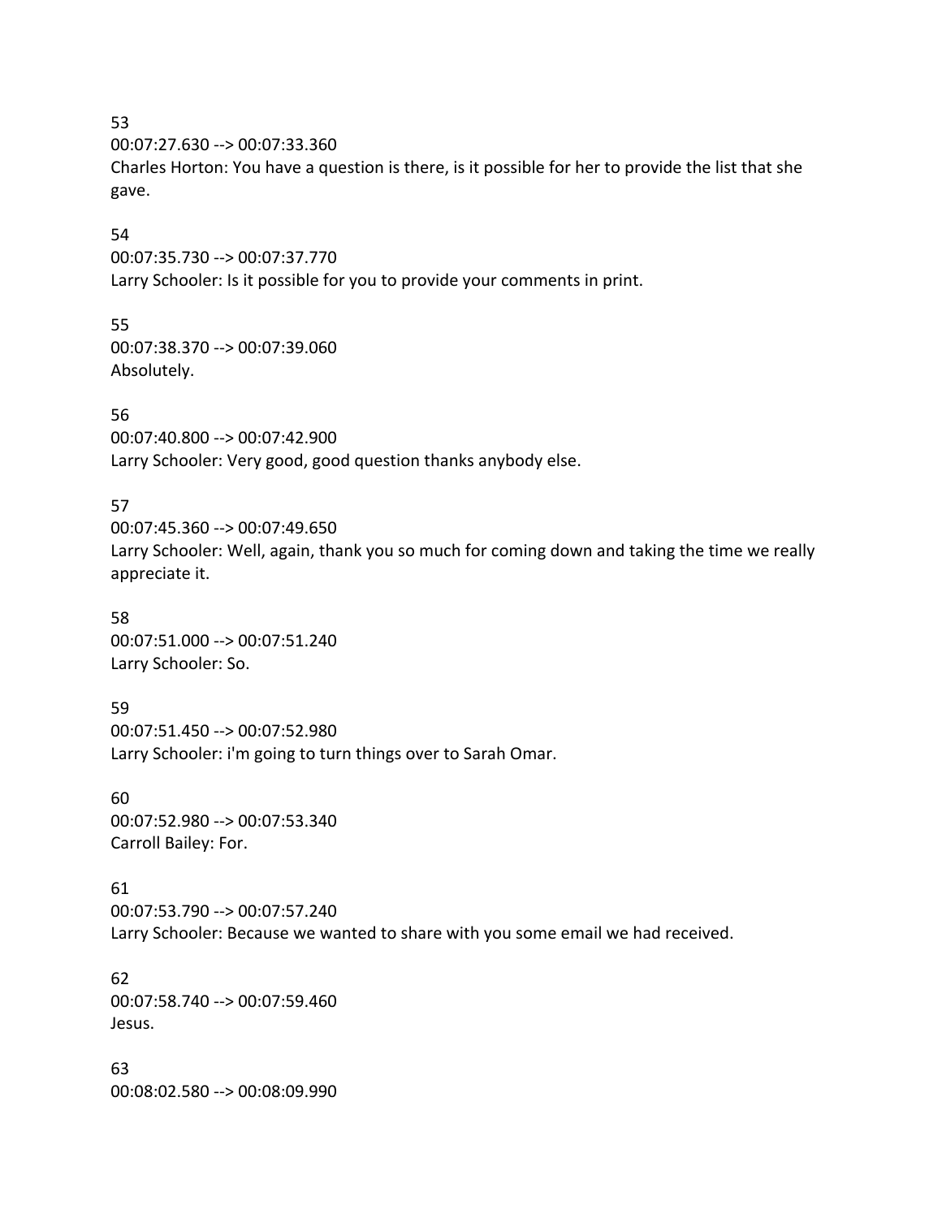53
00:07:27.630 --> 00:07:33.360
Charles Horton: You have a question is there, is it possible for her to provide the list that she gave.

54
00:07:35.730 --> 00:07:37.770
Larry Schooler: Is it possible for you to provide your comments in print.

55
00:07:38.370 --> 00:07:39.060
Absolutely.

56
00:07:40.800 --> 00:07:42.900
Larry Schooler: Very good, good question thanks anybody else.

57
00:07:45.360 --> 00:07:49.650
Larry Schooler: Well, again, thank you so much for coming down and taking the time we really appreciate it.

58
00:07:51.000 --> 00:07:51.240
Larry Schooler: So.

59
00:07:51.450 --> 00:07:52.980
Larry Schooler: i'm going to turn things over to Sarah Omar.

60
00:07:52.980 --> 00:07:53.340
Carroll Bailey: For.

61
00:07:53.790 --> 00:07:57.240
Larry Schooler: Because we wanted to share with you some email we had received.

62
00:07:58.740 --> 00:07:59.460
Jesus.

63
00:08:02.580 --> 00:08:09.990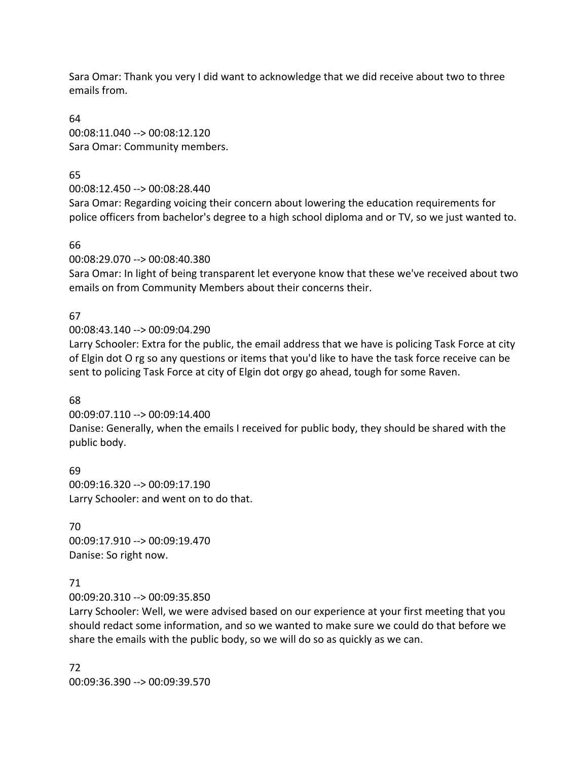Sara Omar: Thank you very I did want to acknowledge that we did receive about two to three emails from.

64
00:08:11.040 --> 00:08:12.120
Sara Omar: Community members.

65
00:08:12.450 --> 00:08:28.440
Sara Omar: Regarding voicing their concern about lowering the education requirements for police officers from bachelor's degree to a high school diploma and or TV, so we just wanted to.

66
00:08:29.070 --> 00:08:40.380
Sara Omar: In light of being transparent let everyone know that these we've received about two emails on from Community Members about their concerns their.

67
00:08:43.140 --> 00:09:04.290
Larry Schooler: Extra for the public, the email address that we have is policing Task Force at city of Elgin dot O rg so any questions or items that you'd like to have the task force receive can be sent to policing Task Force at city of Elgin dot orgy go ahead, tough for some Raven.

68
00:09:07.110 --> 00:09:14.400
Danise: Generally, when the emails I received for public body, they should be shared with the public body.

69
00:09:16.320 --> 00:09:17.190
Larry Schooler: and went on to do that.

70
00:09:17.910 --> 00:09:19.470
Danise: So right now.

71
00:09:20.310 --> 00:09:35.850
Larry Schooler: Well, we were advised based on our experience at your first meeting that you should redact some information, and so we wanted to make sure we could do that before we share the emails with the public body, so we will do so as quickly as we can.

72
00:09:36.390 --> 00:09:39.570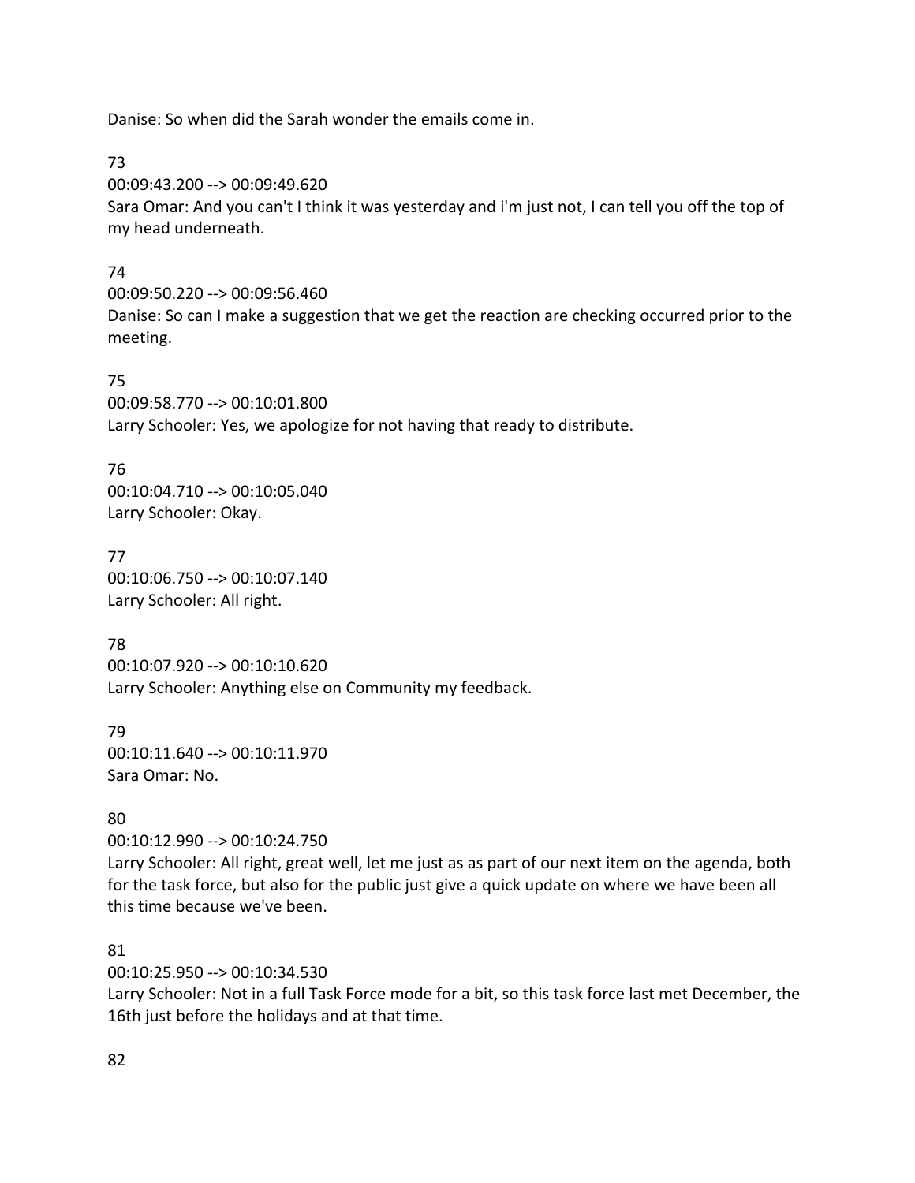Danise: So when did the Sarah wonder the emails come in.

73

00:09:43.200 --> 00:09:49.620

Sara Omar: And you can't I think it was yesterday and i'm just not, I can tell you off the top of my head underneath.

74

00:09:50.220 --> 00:09:56.460

Danise: So can I make a suggestion that we get the reaction are checking occurred prior to the meeting.

75

00:09:58.770 --> 00:10:01.800

Larry Schooler: Yes, we apologize for not having that ready to distribute.

76

00:10:04.710 --> 00:10:05.040

Larry Schooler: Okay.

77

00:10:06.750 --> 00:10:07.140

Larry Schooler: All right.

78

00:10:07.920 --> 00:10:10.620

Larry Schooler: Anything else on Community my feedback.

79

00:10:11.640 --> 00:10:11.970

Sara Omar: No.

80

00:10:12.990 --> 00:10:24.750

Larry Schooler: All right, great well, let me just as as part of our next item on the agenda, both for the task force, but also for the public just give a quick update on where we have been all this time because we've been.

81

00:10:25.950 --> 00:10:34.530

Larry Schooler: Not in a full Task Force mode for a bit, so this task force last met December, the 16th just before the holidays and at that time.

82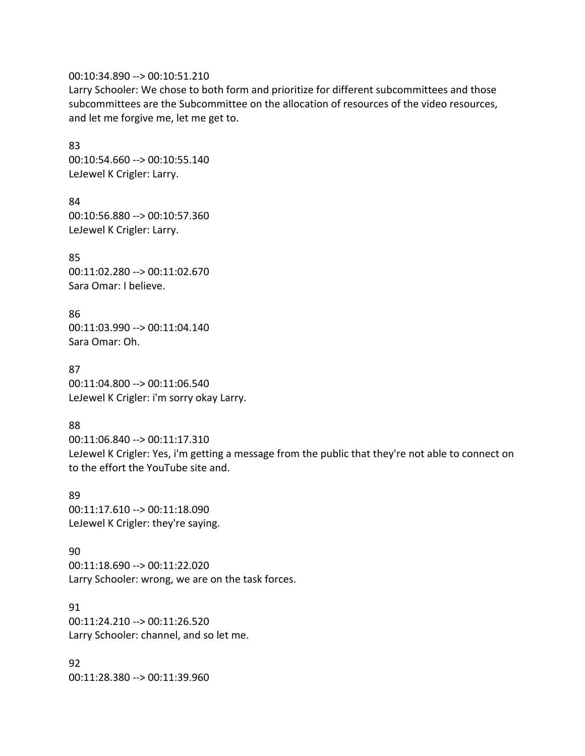00:10:34.890 --> 00:10:51.210
Larry Schooler: We chose to both form and prioritize for different subcommittees and those subcommittees are the Subcommittee on the allocation of resources of the video resources, and let me forgive me, let me get to.

83
00:10:54.660 --> 00:10:55.140
LeJewel K Crigler: Larry.

84
00:10:56.880 --> 00:10:57.360
LeJewel K Crigler: Larry.

85
00:11:02.280 --> 00:11:02.670
Sara Omar: I believe.

86
00:11:03.990 --> 00:11:04.140
Sara Omar: Oh.

87
00:11:04.800 --> 00:11:06.540
LeJewel K Crigler: i'm sorry okay Larry.

88
00:11:06.840 --> 00:11:17.310
LeJewel K Crigler: Yes, i'm getting a message from the public that they're not able to connect on to the effort the YouTube site and.

89
00:11:17.610 --> 00:11:18.090
LeJewel K Crigler: they're saying.

90
00:11:18.690 --> 00:11:22.020
Larry Schooler: wrong, we are on the task forces.

91
00:11:24.210 --> 00:11:26.520
Larry Schooler: channel, and so let me.

92
00:11:28.380 --> 00:11:39.960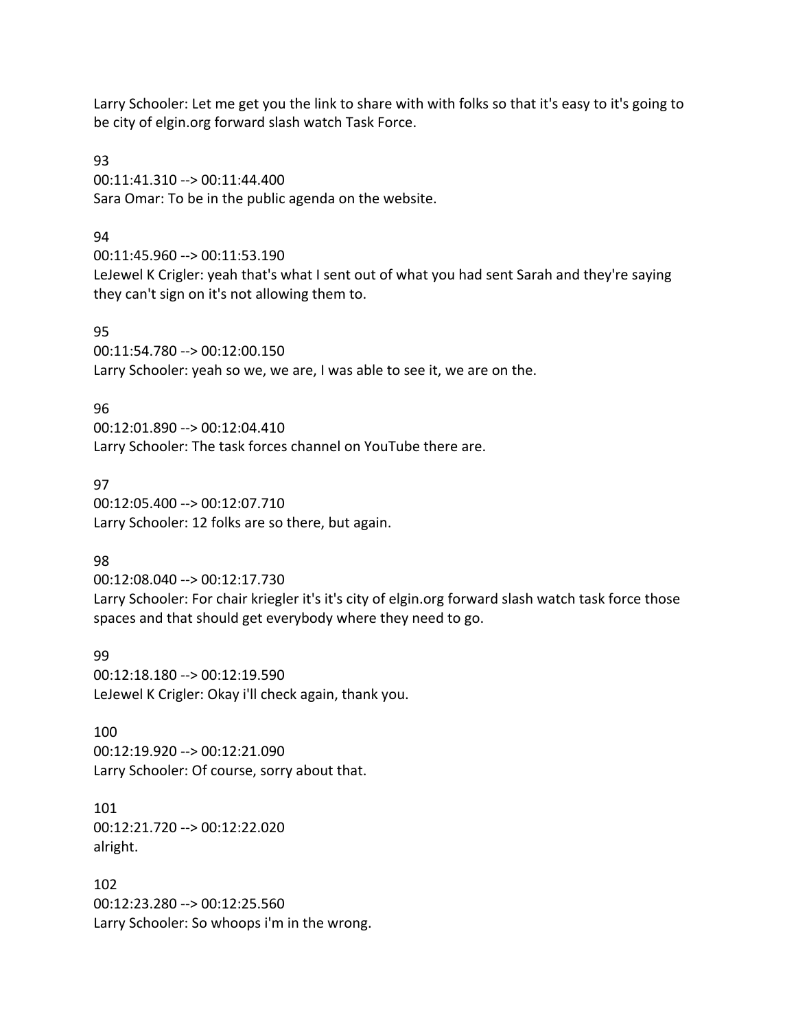Larry Schooler: Let me get you the link to share with with folks so that it's easy to it's going to be city of elgin.org forward slash watch Task Force.

93
00:11:41.310 --> 00:11:44.400
Sara Omar: To be in the public agenda on the website.

94
00:11:45.960 --> 00:11:53.190
LeJewel K Crigler: yeah that's what I sent out of what you had sent Sarah and they're saying they can't sign on it's not allowing them to.

95
00:11:54.780 --> 00:12:00.150
Larry Schooler: yeah so we, we are, I was able to see it, we are on the.

96
00:12:01.890 --> 00:12:04.410
Larry Schooler: The task forces channel on YouTube there are.

97
00:12:05.400 --> 00:12:07.710
Larry Schooler: 12 folks are so there, but again.

98
00:12:08.040 --> 00:12:17.730
Larry Schooler: For chair kriegler it's it's city of elgin.org forward slash watch task force those spaces and that should get everybody where they need to go.

99
00:12:18.180 --> 00:12:19.590
LeJewel K Crigler: Okay i'll check again, thank you.

100
00:12:19.920 --> 00:12:21.090
Larry Schooler: Of course, sorry about that.

101
00:12:21.720 --> 00:12:22.020
alright.

102
00:12:23.280 --> 00:12:25.560
Larry Schooler: So whoops i'm in the wrong.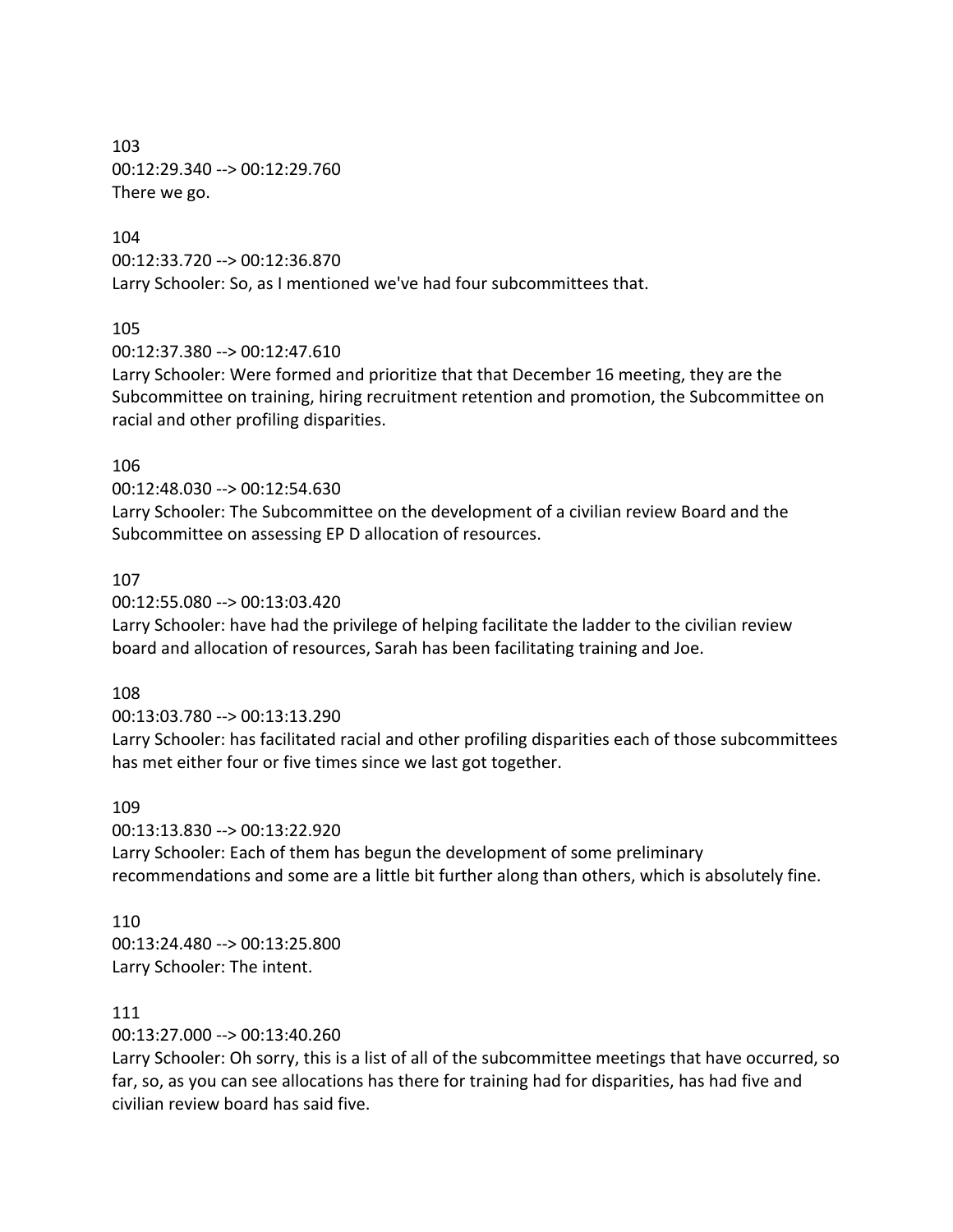103
00:12:29.340 --> 00:12:29.760
There we go.

104
00:12:33.720 --> 00:12:36.870
Larry Schooler: So, as I mentioned we've had four subcommittees that.

105
00:12:37.380 --> 00:12:47.610
Larry Schooler: Were formed and prioritize that that December 16 meeting, they are the Subcommittee on training, hiring recruitment retention and promotion, the Subcommittee on racial and other profiling disparities.

106
00:12:48.030 --> 00:12:54.630
Larry Schooler: The Subcommittee on the development of a civilian review Board and the Subcommittee on assessing EP D allocation of resources.

107
00:12:55.080 --> 00:13:03.420
Larry Schooler: have had the privilege of helping facilitate the ladder to the civilian review board and allocation of resources, Sarah has been facilitating training and Joe.

108
00:13:03.780 --> 00:13:13.290
Larry Schooler: has facilitated racial and other profiling disparities each of those subcommittees has met either four or five times since we last got together.

109
00:13:13.830 --> 00:13:22.920
Larry Schooler: Each of them has begun the development of some preliminary recommendations and some are a little bit further along than others, which is absolutely fine.

110
00:13:24.480 --> 00:13:25.800
Larry Schooler: The intent.

111
00:13:27.000 --> 00:13:40.260
Larry Schooler: Oh sorry, this is a list of all of the subcommittee meetings that have occurred, so far, so, as you can see allocations has there for training had for disparities, has had five and civilian review board has said five.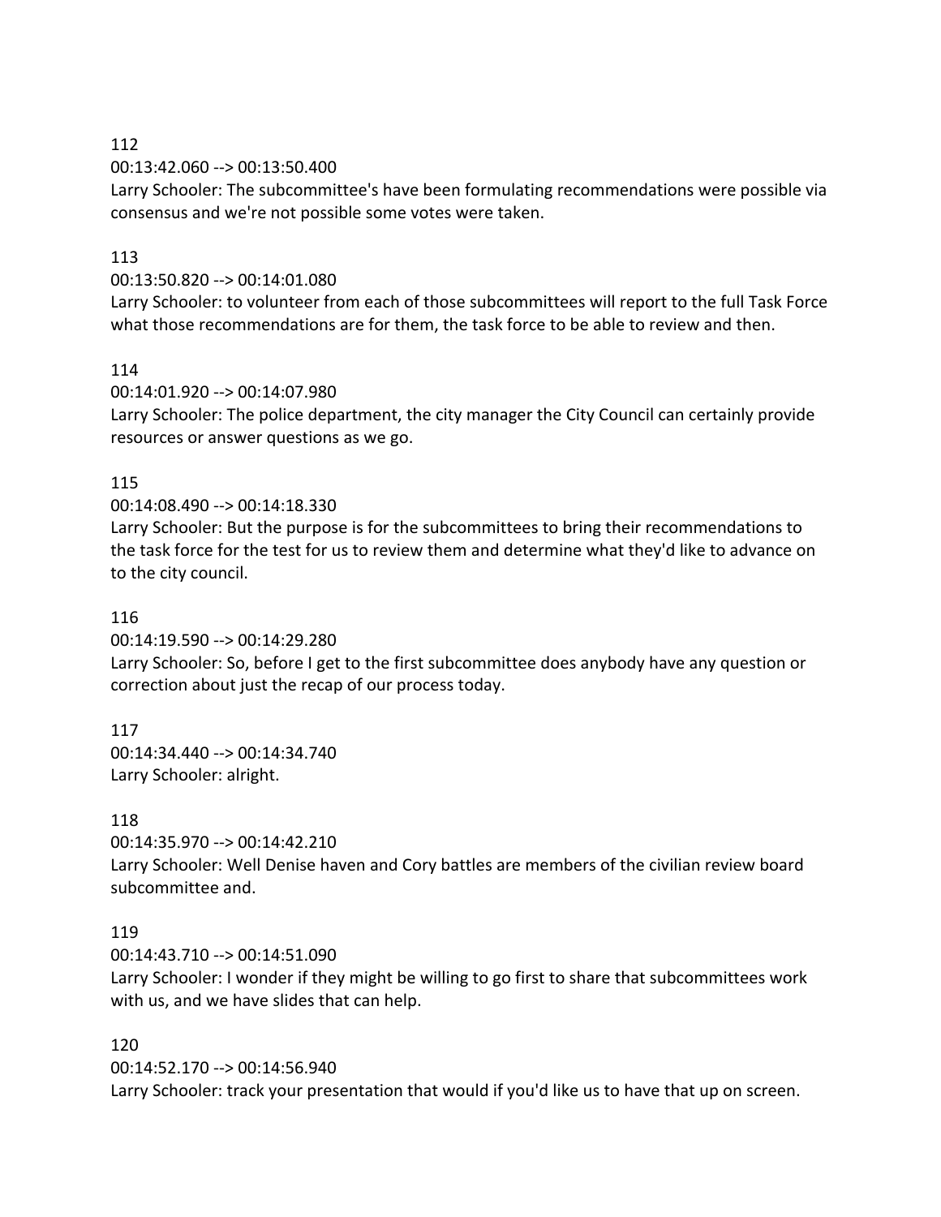112
00:13:42.060 --> 00:13:50.400
Larry Schooler: The subcommittee's have been formulating recommendations were possible via consensus and we're not possible some votes were taken.

113
00:13:50.820 --> 00:14:01.080
Larry Schooler: to volunteer from each of those subcommittees will report to the full Task Force what those recommendations are for them, the task force to be able to review and then.

114
00:14:01.920 --> 00:14:07.980
Larry Schooler: The police department, the city manager the City Council can certainly provide resources or answer questions as we go.

115
00:14:08.490 --> 00:14:18.330
Larry Schooler: But the purpose is for the subcommittees to bring their recommendations to the task force for the test for us to review them and determine what they'd like to advance on to the city council.

116
00:14:19.590 --> 00:14:29.280
Larry Schooler: So, before I get to the first subcommittee does anybody have any question or correction about just the recap of our process today.

117
00:14:34.440 --> 00:14:34.740
Larry Schooler: alright.

118
00:14:35.970 --> 00:14:42.210
Larry Schooler: Well Denise haven and Cory battles are members of the civilian review board subcommittee and.

119
00:14:43.710 --> 00:14:51.090
Larry Schooler: I wonder if they might be willing to go first to share that subcommittees work with us, and we have slides that can help.

120
00:14:52.170 --> 00:14:56.940
Larry Schooler: track your presentation that would if you'd like us to have that up on screen.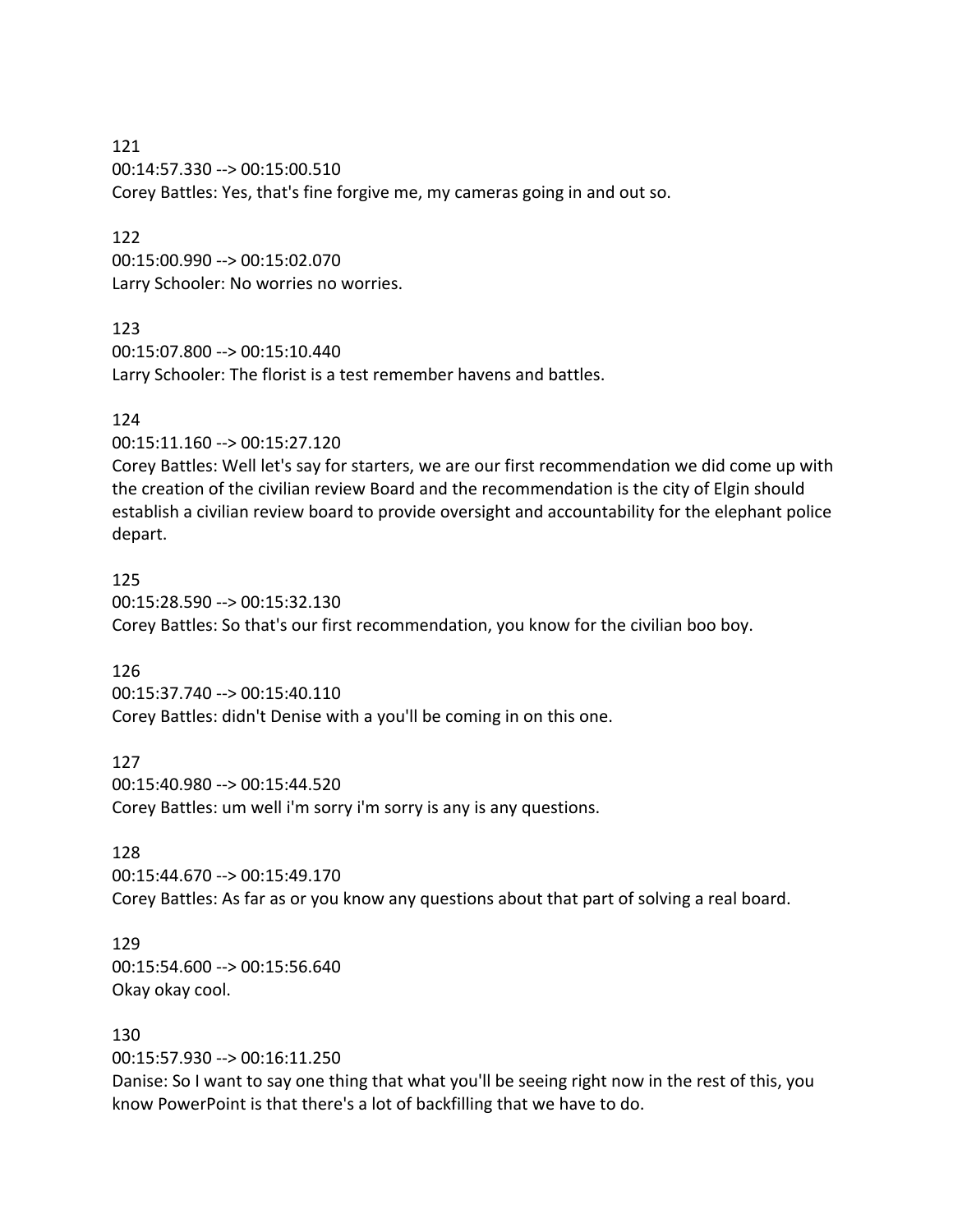121
00:14:57.330 --> 00:15:00.510
Corey Battles: Yes, that's fine forgive me, my cameras going in and out so.

122
00:15:00.990 --> 00:15:02.070
Larry Schooler: No worries no worries.

123
00:15:07.800 --> 00:15:10.440
Larry Schooler: The florist is a test remember havens and battles.

124
00:15:11.160 --> 00:15:27.120
Corey Battles: Well let's say for starters, we are our first recommendation we did come up with the creation of the civilian review Board and the recommendation is the city of Elgin should establish a civilian review board to provide oversight and accountability for the elephant police depart.

125
00:15:28.590 --> 00:15:32.130
Corey Battles: So that's our first recommendation, you know for the civilian boo boy.

126
00:15:37.740 --> 00:15:40.110
Corey Battles: didn't Denise with a you'll be coming in on this one.

127
00:15:40.980 --> 00:15:44.520
Corey Battles: um well i'm sorry i'm sorry is any is any questions.

128
00:15:44.670 --> 00:15:49.170
Corey Battles: As far as or you know any questions about that part of solving a real board.

129
00:15:54.600 --> 00:15:56.640
Okay okay cool.

130
00:15:57.930 --> 00:16:11.250
Danise: So I want to say one thing that what you'll be seeing right now in the rest of this, you know PowerPoint is that there's a lot of backfilling that we have to do.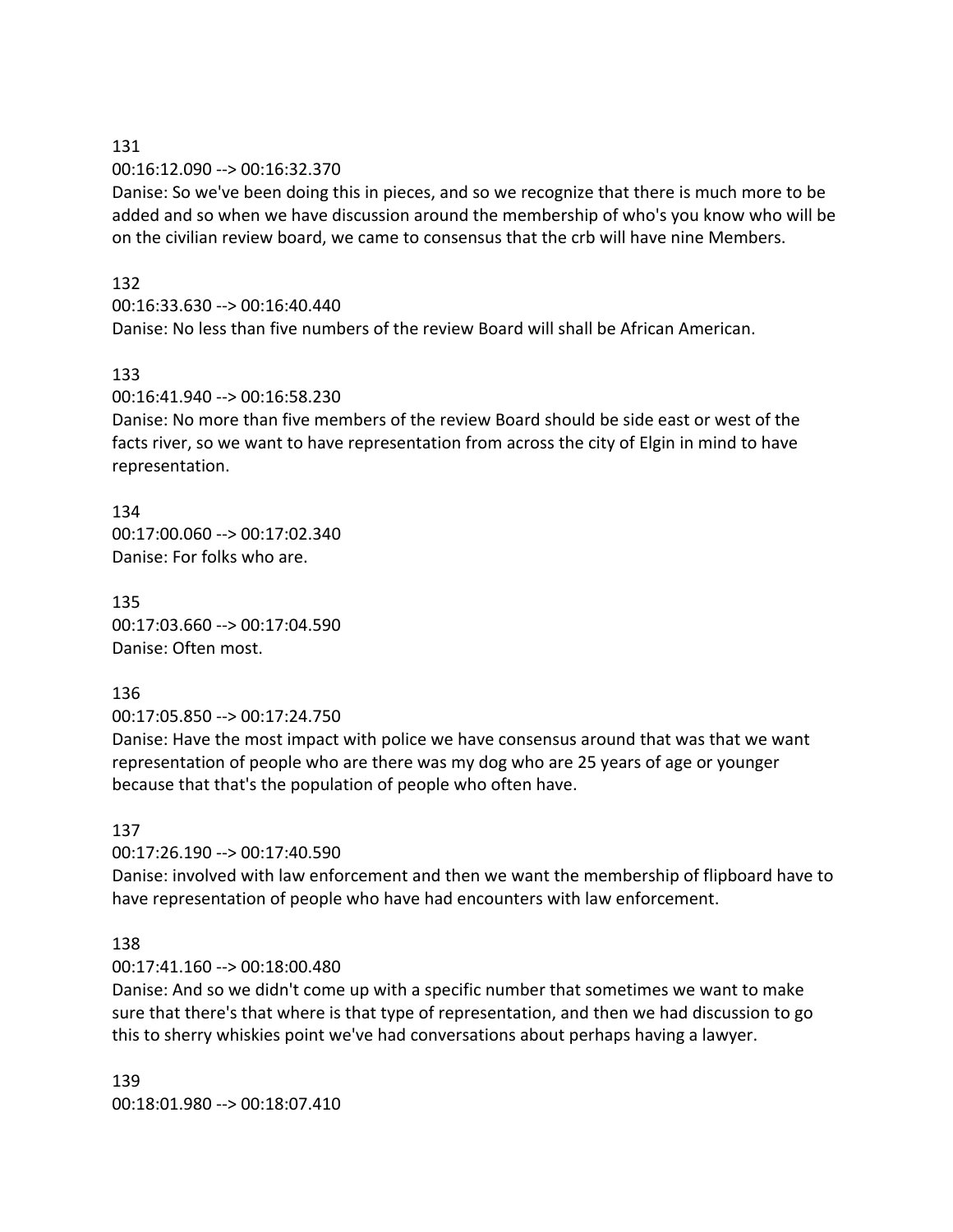131

00:16:12.090 --> 00:16:32.370

Danise: So we've been doing this in pieces, and so we recognize that there is much more to be added and so when we have discussion around the membership of who's you know who will be on the civilian review board, we came to consensus that the crb will have nine Members.

132

00:16:33.630 --> 00:16:40.440

Danise: No less than five numbers of the review Board will shall be African American.

133

00:16:41.940 --> 00:16:58.230

Danise: No more than five members of the review Board should be side east or west of the facts river, so we want to have representation from across the city of Elgin in mind to have representation.

134

00:17:00.060 --> 00:17:02.340

Danise: For folks who are.

135

00:17:03.660 --> 00:17:04.590

Danise: Often most.

136

00:17:05.850 --> 00:17:24.750

Danise: Have the most impact with police we have consensus around that was that we want representation of people who are there was my dog who are 25 years of age or younger because that that's the population of people who often have.

137

00:17:26.190 --> 00:17:40.590

Danise: involved with law enforcement and then we want the membership of flipboard have to have representation of people who have had encounters with law enforcement.

138

00:17:41.160 --> 00:18:00.480

Danise: And so we didn't come up with a specific number that sometimes we want to make sure that there's that where is that type of representation, and then we had discussion to go this to sherry whiskies point we've had conversations about perhaps having a lawyer.

139

00:18:01.980 --> 00:18:07.410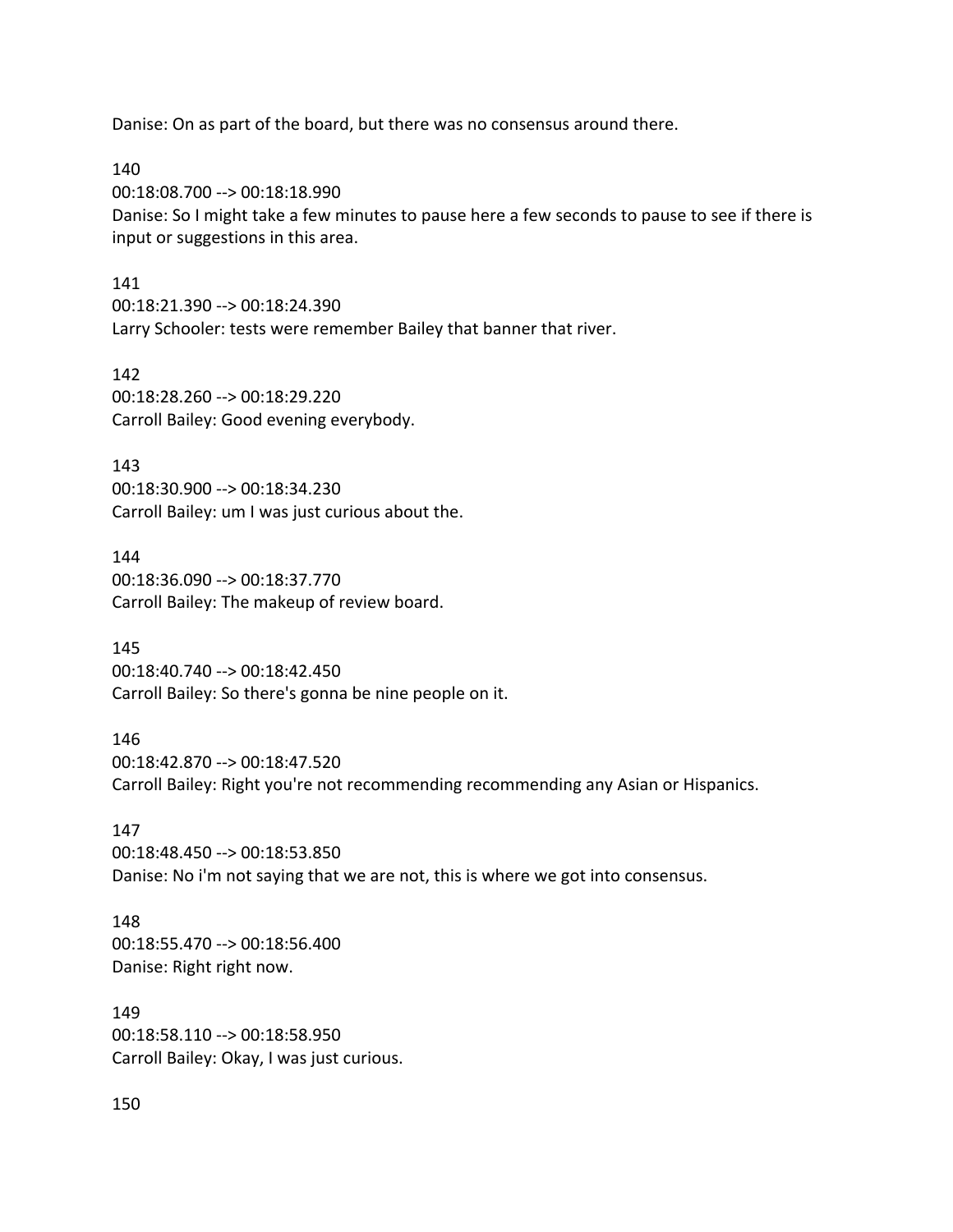Danise: On as part of the board, but there was no consensus around there.

140
00:18:08.700 --> 00:18:18.990
Danise: So I might take a few minutes to pause here a few seconds to pause to see if there is input or suggestions in this area.

141
00:18:21.390 --> 00:18:24.390
Larry Schooler: tests were remember Bailey that banner that river.

142
00:18:28.260 --> 00:18:29.220
Carroll Bailey: Good evening everybody.

143
00:18:30.900 --> 00:18:34.230
Carroll Bailey: um I was just curious about the.

144
00:18:36.090 --> 00:18:37.770
Carroll Bailey: The makeup of review board.

145
00:18:40.740 --> 00:18:42.450
Carroll Bailey: So there's gonna be nine people on it.

146
00:18:42.870 --> 00:18:47.520
Carroll Bailey: Right you're not recommending recommending any Asian or Hispanics.

147
00:18:48.450 --> 00:18:53.850
Danise: No i'm not saying that we are not, this is where we got into consensus.

148
00:18:55.470 --> 00:18:56.400
Danise: Right right now.

149
00:18:58.110 --> 00:18:58.950
Carroll Bailey: Okay, I was just curious.

150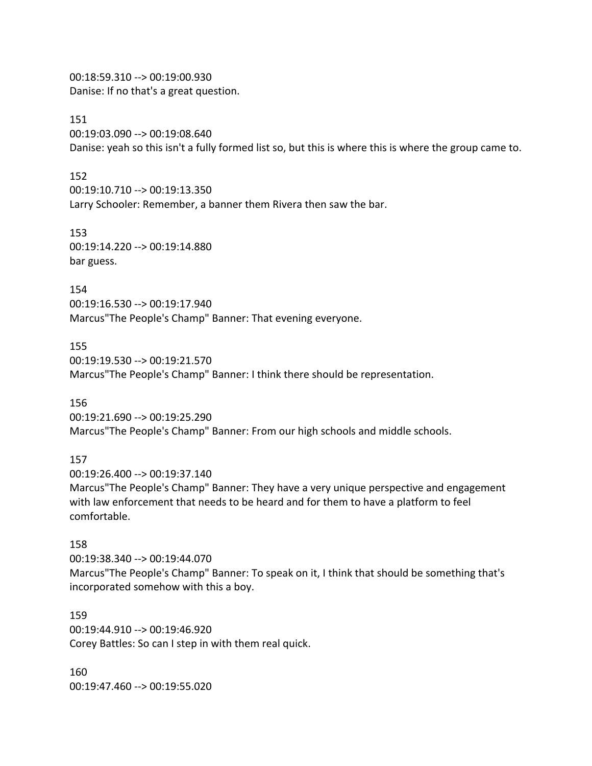00:18:59.310 --> 00:19:00.930
Danise: If no that's a great question.

151
00:19:03.090 --> 00:19:08.640
Danise: yeah so this isn't a fully formed list so, but this is where this is where the group came to.

152
00:19:10.710 --> 00:19:13.350
Larry Schooler: Remember, a banner them Rivera then saw the bar.

153
00:19:14.220 --> 00:19:14.880
bar guess.

154
00:19:16.530 --> 00:19:17.940
Marcus"The People's Champ" Banner: That evening everyone.

155
00:19:19.530 --> 00:19:21.570
Marcus"The People's Champ" Banner: I think there should be representation.

156
00:19:21.690 --> 00:19:25.290
Marcus"The People's Champ" Banner: From our high schools and middle schools.

157
00:19:26.400 --> 00:19:37.140
Marcus"The People's Champ" Banner: They have a very unique perspective and engagement with law enforcement that needs to be heard and for them to have a platform to feel comfortable.

158
00:19:38.340 --> 00:19:44.070
Marcus"The People's Champ" Banner: To speak on it, I think that should be something that's incorporated somehow with this a boy.

159
00:19:44.910 --> 00:19:46.920
Corey Battles: So can I step in with them real quick.

160
00:19:47.460 --> 00:19:55.020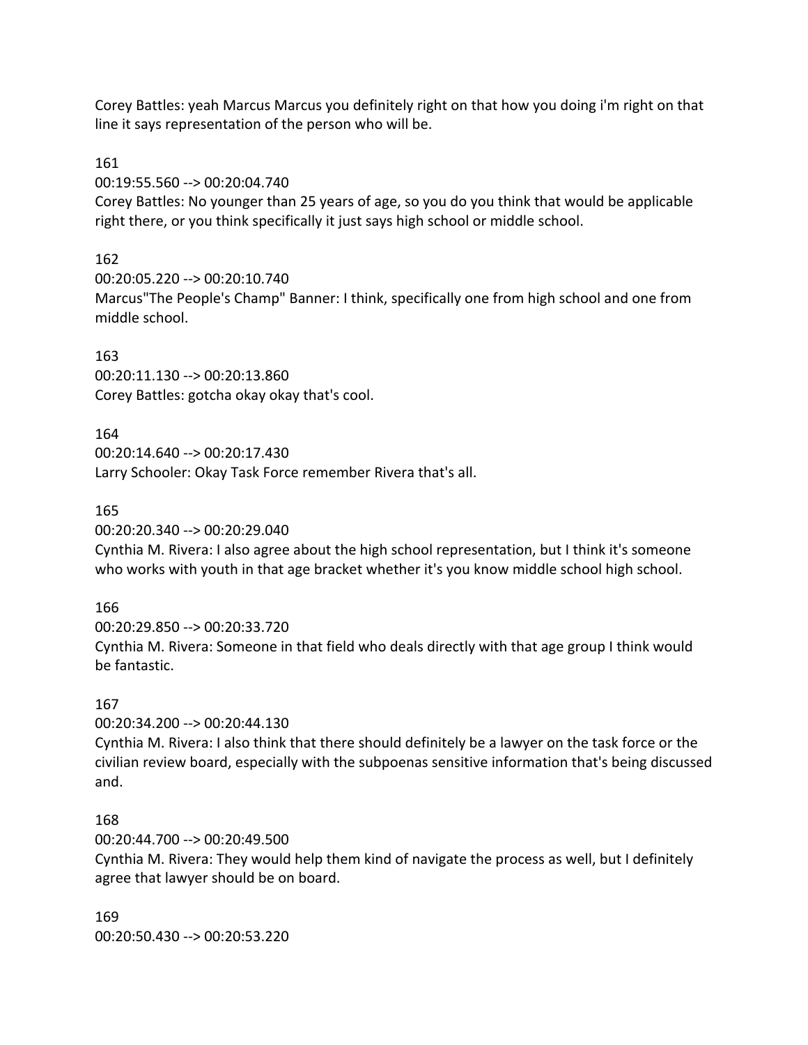Corey Battles: yeah Marcus Marcus you definitely right on that how you doing i'm right on that line it says representation of the person who will be.

161
00:19:55.560 --> 00:20:04.740
Corey Battles: No younger than 25 years of age, so you do you think that would be applicable right there, or you think specifically it just says high school or middle school.

162
00:20:05.220 --> 00:20:10.740
Marcus"The People's Champ" Banner: I think, specifically one from high school and one from middle school.

163
00:20:11.130 --> 00:20:13.860
Corey Battles: gotcha okay okay that's cool.

164
00:20:14.640 --> 00:20:17.430
Larry Schooler: Okay Task Force remember Rivera that's all.

165
00:20:20.340 --> 00:20:29.040
Cynthia M. Rivera: I also agree about the high school representation, but I think it's someone who works with youth in that age bracket whether it's you know middle school high school.

166
00:20:29.850 --> 00:20:33.720
Cynthia M. Rivera: Someone in that field who deals directly with that age group I think would be fantastic.

167
00:20:34.200 --> 00:20:44.130
Cynthia M. Rivera: I also think that there should definitely be a lawyer on the task force or the civilian review board, especially with the subpoenas sensitive information that's being discussed and.

168
00:20:44.700 --> 00:20:49.500
Cynthia M. Rivera: They would help them kind of navigate the process as well, but I definitely agree that lawyer should be on board.

169
00:20:50.430 --> 00:20:53.220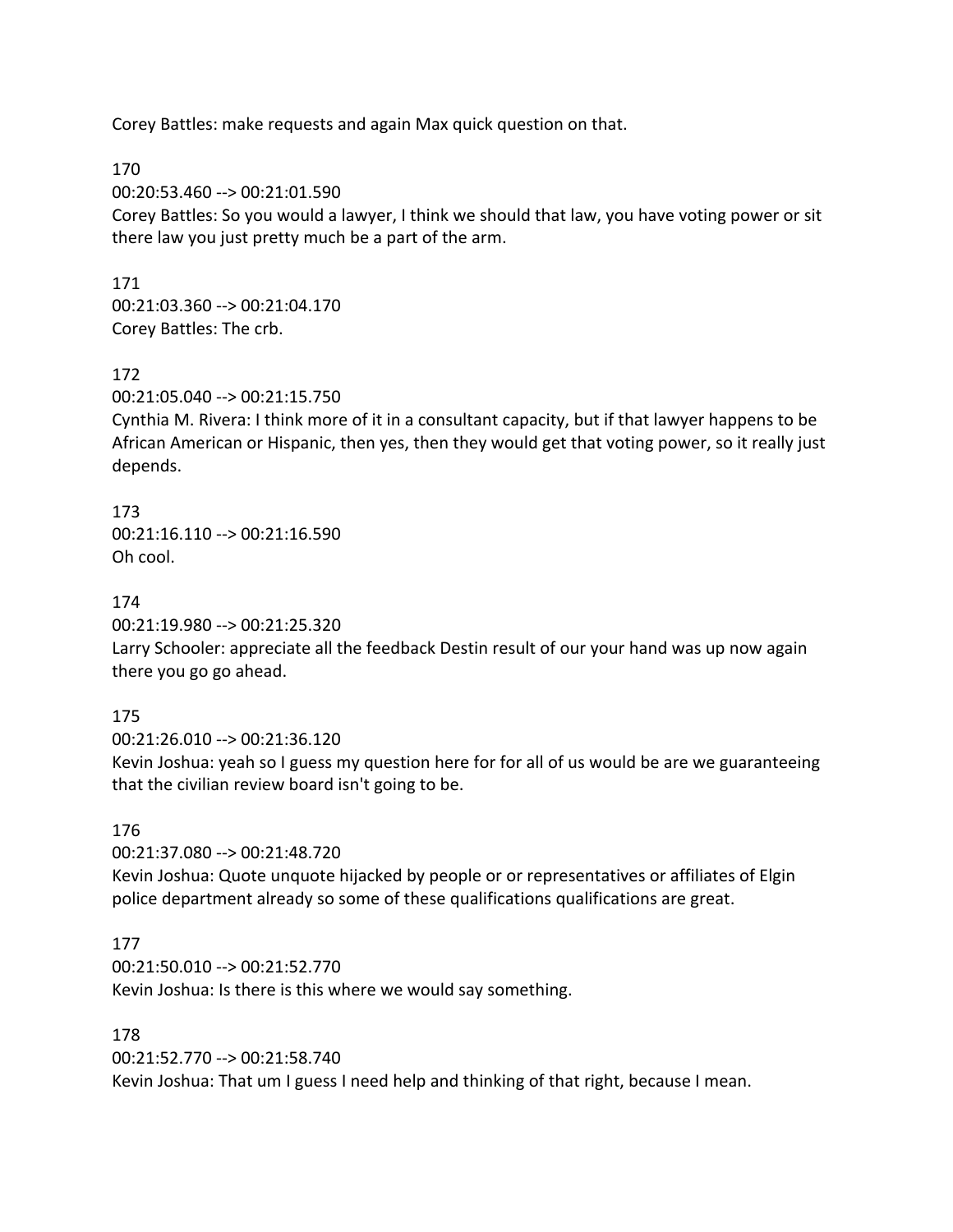Corey Battles: make requests and again Max quick question on that.

170
00:20:53.460 --> 00:21:01.590
Corey Battles: So you would a lawyer, I think we should that law, you have voting power or sit there law you just pretty much be a part of the arm.

171
00:21:03.360 --> 00:21:04.170
Corey Battles: The crb.

172
00:21:05.040 --> 00:21:15.750
Cynthia M. Rivera: I think more of it in a consultant capacity, but if that lawyer happens to be African American or Hispanic, then yes, then they would get that voting power, so it really just depends.

173
00:21:16.110 --> 00:21:16.590
Oh cool.

174
00:21:19.980 --> 00:21:25.320
Larry Schooler: appreciate all the feedback Destin result of our your hand was up now again there you go go ahead.

175
00:21:26.010 --> 00:21:36.120
Kevin Joshua: yeah so I guess my question here for for all of us would be are we guaranteeing that the civilian review board isn't going to be.

176
00:21:37.080 --> 00:21:48.720
Kevin Joshua: Quote unquote hijacked by people or or representatives or affiliates of Elgin police department already so some of these qualifications qualifications are great.

177
00:21:50.010 --> 00:21:52.770
Kevin Joshua: Is there is this where we would say something.

178
00:21:52.770 --> 00:21:58.740
Kevin Joshua: That um I guess I need help and thinking of that right, because I mean.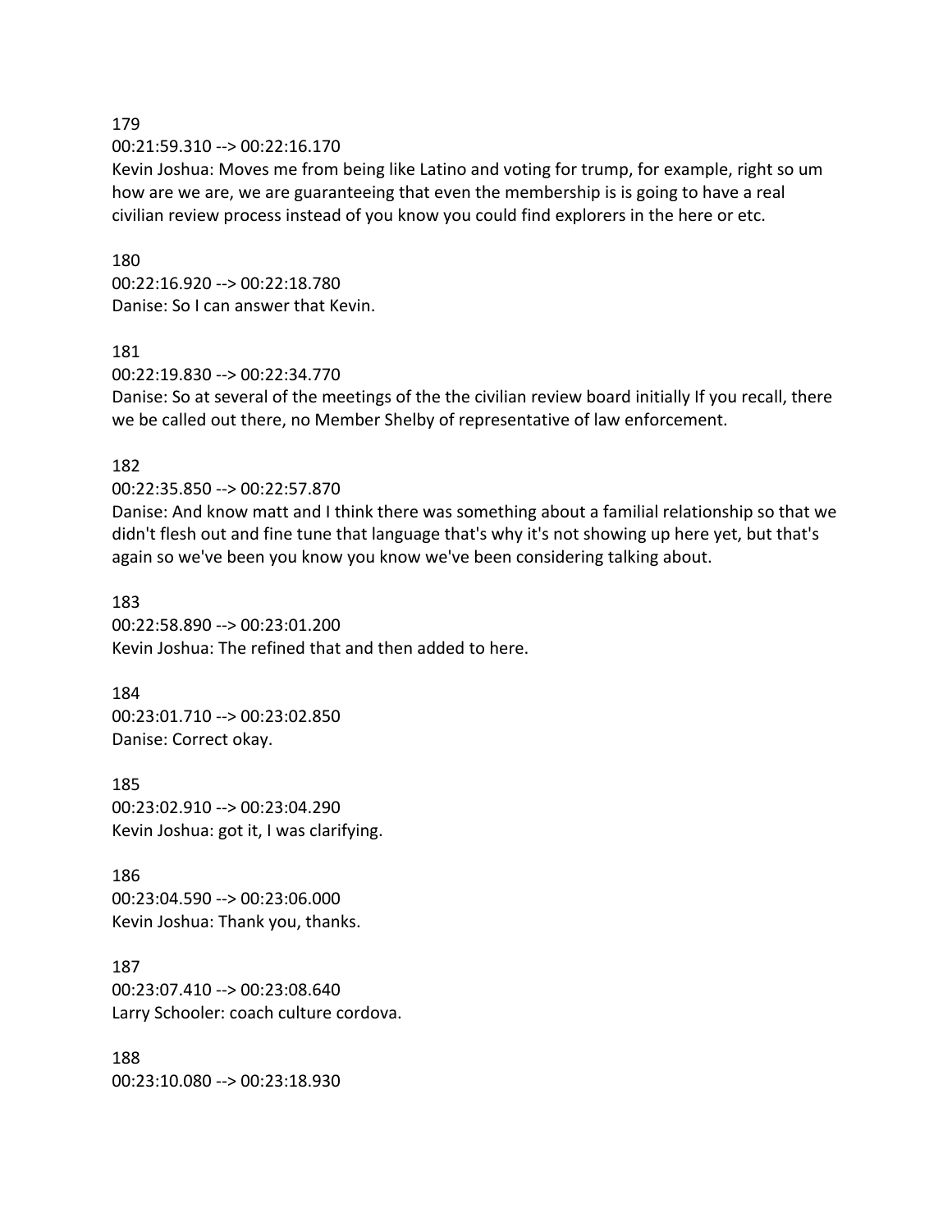179

00:21:59.310 --> 00:22:16.170

Kevin Joshua: Moves me from being like Latino and voting for trump, for example, right so um how are we are, we are guaranteeing that even the membership is is going to have a real civilian review process instead of you know you could find explorers in the here or etc.

180

00:22:16.920 --> 00:22:18.780

Danise: So I can answer that Kevin.

181

00:22:19.830 --> 00:22:34.770

Danise: So at several of the meetings of the the civilian review board initially If you recall, there we be called out there, no Member Shelby of representative of law enforcement.

182

00:22:35.850 --> 00:22:57.870

Danise: And know matt and I think there was something about a familial relationship so that we didn't flesh out and fine tune that language that's why it's not showing up here yet, but that's again so we've been you know you know we've been considering talking about.

183

00:22:58.890 --> 00:23:01.200

Kevin Joshua: The refined that and then added to here.

184

00:23:01.710 --> 00:23:02.850

Danise: Correct okay.

185

00:23:02.910 --> 00:23:04.290

Kevin Joshua: got it, I was clarifying.

186

00:23:04.590 --> 00:23:06.000

Kevin Joshua: Thank you, thanks.

187

00:23:07.410 --> 00:23:08.640

Larry Schooler: coach culture cordova.

188

00:23:10.080 --> 00:23:18.930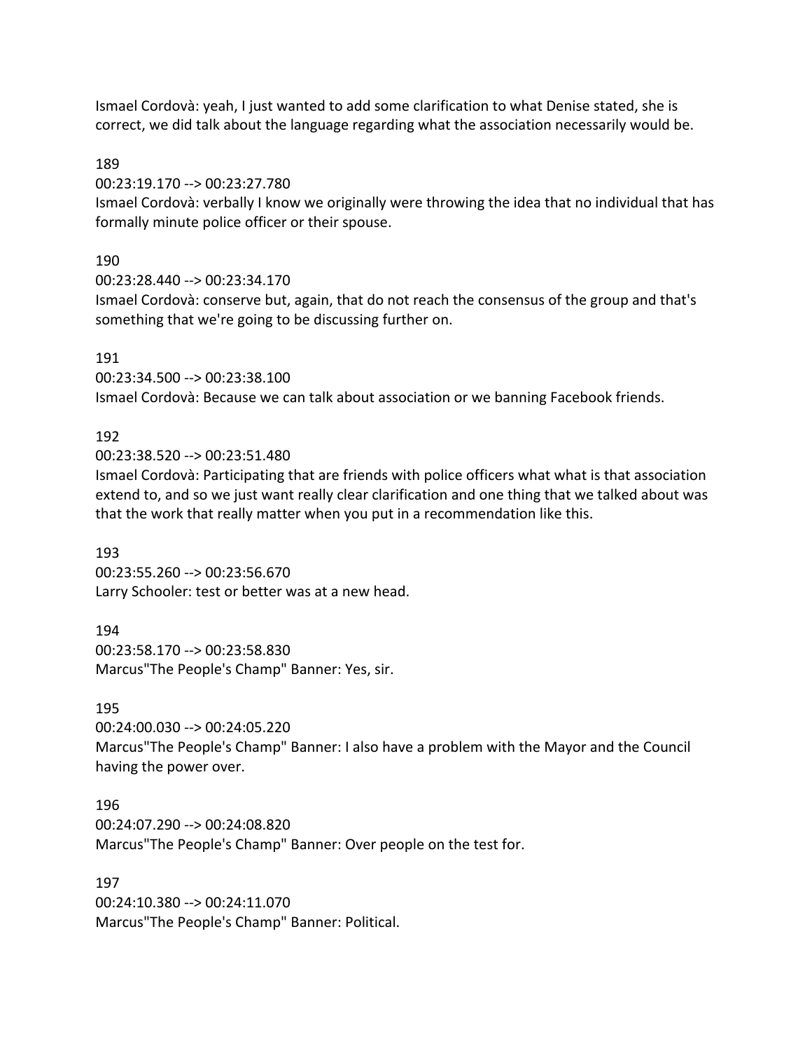Ismael Cordovà: yeah, I just wanted to add some clarification to what Denise stated, she is correct, we did talk about the language regarding what the association necessarily would be.

189

00:23:19.170 --> 00:23:27.780

Ismael Cordovà: verbally I know we originally were throwing the idea that no individual that has formally minute police officer or their spouse.

190

00:23:28.440 --> 00:23:34.170

Ismael Cordovà: conserve but, again, that do not reach the consensus of the group and that's something that we're going to be discussing further on.

191

00:23:34.500 --> 00:23:38.100

Ismael Cordovà: Because we can talk about association or we banning Facebook friends.

192

00:23:38.520 --> 00:23:51.480

Ismael Cordovà: Participating that are friends with police officers what what is that association extend to, and so we just want really clear clarification and one thing that we talked about was that the work that really matter when you put in a recommendation like this.

193

00:23:55.260 --> 00:23:56.670

Larry Schooler: test or better was at a new head.

194

00:23:58.170 --> 00:23:58.830

Marcus"The People's Champ" Banner: Yes, sir.

195

00:24:00.030 --> 00:24:05.220

Marcus"The People's Champ" Banner: I also have a problem with the Mayor and the Council having the power over.

196

00:24:07.290 --> 00:24:08.820

Marcus"The People's Champ" Banner: Over people on the test for.

197

00:24:10.380 --> 00:24:11.070

Marcus"The People's Champ" Banner: Political.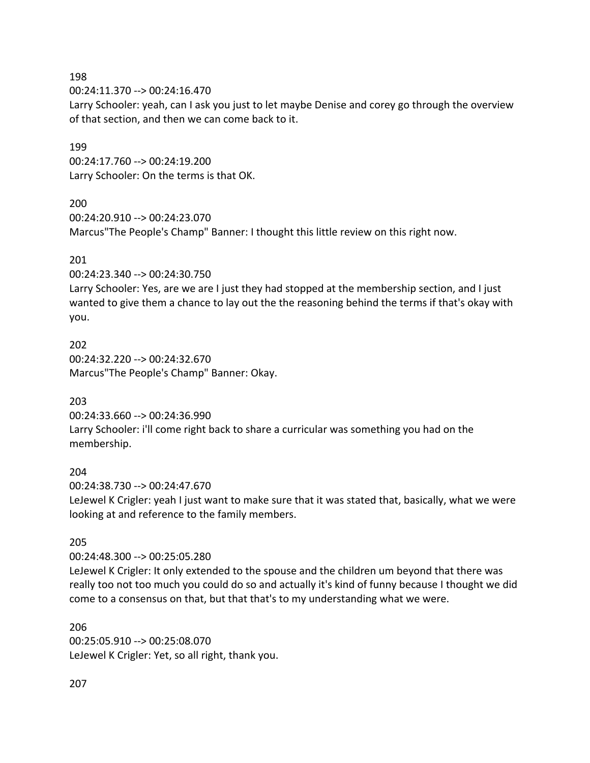198
00:24:11.370 --> 00:24:16.470
Larry Schooler: yeah, can I ask you just to let maybe Denise and corey go through the overview of that section, and then we can come back to it.

199
00:24:17.760 --> 00:24:19.200
Larry Schooler: On the terms is that OK.

200
00:24:20.910 --> 00:24:23.070
Marcus"The People's Champ" Banner: I thought this little review on this right now.

201
00:24:23.340 --> 00:24:30.750
Larry Schooler: Yes, are we are I just they had stopped at the membership section, and I just wanted to give them a chance to lay out the the reasoning behind the terms if that's okay with you.

202
00:24:32.220 --> 00:24:32.670
Marcus"The People's Champ" Banner: Okay.

203
00:24:33.660 --> 00:24:36.990
Larry Schooler: i'll come right back to share a curricular was something you had on the membership.

204
00:24:38.730 --> 00:24:47.670
LeJewel K Crigler: yeah I just want to make sure that it was stated that, basically, what we were looking at and reference to the family members.

205
00:24:48.300 --> 00:25:05.280
LeJewel K Crigler: It only extended to the spouse and the children um beyond that there was really too not too much you could do so and actually it's kind of funny because I thought we did come to a consensus on that, but that that's to my understanding what we were.

206
00:25:05.910 --> 00:25:08.070
LeJewel K Crigler: Yet, so all right, thank you.

207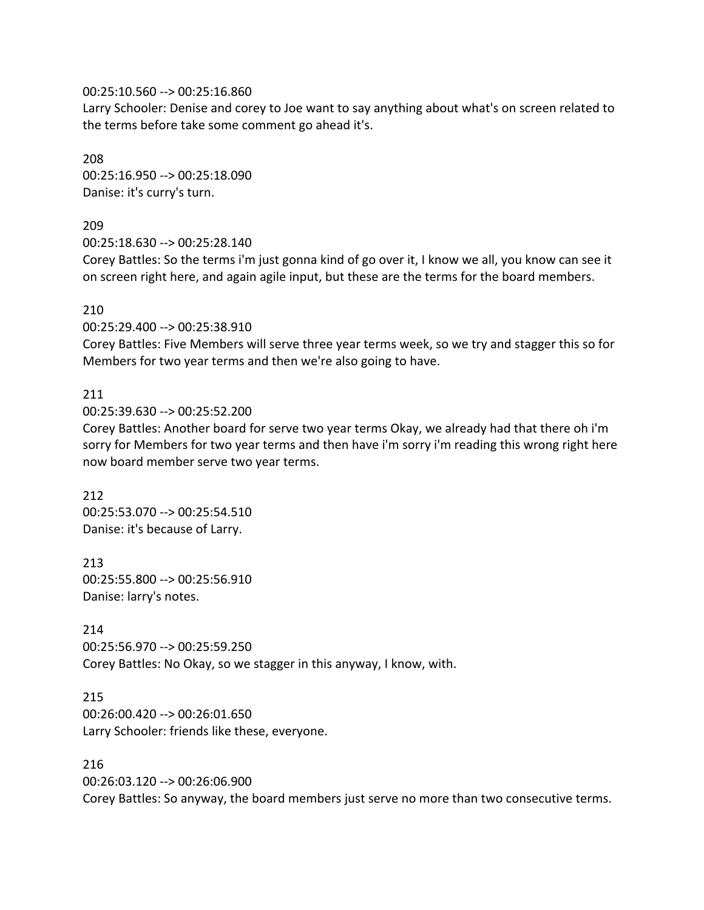00:25:10.560 --> 00:25:16.860
Larry Schooler: Denise and corey to Joe want to say anything about what's on screen related to the terms before take some comment go ahead it's.

208
00:25:16.950 --> 00:25:18.090
Danise: it's curry's turn.

209
00:25:18.630 --> 00:25:28.140
Corey Battles: So the terms i'm just gonna kind of go over it, I know we all, you know can see it on screen right here, and again agile input, but these are the terms for the board members.

210
00:25:29.400 --> 00:25:38.910
Corey Battles: Five Members will serve three year terms week, so we try and stagger this so for Members for two year terms and then we're also going to have.

211
00:25:39.630 --> 00:25:52.200
Corey Battles: Another board for serve two year terms Okay, we already had that there oh i'm sorry for Members for two year terms and then have i'm sorry i'm reading this wrong right here now board member serve two year terms.

212
00:25:53.070 --> 00:25:54.510
Danise: it's because of Larry.

213
00:25:55.800 --> 00:25:56.910
Danise: larry's notes.

214
00:25:56.970 --> 00:25:59.250
Corey Battles: No Okay, so we stagger in this anyway, I know, with.

215
00:26:00.420 --> 00:26:01.650
Larry Schooler: friends like these, everyone.

216
00:26:03.120 --> 00:26:06.900
Corey Battles: So anyway, the board members just serve no more than two consecutive terms.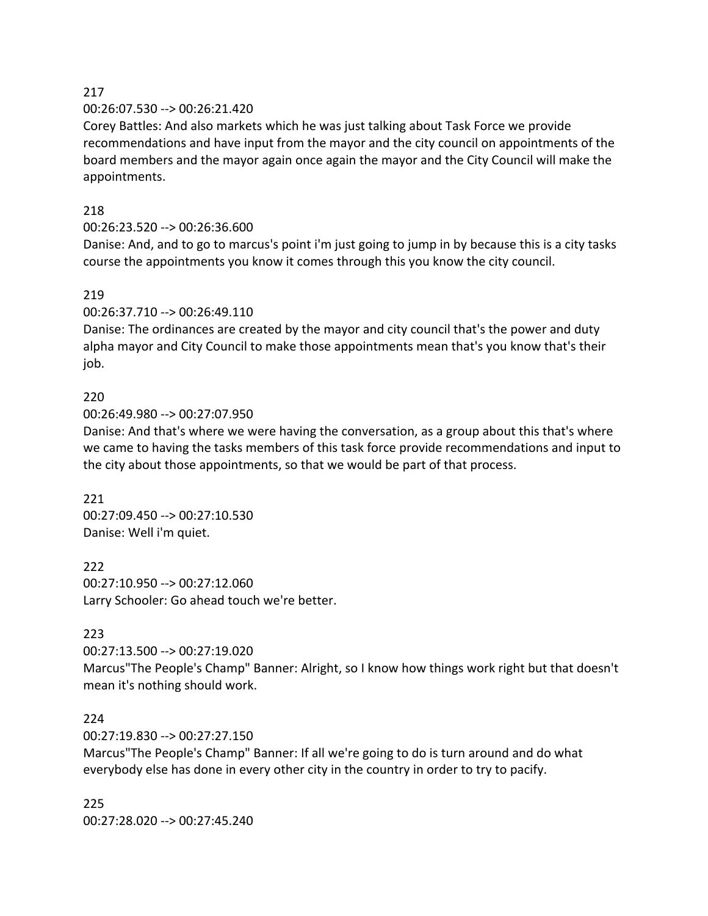217

00:26:07.530 --> 00:26:21.420

Corey Battles: And also markets which he was just talking about Task Force we provide recommendations and have input from the mayor and the city council on appointments of the board members and the mayor again once again the mayor and the City Council will make the appointments.

218

00:26:23.520 --> 00:26:36.600

Danise: And, and to go to marcus's point i'm just going to jump in by because this is a city tasks course the appointments you know it comes through this you know the city council.

219

00:26:37.710 --> 00:26:49.110

Danise: The ordinances are created by the mayor and city council that's the power and duty alpha mayor and City Council to make those appointments mean that's you know that's their job.

220

00:26:49.980 --> 00:27:07.950

Danise: And that's where we were having the conversation, as a group about this that's where we came to having the tasks members of this task force provide recommendations and input to the city about those appointments, so that we would be part of that process.

221

00:27:09.450 --> 00:27:10.530

Danise: Well i'm quiet.

222

00:27:10.950 --> 00:27:12.060

Larry Schooler: Go ahead touch we're better.

223

00:27:13.500 --> 00:27:19.020

Marcus"The People's Champ" Banner: Alright, so I know how things work right but that doesn't mean it's nothing should work.

224

00:27:19.830 --> 00:27:27.150

Marcus"The People's Champ" Banner: If all we're going to do is turn around and do what everybody else has done in every other city in the country in order to try to pacify.

225

00:27:28.020 --> 00:27:45.240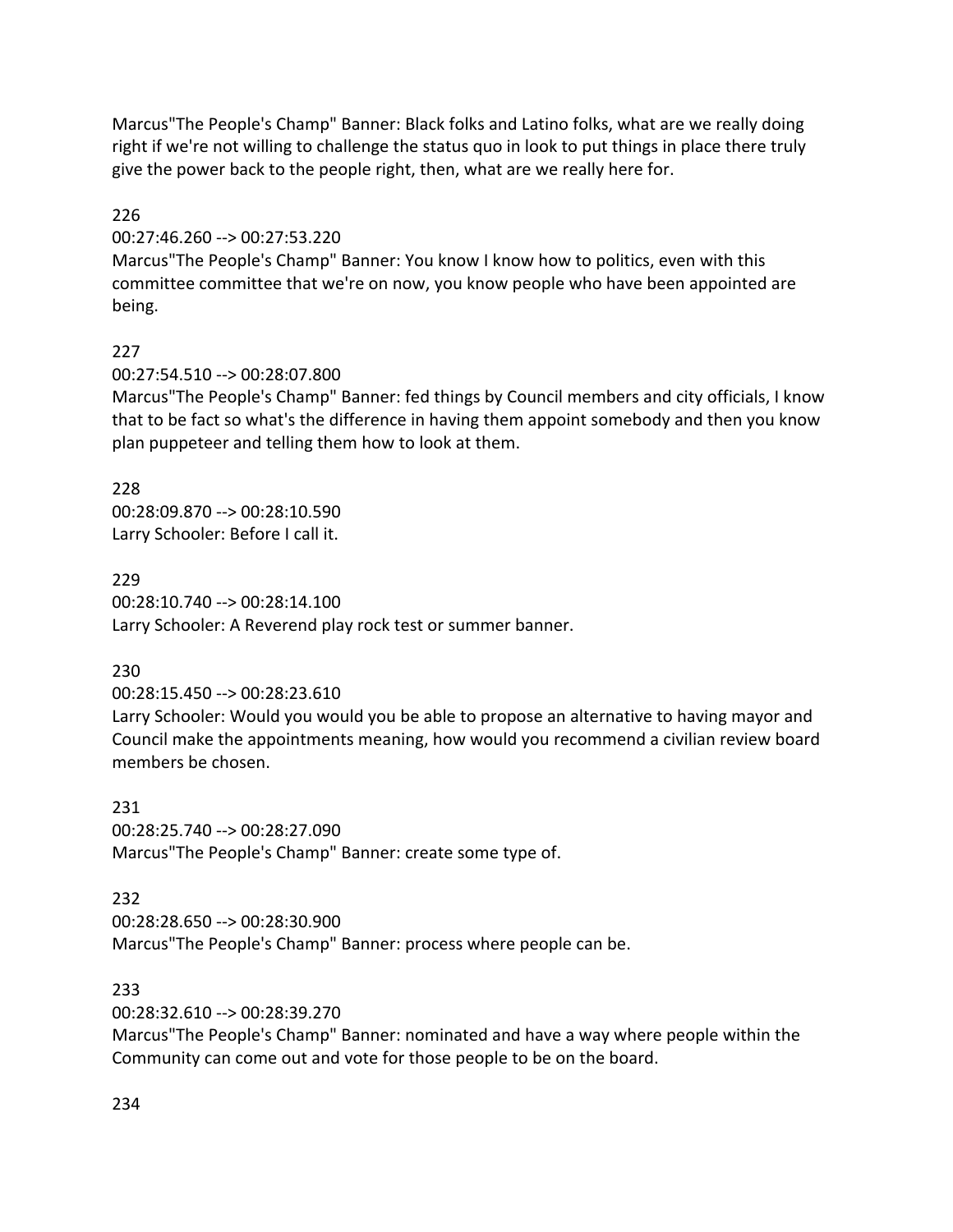Marcus"The People's Champ" Banner: Black folks and Latino folks, what are we really doing right if we're not willing to challenge the status quo in look to put things in place there truly give the power back to the people right, then, what are we really here for.

226
00:27:46.260 --> 00:27:53.220
Marcus"The People's Champ" Banner: You know I know how to politics, even with this committee committee that we're on now, you know people who have been appointed are being.

227
00:27:54.510 --> 00:28:07.800
Marcus"The People's Champ" Banner: fed things by Council members and city officials, I know that to be fact so what's the difference in having them appoint somebody and then you know plan puppeteer and telling them how to look at them.

228
00:28:09.870 --> 00:28:10.590
Larry Schooler: Before I call it.

229
00:28:10.740 --> 00:28:14.100
Larry Schooler: A Reverend play rock test or summer banner.

230
00:28:15.450 --> 00:28:23.610
Larry Schooler: Would you would you be able to propose an alternative to having mayor and Council make the appointments meaning, how would you recommend a civilian review board members be chosen.

231
00:28:25.740 --> 00:28:27.090
Marcus"The People's Champ" Banner: create some type of.

232
00:28:28.650 --> 00:28:30.900
Marcus"The People's Champ" Banner: process where people can be.

233
00:28:32.610 --> 00:28:39.270
Marcus"The People's Champ" Banner: nominated and have a way where people within the Community can come out and vote for those people to be on the board.

234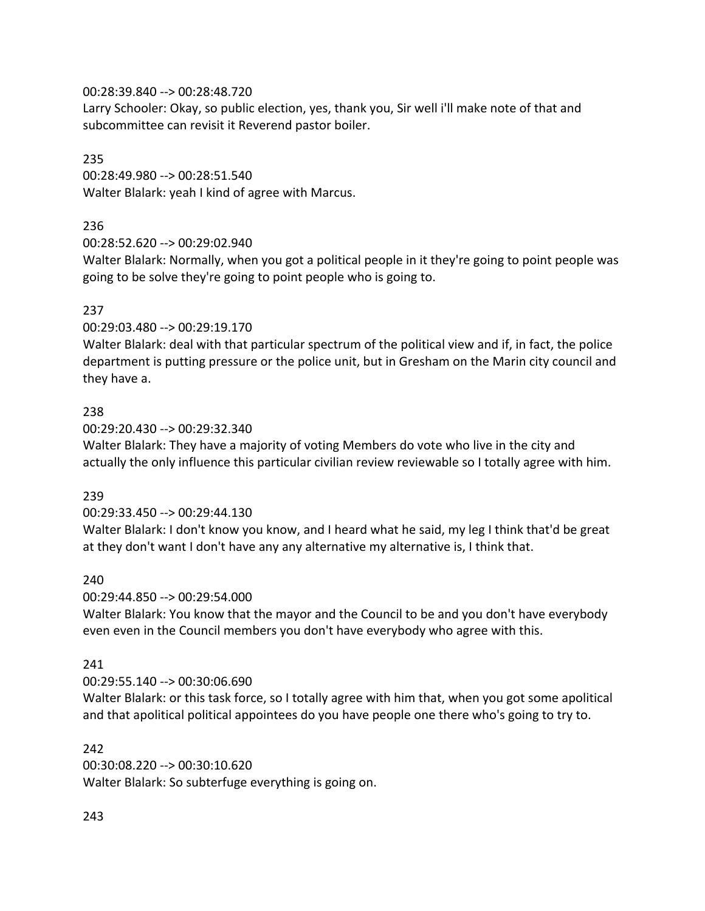00:28:39.840 --> 00:28:48.720
Larry Schooler: Okay, so public election, yes, thank you, Sir well i'll make note of that and subcommittee can revisit it Reverend pastor boiler.

235
00:28:49.980 --> 00:28:51.540
Walter Blalark: yeah I kind of agree with Marcus.

236
00:28:52.620 --> 00:29:02.940
Walter Blalark: Normally, when you got a political people in it they're going to point people was going to be solve they're going to point people who is going to.

237
00:29:03.480 --> 00:29:19.170
Walter Blalark: deal with that particular spectrum of the political view and if, in fact, the police department is putting pressure or the police unit, but in Gresham on the Marin city council and they have a.

238
00:29:20.430 --> 00:29:32.340
Walter Blalark: They have a majority of voting Members do vote who live in the city and actually the only influence this particular civilian review reviewable so I totally agree with him.

239
00:29:33.450 --> 00:29:44.130
Walter Blalark: I don't know you know, and I heard what he said, my leg I think that'd be great at they don't want I don't have any any alternative my alternative is, I think that.

240
00:29:44.850 --> 00:29:54.000
Walter Blalark: You know that the mayor and the Council to be and you don't have everybody even even in the Council members you don't have everybody who agree with this.

241
00:29:55.140 --> 00:30:06.690
Walter Blalark: or this task force, so I totally agree with him that, when you got some apolitical and that apolitical political appointees do you have people one there who's going to try to.

242
00:30:08.220 --> 00:30:10.620
Walter Blalark: So subterfuge everything is going on.

243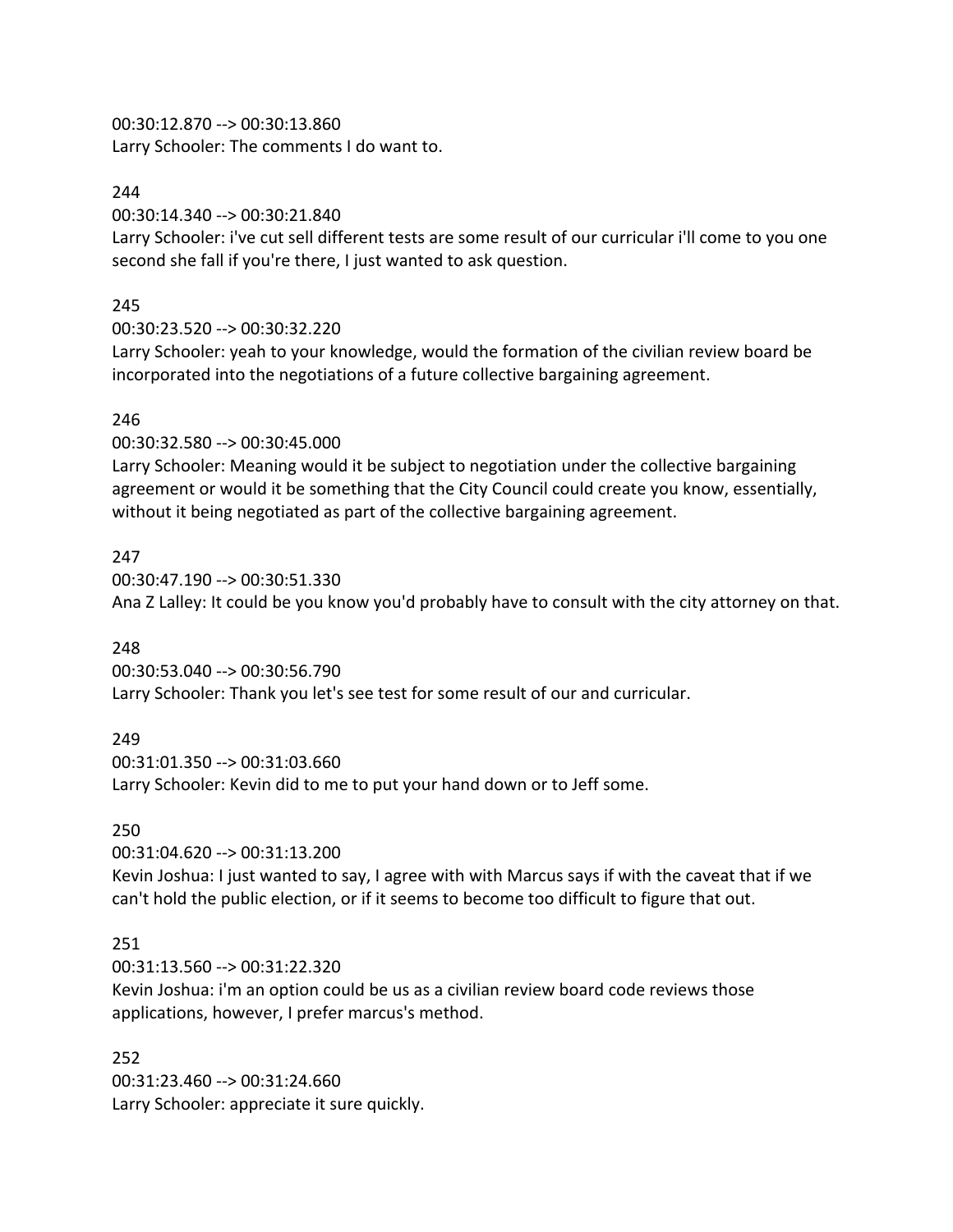00:30:12.870 --> 00:30:13.860
Larry Schooler: The comments I do want to.

244
00:30:14.340 --> 00:30:21.840
Larry Schooler: i've cut sell different tests are some result of our curricular i'll come to you one second she fall if you're there, I just wanted to ask question.

245
00:30:23.520 --> 00:30:32.220
Larry Schooler: yeah to your knowledge, would the formation of the civilian review board be incorporated into the negotiations of a future collective bargaining agreement.

246
00:30:32.580 --> 00:30:45.000
Larry Schooler: Meaning would it be subject to negotiation under the collective bargaining agreement or would it be something that the City Council could create you know, essentially, without it being negotiated as part of the collective bargaining agreement.

247
00:30:47.190 --> 00:30:51.330
Ana Z Lalley: It could be you know you'd probably have to consult with the city attorney on that.

248
00:30:53.040 --> 00:30:56.790
Larry Schooler: Thank you let's see test for some result of our and curricular.

249
00:31:01.350 --> 00:31:03.660
Larry Schooler: Kevin did to me to put your hand down or to Jeff some.

250
00:31:04.620 --> 00:31:13.200
Kevin Joshua: I just wanted to say, I agree with with Marcus says if with the caveat that if we can't hold the public election, or if it seems to become too difficult to figure that out.

251
00:31:13.560 --> 00:31:22.320
Kevin Joshua: i'm an option could be us as a civilian review board code reviews those applications, however, I prefer marcus's method.

252
00:31:23.460 --> 00:31:24.660
Larry Schooler: appreciate it sure quickly.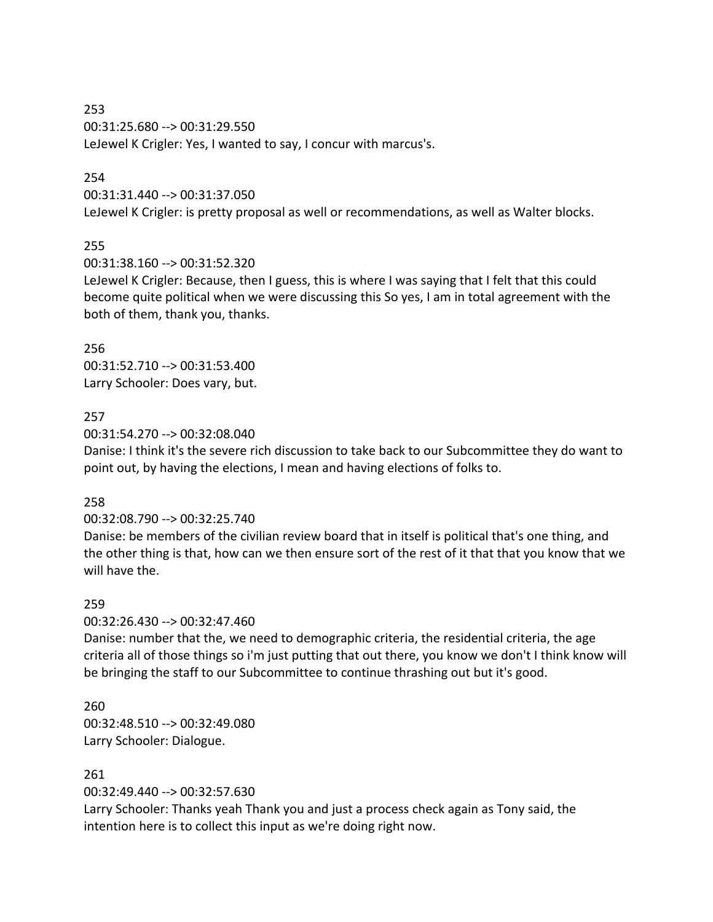253
00:31:25.680 --> 00:31:29.550
LeJewel K Crigler: Yes, I wanted to say, I concur with marcus's.

254
00:31:31.440 --> 00:31:37.050
LeJewel K Crigler: is pretty proposal as well or recommendations, as well as Walter blocks.

255
00:31:38.160 --> 00:31:52.320
LeJewel K Crigler: Because, then I guess, this is where I was saying that I felt that this could become quite political when we were discussing this So yes, I am in total agreement with the both of them, thank you, thanks.

256
00:31:52.710 --> 00:31:53.400
Larry Schooler: Does vary, but.

257
00:31:54.270 --> 00:32:08.040
Danise: I think it's the severe rich discussion to take back to our Subcommittee they do want to point out, by having the elections, I mean and having elections of folks to.

258
00:32:08.790 --> 00:32:25.740
Danise: be members of the civilian review board that in itself is political that's one thing, and the other thing is that, how can we then ensure sort of the rest of it that that you know that we will have the.

259
00:32:26.430 --> 00:32:47.460
Danise: number that the, we need to demographic criteria, the residential criteria, the age criteria all of those things so i'm just putting that out there, you know we don't I think know will be bringing the staff to our Subcommittee to continue thrashing out but it's good.

260
00:32:48.510 --> 00:32:49.080
Larry Schooler: Dialogue.

261
00:32:49.440 --> 00:32:57.630
Larry Schooler: Thanks yeah Thank you and just a process check again as Tony said, the intention here is to collect this input as we're doing right now.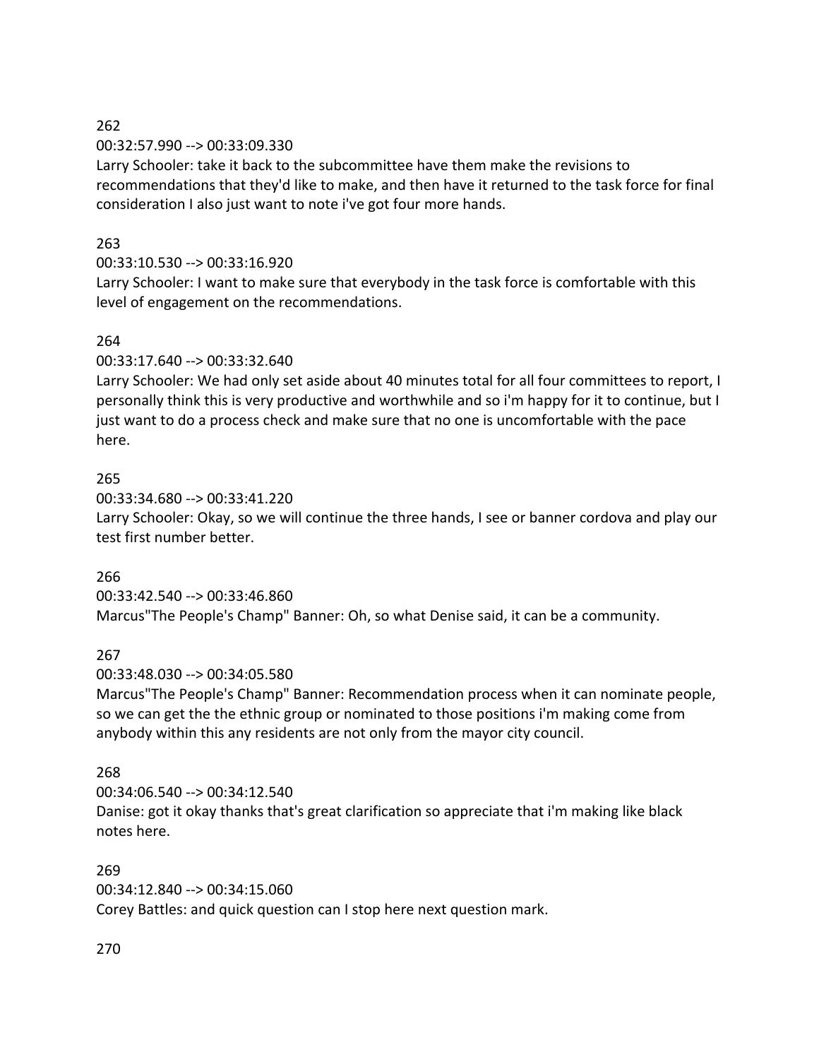262

00:32:57.990 --> 00:33:09.330

Larry Schooler: take it back to the subcommittee have them make the revisions to recommendations that they'd like to make, and then have it returned to the task force for final consideration I also just want to note i've got four more hands.

263

00:33:10.530 --> 00:33:16.920

Larry Schooler: I want to make sure that everybody in the task force is comfortable with this level of engagement on the recommendations.

264

00:33:17.640 --> 00:33:32.640

Larry Schooler: We had only set aside about 40 minutes total for all four committees to report, I personally think this is very productive and worthwhile and so i'm happy for it to continue, but I just want to do a process check and make sure that no one is uncomfortable with the pace here.

265

00:33:34.680 --> 00:33:41.220

Larry Schooler: Okay, so we will continue the three hands, I see or banner cordova and play our test first number better.

266

00:33:42.540 --> 00:33:46.860

Marcus"The People's Champ" Banner: Oh, so what Denise said, it can be a community.

267

00:33:48.030 --> 00:34:05.580

Marcus"The People's Champ" Banner: Recommendation process when it can nominate people, so we can get the the ethnic group or nominated to those positions i'm making come from anybody within this any residents are not only from the mayor city council.

268

00:34:06.540 --> 00:34:12.540

Danise: got it okay thanks that's great clarification so appreciate that i'm making like black notes here.

269

00:34:12.840 --> 00:34:15.060

Corey Battles: and quick question can I stop here next question mark.

270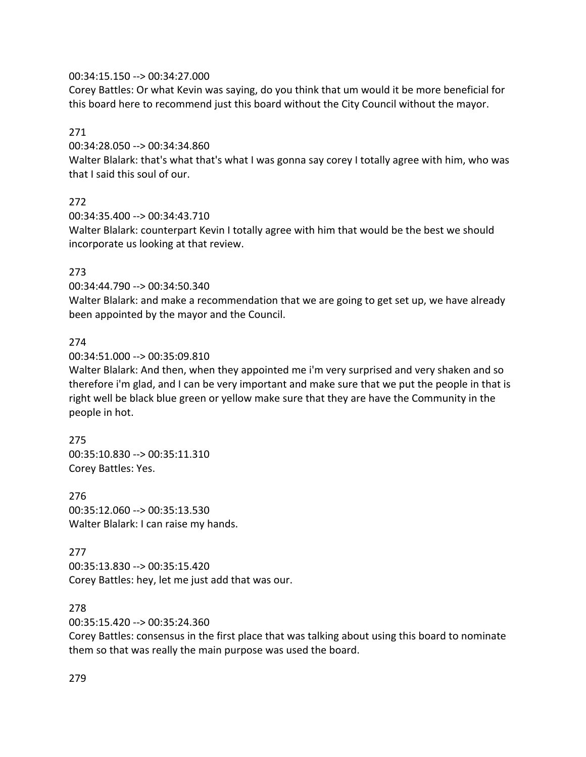00:34:15.150 --> 00:34:27.000
Corey Battles: Or what Kevin was saying, do you think that um would it be more beneficial for this board here to recommend just this board without the City Council without the mayor.

271
00:34:28.050 --> 00:34:34.860
Walter Blalark: that's what that's what I was gonna say corey I totally agree with him, who was that I said this soul of our.

272
00:34:35.400 --> 00:34:43.710
Walter Blalark: counterpart Kevin I totally agree with him that would be the best we should incorporate us looking at that review.

273
00:34:44.790 --> 00:34:50.340
Walter Blalark: and make a recommendation that we are going to get set up, we have already been appointed by the mayor and the Council.

274
00:34:51.000 --> 00:35:09.810
Walter Blalark: And then, when they appointed me i'm very surprised and very shaken and so therefore i'm glad, and I can be very important and make sure that we put the people in that is right well be black blue green or yellow make sure that they are have the Community in the people in hot.

275
00:35:10.830 --> 00:35:11.310
Corey Battles: Yes.

276
00:35:12.060 --> 00:35:13.530
Walter Blalark: I can raise my hands.

277
00:35:13.830 --> 00:35:15.420
Corey Battles: hey, let me just add that was our.

278
00:35:15.420 --> 00:35:24.360
Corey Battles: consensus in the first place that was talking about using this board to nominate them so that was really the main purpose was used the board.

279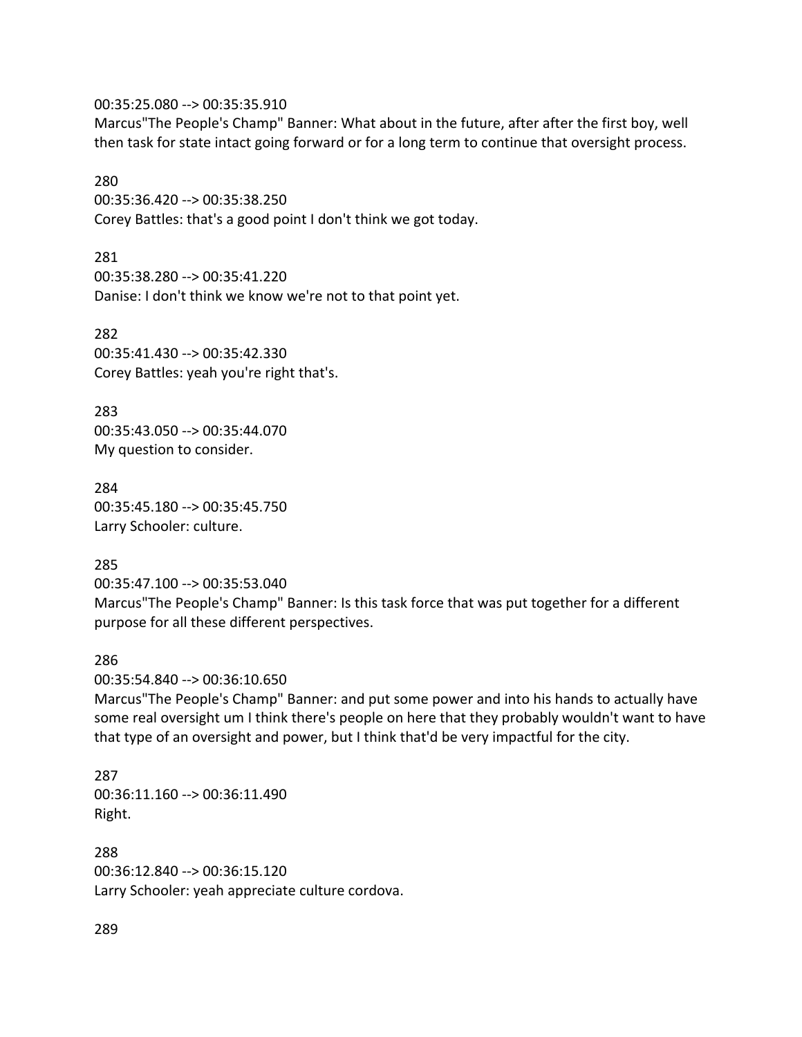00:35:25.080 --> 00:35:35.910
Marcus"The People's Champ" Banner: What about in the future, after after the first boy, well then task for state intact going forward or for a long term to continue that oversight process.

280
00:35:36.420 --> 00:35:38.250
Corey Battles: that's a good point I don't think we got today.

281
00:35:38.280 --> 00:35:41.220
Danise: I don't think we know we're not to that point yet.

282
00:35:41.430 --> 00:35:42.330
Corey Battles: yeah you're right that's.

283
00:35:43.050 --> 00:35:44.070
My question to consider.

284
00:35:45.180 --> 00:35:45.750
Larry Schooler: culture.

285
00:35:47.100 --> 00:35:53.040
Marcus"The People's Champ" Banner: Is this task force that was put together for a different purpose for all these different perspectives.

286
00:35:54.840 --> 00:36:10.650
Marcus"The People's Champ" Banner: and put some power and into his hands to actually have some real oversight um I think there's people on here that they probably wouldn't want to have that type of an oversight and power, but I think that'd be very impactful for the city.

287
00:36:11.160 --> 00:36:11.490
Right.

288
00:36:12.840 --> 00:36:15.120
Larry Schooler: yeah appreciate culture cordova.

289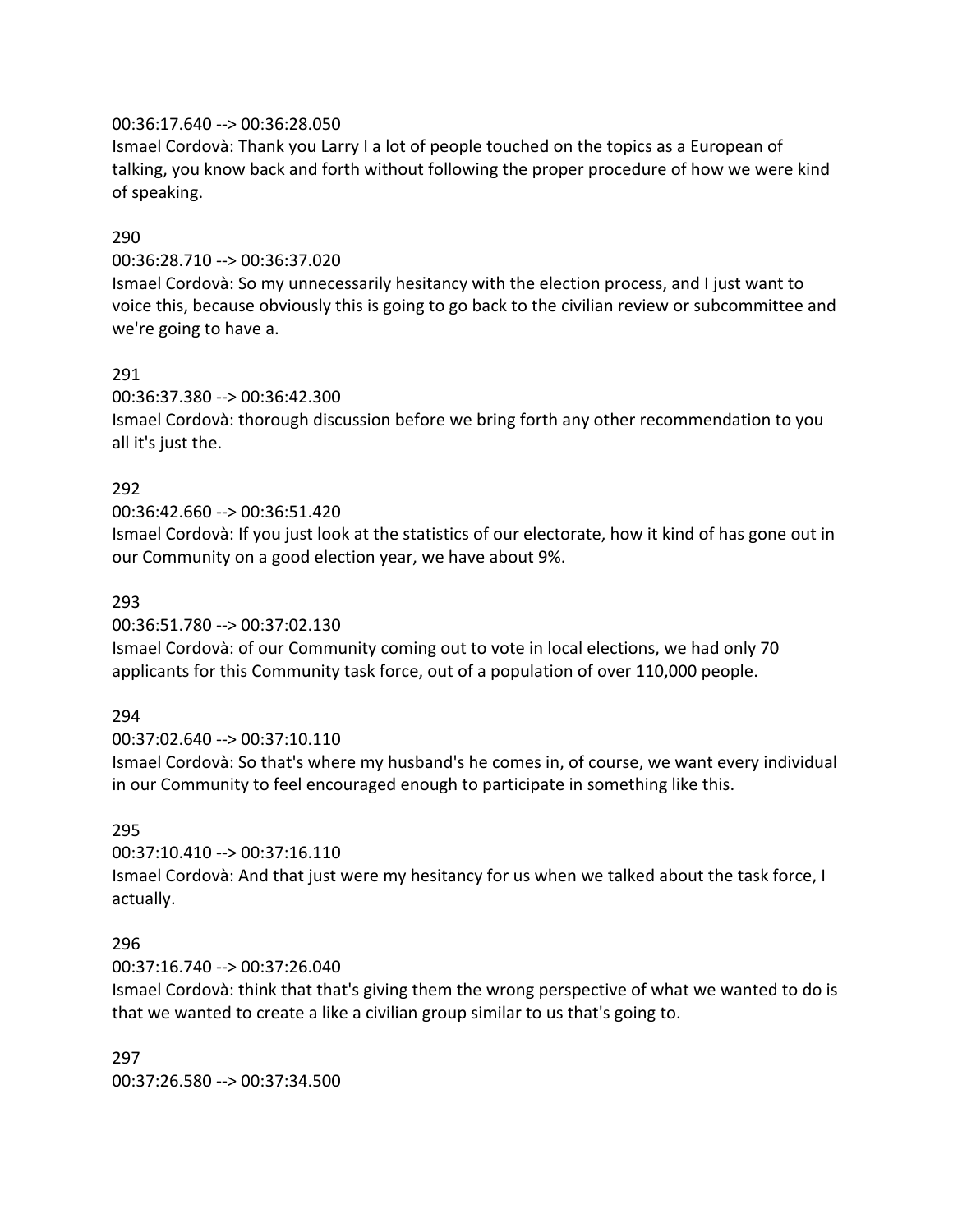00:36:17.640 --> 00:36:28.050
Ismael Cordovà: Thank you Larry I a lot of people touched on the topics as a European of talking, you know back and forth without following the proper procedure of how we were kind of speaking.

290
00:36:28.710 --> 00:36:37.020
Ismael Cordovà: So my unnecessarily hesitancy with the election process, and I just want to voice this, because obviously this is going to go back to the civilian review or subcommittee and we're going to have a.

291
00:36:37.380 --> 00:36:42.300
Ismael Cordovà: thorough discussion before we bring forth any other recommendation to you all it's just the.

292
00:36:42.660 --> 00:36:51.420
Ismael Cordovà: If you just look at the statistics of our electorate, how it kind of has gone out in our Community on a good election year, we have about 9%.

293
00:36:51.780 --> 00:37:02.130
Ismael Cordovà: of our Community coming out to vote in local elections, we had only 70 applicants for this Community task force, out of a population of over 110,000 people.

294
00:37:02.640 --> 00:37:10.110
Ismael Cordovà: So that's where my husband's he comes in, of course, we want every individual in our Community to feel encouraged enough to participate in something like this.

295
00:37:10.410 --> 00:37:16.110
Ismael Cordovà: And that just were my hesitancy for us when we talked about the task force, I actually.

296
00:37:16.740 --> 00:37:26.040
Ismael Cordovà: think that that's giving them the wrong perspective of what we wanted to do is that we wanted to create a like a civilian group similar to us that's going to.

297
00:37:26.580 --> 00:37:34.500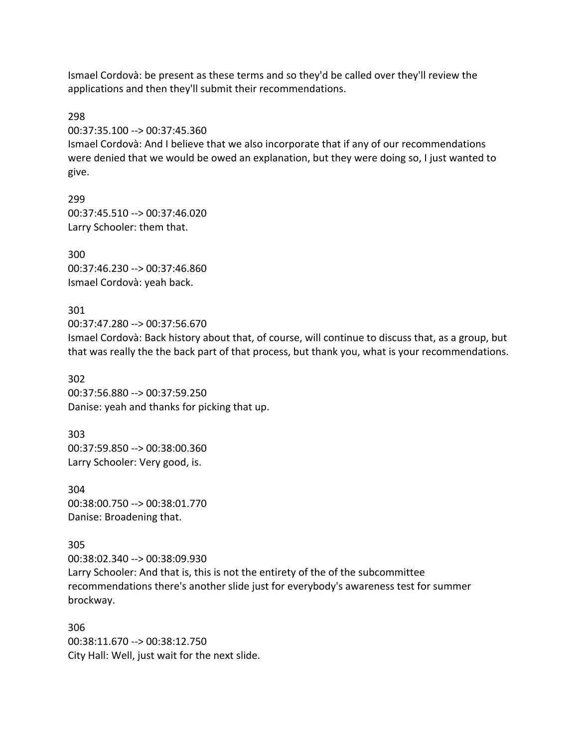Ismael Cordovà: be present as these terms and so they'd be called over they'll review the applications and then they'll submit their recommendations.

298
00:37:35.100 --> 00:37:45.360
Ismael Cordovà: And I believe that we also incorporate that if any of our recommendations were denied that we would be owed an explanation, but they were doing so, I just wanted to give.

299
00:37:45.510 --> 00:37:46.020
Larry Schooler: them that.

300
00:37:46.230 --> 00:37:46.860
Ismael Cordovà: yeah back.

301
00:37:47.280 --> 00:37:56.670
Ismael Cordovà: Back history about that, of course, will continue to discuss that, as a group, but that was really the the back part of that process, but thank you, what is your recommendations.

302
00:37:56.880 --> 00:37:59.250
Danise: yeah and thanks for picking that up.

303
00:37:59.850 --> 00:38:00.360
Larry Schooler: Very good, is.

304
00:38:00.750 --> 00:38:01.770
Danise: Broadening that.

305
00:38:02.340 --> 00:38:09.930
Larry Schooler: And that is, this is not the entirety of the of the subcommittee recommendations there's another slide just for everybody's awareness test for summer brockway.

306
00:38:11.670 --> 00:38:12.750
City Hall: Well, just wait for the next slide.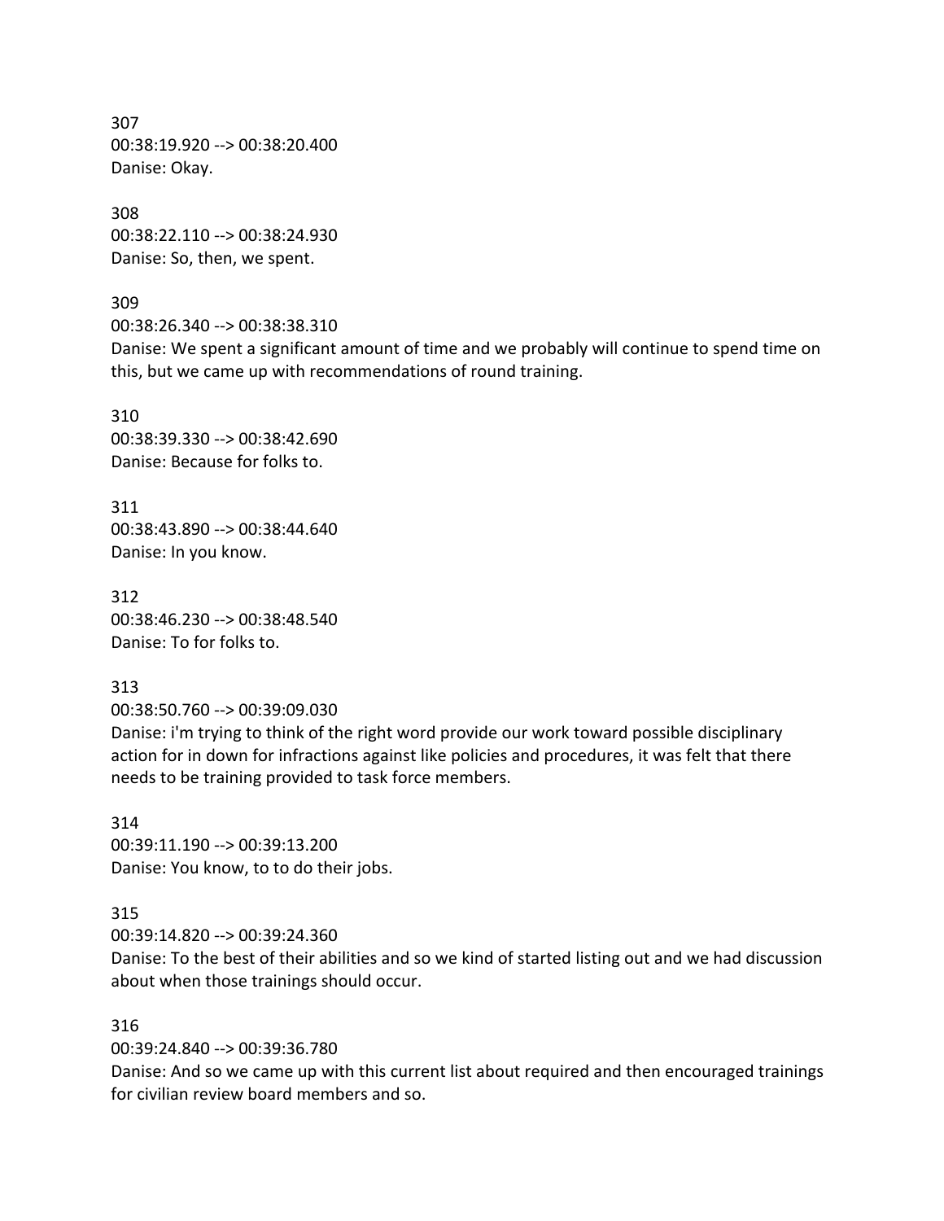307
00:38:19.920 --> 00:38:20.400
Danise: Okay.

308
00:38:22.110 --> 00:38:24.930
Danise: So, then, we spent.

309
00:38:26.340 --> 00:38:38.310
Danise: We spent a significant amount of time and we probably will continue to spend time on this, but we came up with recommendations of round training.

310
00:38:39.330 --> 00:38:42.690
Danise: Because for folks to.

311
00:38:43.890 --> 00:38:44.640
Danise: In you know.

312
00:38:46.230 --> 00:38:48.540
Danise: To for folks to.

313
00:38:50.760 --> 00:39:09.030
Danise: i'm trying to think of the right word provide our work toward possible disciplinary action for in down for infractions against like policies and procedures, it was felt that there needs to be training provided to task force members.

314
00:39:11.190 --> 00:39:13.200
Danise: You know, to to do their jobs.

315
00:39:14.820 --> 00:39:24.360
Danise: To the best of their abilities and so we kind of started listing out and we had discussion about when those trainings should occur.

316
00:39:24.840 --> 00:39:36.780
Danise: And so we came up with this current list about required and then encouraged trainings for civilian review board members and so.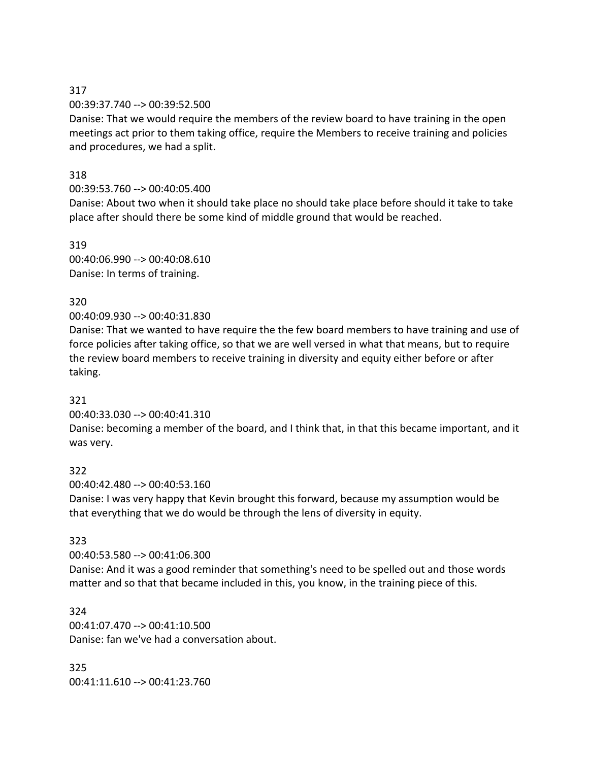317
00:39:37.740 --> 00:39:52.500
Danise: That we would require the members of the review board to have training in the open meetings act prior to them taking office, require the Members to receive training and policies and procedures, we had a split.

318
00:39:53.760 --> 00:40:05.400
Danise: About two when it should take place no should take place before should it take to take place after should there be some kind of middle ground that would be reached.

319
00:40:06.990 --> 00:40:08.610
Danise: In terms of training.

320
00:40:09.930 --> 00:40:31.830
Danise: That we wanted to have require the the few board members to have training and use of force policies after taking office, so that we are well versed in what that means, but to require the review board members to receive training in diversity and equity either before or after taking.

321
00:40:33.030 --> 00:40:41.310
Danise: becoming a member of the board, and I think that, in that this became important, and it was very.

322
00:40:42.480 --> 00:40:53.160
Danise: I was very happy that Kevin brought this forward, because my assumption would be that everything that we do would be through the lens of diversity in equity.

323
00:40:53.580 --> 00:41:06.300
Danise: And it was a good reminder that something's need to be spelled out and those words matter and so that that became included in this, you know, in the training piece of this.

324
00:41:07.470 --> 00:41:10.500
Danise: fan we've had a conversation about.

325
00:41:11.610 --> 00:41:23.760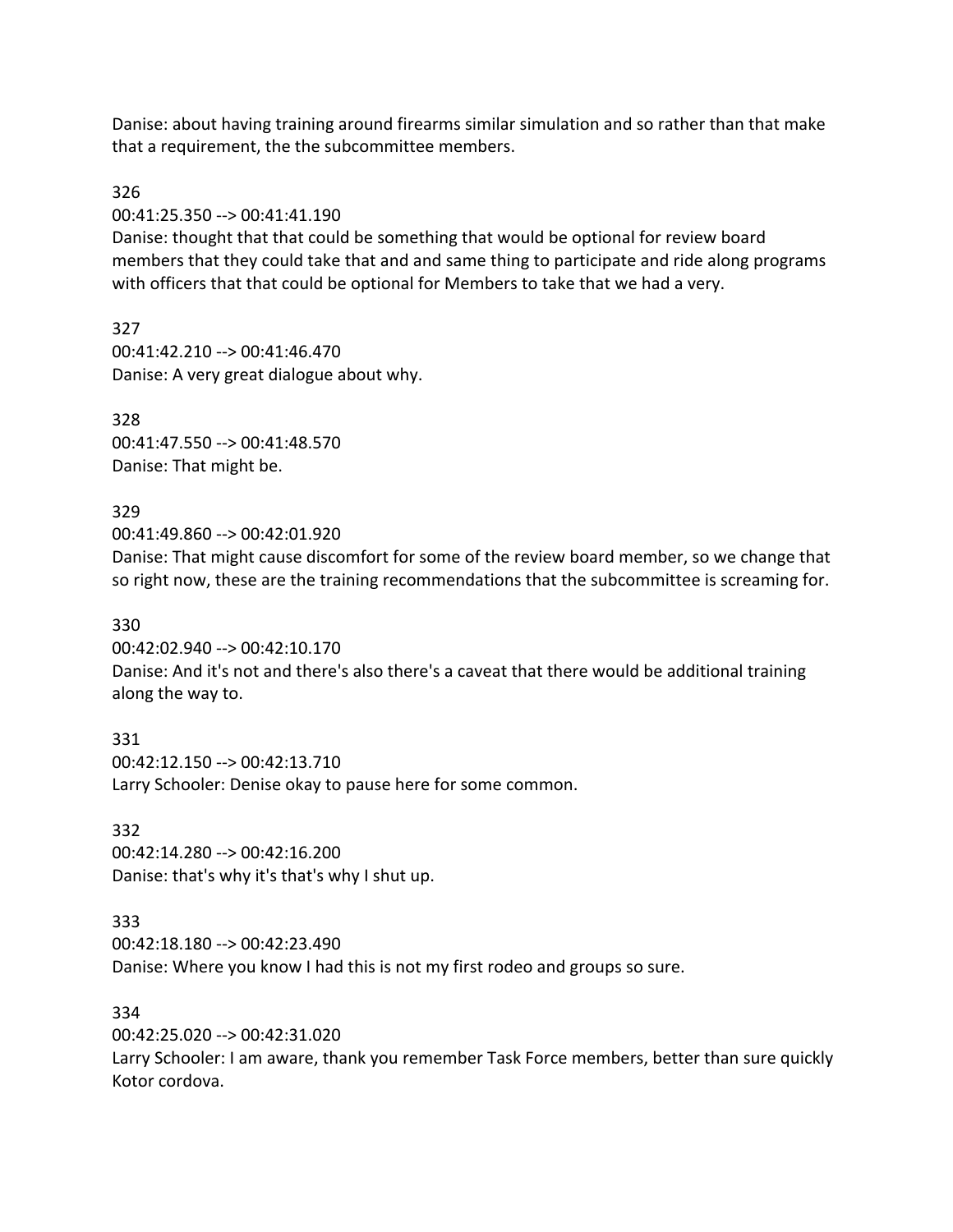Danise: about having training around firearms similar simulation and so rather than that make that a requirement, the the subcommittee members.

326
00:41:25.350 --> 00:41:41.190
Danise: thought that that could be something that would be optional for review board members that they could take that and and same thing to participate and ride along programs with officers that that could be optional for Members to take that we had a very.

327
00:41:42.210 --> 00:41:46.470
Danise: A very great dialogue about why.

328
00:41:47.550 --> 00:41:48.570
Danise: That might be.

329
00:41:49.860 --> 00:42:01.920
Danise: That might cause discomfort for some of the review board member, so we change that so right now, these are the training recommendations that the subcommittee is screaming for.

330
00:42:02.940 --> 00:42:10.170
Danise: And it's not and there's also there's a caveat that there would be additional training along the way to.

331
00:42:12.150 --> 00:42:13.710
Larry Schooler: Denise okay to pause here for some common.

332
00:42:14.280 --> 00:42:16.200
Danise: that's why it's that's why I shut up.

333
00:42:18.180 --> 00:42:23.490
Danise: Where you know I had this is not my first rodeo and groups so sure.

334
00:42:25.020 --> 00:42:31.020
Larry Schooler: I am aware, thank you remember Task Force members, better than sure quickly Kotor cordova.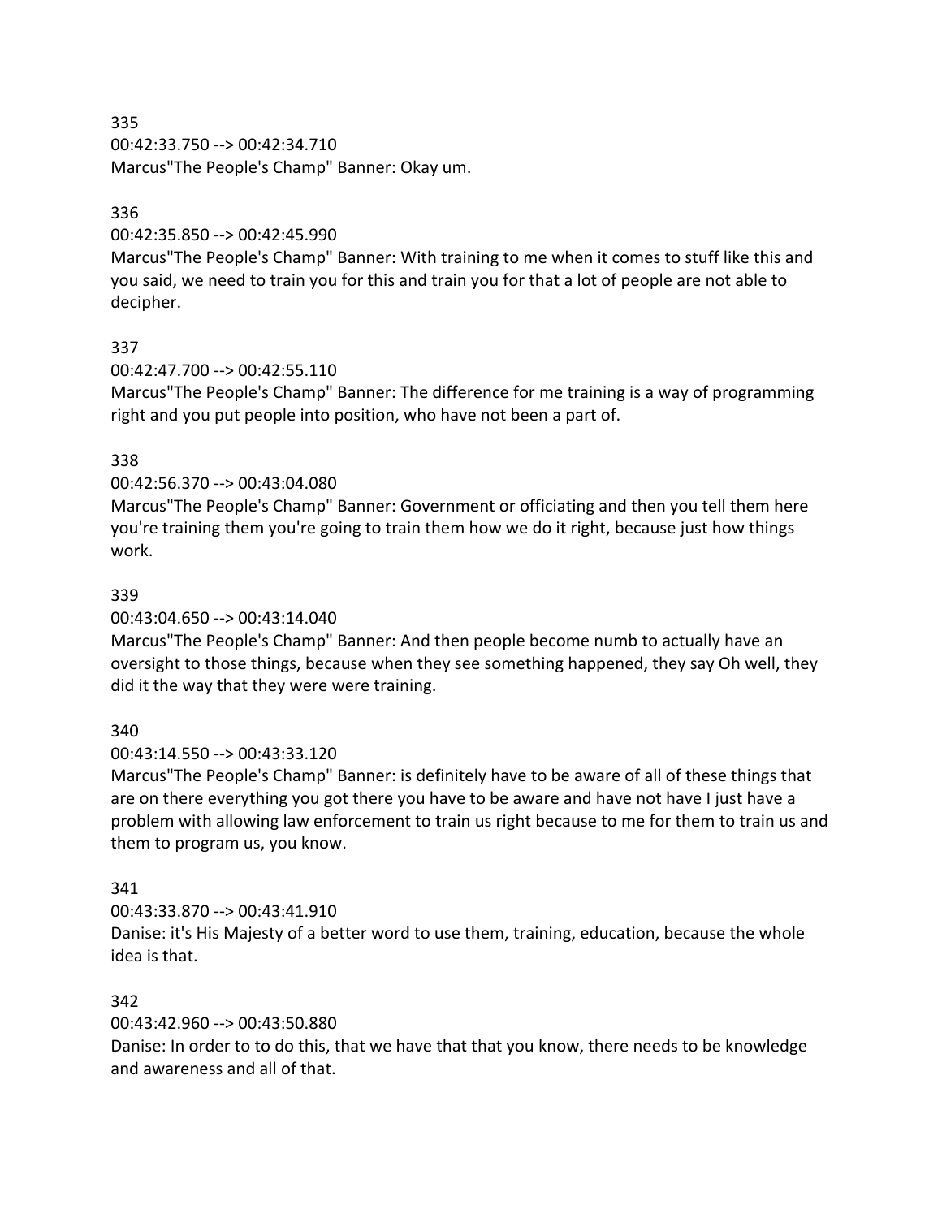335
00:42:33.750 --> 00:42:34.710
Marcus"The People's Champ" Banner: Okay um.

336
00:42:35.850 --> 00:42:45.990
Marcus"The People's Champ" Banner: With training to me when it comes to stuff like this and you said, we need to train you for this and train you for that a lot of people are not able to decipher.

337
00:42:47.700 --> 00:42:55.110
Marcus"The People's Champ" Banner: The difference for me training is a way of programming right and you put people into position, who have not been a part of.

338
00:42:56.370 --> 00:43:04.080
Marcus"The People's Champ" Banner: Government or officiating and then you tell them here you're training them you're going to train them how we do it right, because just how things work.

339
00:43:04.650 --> 00:43:14.040
Marcus"The People's Champ" Banner: And then people become numb to actually have an oversight to those things, because when they see something happened, they say Oh well, they did it the way that they were were training.

340
00:43:14.550 --> 00:43:33.120
Marcus"The People's Champ" Banner: is definitely have to be aware of all of these things that are on there everything you got there you have to be aware and have not have I just have a problem with allowing law enforcement to train us right because to me for them to train us and them to program us, you know.

341
00:43:33.870 --> 00:43:41.910
Danise: it's His Majesty of a better word to use them, training, education, because the whole idea is that.

342
00:43:42.960 --> 00:43:50.880
Danise: In order to to do this, that we have that that you know, there needs to be knowledge and awareness and all of that.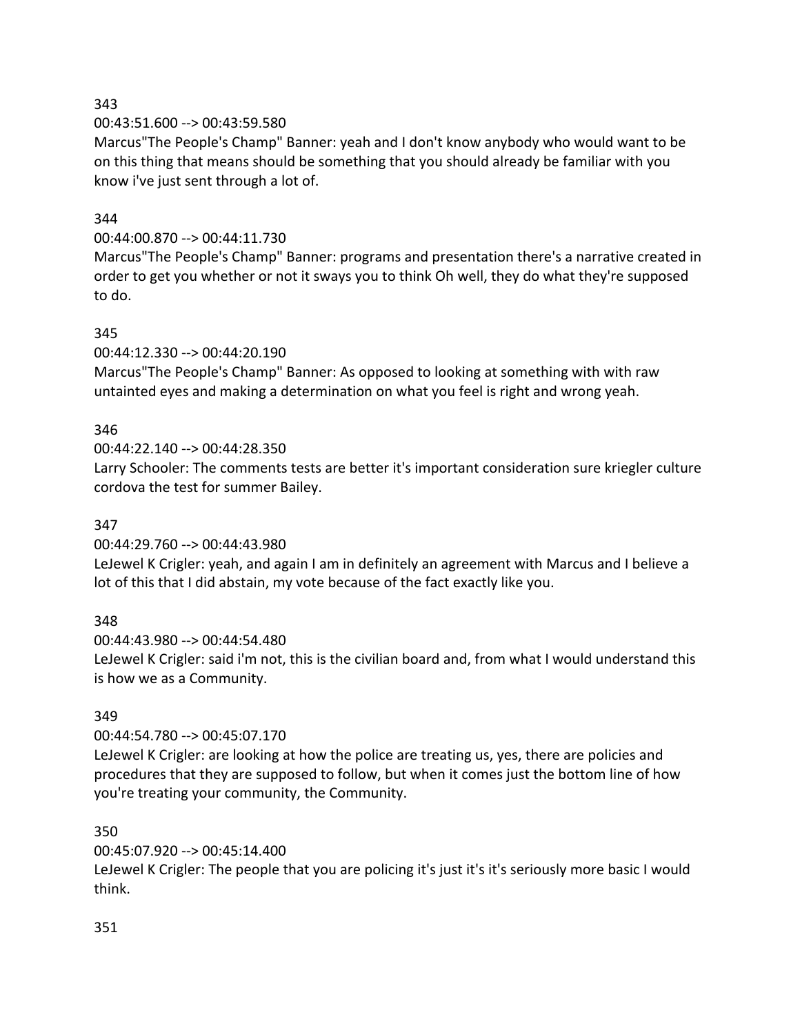343
00:43:51.600 --> 00:43:59.580
Marcus"The People's Champ" Banner: yeah and I don't know anybody who would want to be on this thing that means should be something that you should already be familiar with you know i've just sent through a lot of.

344
00:44:00.870 --> 00:44:11.730
Marcus"The People's Champ" Banner: programs and presentation there's a narrative created in order to get you whether or not it sways you to think Oh well, they do what they're supposed to do.

345
00:44:12.330 --> 00:44:20.190
Marcus"The People's Champ" Banner: As opposed to looking at something with with raw untainted eyes and making a determination on what you feel is right and wrong yeah.

346
00:44:22.140 --> 00:44:28.350
Larry Schooler: The comments tests are better it's important consideration sure kriegler culture cordova the test for summer Bailey.

347
00:44:29.760 --> 00:44:43.980
LeJewel K Crigler: yeah, and again I am in definitely an agreement with Marcus and I believe a lot of this that I did abstain, my vote because of the fact exactly like you.

348
00:44:43.980 --> 00:44:54.480
LeJewel K Crigler: said i'm not, this is the civilian board and, from what I would understand this is how we as a Community.

349
00:44:54.780 --> 00:45:07.170
LeJewel K Crigler: are looking at how the police are treating us, yes, there are policies and procedures that they are supposed to follow, but when it comes just the bottom line of how you're treating your community, the Community.

350
00:45:07.920 --> 00:45:14.400
LeJewel K Crigler: The people that you are policing it's just it's it's seriously more basic I would think.

351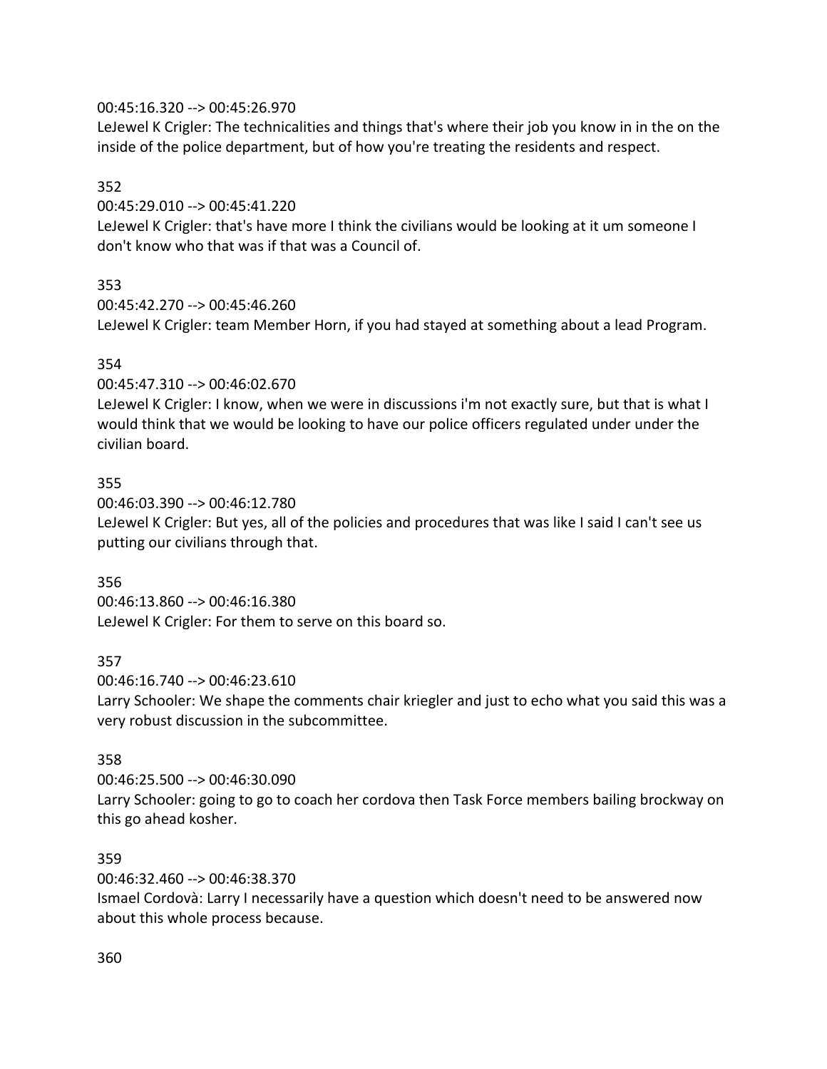00:45:16.320 --> 00:45:26.970
LeJewel K Crigler: The technicalities and things that's where their job you know in in the on the inside of the police department, but of how you're treating the residents and respect.

352
00:45:29.010 --> 00:45:41.220
LeJewel K Crigler: that's have more I think the civilians would be looking at it um someone I don't know who that was if that was a Council of.

353
00:45:42.270 --> 00:45:46.260
LeJewel K Crigler: team Member Horn, if you had stayed at something about a lead Program.

354
00:45:47.310 --> 00:46:02.670
LeJewel K Crigler: I know, when we were in discussions i'm not exactly sure, but that is what I would think that we would be looking to have our police officers regulated under under the civilian board.

355
00:46:03.390 --> 00:46:12.780
LeJewel K Crigler: But yes, all of the policies and procedures that was like I said I can't see us putting our civilians through that.

356
00:46:13.860 --> 00:46:16.380
LeJewel K Crigler: For them to serve on this board so.

357
00:46:16.740 --> 00:46:23.610
Larry Schooler: We shape the comments chair kriegler and just to echo what you said this was a very robust discussion in the subcommittee.

358
00:46:25.500 --> 00:46:30.090
Larry Schooler: going to go to coach her cordova then Task Force members bailing brockway on this go ahead kosher.

359
00:46:32.460 --> 00:46:38.370
Ismael Cordovà: Larry I necessarily have a question which doesn't need to be answered now about this whole process because.

360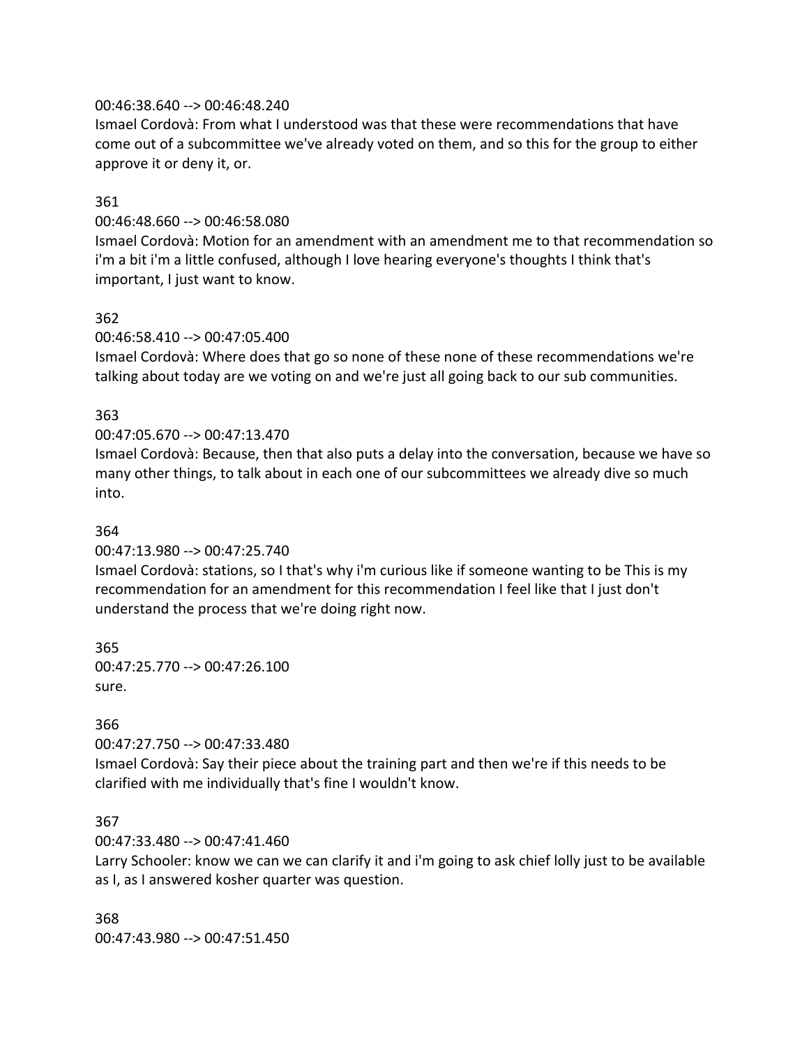00:46:38.640 --> 00:46:48.240
Ismael Cordovà: From what I understood was that these were recommendations that have come out of a subcommittee we've already voted on them, and so this for the group to either approve it or deny it, or.

361
00:46:48.660 --> 00:46:58.080
Ismael Cordovà: Motion for an amendment with an amendment me to that recommendation so i'm a bit i'm a little confused, although I love hearing everyone's thoughts I think that's important, I just want to know.

362
00:46:58.410 --> 00:47:05.400
Ismael Cordovà: Where does that go so none of these none of these recommendations we're talking about today are we voting on and we're just all going back to our sub communities.

363
00:47:05.670 --> 00:47:13.470
Ismael Cordovà: Because, then that also puts a delay into the conversation, because we have so many other things, to talk about in each one of our subcommittees we already dive so much into.

364
00:47:13.980 --> 00:47:25.740
Ismael Cordovà: stations, so I that's why i'm curious like if someone wanting to be This is my recommendation for an amendment for this recommendation I feel like that I just don't understand the process that we're doing right now.

365
00:47:25.770 --> 00:47:26.100
sure.

366
00:47:27.750 --> 00:47:33.480
Ismael Cordovà: Say their piece about the training part and then we're if this needs to be clarified with me individually that's fine I wouldn't know.

367
00:47:33.480 --> 00:47:41.460
Larry Schooler: know we can we can clarify it and i'm going to ask chief lolly just to be available as I, as I answered kosher quarter was question.

368
00:47:43.980 --> 00:47:51.450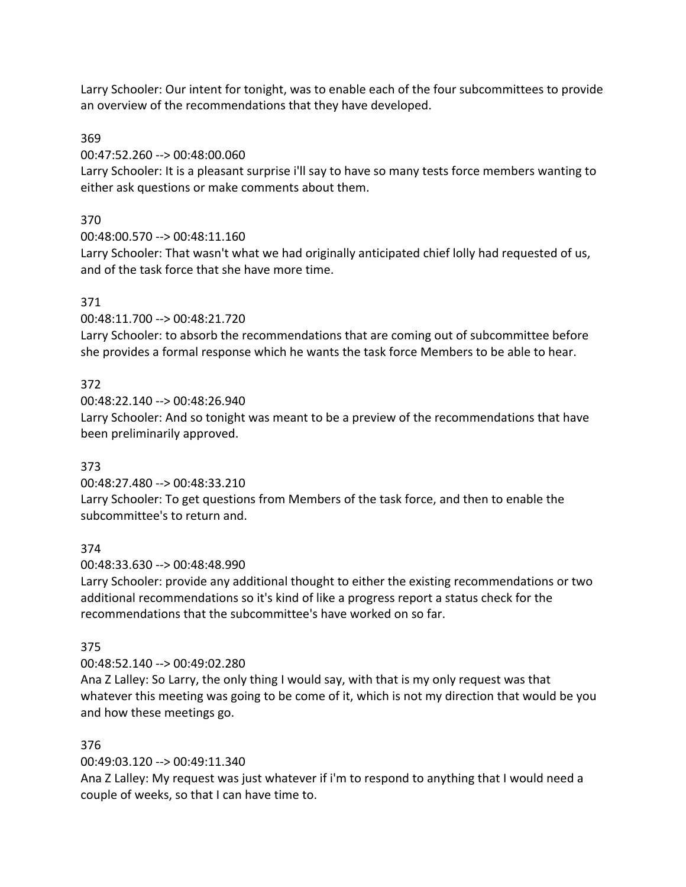Larry Schooler: Our intent for tonight, was to enable each of the four subcommittees to provide an overview of the recommendations that they have developed.

369

00:47:52.260 --> 00:48:00.060

Larry Schooler: It is a pleasant surprise i'll say to have so many tests force members wanting to either ask questions or make comments about them.

370

00:48:00.570 --> 00:48:11.160

Larry Schooler: That wasn't what we had originally anticipated chief lolly had requested of us, and of the task force that she have more time.

371

00:48:11.700 --> 00:48:21.720

Larry Schooler: to absorb the recommendations that are coming out of subcommittee before she provides a formal response which he wants the task force Members to be able to hear.

372

00:48:22.140 --> 00:48:26.940

Larry Schooler: And so tonight was meant to be a preview of the recommendations that have been preliminarily approved.

373

00:48:27.480 --> 00:48:33.210

Larry Schooler: To get questions from Members of the task force, and then to enable the subcommittee's to return and.

374

00:48:33.630 --> 00:48:48.990

Larry Schooler: provide any additional thought to either the existing recommendations or two additional recommendations so it's kind of like a progress report a status check for the recommendations that the subcommittee's have worked on so far.

375

00:48:52.140 --> 00:49:02.280

Ana Z Lalley: So Larry, the only thing I would say, with that is my only request was that whatever this meeting was going to be come of it, which is not my direction that would be you and how these meetings go.

376

00:49:03.120 --> 00:49:11.340

Ana Z Lalley: My request was just whatever if i'm to respond to anything that I would need a couple of weeks, so that I can have time to.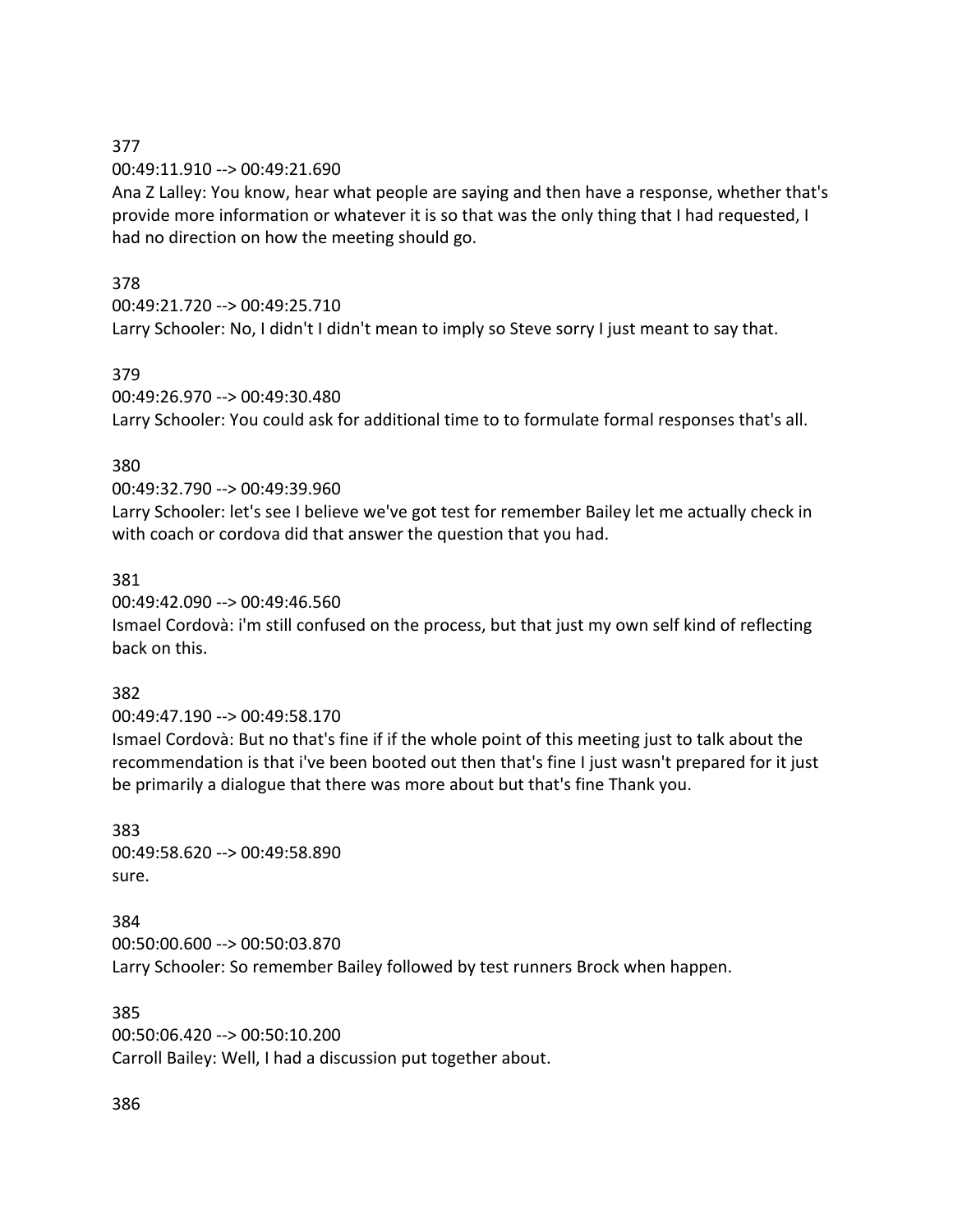377

00:49:11.910 --> 00:49:21.690

Ana Z Lalley: You know, hear what people are saying and then have a response, whether that's provide more information or whatever it is so that was the only thing that I had requested, I had no direction on how the meeting should go.

378

00:49:21.720 --> 00:49:25.710

Larry Schooler: No, I didn't I didn't mean to imply so Steve sorry I just meant to say that.

379

00:49:26.970 --> 00:49:30.480

Larry Schooler: You could ask for additional time to to formulate formal responses that's all.

380

00:49:32.790 --> 00:49:39.960

Larry Schooler: let's see I believe we've got test for remember Bailey let me actually check in with coach or cordova did that answer the question that you had.

381

00:49:42.090 --> 00:49:46.560

Ismael Cordovà: i'm still confused on the process, but that just my own self kind of reflecting back on this.

382

00:49:47.190 --> 00:49:58.170

Ismael Cordovà: But no that's fine if if the whole point of this meeting just to talk about the recommendation is that i've been booted out then that's fine I just wasn't prepared for it just be primarily a dialogue that there was more about but that's fine Thank you.

383

00:49:58.620 --> 00:49:58.890

sure.

384

00:50:00.600 --> 00:50:03.870

Larry Schooler: So remember Bailey followed by test runners Brock when happen.

385

00:50:06.420 --> 00:50:10.200

Carroll Bailey: Well, I had a discussion put together about.

386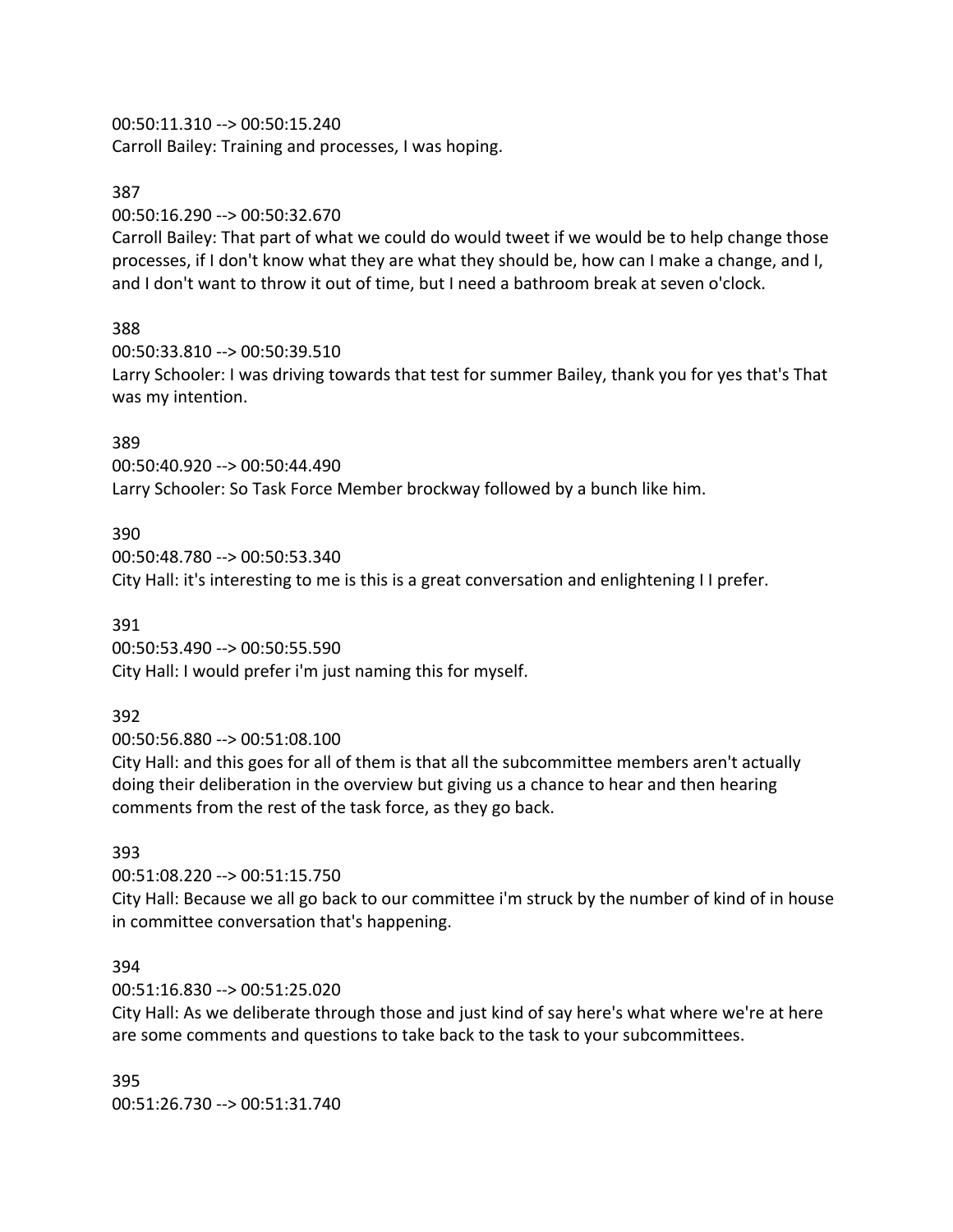00:50:11.310 --> 00:50:15.240
Carroll Bailey: Training and processes, I was hoping.

387
00:50:16.290 --> 00:50:32.670
Carroll Bailey: That part of what we could do would tweet if we would be to help change those processes, if I don't know what they are what they should be, how can I make a change, and I, and I don't want to throw it out of time, but I need a bathroom break at seven o'clock.

388
00:50:33.810 --> 00:50:39.510
Larry Schooler: I was driving towards that test for summer Bailey, thank you for yes that's That was my intention.

389
00:50:40.920 --> 00:50:44.490
Larry Schooler: So Task Force Member brockway followed by a bunch like him.

390
00:50:48.780 --> 00:50:53.340
City Hall: it's interesting to me is this is a great conversation and enlightening I I prefer.

391
00:50:53.490 --> 00:50:55.590
City Hall: I would prefer i'm just naming this for myself.

392
00:50:56.880 --> 00:51:08.100
City Hall: and this goes for all of them is that all the subcommittee members aren't actually doing their deliberation in the overview but giving us a chance to hear and then hearing comments from the rest of the task force, as they go back.

393
00:51:08.220 --> 00:51:15.750
City Hall: Because we all go back to our committee i'm struck by the number of kind of in house in committee conversation that's happening.

394
00:51:16.830 --> 00:51:25.020
City Hall: As we deliberate through those and just kind of say here's what where we're at here are some comments and questions to take back to the task to your subcommittees.

395
00:51:26.730 --> 00:51:31.740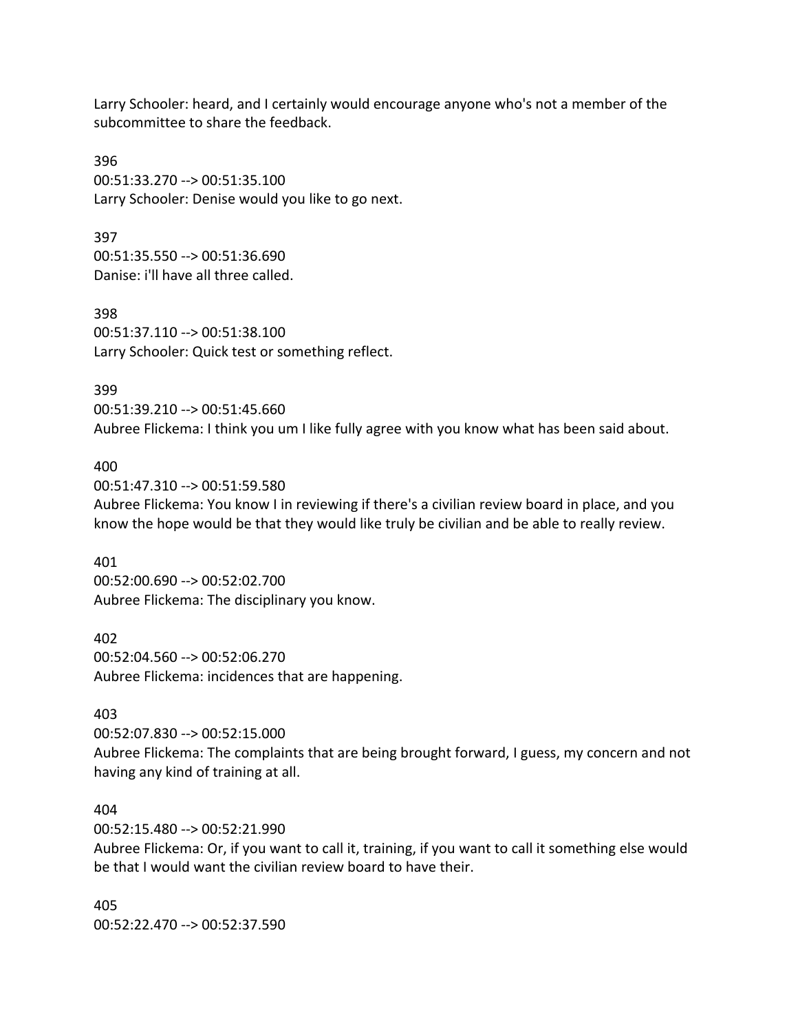Larry Schooler: heard, and I certainly would encourage anyone who's not a member of the subcommittee to share the feedback.

396
00:51:33.270 --> 00:51:35.100
Larry Schooler: Denise would you like to go next.

397
00:51:35.550 --> 00:51:36.690
Danise: i'll have all three called.

398
00:51:37.110 --> 00:51:38.100
Larry Schooler: Quick test or something reflect.

399
00:51:39.210 --> 00:51:45.660
Aubree Flickema: I think you um I like fully agree with you know what has been said about.

400
00:51:47.310 --> 00:51:59.580
Aubree Flickema: You know I in reviewing if there's a civilian review board in place, and you know the hope would be that they would like truly be civilian and be able to really review.

401
00:52:00.690 --> 00:52:02.700
Aubree Flickema: The disciplinary you know.

402
00:52:04.560 --> 00:52:06.270
Aubree Flickema: incidences that are happening.

403
00:52:07.830 --> 00:52:15.000
Aubree Flickema: The complaints that are being brought forward, I guess, my concern and not having any kind of training at all.

404
00:52:15.480 --> 00:52:21.990
Aubree Flickema: Or, if you want to call it, training, if you want to call it something else would be that I would want the civilian review board to have their.

405
00:52:22.470 --> 00:52:37.590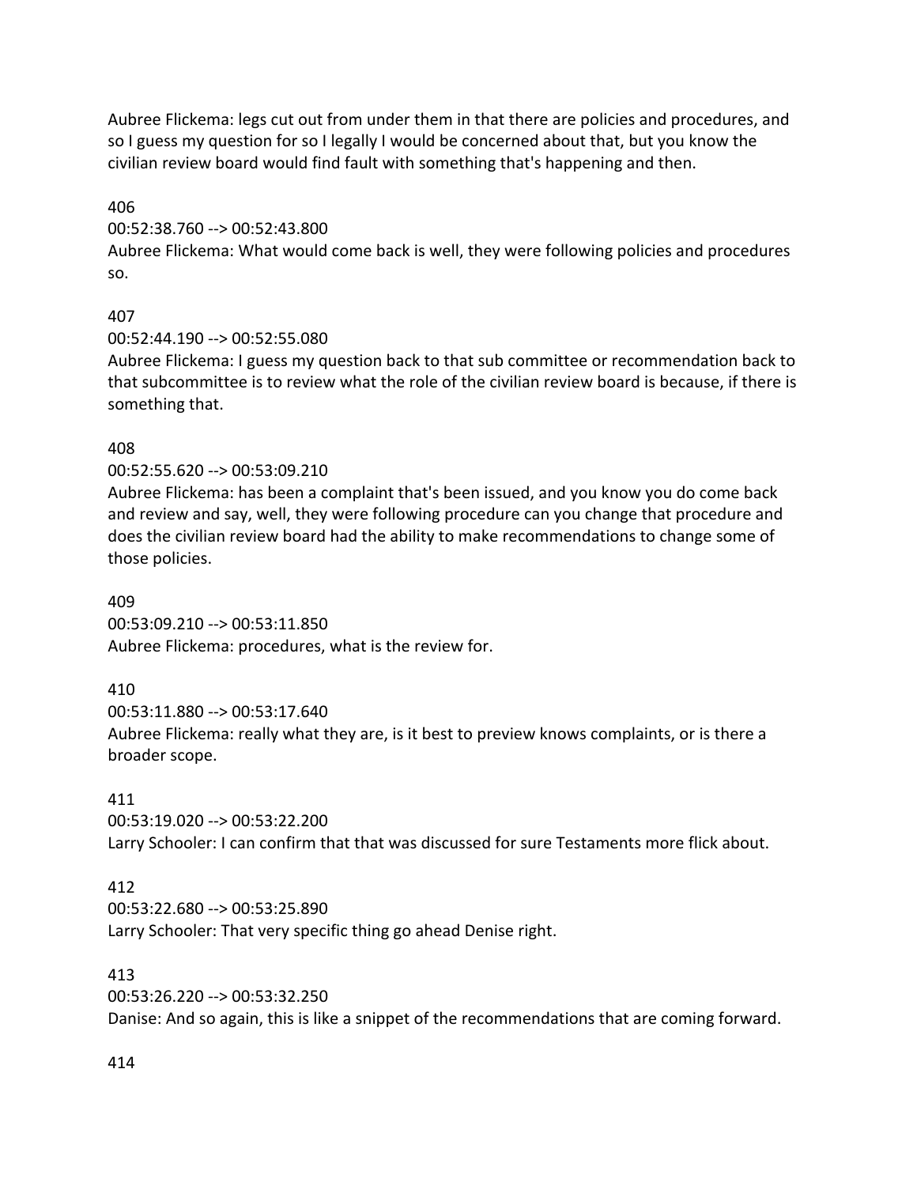Aubree Flickema: legs cut out from under them in that there are policies and procedures, and so I guess my question for so I legally I would be concerned about that, but you know the civilian review board would find fault with something that's happening and then.

406

00:52:38.760 --> 00:52:43.800

Aubree Flickema: What would come back is well, they were following policies and procedures so.

407

00:52:44.190 --> 00:52:55.080

Aubree Flickema: I guess my question back to that sub committee or recommendation back to that subcommittee is to review what the role of the civilian review board is because, if there is something that.

408

00:52:55.620 --> 00:53:09.210

Aubree Flickema: has been a complaint that's been issued, and you know you do come back and review and say, well, they were following procedure can you change that procedure and does the civilian review board had the ability to make recommendations to change some of those policies.

409

00:53:09.210 --> 00:53:11.850

Aubree Flickema: procedures, what is the review for.

410

00:53:11.880 --> 00:53:17.640

Aubree Flickema: really what they are, is it best to preview knows complaints, or is there a broader scope.

411

00:53:19.020 --> 00:53:22.200

Larry Schooler: I can confirm that that was discussed for sure Testaments more flick about.

412

00:53:22.680 --> 00:53:25.890

Larry Schooler: That very specific thing go ahead Denise right.

413

00:53:26.220 --> 00:53:32.250

Danise: And so again, this is like a snippet of the recommendations that are coming forward.

414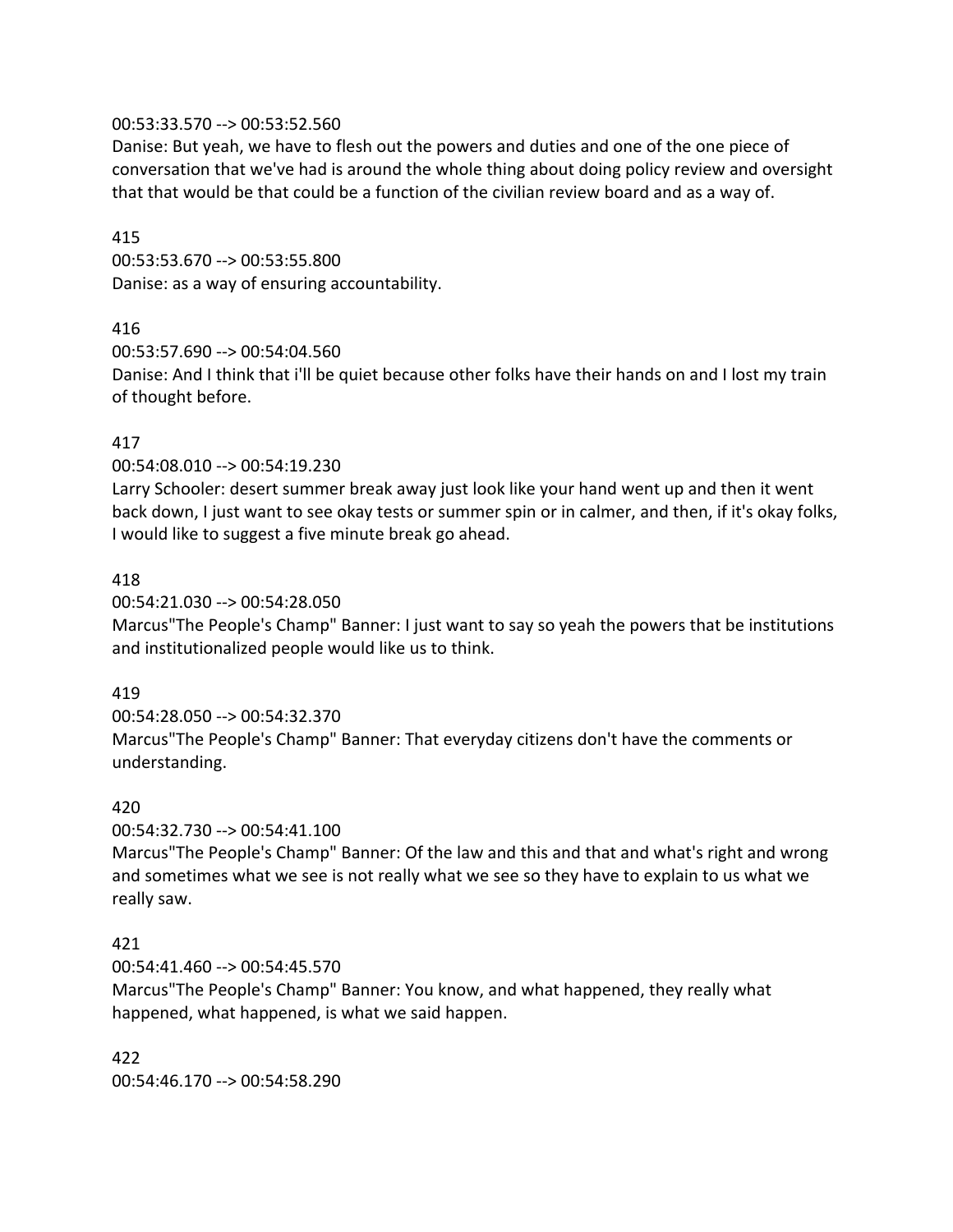00:53:33.570 --> 00:53:52.560
Danise: But yeah, we have to flesh out the powers and duties and one of the one piece of conversation that we've had is around the whole thing about doing policy review and oversight that that would be that could be a function of the civilian review board and as a way of.

415
00:53:53.670 --> 00:53:55.800
Danise: as a way of ensuring accountability.

416
00:53:57.690 --> 00:54:04.560
Danise: And I think that i'll be quiet because other folks have their hands on and I lost my train of thought before.

417
00:54:08.010 --> 00:54:19.230
Larry Schooler: desert summer break away just look like your hand went up and then it went back down, I just want to see okay tests or summer spin or in calmer, and then, if it's okay folks, I would like to suggest a five minute break go ahead.

418
00:54:21.030 --> 00:54:28.050
Marcus"The People's Champ" Banner: I just want to say so yeah the powers that be institutions and institutionalized people would like us to think.

419
00:54:28.050 --> 00:54:32.370
Marcus"The People's Champ" Banner: That everyday citizens don't have the comments or understanding.

420
00:54:32.730 --> 00:54:41.100
Marcus"The People's Champ" Banner: Of the law and this and that and what's right and wrong and sometimes what we see is not really what we see so they have to explain to us what we really saw.

421
00:54:41.460 --> 00:54:45.570
Marcus"The People's Champ" Banner: You know, and what happened, they really what happened, what happened, is what we said happen.

422
00:54:46.170 --> 00:54:58.290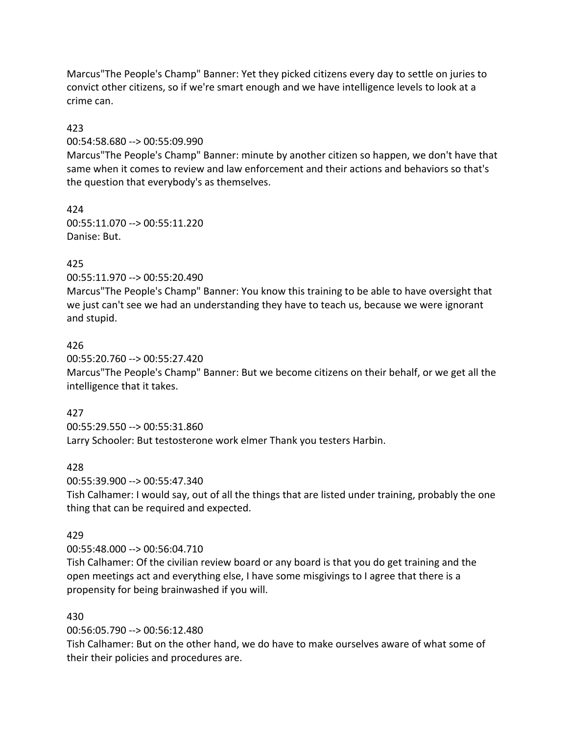Marcus"The People's Champ" Banner: Yet they picked citizens every day to settle on juries to convict other citizens, so if we're smart enough and we have intelligence levels to look at a crime can.

423
00:54:58.680 --> 00:55:09.990
Marcus"The People's Champ" Banner: minute by another citizen so happen, we don't have that same when it comes to review and law enforcement and their actions and behaviors so that's the question that everybody's as themselves.

424
00:55:11.070 --> 00:55:11.220
Danise: But.

425
00:55:11.970 --> 00:55:20.490
Marcus"The People's Champ" Banner: You know this training to be able to have oversight that we just can't see we had an understanding they have to teach us, because we were ignorant and stupid.

426
00:55:20.760 --> 00:55:27.420
Marcus"The People's Champ" Banner: But we become citizens on their behalf, or we get all the intelligence that it takes.

427
00:55:29.550 --> 00:55:31.860
Larry Schooler: But testosterone work elmer Thank you testers Harbin.

428
00:55:39.900 --> 00:55:47.340
Tish Calhamer: I would say, out of all the things that are listed under training, probably the one thing that can be required and expected.

429
00:55:48.000 --> 00:56:04.710
Tish Calhamer: Of the civilian review board or any board is that you do get training and the open meetings act and everything else, I have some misgivings to I agree that there is a propensity for being brainwashed if you will.

430
00:56:05.790 --> 00:56:12.480
Tish Calhamer: But on the other hand, we do have to make ourselves aware of what some of their their policies and procedures are.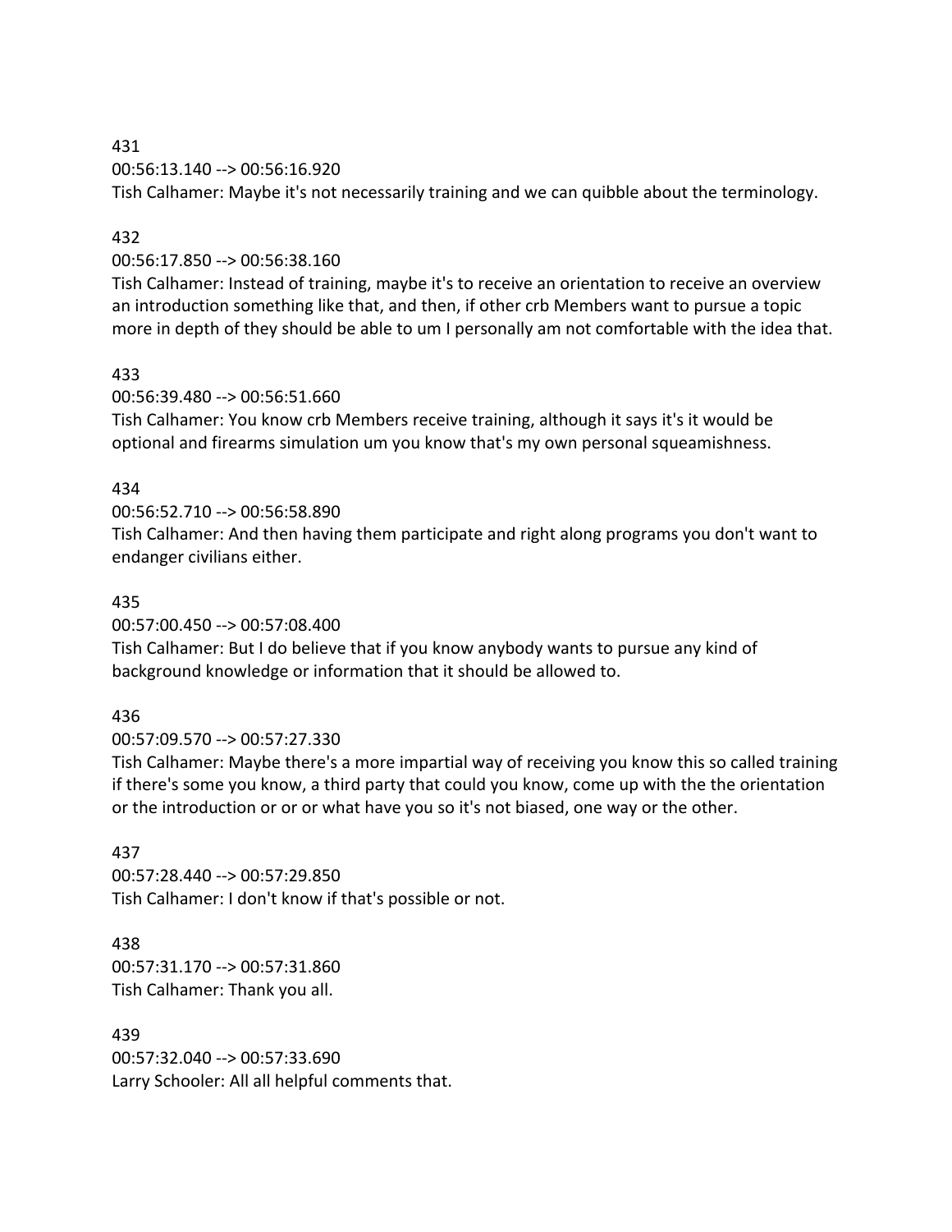431

00:56:13.140 --> 00:56:16.920

Tish Calhamer: Maybe it's not necessarily training and we can quibble about the terminology.

432

00:56:17.850 --> 00:56:38.160

Tish Calhamer: Instead of training, maybe it's to receive an orientation to receive an overview an introduction something like that, and then, if other crb Members want to pursue a topic more in depth of they should be able to um I personally am not comfortable with the idea that.

433

00:56:39.480 --> 00:56:51.660

Tish Calhamer: You know crb Members receive training, although it says it's it would be optional and firearms simulation um you know that's my own personal squeamishness.

434

00:56:52.710 --> 00:56:58.890

Tish Calhamer: And then having them participate and right along programs you don't want to endanger civilians either.

435

00:57:00.450 --> 00:57:08.400

Tish Calhamer: But I do believe that if you know anybody wants to pursue any kind of background knowledge or information that it should be allowed to.

436

00:57:09.570 --> 00:57:27.330

Tish Calhamer: Maybe there's a more impartial way of receiving you know this so called training if there's some you know, a third party that could you know, come up with the the orientation or the introduction or or or what have you so it's not biased, one way or the other.

437

00:57:28.440 --> 00:57:29.850

Tish Calhamer: I don't know if that's possible or not.

438

00:57:31.170 --> 00:57:31.860

Tish Calhamer: Thank you all.

439

00:57:32.040 --> 00:57:33.690

Larry Schooler: All all helpful comments that.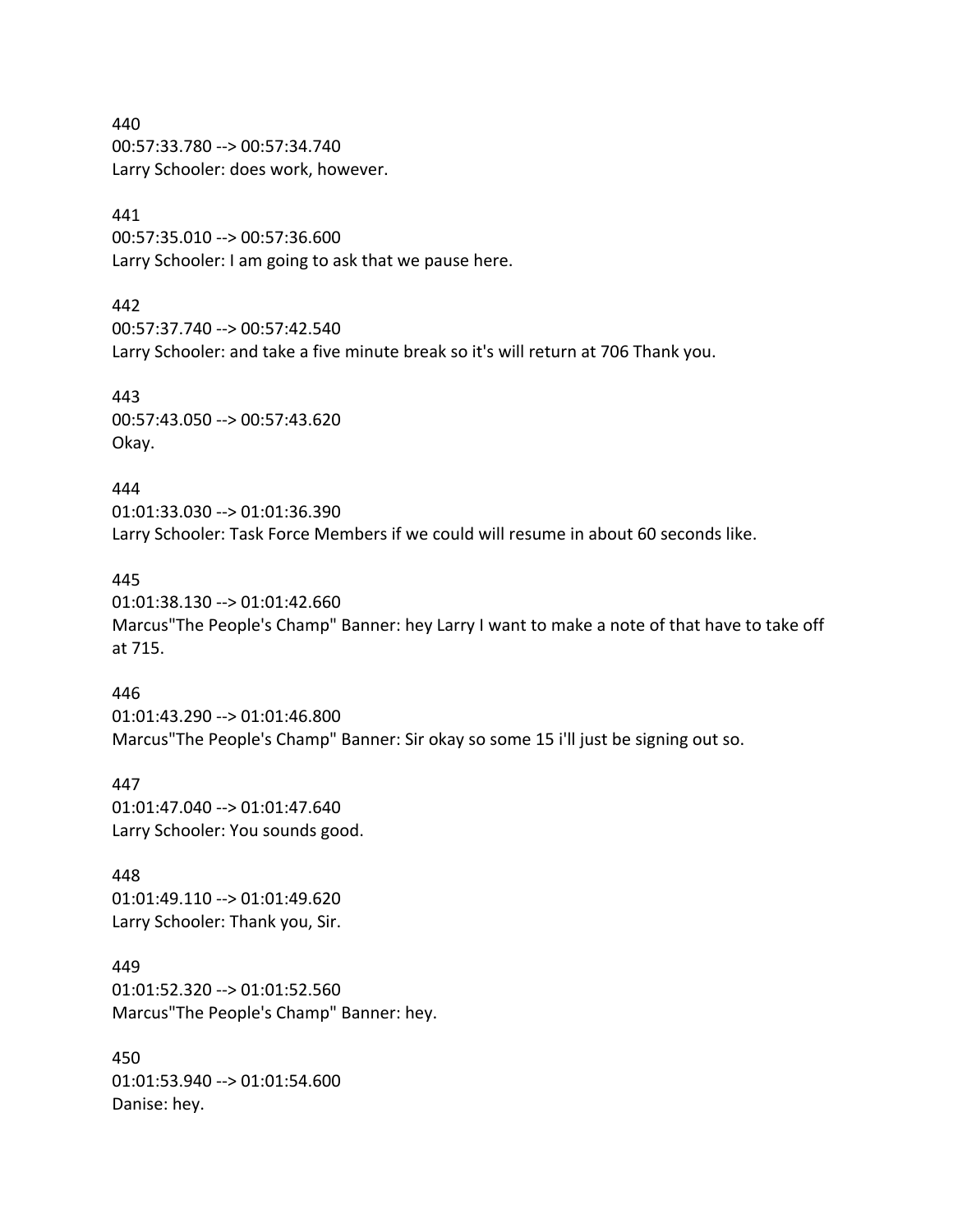440
00:57:33.780 --> 00:57:34.740
Larry Schooler: does work, however.

441
00:57:35.010 --> 00:57:36.600
Larry Schooler: I am going to ask that we pause here.

442
00:57:37.740 --> 00:57:42.540
Larry Schooler: and take a five minute break so it's will return at 706 Thank you.

443
00:57:43.050 --> 00:57:43.620
Okay.

444
01:01:33.030 --> 01:01:36.390
Larry Schooler: Task Force Members if we could will resume in about 60 seconds like.

445
01:01:38.130 --> 01:01:42.660
Marcus"The People's Champ" Banner: hey Larry I want to make a note of that have to take off at 715.

446
01:01:43.290 --> 01:01:46.800
Marcus"The People's Champ" Banner: Sir okay so some 15 i'll just be signing out so.

447
01:01:47.040 --> 01:01:47.640
Larry Schooler: You sounds good.

448
01:01:49.110 --> 01:01:49.620
Larry Schooler: Thank you, Sir.

449
01:01:52.320 --> 01:01:52.560
Marcus"The People's Champ" Banner: hey.

450
01:01:53.940 --> 01:01:54.600
Danise: hey.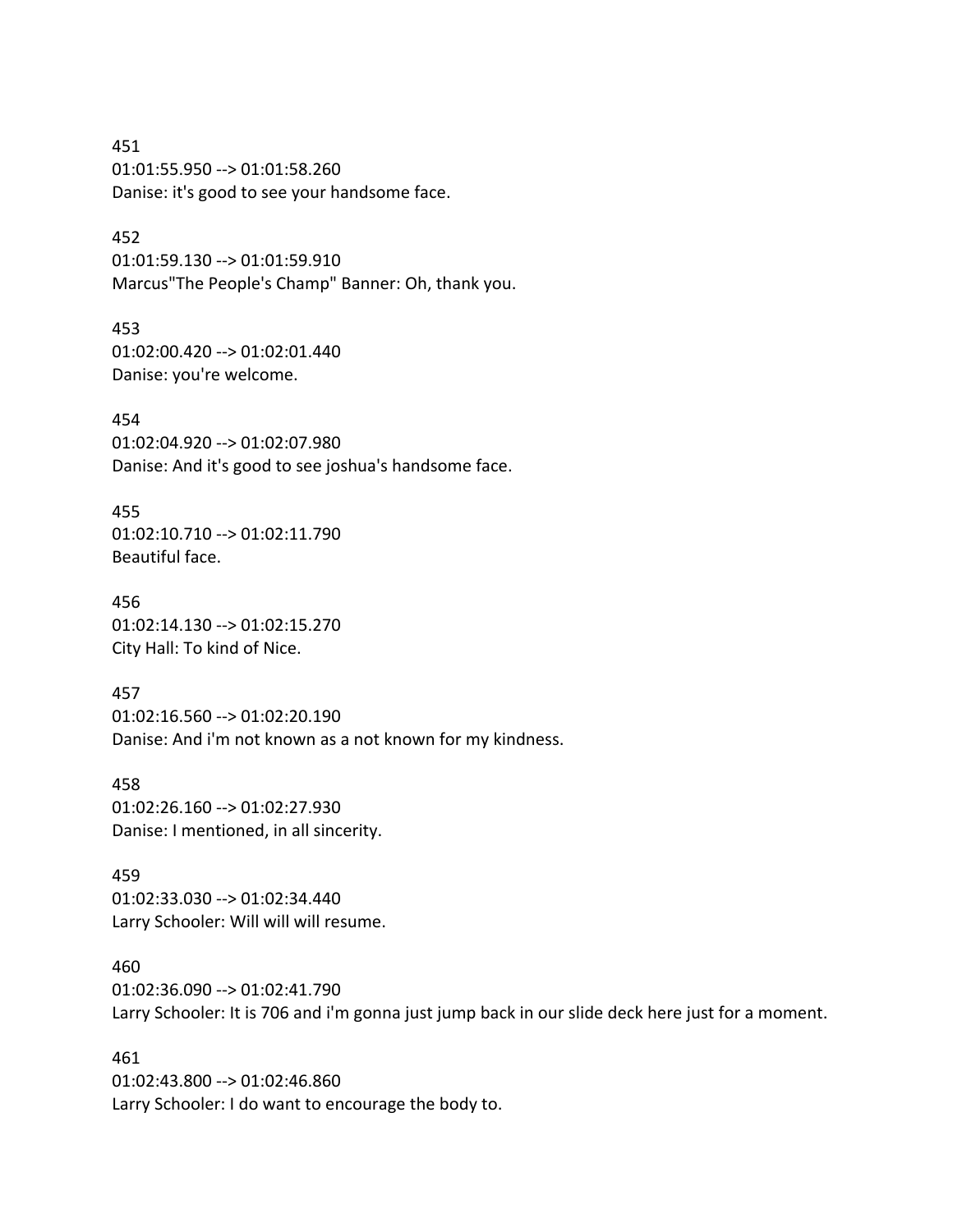451
01:01:55.950 --> 01:01:58.260
Danise: it's good to see your handsome face.

452
01:01:59.130 --> 01:01:59.910
Marcus"The People's Champ" Banner: Oh, thank you.

453
01:02:00.420 --> 01:02:01.440
Danise: you're welcome.

454
01:02:04.920 --> 01:02:07.980
Danise: And it's good to see joshua's handsome face.

455
01:02:10.710 --> 01:02:11.790
Beautiful face.

456
01:02:14.130 --> 01:02:15.270
City Hall: To kind of Nice.

457
01:02:16.560 --> 01:02:20.190
Danise: And i'm not known as a not known for my kindness.

458
01:02:26.160 --> 01:02:27.930
Danise: I mentioned, in all sincerity.

459
01:02:33.030 --> 01:02:34.440
Larry Schooler: Will will will resume.

460
01:02:36.090 --> 01:02:41.790
Larry Schooler: It is 706 and i'm gonna just jump back in our slide deck here just for a moment.

461
01:02:43.800 --> 01:02:46.860
Larry Schooler: I do want to encourage the body to.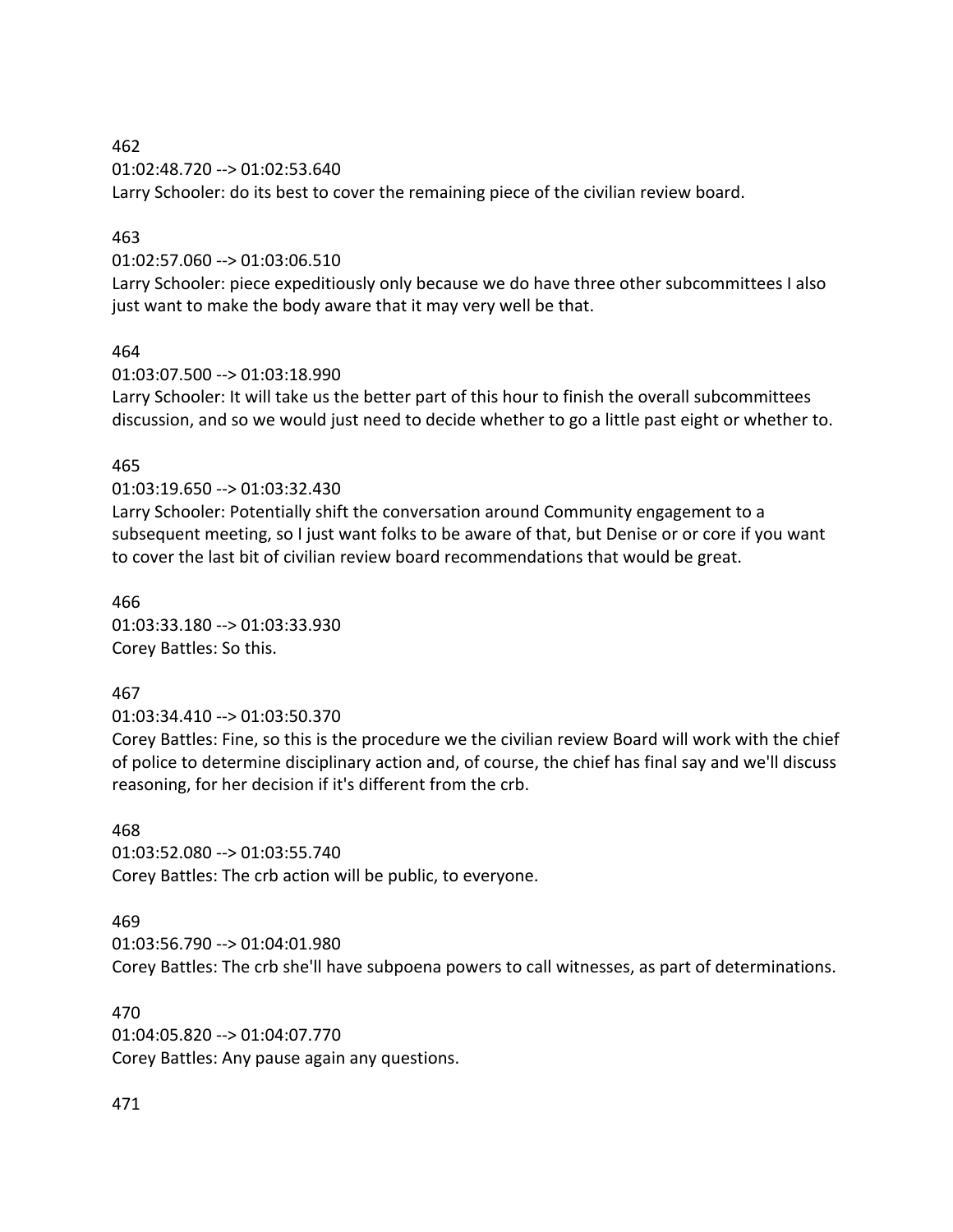462
01:02:48.720 --> 01:02:53.640
Larry Schooler: do its best to cover the remaining piece of the civilian review board.

463
01:02:57.060 --> 01:03:06.510
Larry Schooler: piece expeditiously only because we do have three other subcommittees I also just want to make the body aware that it may very well be that.

464
01:03:07.500 --> 01:03:18.990
Larry Schooler: It will take us the better part of this hour to finish the overall subcommittees discussion, and so we would just need to decide whether to go a little past eight or whether to.

465
01:03:19.650 --> 01:03:32.430
Larry Schooler: Potentially shift the conversation around Community engagement to a subsequent meeting, so I just want folks to be aware of that, but Denise or or core if you want to cover the last bit of civilian review board recommendations that would be great.

466
01:03:33.180 --> 01:03:33.930
Corey Battles: So this.

467
01:03:34.410 --> 01:03:50.370
Corey Battles: Fine, so this is the procedure we the civilian review Board will work with the chief of police to determine disciplinary action and, of course, the chief has final say and we'll discuss reasoning, for her decision if it's different from the crb.

468
01:03:52.080 --> 01:03:55.740
Corey Battles: The crb action will be public, to everyone.

469
01:03:56.790 --> 01:04:01.980
Corey Battles: The crb she'll have subpoena powers to call witnesses, as part of determinations.

470
01:04:05.820 --> 01:04:07.770
Corey Battles: Any pause again any questions.

471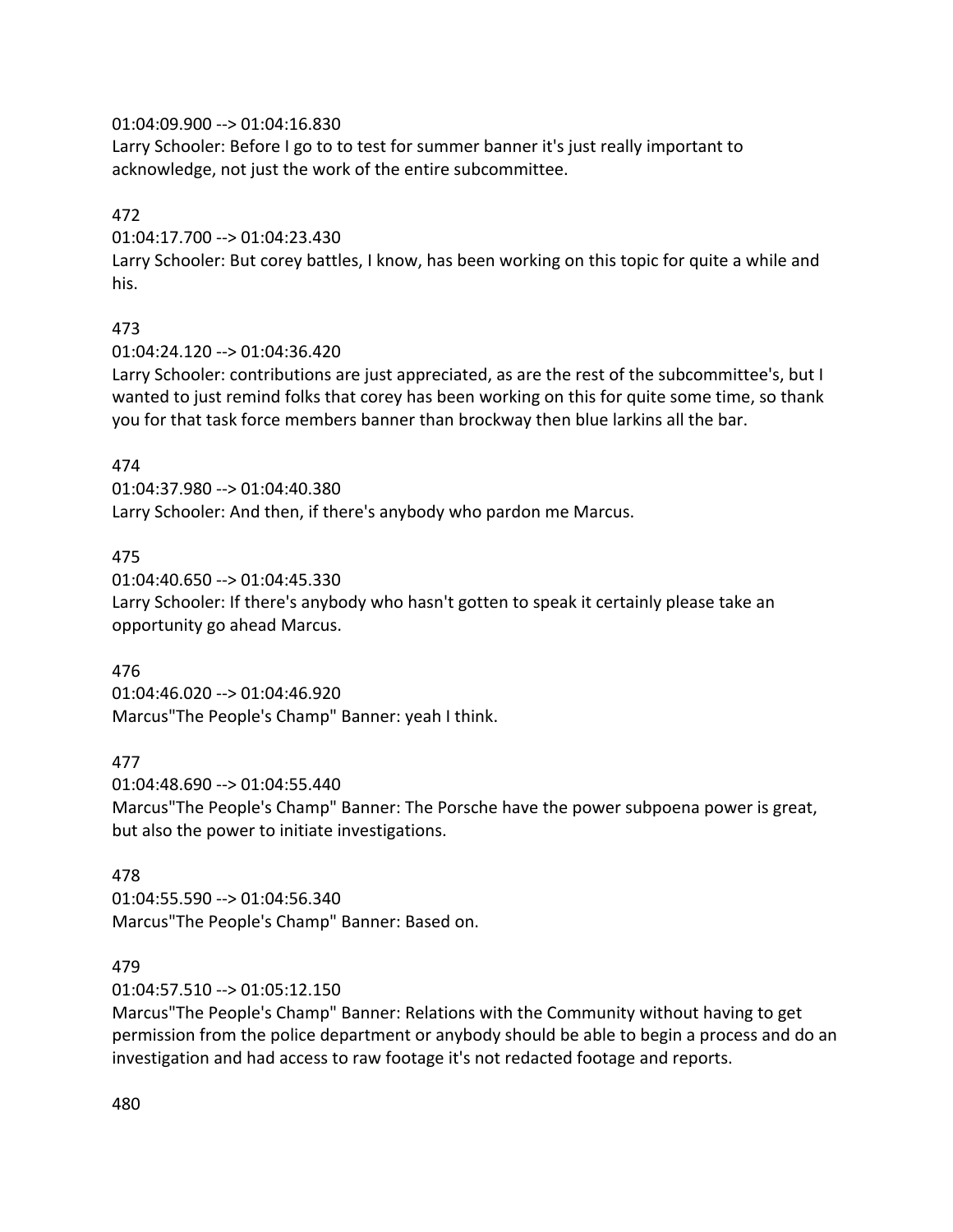01:04:09.900 --> 01:04:16.830
Larry Schooler: Before I go to to test for summer banner it's just really important to acknowledge, not just the work of the entire subcommittee.

472
01:04:17.700 --> 01:04:23.430
Larry Schooler: But corey battles, I know, has been working on this topic for quite a while and his.

473
01:04:24.120 --> 01:04:36.420
Larry Schooler: contributions are just appreciated, as are the rest of the subcommittee's, but I wanted to just remind folks that corey has been working on this for quite some time, so thank you for that task force members banner than brockway then blue larkins all the bar.

474
01:04:37.980 --> 01:04:40.380
Larry Schooler: And then, if there's anybody who pardon me Marcus.

475
01:04:40.650 --> 01:04:45.330
Larry Schooler: If there's anybody who hasn't gotten to speak it certainly please take an opportunity go ahead Marcus.

476
01:04:46.020 --> 01:04:46.920
Marcus"The People's Champ" Banner: yeah I think.

477
01:04:48.690 --> 01:04:55.440
Marcus"The People's Champ" Banner: The Porsche have the power subpoena power is great, but also the power to initiate investigations.

478
01:04:55.590 --> 01:04:56.340
Marcus"The People's Champ" Banner: Based on.

479
01:04:57.510 --> 01:05:12.150
Marcus"The People's Champ" Banner: Relations with the Community without having to get permission from the police department or anybody should be able to begin a process and do an investigation and had access to raw footage it's not redacted footage and reports.

480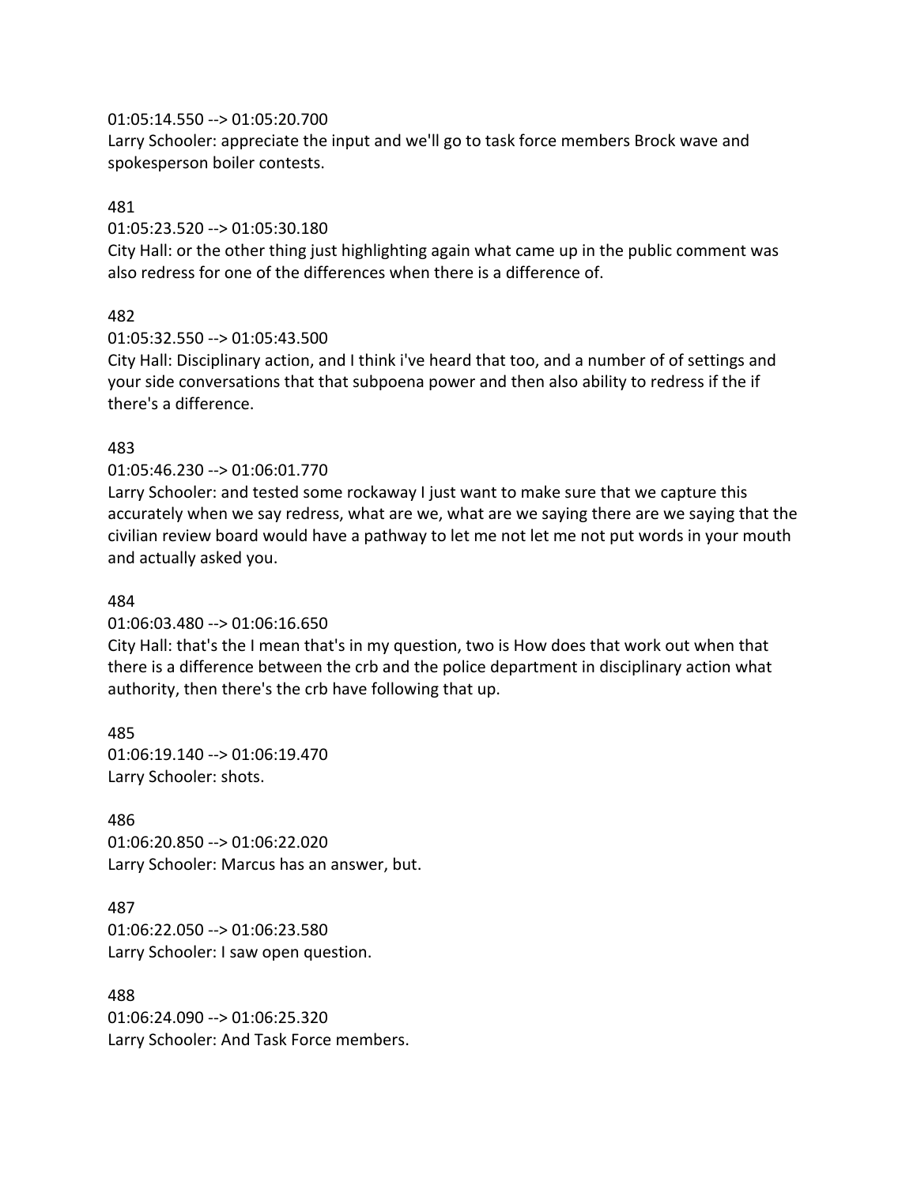01:05:14.550 --> 01:05:20.700
Larry Schooler: appreciate the input and we'll go to task force members Brock wave and spokesperson boiler contests.

481
01:05:23.520 --> 01:05:30.180
City Hall: or the other thing just highlighting again what came up in the public comment was also redress for one of the differences when there is a difference of.

482
01:05:32.550 --> 01:05:43.500
City Hall: Disciplinary action, and I think i've heard that too, and a number of of settings and your side conversations that that subpoena power and then also ability to redress if the if there's a difference.

483
01:05:46.230 --> 01:06:01.770
Larry Schooler: and tested some rockaway I just want to make sure that we capture this accurately when we say redress, what are we, what are we saying there are we saying that the civilian review board would have a pathway to let me not let me not put words in your mouth and actually asked you.

484
01:06:03.480 --> 01:06:16.650
City Hall: that's the I mean that's in my question, two is How does that work out when that there is a difference between the crb and the police department in disciplinary action what authority, then there's the crb have following that up.

485
01:06:19.140 --> 01:06:19.470
Larry Schooler: shots.

486
01:06:20.850 --> 01:06:22.020
Larry Schooler: Marcus has an answer, but.

487
01:06:22.050 --> 01:06:23.580
Larry Schooler: I saw open question.

488
01:06:24.090 --> 01:06:25.320
Larry Schooler: And Task Force members.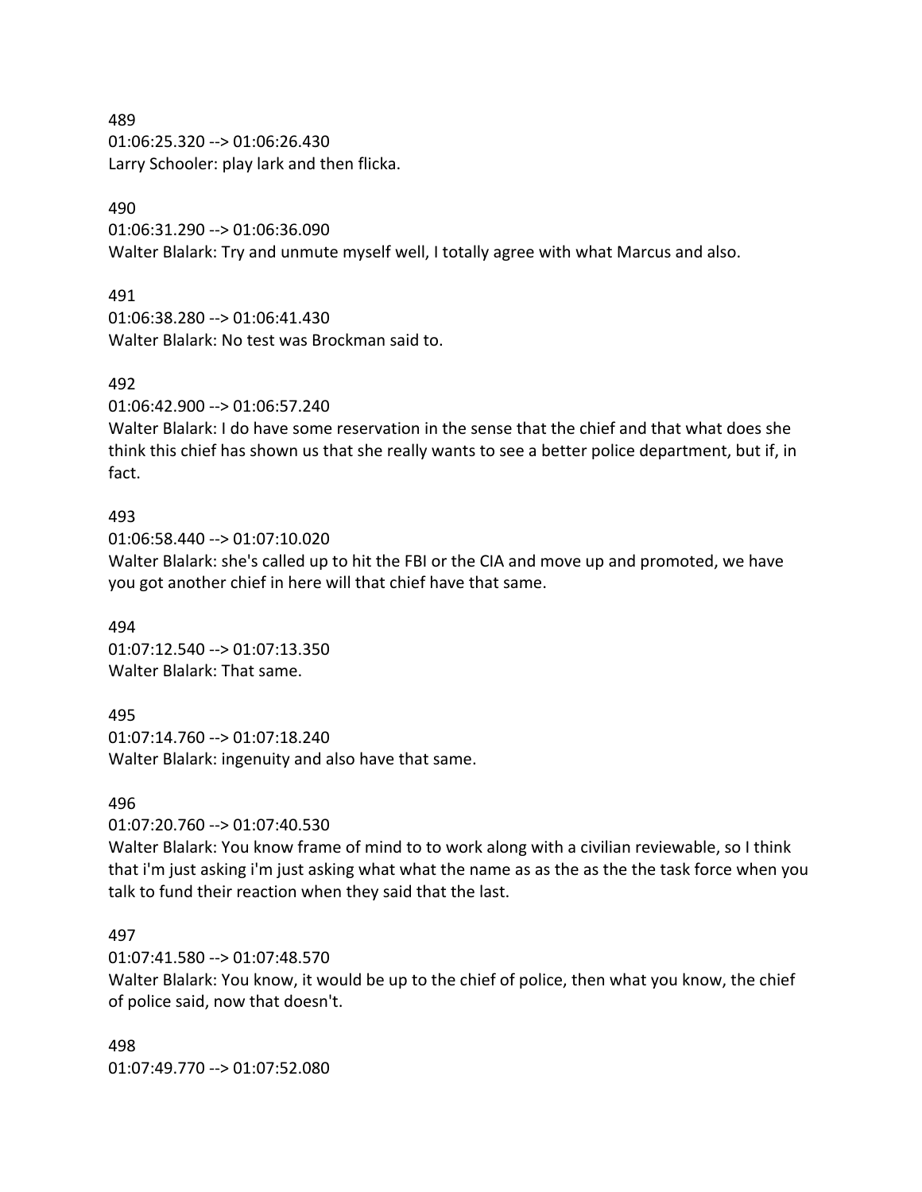489
01:06:25.320 --> 01:06:26.430
Larry Schooler: play lark and then flicka.

490
01:06:31.290 --> 01:06:36.090
Walter Blalark: Try and unmute myself well, I totally agree with what Marcus and also.

491
01:06:38.280 --> 01:06:41.430
Walter Blalark: No test was Brockman said to.

492
01:06:42.900 --> 01:06:57.240
Walter Blalark: I do have some reservation in the sense that the chief and that what does she think this chief has shown us that she really wants to see a better police department, but if, in fact.

493
01:06:58.440 --> 01:07:10.020
Walter Blalark: she's called up to hit the FBI or the CIA and move up and promoted, we have you got another chief in here will that chief have that same.

494
01:07:12.540 --> 01:07:13.350
Walter Blalark: That same.

495
01:07:14.760 --> 01:07:18.240
Walter Blalark: ingenuity and also have that same.

496
01:07:20.760 --> 01:07:40.530
Walter Blalark: You know frame of mind to to work along with a civilian reviewable, so I think that i'm just asking i'm just asking what what the name as as the as the the task force when you talk to fund their reaction when they said that the last.

497
01:07:41.580 --> 01:07:48.570
Walter Blalark: You know, it would be up to the chief of police, then what you know, the chief of police said, now that doesn't.

498
01:07:49.770 --> 01:07:52.080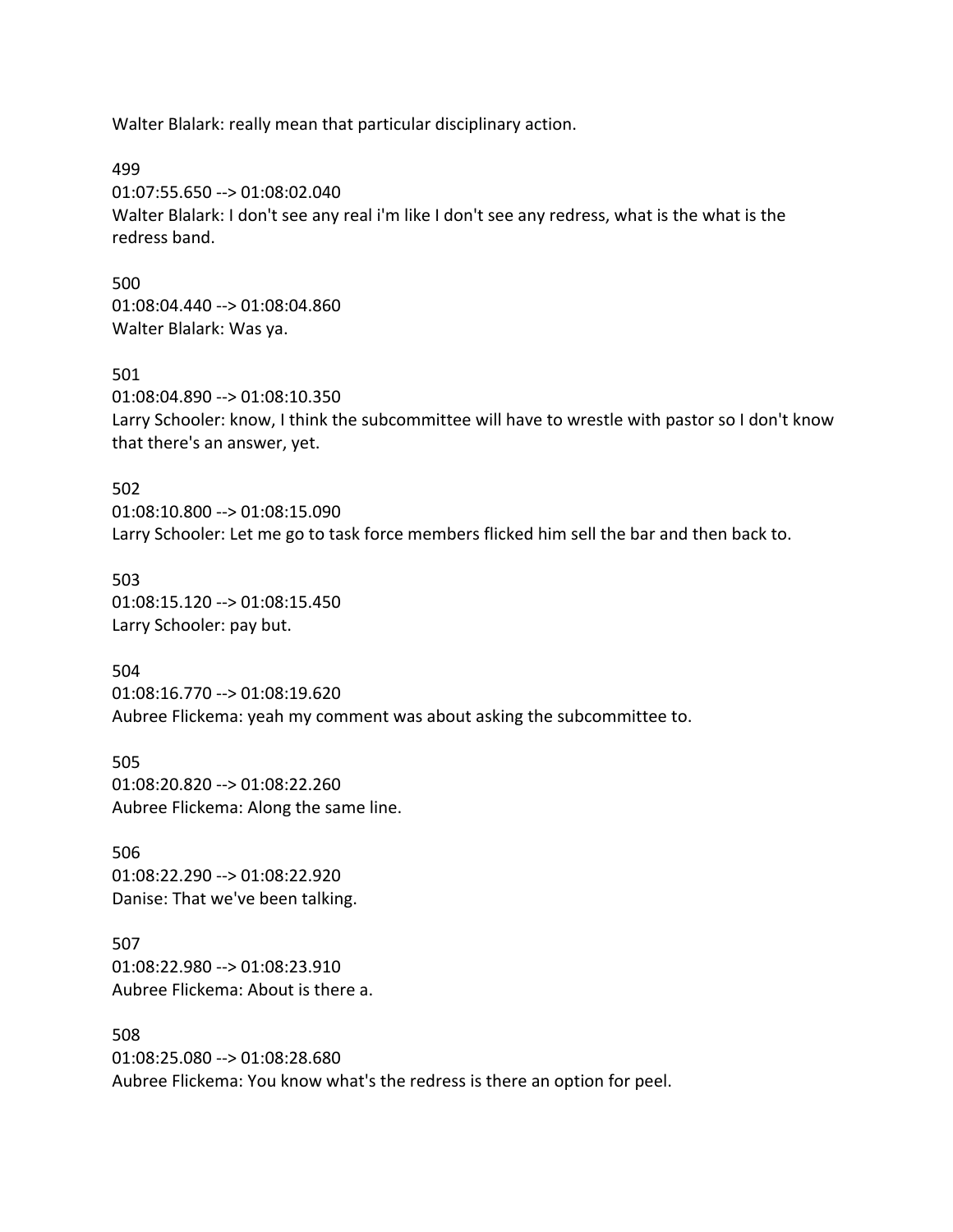Walter Blalark: really mean that particular disciplinary action.

499
01:07:55.650 --> 01:08:02.040
Walter Blalark: I don't see any real i'm like I don't see any redress, what is the what is the redress band.

500
01:08:04.440 --> 01:08:04.860
Walter Blalark: Was ya.

501
01:08:04.890 --> 01:08:10.350
Larry Schooler: know, I think the subcommittee will have to wrestle with pastor so I don't know that there's an answer, yet.

502
01:08:10.800 --> 01:08:15.090
Larry Schooler: Let me go to task force members flicked him sell the bar and then back to.

503
01:08:15.120 --> 01:08:15.450
Larry Schooler: pay but.

504
01:08:16.770 --> 01:08:19.620
Aubree Flickema: yeah my comment was about asking the subcommittee to.

505
01:08:20.820 --> 01:08:22.260
Aubree Flickema: Along the same line.

506
01:08:22.290 --> 01:08:22.920
Danise: That we've been talking.

507
01:08:22.980 --> 01:08:23.910
Aubree Flickema: About is there a.

508
01:08:25.080 --> 01:08:28.680
Aubree Flickema: You know what's the redress is there an option for peel.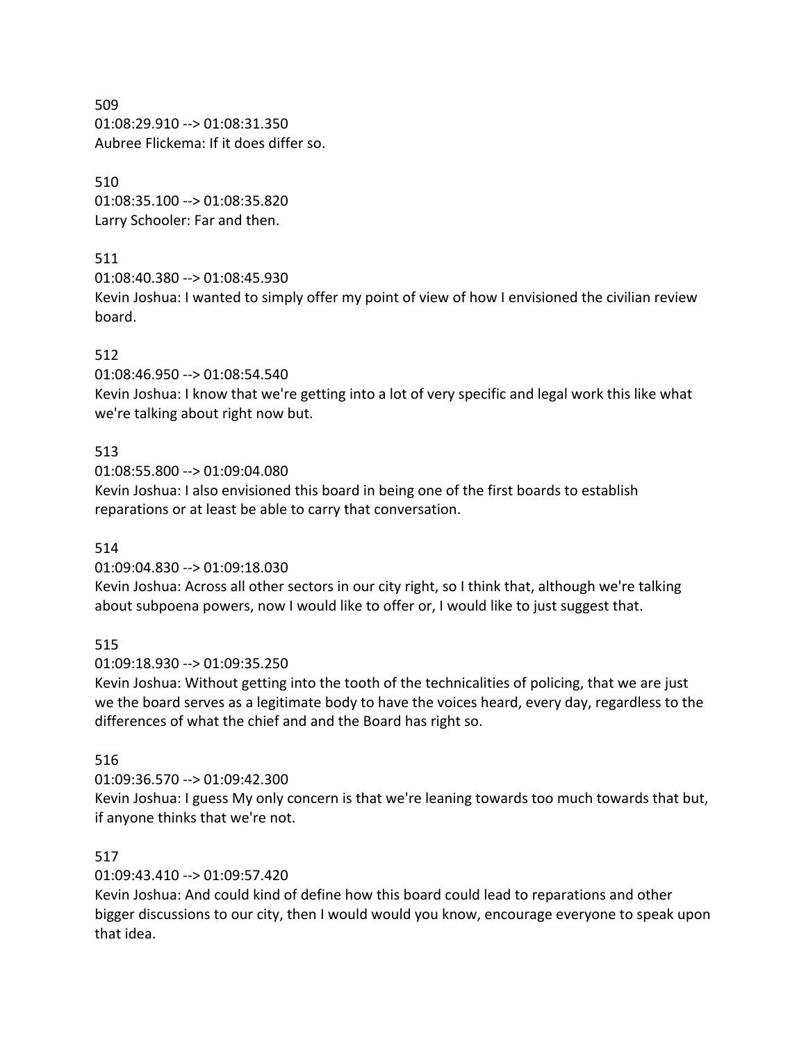509
01:08:29.910 --> 01:08:31.350
Aubree Flickema: If it does differ so.

510
01:08:35.100 --> 01:08:35.820
Larry Schooler: Far and then.

511
01:08:40.380 --> 01:08:45.930
Kevin Joshua: I wanted to simply offer my point of view of how I envisioned the civilian review board.

512
01:08:46.950 --> 01:08:54.540
Kevin Joshua: I know that we're getting into a lot of very specific and legal work this like what we're talking about right now but.

513
01:08:55.800 --> 01:09:04.080
Kevin Joshua: I also envisioned this board in being one of the first boards to establish reparations or at least be able to carry that conversation.

514
01:09:04.830 --> 01:09:18.030
Kevin Joshua: Across all other sectors in our city right, so I think that, although we're talking about subpoena powers, now I would like to offer or, I would like to just suggest that.

515
01:09:18.930 --> 01:09:35.250
Kevin Joshua: Without getting into the tooth of the technicalities of policing, that we are just we the board serves as a legitimate body to have the voices heard, every day, regardless to the differences of what the chief and and the Board has right so.

516
01:09:36.570 --> 01:09:42.300
Kevin Joshua: I guess My only concern is that we're leaning towards too much towards that but, if anyone thinks that we're not.

517
01:09:43.410 --> 01:09:57.420
Kevin Joshua: And could kind of define how this board could lead to reparations and other bigger discussions to our city, then I would would you know, encourage everyone to speak upon that idea.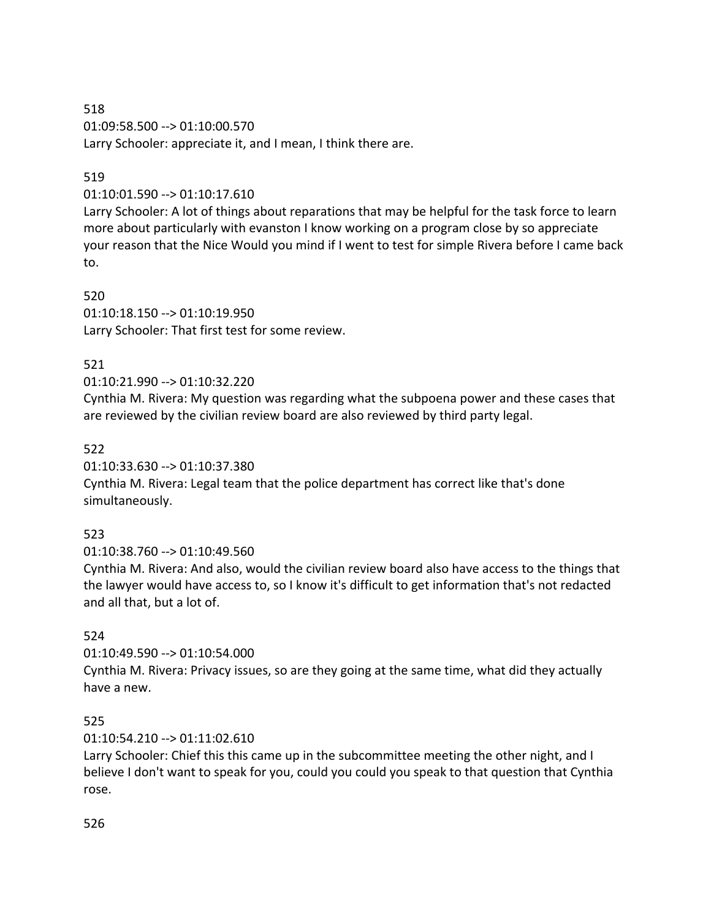518
01:09:58.500 --> 01:10:00.570
Larry Schooler: appreciate it, and I mean, I think there are.

519
01:10:01.590 --> 01:10:17.610
Larry Schooler: A lot of things about reparations that may be helpful for the task force to learn more about particularly with evanston I know working on a program close by so appreciate your reason that the Nice Would you mind if I went to test for simple Rivera before I came back to.

520
01:10:18.150 --> 01:10:19.950
Larry Schooler: That first test for some review.

521
01:10:21.990 --> 01:10:32.220
Cynthia M. Rivera: My question was regarding what the subpoena power and these cases that are reviewed by the civilian review board are also reviewed by third party legal.

522
01:10:33.630 --> 01:10:37.380
Cynthia M. Rivera: Legal team that the police department has correct like that's done simultaneously.

523
01:10:38.760 --> 01:10:49.560
Cynthia M. Rivera: And also, would the civilian review board also have access to the things that the lawyer would have access to, so I know it's difficult to get information that's not redacted and all that, but a lot of.

524
01:10:49.590 --> 01:10:54.000
Cynthia M. Rivera: Privacy issues, so are they going at the same time, what did they actually have a new.

525
01:10:54.210 --> 01:11:02.610
Larry Schooler: Chief this this came up in the subcommittee meeting the other night, and I believe I don't want to speak for you, could you could you speak to that question that Cynthia rose.

526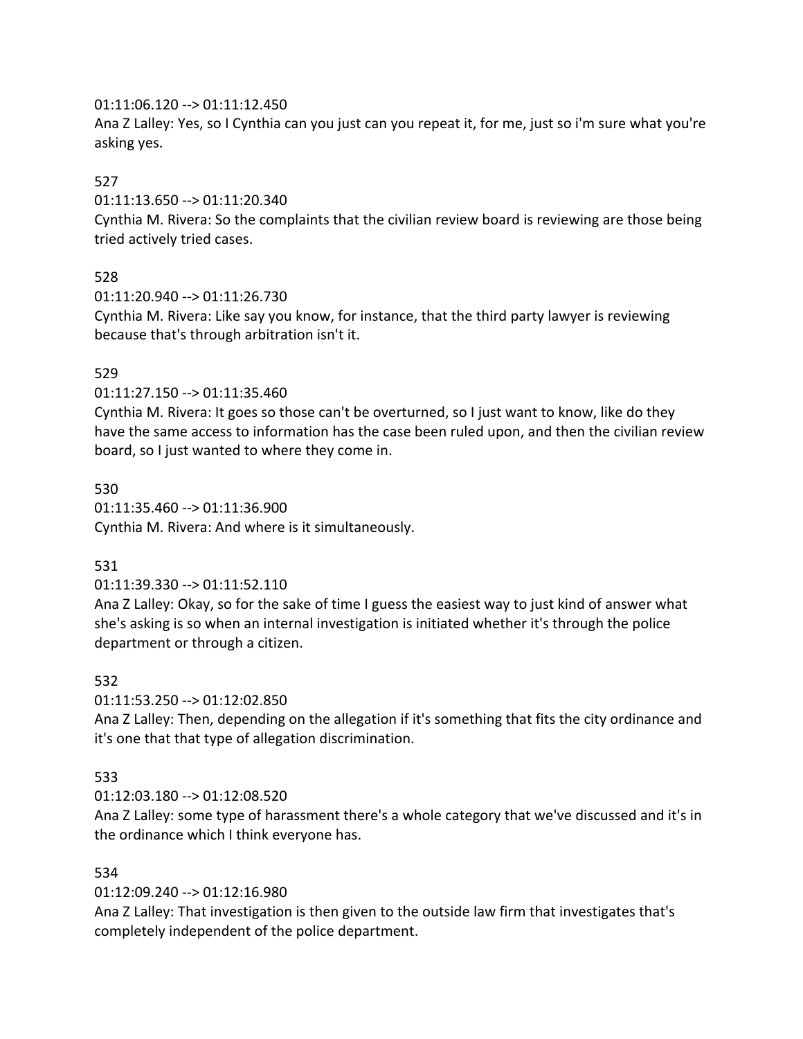01:11:06.120 --> 01:11:12.450
Ana Z Lalley: Yes, so I Cynthia can you just can you repeat it, for me, just so i'm sure what you're asking yes.

527

01:11:13.650 --> 01:11:20.340
Cynthia M. Rivera: So the complaints that the civilian review board is reviewing are those being tried actively tried cases.

528

01:11:20.940 --> 01:11:26.730
Cynthia M. Rivera: Like say you know, for instance, that the third party lawyer is reviewing because that's through arbitration isn't it.

529

01:11:27.150 --> 01:11:35.460
Cynthia M. Rivera: It goes so those can't be overturned, so I just want to know, like do they have the same access to information has the case been ruled upon, and then the civilian review board, so I just wanted to where they come in.

530

01:11:35.460 --> 01:11:36.900
Cynthia M. Rivera: And where is it simultaneously.

531

01:11:39.330 --> 01:11:52.110
Ana Z Lalley: Okay, so for the sake of time I guess the easiest way to just kind of answer what she's asking is so when an internal investigation is initiated whether it's through the police department or through a citizen.

532

01:11:53.250 --> 01:12:02.850
Ana Z Lalley: Then, depending on the allegation if it's something that fits the city ordinance and it's one that that type of allegation discrimination.

533

01:12:03.180 --> 01:12:08.520
Ana Z Lalley: some type of harassment there's a whole category that we've discussed and it's in the ordinance which I think everyone has.

534

01:12:09.240 --> 01:12:16.980
Ana Z Lalley: That investigation is then given to the outside law firm that investigates that's completely independent of the police department.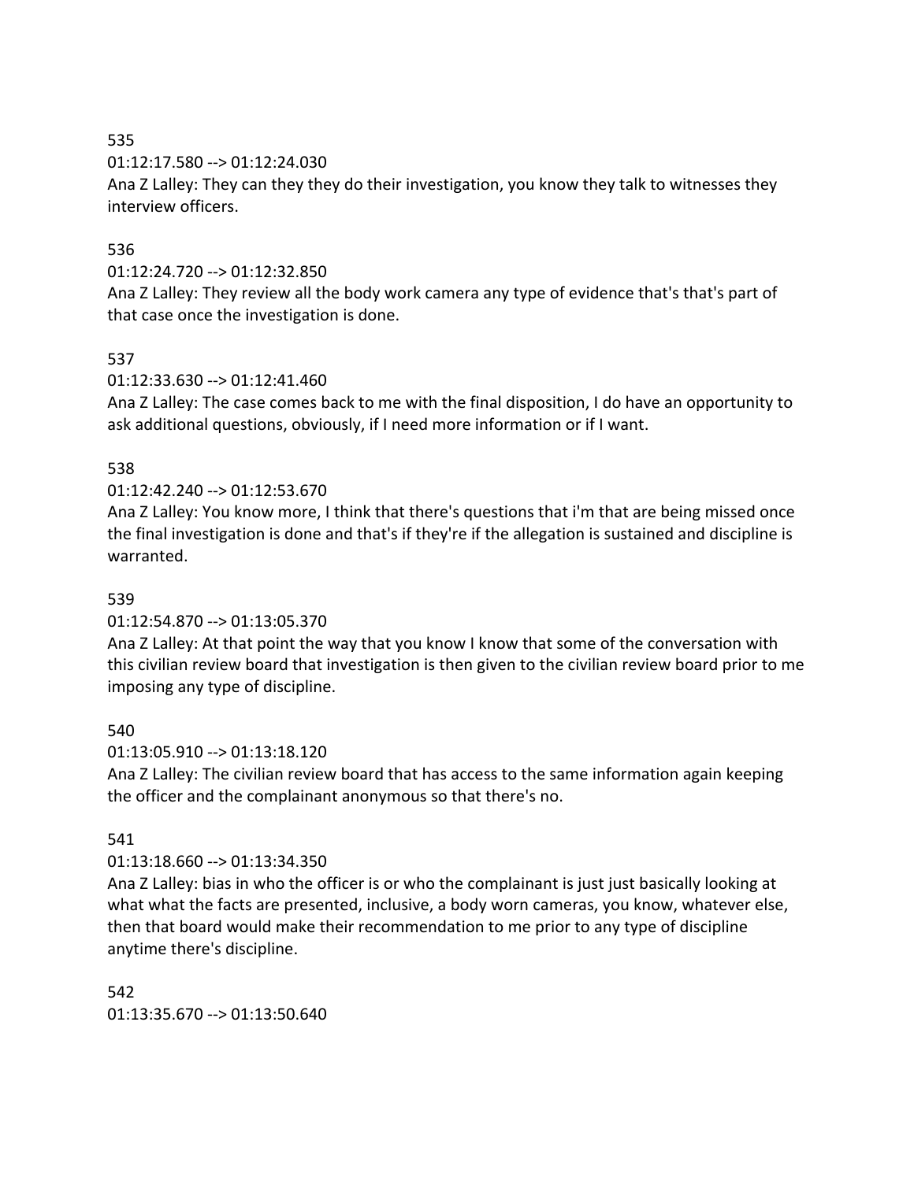535

01:12:17.580 --> 01:12:24.030

Ana Z Lalley: They can they they do their investigation, you know they talk to witnesses they interview officers.

536

01:12:24.720 --> 01:12:32.850

Ana Z Lalley: They review all the body work camera any type of evidence that's that's part of that case once the investigation is done.

537

01:12:33.630 --> 01:12:41.460

Ana Z Lalley: The case comes back to me with the final disposition, I do have an opportunity to ask additional questions, obviously, if I need more information or if I want.

538

01:12:42.240 --> 01:12:53.670

Ana Z Lalley: You know more, I think that there's questions that i'm that are being missed once the final investigation is done and that's if they're if the allegation is sustained and discipline is warranted.

539

01:12:54.870 --> 01:13:05.370

Ana Z Lalley: At that point the way that you know I know that some of the conversation with this civilian review board that investigation is then given to the civilian review board prior to me imposing any type of discipline.

540

01:13:05.910 --> 01:13:18.120

Ana Z Lalley: The civilian review board that has access to the same information again keeping the officer and the complainant anonymous so that there's no.

541

01:13:18.660 --> 01:13:34.350

Ana Z Lalley: bias in who the officer is or who the complainant is just just basically looking at what what the facts are presented, inclusive, a body worn cameras, you know, whatever else, then that board would make their recommendation to me prior to any type of discipline anytime there's discipline.

542

01:13:35.670 --> 01:13:50.640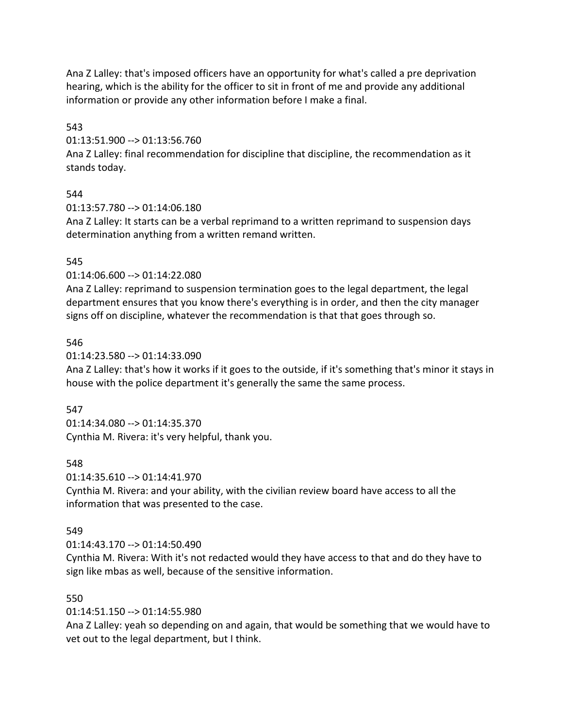Ana Z Lalley: that's imposed officers have an opportunity for what's called a pre deprivation hearing, which is the ability for the officer to sit in front of me and provide any additional information or provide any other information before I make a final.

543
01:13:51.900 --> 01:13:56.760
Ana Z Lalley: final recommendation for discipline that discipline, the recommendation as it stands today.

544
01:13:57.780 --> 01:14:06.180
Ana Z Lalley: It starts can be a verbal reprimand to a written reprimand to suspension days determination anything from a written remand written.

545
01:14:06.600 --> 01:14:22.080
Ana Z Lalley: reprimand to suspension termination goes to the legal department, the legal department ensures that you know there's everything is in order, and then the city manager signs off on discipline, whatever the recommendation is that that goes through so.

546
01:14:23.580 --> 01:14:33.090
Ana Z Lalley: that's how it works if it goes to the outside, if it's something that's minor it stays in house with the police department it's generally the same the same process.

547
01:14:34.080 --> 01:14:35.370
Cynthia M. Rivera: it's very helpful, thank you.

548
01:14:35.610 --> 01:14:41.970
Cynthia M. Rivera: and your ability, with the civilian review board have access to all the information that was presented to the case.

549
01:14:43.170 --> 01:14:50.490
Cynthia M. Rivera: With it's not redacted would they have access to that and do they have to sign like mbas as well, because of the sensitive information.

550
01:14:51.150 --> 01:14:55.980
Ana Z Lalley: yeah so depending on and again, that would be something that we would have to vet out to the legal department, but I think.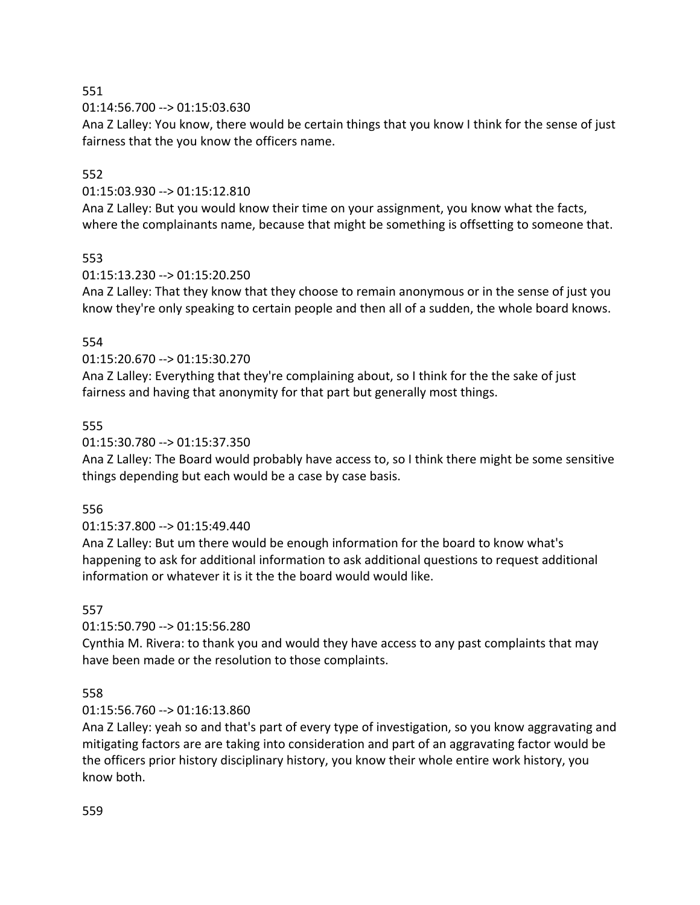551

01:14:56.700 --> 01:15:03.630

Ana Z Lalley: You know, there would be certain things that you know I think for the sense of just fairness that the you know the officers name.

552

01:15:03.930 --> 01:15:12.810

Ana Z Lalley: But you would know their time on your assignment, you know what the facts, where the complainants name, because that might be something is offsetting to someone that.

553

01:15:13.230 --> 01:15:20.250

Ana Z Lalley: That they know that they choose to remain anonymous or in the sense of just you know they're only speaking to certain people and then all of a sudden, the whole board knows.

554

01:15:20.670 --> 01:15:30.270

Ana Z Lalley: Everything that they're complaining about, so I think for the the sake of just fairness and having that anonymity for that part but generally most things.

555

01:15:30.780 --> 01:15:37.350

Ana Z Lalley: The Board would probably have access to, so I think there might be some sensitive things depending but each would be a case by case basis.

556

01:15:37.800 --> 01:15:49.440

Ana Z Lalley: But um there would be enough information for the board to know what's happening to ask for additional information to ask additional questions to request additional information or whatever it is it the the board would would like.

557

01:15:50.790 --> 01:15:56.280

Cynthia M. Rivera: to thank you and would they have access to any past complaints that may have been made or the resolution to those complaints.

558

01:15:56.760 --> 01:16:13.860

Ana Z Lalley: yeah so and that's part of every type of investigation, so you know aggravating and mitigating factors are are taking into consideration and part of an aggravating factor would be the officers prior history disciplinary history, you know their whole entire work history, you know both.

559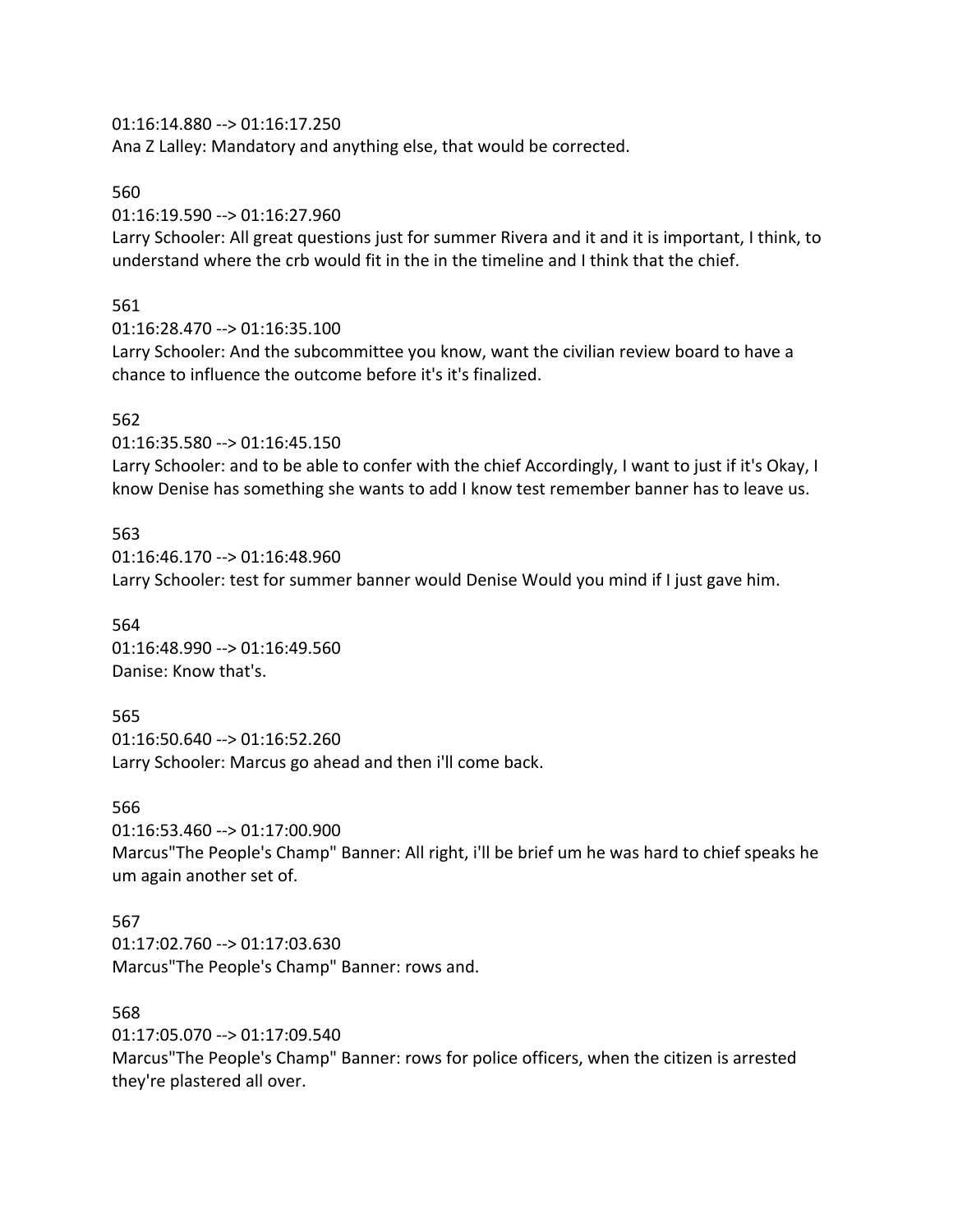01:16:14.880 --> 01:16:17.250
Ana Z Lalley: Mandatory and anything else, that would be corrected.

560
01:16:19.590 --> 01:16:27.960
Larry Schooler: All great questions just for summer Rivera and it and it is important, I think, to understand where the crb would fit in the in the timeline and I think that the chief.

561
01:16:28.470 --> 01:16:35.100
Larry Schooler: And the subcommittee you know, want the civilian review board to have a chance to influence the outcome before it's it's finalized.

562
01:16:35.580 --> 01:16:45.150
Larry Schooler: and to be able to confer with the chief Accordingly, I want to just if it's Okay, I know Denise has something she wants to add I know test remember banner has to leave us.

563
01:16:46.170 --> 01:16:48.960
Larry Schooler: test for summer banner would Denise Would you mind if I just gave him.

564
01:16:48.990 --> 01:16:49.560
Danise: Know that's.

565
01:16:50.640 --> 01:16:52.260
Larry Schooler: Marcus go ahead and then i'll come back.

566
01:16:53.460 --> 01:17:00.900
Marcus"The People's Champ" Banner: All right, i'll be brief um he was hard to chief speaks he um again another set of.

567
01:17:02.760 --> 01:17:03.630
Marcus"The People's Champ" Banner: rows and.

568
01:17:05.070 --> 01:17:09.540
Marcus"The People's Champ" Banner: rows for police officers, when the citizen is arrested they're plastered all over.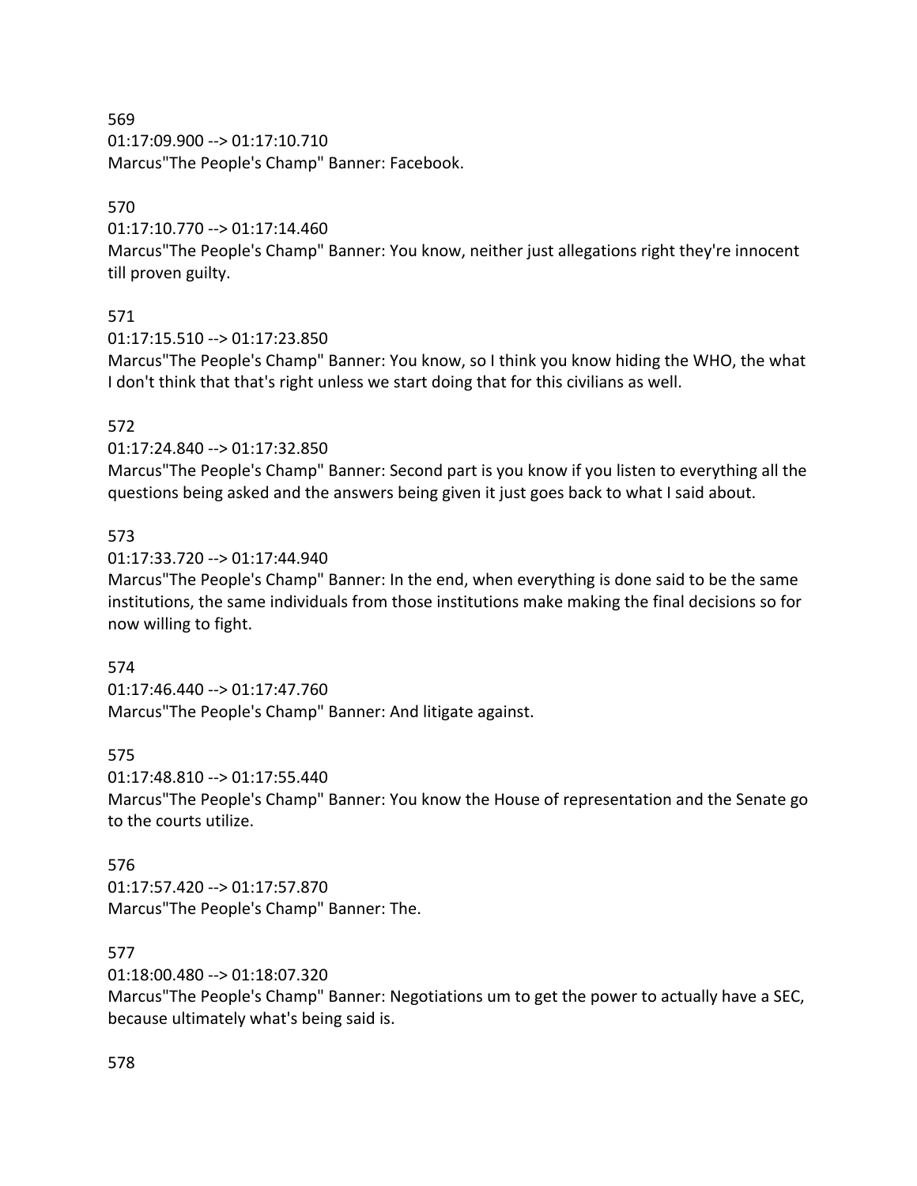569
01:17:09.900 --> 01:17:10.710
Marcus"The People's Champ" Banner: Facebook.

570
01:17:10.770 --> 01:17:14.460
Marcus"The People's Champ" Banner: You know, neither just allegations right they're innocent till proven guilty.

571
01:17:15.510 --> 01:17:23.850
Marcus"The People's Champ" Banner: You know, so I think you know hiding the WHO, the what I don't think that that's right unless we start doing that for this civilians as well.

572
01:17:24.840 --> 01:17:32.850
Marcus"The People's Champ" Banner: Second part is you know if you listen to everything all the questions being asked and the answers being given it just goes back to what I said about.

573
01:17:33.720 --> 01:17:44.940
Marcus"The People's Champ" Banner: In the end, when everything is done said to be the same institutions, the same individuals from those institutions make making the final decisions so for now willing to fight.

574
01:17:46.440 --> 01:17:47.760
Marcus"The People's Champ" Banner: And litigate against.

575
01:17:48.810 --> 01:17:55.440
Marcus"The People's Champ" Banner: You know the House of representation and the Senate go to the courts utilize.

576
01:17:57.420 --> 01:17:57.870
Marcus"The People's Champ" Banner: The.

577
01:18:00.480 --> 01:18:07.320
Marcus"The People's Champ" Banner: Negotiations um to get the power to actually have a SEC, because ultimately what's being said is.

578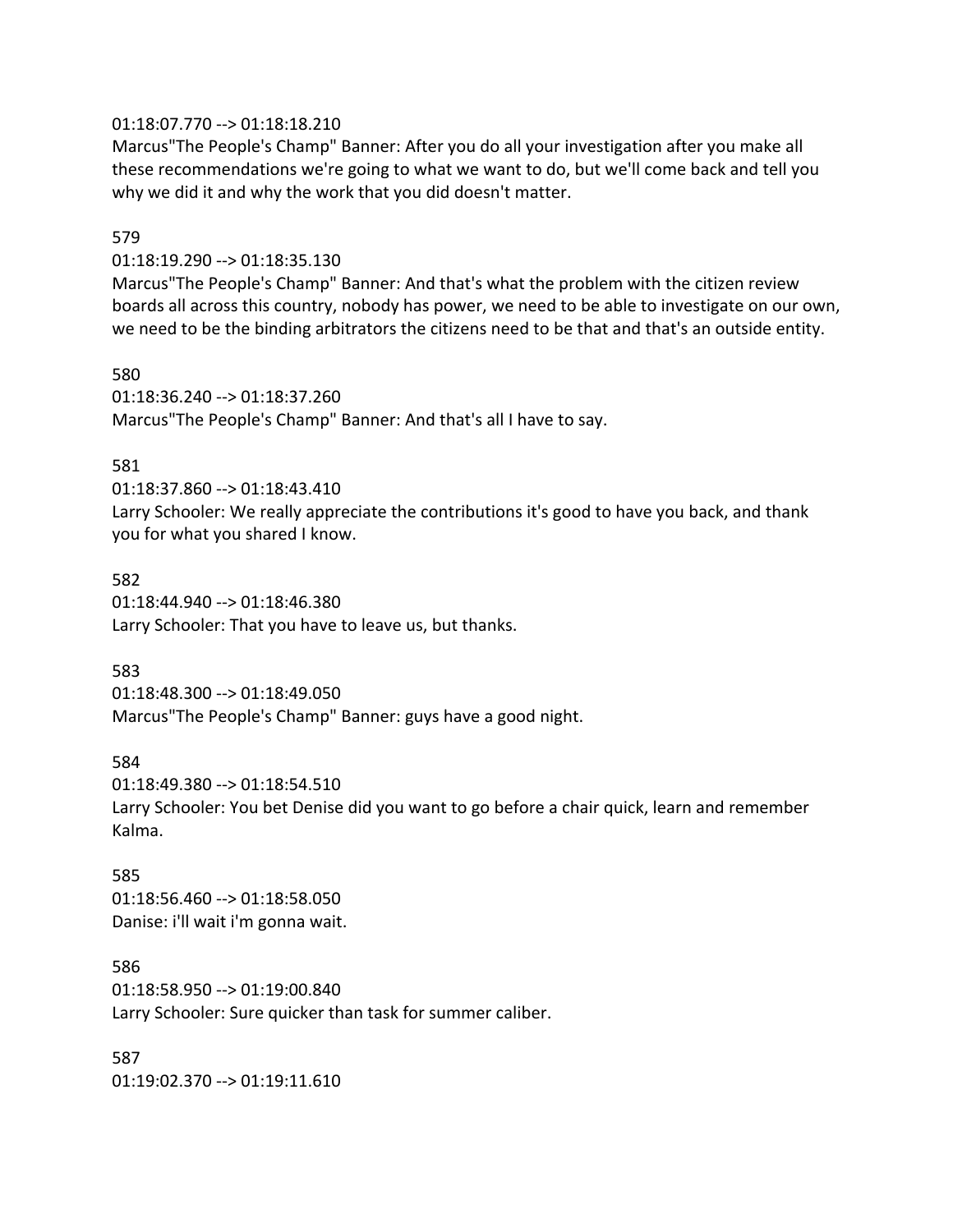01:18:07.770 --> 01:18:18.210
Marcus"The People's Champ" Banner: After you do all your investigation after you make all these recommendations we're going to what we want to do, but we'll come back and tell you why we did it and why the work that you did doesn't matter.

579

01:18:19.290 --> 01:18:35.130
Marcus"The People's Champ" Banner: And that's what the problem with the citizen review boards all across this country, nobody has power, we need to be able to investigate on our own, we need to be the binding arbitrators the citizens need to be that and that's an outside entity.

580

01:18:36.240 --> 01:18:37.260
Marcus"The People's Champ" Banner: And that's all I have to say.

581

01:18:37.860 --> 01:18:43.410
Larry Schooler: We really appreciate the contributions it's good to have you back, and thank you for what you shared I know.

582

01:18:44.940 --> 01:18:46.380
Larry Schooler: That you have to leave us, but thanks.

583

01:18:48.300 --> 01:18:49.050
Marcus"The People's Champ" Banner: guys have a good night.

584

01:18:49.380 --> 01:18:54.510
Larry Schooler: You bet Denise did you want to go before a chair quick, learn and remember Kalma.

585

01:18:56.460 --> 01:18:58.050
Danise: i'll wait i'm gonna wait.

586

01:18:58.950 --> 01:19:00.840
Larry Schooler: Sure quicker than task for summer caliber.

587

01:19:02.370 --> 01:19:11.610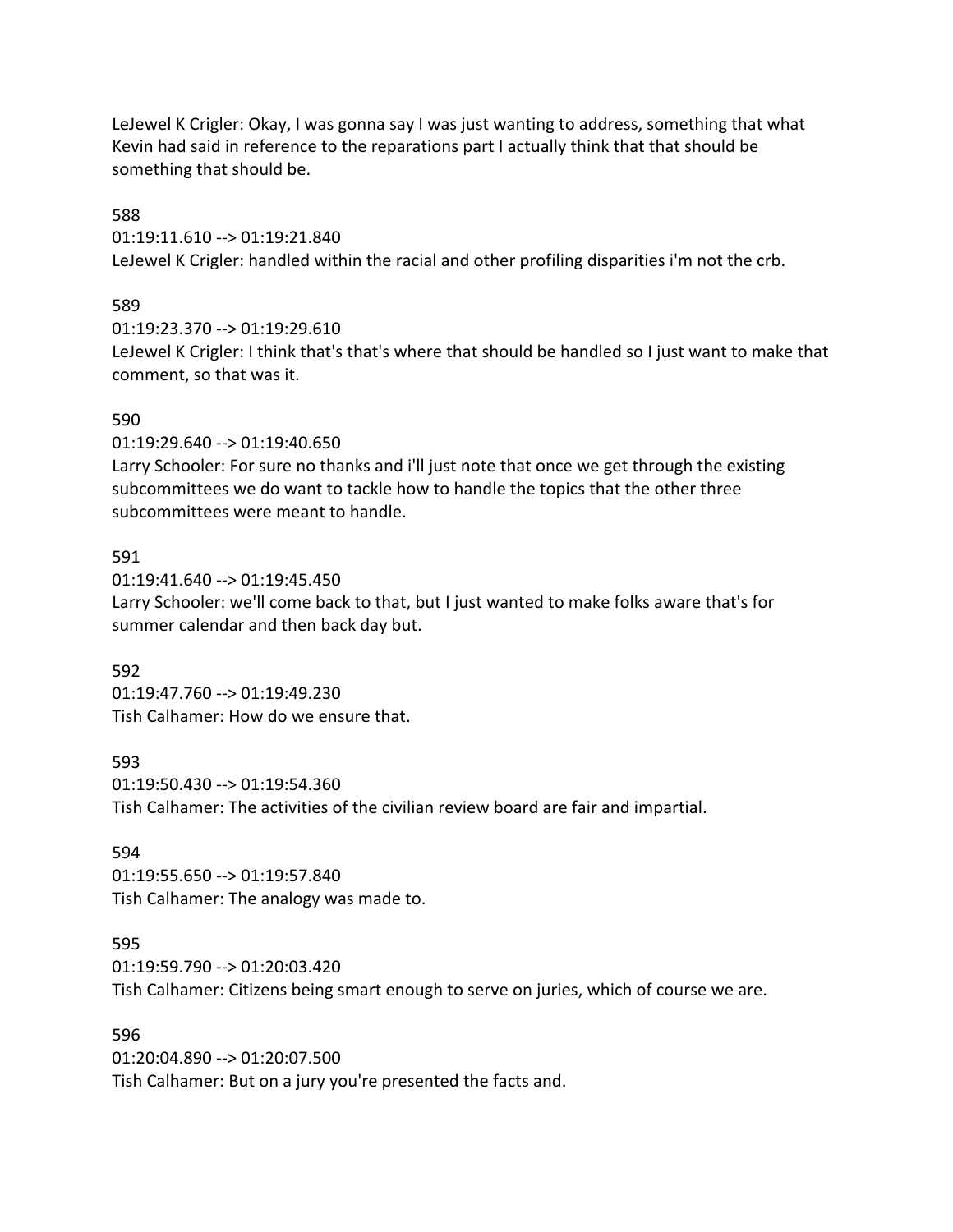LeJewel K Crigler: Okay, I was gonna say I was just wanting to address, something that what Kevin had said in reference to the reparations part I actually think that that should be something that should be.

588

01:19:11.610 --> 01:19:21.840

LeJewel K Crigler: handled within the racial and other profiling disparities i'm not the crb.

589

01:19:23.370 --> 01:19:29.610

LeJewel K Crigler: I think that's that's where that should be handled so I just want to make that comment, so that was it.

590

01:19:29.640 --> 01:19:40.650

Larry Schooler: For sure no thanks and i'll just note that once we get through the existing subcommittees we do want to tackle how to handle the topics that the other three subcommittees were meant to handle.

591

01:19:41.640 --> 01:19:45.450

Larry Schooler: we'll come back to that, but I just wanted to make folks aware that's for summer calendar and then back day but.

592

01:19:47.760 --> 01:19:49.230

Tish Calhamer: How do we ensure that.

593

01:19:50.430 --> 01:19:54.360

Tish Calhamer: The activities of the civilian review board are fair and impartial.

594

01:19:55.650 --> 01:19:57.840

Tish Calhamer: The analogy was made to.

595

01:19:59.790 --> 01:20:03.420

Tish Calhamer: Citizens being smart enough to serve on juries, which of course we are.

596

01:20:04.890 --> 01:20:07.500

Tish Calhamer: But on a jury you're presented the facts and.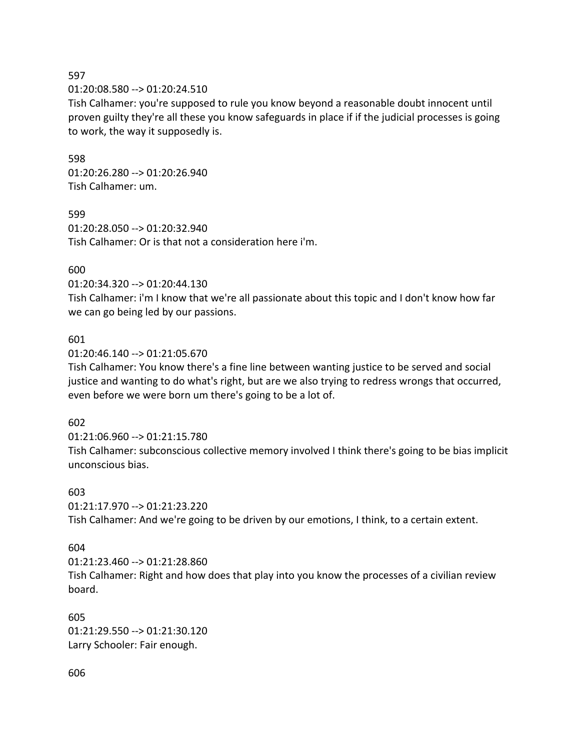597

01:20:08.580 --> 01:20:24.510

Tish Calhamer: you're supposed to rule you know beyond a reasonable doubt innocent until proven guilty they're all these you know safeguards in place if if the judicial processes is going to work, the way it supposedly is.

598

01:20:26.280 --> 01:20:26.940

Tish Calhamer: um.

599

01:20:28.050 --> 01:20:32.940

Tish Calhamer: Or is that not a consideration here i'm.

600

01:20:34.320 --> 01:20:44.130

Tish Calhamer: i'm I know that we're all passionate about this topic and I don't know how far we can go being led by our passions.

601

01:20:46.140 --> 01:21:05.670

Tish Calhamer: You know there's a fine line between wanting justice to be served and social justice and wanting to do what's right, but are we also trying to redress wrongs that occurred, even before we were born um there's going to be a lot of.

602

01:21:06.960 --> 01:21:15.780

Tish Calhamer: subconscious collective memory involved I think there's going to be bias implicit unconscious bias.

603

01:21:17.970 --> 01:21:23.220

Tish Calhamer: And we're going to be driven by our emotions, I think, to a certain extent.

604

01:21:23.460 --> 01:21:28.860

Tish Calhamer: Right and how does that play into you know the processes of a civilian review board.

605

01:21:29.550 --> 01:21:30.120

Larry Schooler: Fair enough.

606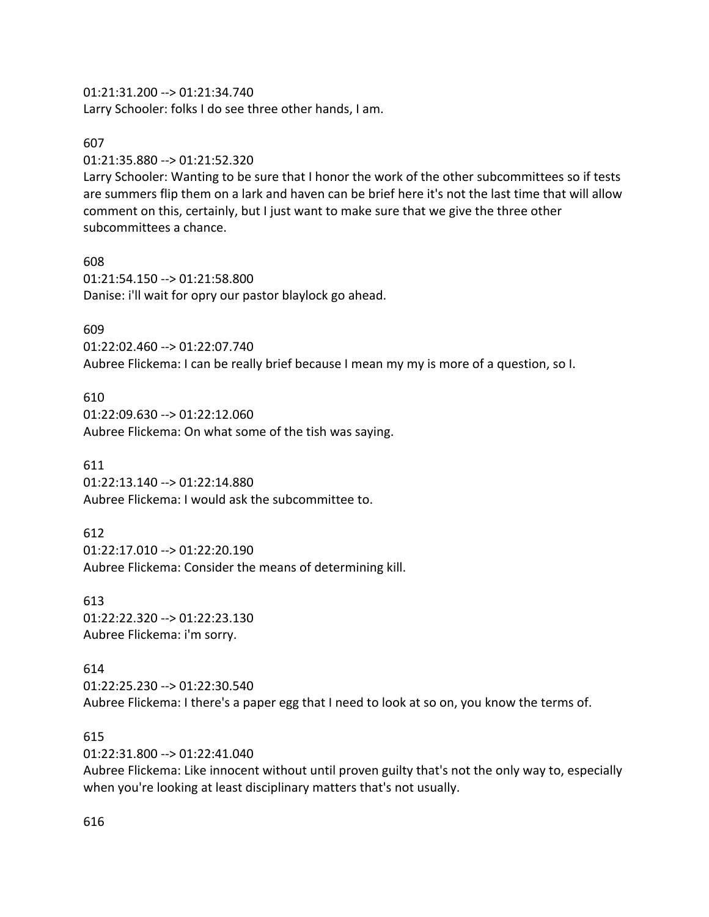01:21:31.200 --> 01:21:34.740
Larry Schooler: folks I do see three other hands, I am.

607
01:21:35.880 --> 01:21:52.320
Larry Schooler: Wanting to be sure that I honor the work of the other subcommittees so if tests are summers flip them on a lark and haven can be brief here it's not the last time that will allow comment on this, certainly, but I just want to make sure that we give the three other subcommittees a chance.

608
01:21:54.150 --> 01:21:58.800
Danise: i'll wait for opry our pastor blaylock go ahead.

609
01:22:02.460 --> 01:22:07.740
Aubree Flickema: I can be really brief because I mean my my is more of a question, so I.

610
01:22:09.630 --> 01:22:12.060
Aubree Flickema: On what some of the tish was saying.

611
01:22:13.140 --> 01:22:14.880
Aubree Flickema: I would ask the subcommittee to.

612
01:22:17.010 --> 01:22:20.190
Aubree Flickema: Consider the means of determining kill.

613
01:22:22.320 --> 01:22:23.130
Aubree Flickema: i'm sorry.

614
01:22:25.230 --> 01:22:30.540
Aubree Flickema: I there's a paper egg that I need to look at so on, you know the terms of.

615
01:22:31.800 --> 01:22:41.040
Aubree Flickema: Like innocent without until proven guilty that's not the only way to, especially when you're looking at least disciplinary matters that's not usually.

616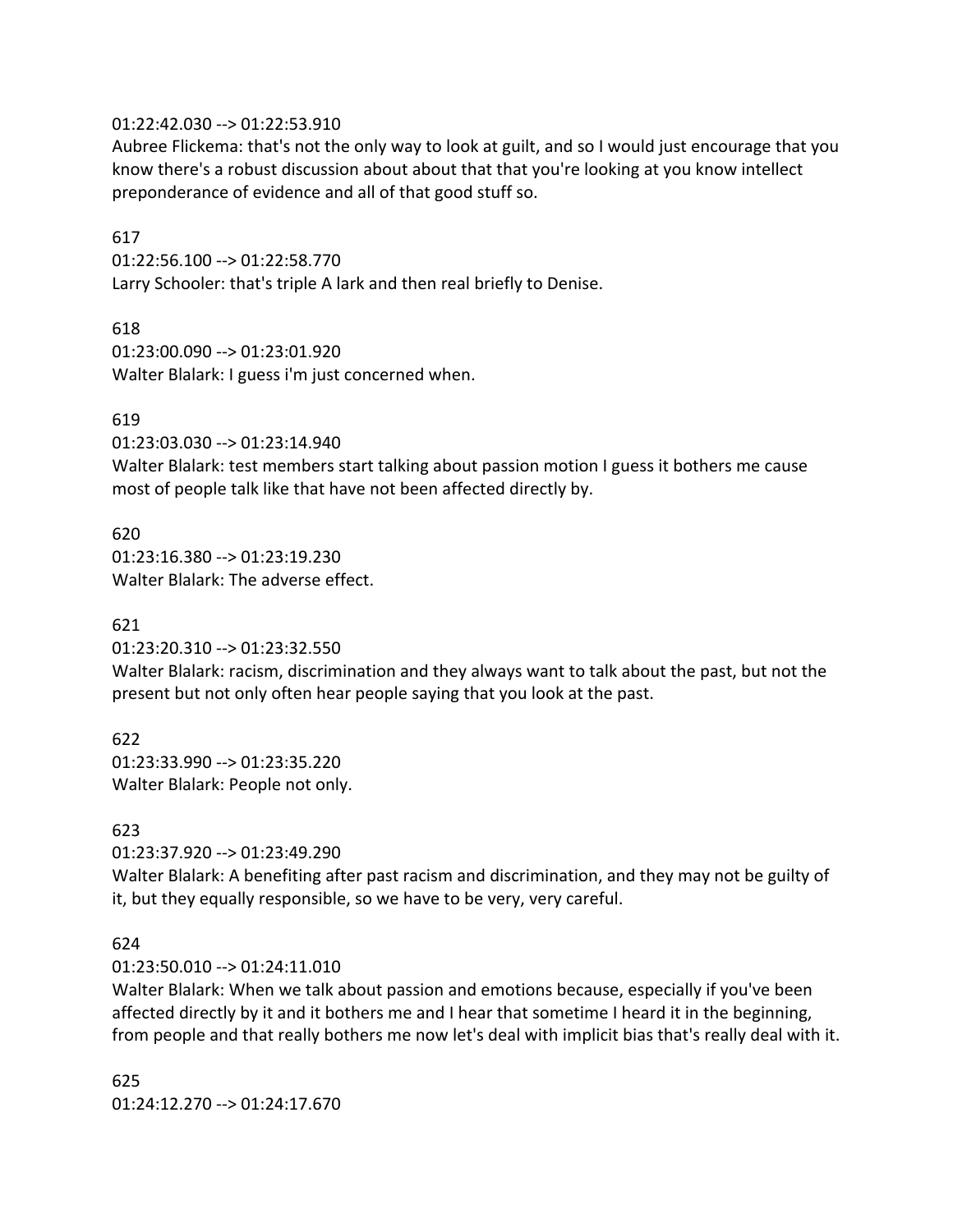01:22:42.030 --> 01:22:53.910
Aubree Flickema: that's not the only way to look at guilt, and so I would just encourage that you know there's a robust discussion about about that that you're looking at you know intellect preponderance of evidence and all of that good stuff so.

617
01:22:56.100 --> 01:22:58.770
Larry Schooler: that's triple A lark and then real briefly to Denise.

618
01:23:00.090 --> 01:23:01.920
Walter Blalark: I guess i'm just concerned when.

619
01:23:03.030 --> 01:23:14.940
Walter Blalark: test members start talking about passion motion I guess it bothers me cause most of people talk like that have not been affected directly by.

620
01:23:16.380 --> 01:23:19.230
Walter Blalark: The adverse effect.

621
01:23:20.310 --> 01:23:32.550
Walter Blalark: racism, discrimination and they always want to talk about the past, but not the present but not only often hear people saying that you look at the past.

622
01:23:33.990 --> 01:23:35.220
Walter Blalark: People not only.

623
01:23:37.920 --> 01:23:49.290
Walter Blalark: A benefiting after past racism and discrimination, and they may not be guilty of it, but they equally responsible, so we have to be very, very careful.

624
01:23:50.010 --> 01:24:11.010
Walter Blalark: When we talk about passion and emotions because, especially if you've been affected directly by it and it bothers me and I hear that sometime I heard it in the beginning, from people and that really bothers me now let's deal with implicit bias that's really deal with it.

625
01:24:12.270 --> 01:24:17.670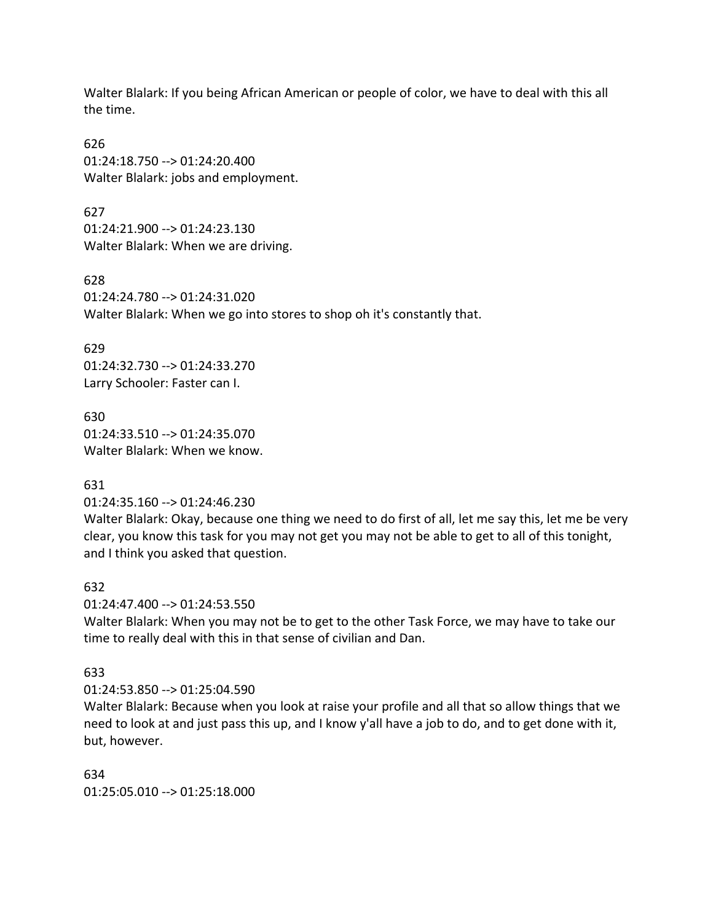Walter Blalark: If you being African American or people of color, we have to deal with this all the time.

626
01:24:18.750 --> 01:24:20.400
Walter Blalark: jobs and employment.

627
01:24:21.900 --> 01:24:23.130
Walter Blalark: When we are driving.

628
01:24:24.780 --> 01:24:31.020
Walter Blalark: When we go into stores to shop oh it's constantly that.

629
01:24:32.730 --> 01:24:33.270
Larry Schooler: Faster can I.

630
01:24:33.510 --> 01:24:35.070
Walter Blalark: When we know.

631
01:24:35.160 --> 01:24:46.230
Walter Blalark: Okay, because one thing we need to do first of all, let me say this, let me be very clear, you know this task for you may not get you may not be able to get to all of this tonight, and I think you asked that question.

632
01:24:47.400 --> 01:24:53.550
Walter Blalark: When you may not be to get to the other Task Force, we may have to take our time to really deal with this in that sense of civilian and Dan.

633
01:24:53.850 --> 01:25:04.590
Walter Blalark: Because when you look at raise your profile and all that so allow things that we need to look at and just pass this up, and I know y'all have a job to do, and to get done with it, but, however.

634
01:25:05.010 --> 01:25:18.000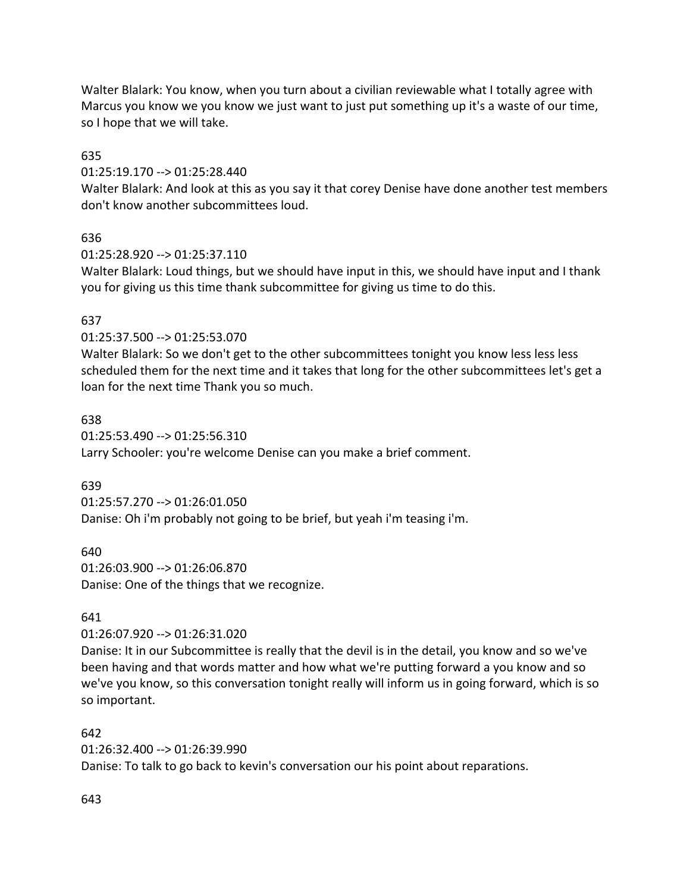Walter Blalark: You know, when you turn about a civilian reviewable what I totally agree with Marcus you know we you know we just want to just put something up it's a waste of our time, so I hope that we will take.

635
01:25:19.170 --> 01:25:28.440
Walter Blalark: And look at this as you say it that corey Denise have done another test members don't know another subcommittees loud.

636
01:25:28.920 --> 01:25:37.110
Walter Blalark: Loud things, but we should have input in this, we should have input and I thank you for giving us this time thank subcommittee for giving us time to do this.

637
01:25:37.500 --> 01:25:53.070
Walter Blalark: So we don't get to the other subcommittees tonight you know less less less scheduled them for the next time and it takes that long for the other subcommittees let's get a loan for the next time Thank you so much.

638
01:25:53.490 --> 01:25:56.310
Larry Schooler: you're welcome Denise can you make a brief comment.

639
01:25:57.270 --> 01:26:01.050
Danise: Oh i'm probably not going to be brief, but yeah i'm teasing i'm.

640
01:26:03.900 --> 01:26:06.870
Danise: One of the things that we recognize.

641
01:26:07.920 --> 01:26:31.020
Danise: It in our Subcommittee is really that the devil is in the detail, you know and so we've been having and that words matter and how what we're putting forward a you know and so we've you know, so this conversation tonight really will inform us in going forward, which is so so important.

642
01:26:32.400 --> 01:26:39.990
Danise: To talk to go back to kevin's conversation our his point about reparations.

643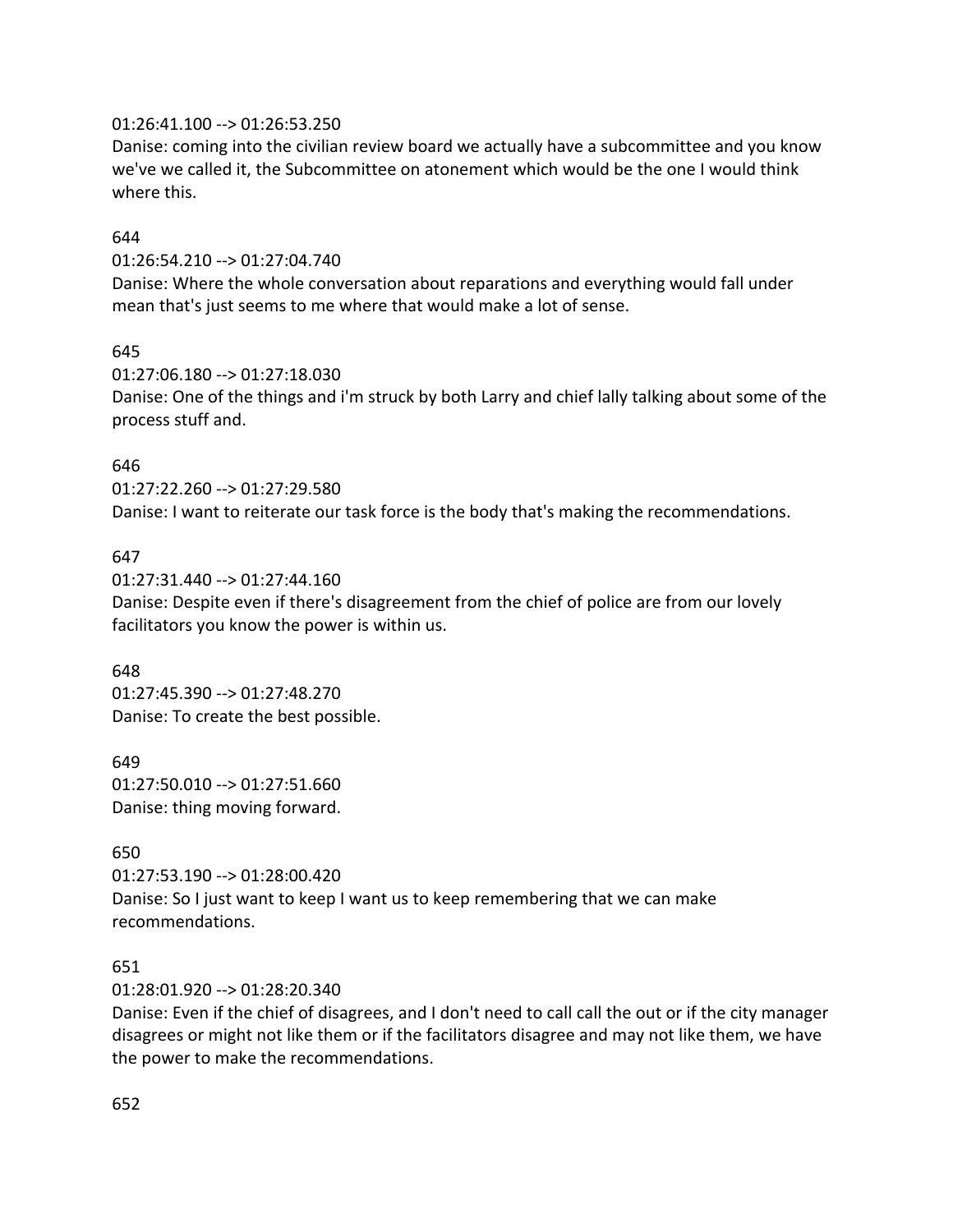01:26:41.100 --> 01:26:53.250
Danise: coming into the civilian review board we actually have a subcommittee and you know we've we called it, the Subcommittee on atonement which would be the one I would think where this.

644
01:26:54.210 --> 01:27:04.740
Danise: Where the whole conversation about reparations and everything would fall under mean that's just seems to me where that would make a lot of sense.

645
01:27:06.180 --> 01:27:18.030
Danise: One of the things and i'm struck by both Larry and chief lally talking about some of the process stuff and.

646
01:27:22.260 --> 01:27:29.580
Danise: I want to reiterate our task force is the body that's making the recommendations.

647
01:27:31.440 --> 01:27:44.160
Danise: Despite even if there's disagreement from the chief of police are from our lovely facilitators you know the power is within us.

648
01:27:45.390 --> 01:27:48.270
Danise: To create the best possible.

649
01:27:50.010 --> 01:27:51.660
Danise: thing moving forward.

650
01:27:53.190 --> 01:28:00.420
Danise: So I just want to keep I want us to keep remembering that we can make recommendations.

651
01:28:01.920 --> 01:28:20.340
Danise: Even if the chief of disagrees, and I don't need to call call the out or if the city manager disagrees or might not like them or if the facilitators disagree and may not like them, we have the power to make the recommendations.

652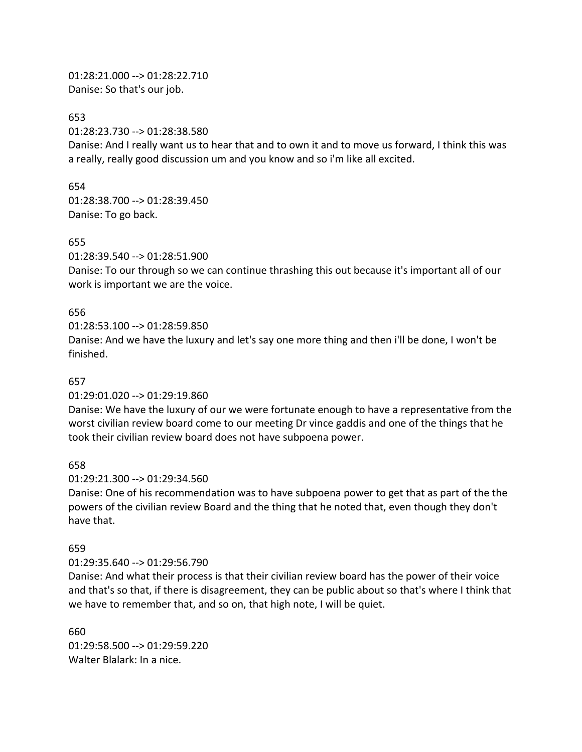01:28:21.000 --> 01:28:22.710
Danise: So that's our job.

653
01:28:23.730 --> 01:28:38.580
Danise: And I really want us to hear that and to own it and to move us forward, I think this was a really, really good discussion um and you know and so i'm like all excited.

654
01:28:38.700 --> 01:28:39.450
Danise: To go back.

655
01:28:39.540 --> 01:28:51.900
Danise: To our through so we can continue thrashing this out because it's important all of our work is important we are the voice.

656
01:28:53.100 --> 01:28:59.850
Danise: And we have the luxury and let's say one more thing and then i'll be done, I won't be finished.

657
01:29:01.020 --> 01:29:19.860
Danise: We have the luxury of our we were fortunate enough to have a representative from the worst civilian review board come to our meeting Dr vince gaddis and one of the things that he took their civilian review board does not have subpoena power.

658
01:29:21.300 --> 01:29:34.560
Danise: One of his recommendation was to have subpoena power to get that as part of the the powers of the civilian review Board and the thing that he noted that, even though they don't have that.

659
01:29:35.640 --> 01:29:56.790
Danise: And what their process is that their civilian review board has the power of their voice and that's so that, if there is disagreement, they can be public about so that's where I think that we have to remember that, and so on, that high note, I will be quiet.

660
01:29:58.500 --> 01:29:59.220
Walter Blalark: In a nice.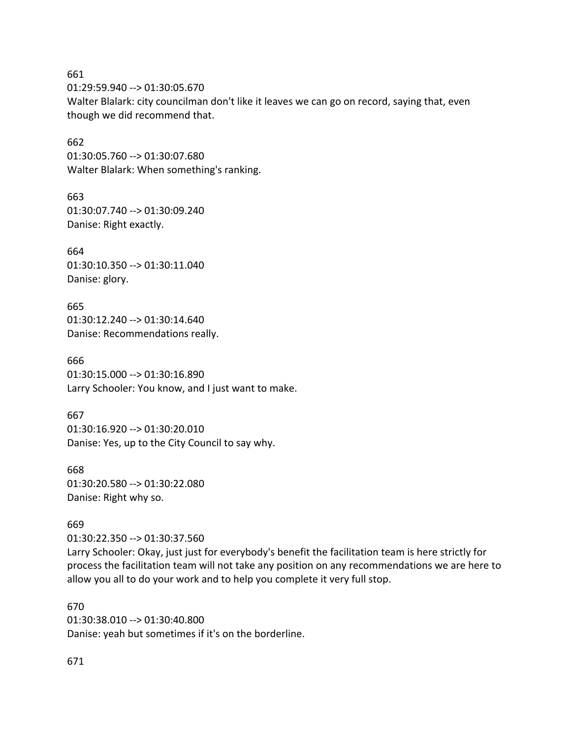661
01:29:59.940 --> 01:30:05.670
Walter Blalark: city councilman don't like it leaves we can go on record, saying that, even though we did recommend that.

662
01:30:05.760 --> 01:30:07.680
Walter Blalark: When something's ranking.

663
01:30:07.740 --> 01:30:09.240
Danise: Right exactly.

664
01:30:10.350 --> 01:30:11.040
Danise: glory.

665
01:30:12.240 --> 01:30:14.640
Danise: Recommendations really.

666
01:30:15.000 --> 01:30:16.890
Larry Schooler: You know, and I just want to make.

667
01:30:16.920 --> 01:30:20.010
Danise: Yes, up to the City Council to say why.

668
01:30:20.580 --> 01:30:22.080
Danise: Right why so.

669
01:30:22.350 --> 01:30:37.560
Larry Schooler: Okay, just just for everybody's benefit the facilitation team is here strictly for process the facilitation team will not take any position on any recommendations we are here to allow you all to do your work and to help you complete it very full stop.

670
01:30:38.010 --> 01:30:40.800
Danise: yeah but sometimes if it's on the borderline.

671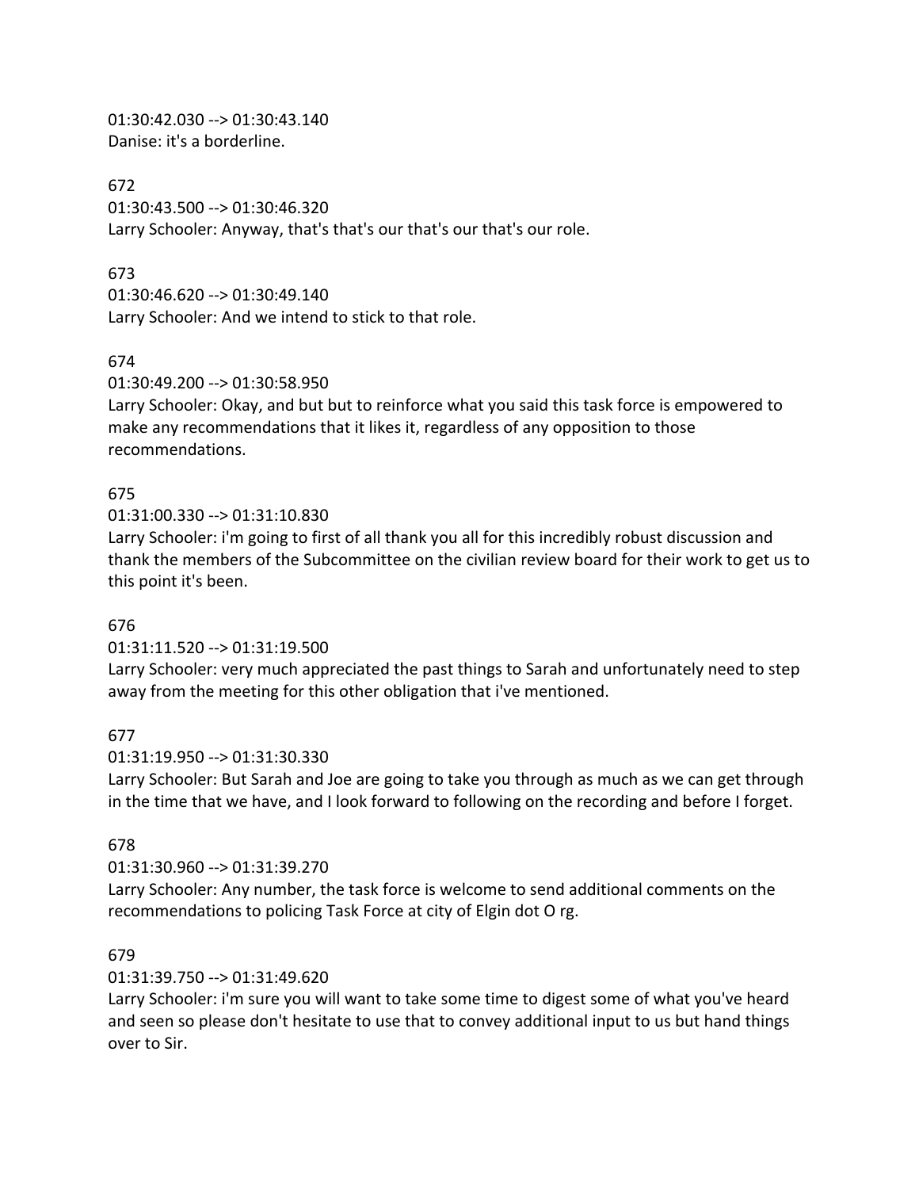01:30:42.030 --> 01:30:43.140
Danise: it's a borderline.

672
01:30:43.500 --> 01:30:46.320
Larry Schooler: Anyway, that's that's our that's our that's our role.

673
01:30:46.620 --> 01:30:49.140
Larry Schooler: And we intend to stick to that role.

674
01:30:49.200 --> 01:30:58.950
Larry Schooler: Okay, and but but to reinforce what you said this task force is empowered to make any recommendations that it likes it, regardless of any opposition to those recommendations.

675
01:31:00.330 --> 01:31:10.830
Larry Schooler: i'm going to first of all thank you all for this incredibly robust discussion and thank the members of the Subcommittee on the civilian review board for their work to get us to this point it's been.

676
01:31:11.520 --> 01:31:19.500
Larry Schooler: very much appreciated the past things to Sarah and unfortunately need to step away from the meeting for this other obligation that i've mentioned.

677
01:31:19.950 --> 01:31:30.330
Larry Schooler: But Sarah and Joe are going to take you through as much as we can get through in the time that we have, and I look forward to following on the recording and before I forget.

678
01:31:30.960 --> 01:31:39.270
Larry Schooler: Any number, the task force is welcome to send additional comments on the recommendations to policing Task Force at city of Elgin dot O rg.

679
01:31:39.750 --> 01:31:49.620
Larry Schooler: i'm sure you will want to take some time to digest some of what you've heard and seen so please don't hesitate to use that to convey additional input to us but hand things over to Sir.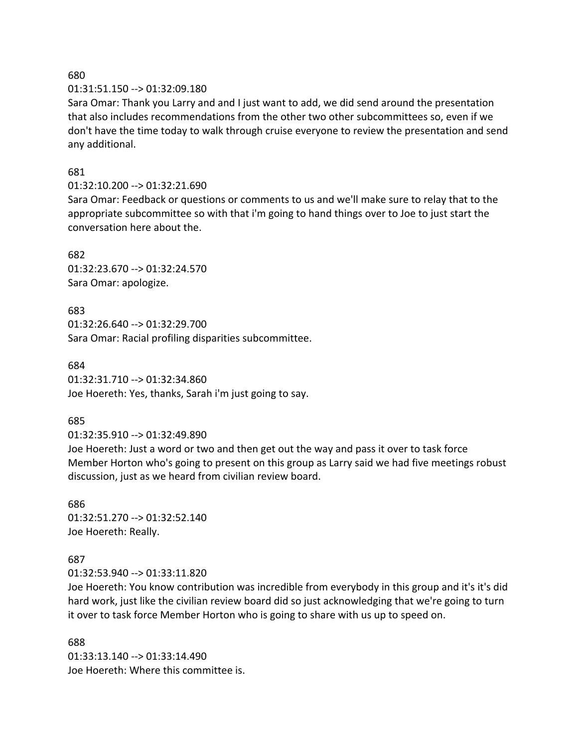680
01:31:51.150 --> 01:32:09.180
Sara Omar: Thank you Larry and and I just want to add, we did send around the presentation that also includes recommendations from the other two other subcommittees so, even if we don't have the time today to walk through cruise everyone to review the presentation and send any additional.

681
01:32:10.200 --> 01:32:21.690
Sara Omar: Feedback or questions or comments to us and we'll make sure to relay that to the appropriate subcommittee so with that i'm going to hand things over to Joe to just start the conversation here about the.

682
01:32:23.670 --> 01:32:24.570
Sara Omar: apologize.

683
01:32:26.640 --> 01:32:29.700
Sara Omar: Racial profiling disparities subcommittee.

684
01:32:31.710 --> 01:32:34.860
Joe Hoereth: Yes, thanks, Sarah i'm just going to say.

685
01:32:35.910 --> 01:32:49.890
Joe Hoereth: Just a word or two and then get out the way and pass it over to task force Member Horton who's going to present on this group as Larry said we had five meetings robust discussion, just as we heard from civilian review board.

686
01:32:51.270 --> 01:32:52.140
Joe Hoereth: Really.

687
01:32:53.940 --> 01:33:11.820
Joe Hoereth: You know contribution was incredible from everybody in this group and it's it's did hard work, just like the civilian review board did so just acknowledging that we're going to turn it over to task force Member Horton who is going to share with us up to speed on.

688
01:33:13.140 --> 01:33:14.490
Joe Hoereth: Where this committee is.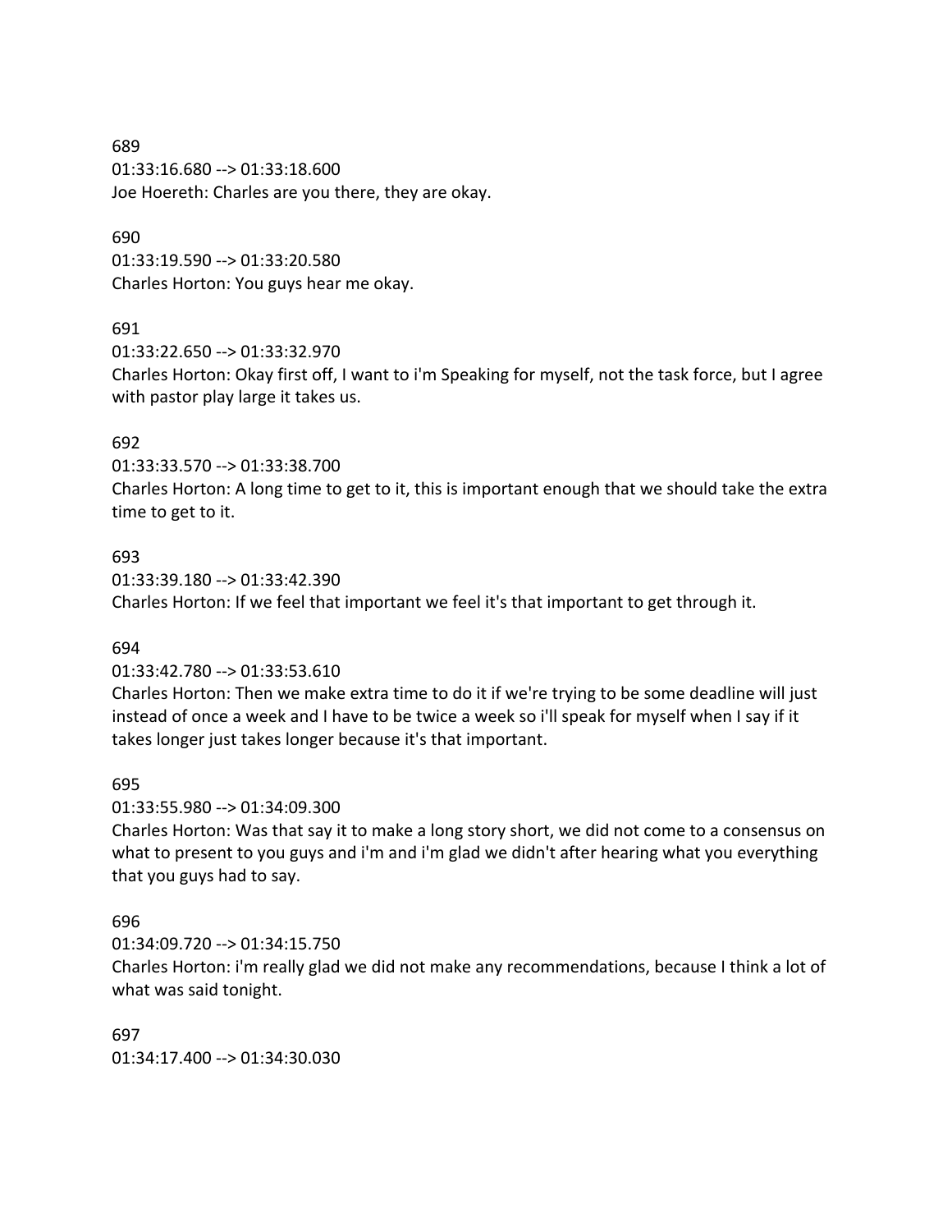689
01:33:16.680 --> 01:33:18.600
Joe Hoereth: Charles are you there, they are okay.

690
01:33:19.590 --> 01:33:20.580
Charles Horton: You guys hear me okay.

691
01:33:22.650 --> 01:33:32.970
Charles Horton: Okay first off, I want to i'm Speaking for myself, not the task force, but I agree with pastor play large it takes us.

692
01:33:33.570 --> 01:33:38.700
Charles Horton: A long time to get to it, this is important enough that we should take the extra time to get to it.

693
01:33:39.180 --> 01:33:42.390
Charles Horton: If we feel that important we feel it's that important to get through it.

694
01:33:42.780 --> 01:33:53.610
Charles Horton: Then we make extra time to do it if we're trying to be some deadline will just instead of once a week and I have to be twice a week so i'll speak for myself when I say if it takes longer just takes longer because it's that important.

695
01:33:55.980 --> 01:34:09.300
Charles Horton: Was that say it to make a long story short, we did not come to a consensus on what to present to you guys and i'm and i'm glad we didn't after hearing what you everything that you guys had to say.

696
01:34:09.720 --> 01:34:15.750
Charles Horton: i'm really glad we did not make any recommendations, because I think a lot of what was said tonight.

697
01:34:17.400 --> 01:34:30.030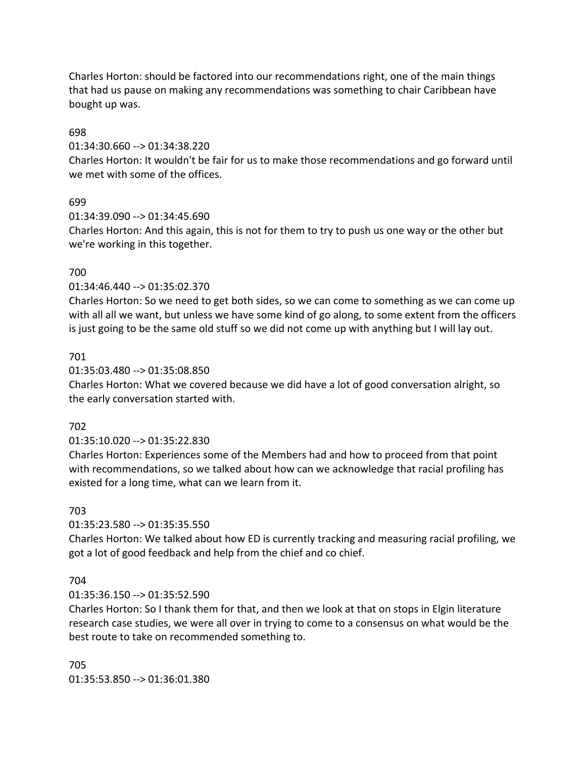Charles Horton: should be factored into our recommendations right, one of the main things that had us pause on making any recommendations was something to chair Caribbean have bought up was.

698

01:34:30.660 --> 01:34:38.220

Charles Horton: It wouldn't be fair for us to make those recommendations and go forward until we met with some of the offices.

699

01:34:39.090 --> 01:34:45.690

Charles Horton: And this again, this is not for them to try to push us one way or the other but we're working in this together.

700

01:34:46.440 --> 01:35:02.370

Charles Horton: So we need to get both sides, so we can come to something as we can come up with all all we want, but unless we have some kind of go along, to some extent from the officers is just going to be the same old stuff so we did not come up with anything but I will lay out.

701

01:35:03.480 --> 01:35:08.850

Charles Horton: What we covered because we did have a lot of good conversation alright, so the early conversation started with.

702

01:35:10.020 --> 01:35:22.830

Charles Horton: Experiences some of the Members had and how to proceed from that point with recommendations, so we talked about how can we acknowledge that racial profiling has existed for a long time, what can we learn from it.

703

01:35:23.580 --> 01:35:35.550

Charles Horton: We talked about how ED is currently tracking and measuring racial profiling, we got a lot of good feedback and help from the chief and co chief.

704

01:35:36.150 --> 01:35:52.590

Charles Horton: So I thank them for that, and then we look at that on stops in Elgin literature research case studies, we were all over in trying to come to a consensus on what would be the best route to take on recommended something to.

705

01:35:53.850 --> 01:36:01.380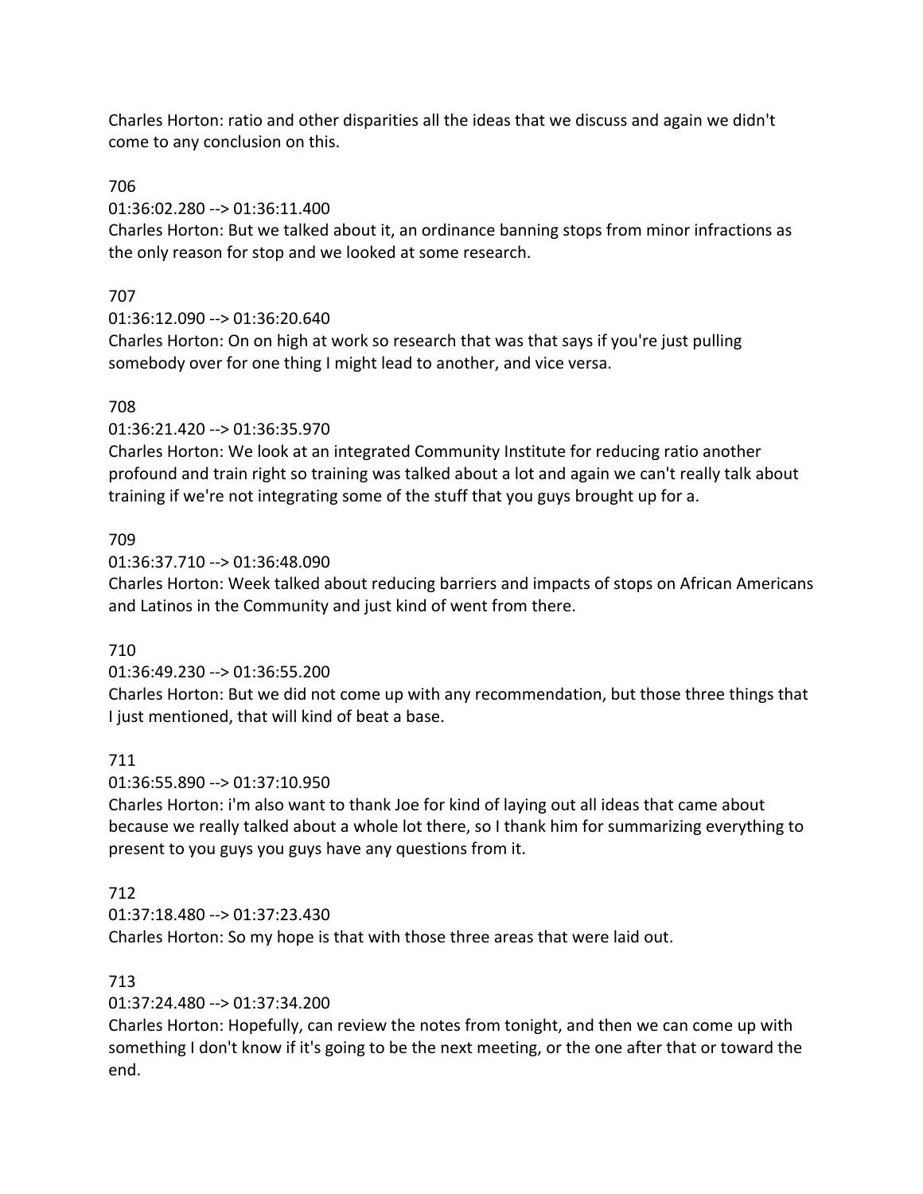Charles Horton: ratio and other disparities all the ideas that we discuss and again we didn't come to any conclusion on this.

706

01:36:02.280 --> 01:36:11.400

Charles Horton: But we talked about it, an ordinance banning stops from minor infractions as the only reason for stop and we looked at some research.

707

01:36:12.090 --> 01:36:20.640

Charles Horton: On on high at work so research that was that says if you're just pulling somebody over for one thing I might lead to another, and vice versa.

708

01:36:21.420 --> 01:36:35.970

Charles Horton: We look at an integrated Community Institute for reducing ratio another profound and train right so training was talked about a lot and again we can't really talk about training if we're not integrating some of the stuff that you guys brought up for a.

709

01:36:37.710 --> 01:36:48.090

Charles Horton: Week talked about reducing barriers and impacts of stops on African Americans and Latinos in the Community and just kind of went from there.

710

01:36:49.230 --> 01:36:55.200

Charles Horton: But we did not come up with any recommendation, but those three things that I just mentioned, that will kind of beat a base.

711

01:36:55.890 --> 01:37:10.950

Charles Horton: i'm also want to thank Joe for kind of laying out all ideas that came about because we really talked about a whole lot there, so I thank him for summarizing everything to present to you guys you guys have any questions from it.

712

01:37:18.480 --> 01:37:23.430

Charles Horton: So my hope is that with those three areas that were laid out.

713

01:37:24.480 --> 01:37:34.200

Charles Horton: Hopefully, can review the notes from tonight, and then we can come up with something I don't know if it's going to be the next meeting, or the one after that or toward the end.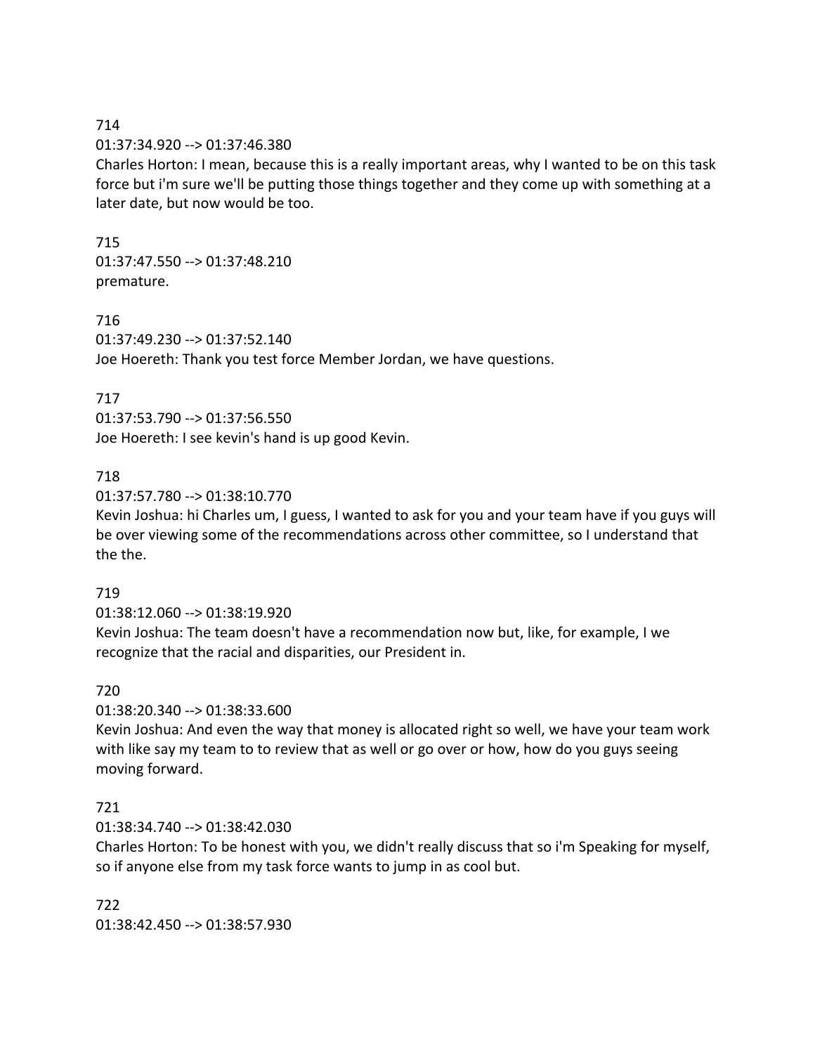714
01:37:34.920 --> 01:37:46.380
Charles Horton: I mean, because this is a really important areas, why I wanted to be on this task force but i'm sure we'll be putting those things together and they come up with something at a later date, but now would be too.

715
01:37:47.550 --> 01:37:48.210
premature.

716
01:37:49.230 --> 01:37:52.140
Joe Hoereth: Thank you test force Member Jordan, we have questions.

717
01:37:53.790 --> 01:37:56.550
Joe Hoereth: I see kevin's hand is up good Kevin.

718
01:37:57.780 --> 01:38:10.770
Kevin Joshua: hi Charles um, I guess, I wanted to ask for you and your team have if you guys will be over viewing some of the recommendations across other committee, so I understand that the the.

719
01:38:12.060 --> 01:38:19.920
Kevin Joshua: The team doesn't have a recommendation now but, like, for example, I we recognize that the racial and disparities, our President in.

720
01:38:20.340 --> 01:38:33.600
Kevin Joshua: And even the way that money is allocated right so well, we have your team work with like say my team to to review that as well or go over or how, how do you guys seeing moving forward.

721
01:38:34.740 --> 01:38:42.030
Charles Horton: To be honest with you, we didn't really discuss that so i'm Speaking for myself, so if anyone else from my task force wants to jump in as cool but.

722
01:38:42.450 --> 01:38:57.930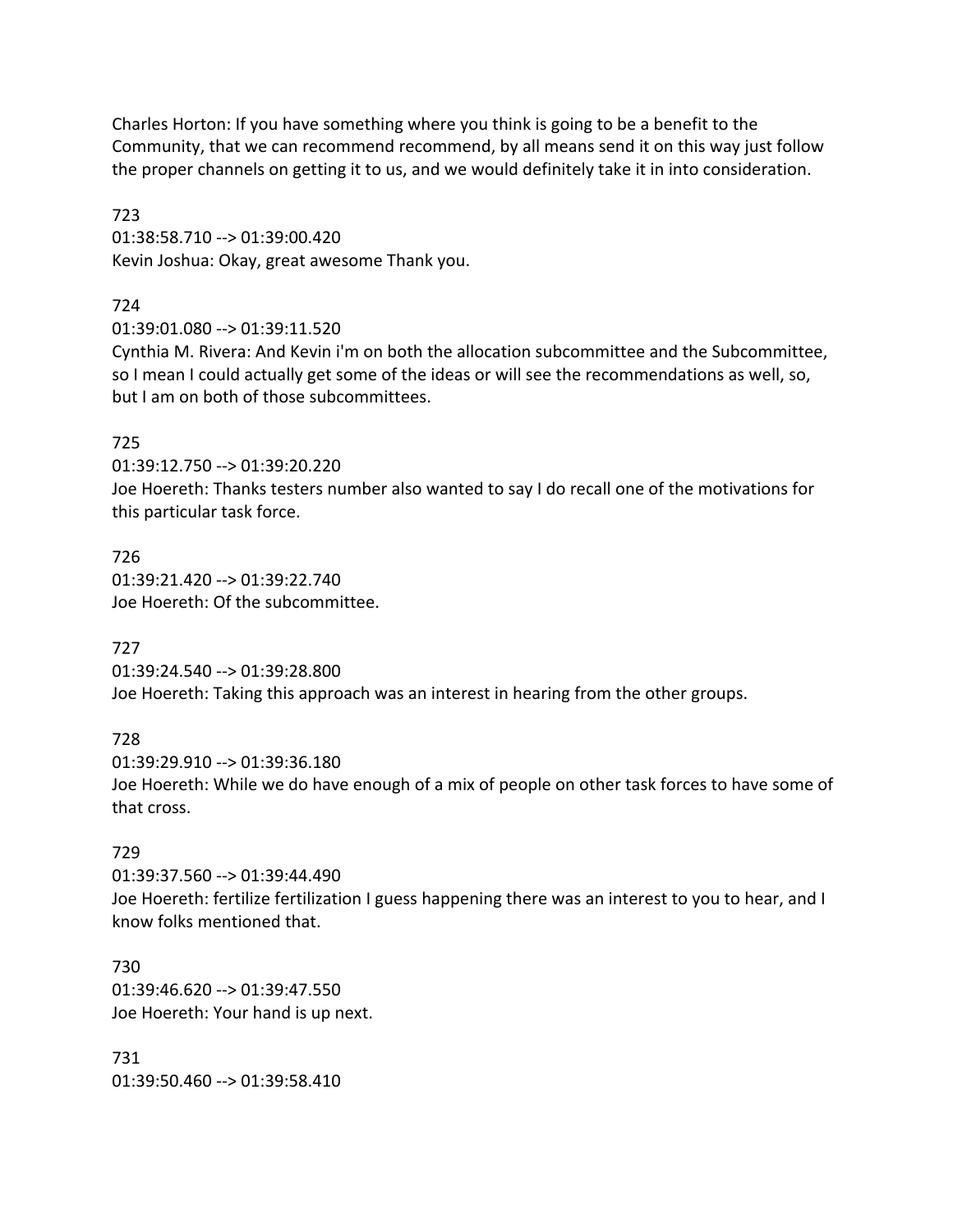Charles Horton: If you have something where you think is going to be a benefit to the Community, that we can recommend recommend, by all means send it on this way just follow the proper channels on getting it to us, and we would definitely take it in into consideration.

723
01:38:58.710 --> 01:39:00.420
Kevin Joshua: Okay, great awesome Thank you.

724
01:39:01.080 --> 01:39:11.520
Cynthia M. Rivera: And Kevin i'm on both the allocation subcommittee and the Subcommittee, so I mean I could actually get some of the ideas or will see the recommendations as well, so, but I am on both of those subcommittees.

725
01:39:12.750 --> 01:39:20.220
Joe Hoereth: Thanks testers number also wanted to say I do recall one of the motivations for this particular task force.

726
01:39:21.420 --> 01:39:22.740
Joe Hoereth: Of the subcommittee.

727
01:39:24.540 --> 01:39:28.800
Joe Hoereth: Taking this approach was an interest in hearing from the other groups.

728
01:39:29.910 --> 01:39:36.180
Joe Hoereth: While we do have enough of a mix of people on other task forces to have some of that cross.

729
01:39:37.560 --> 01:39:44.490
Joe Hoereth: fertilize fertilization I guess happening there was an interest to you to hear, and I know folks mentioned that.

730
01:39:46.620 --> 01:39:47.550
Joe Hoereth: Your hand is up next.

731
01:39:50.460 --> 01:39:58.410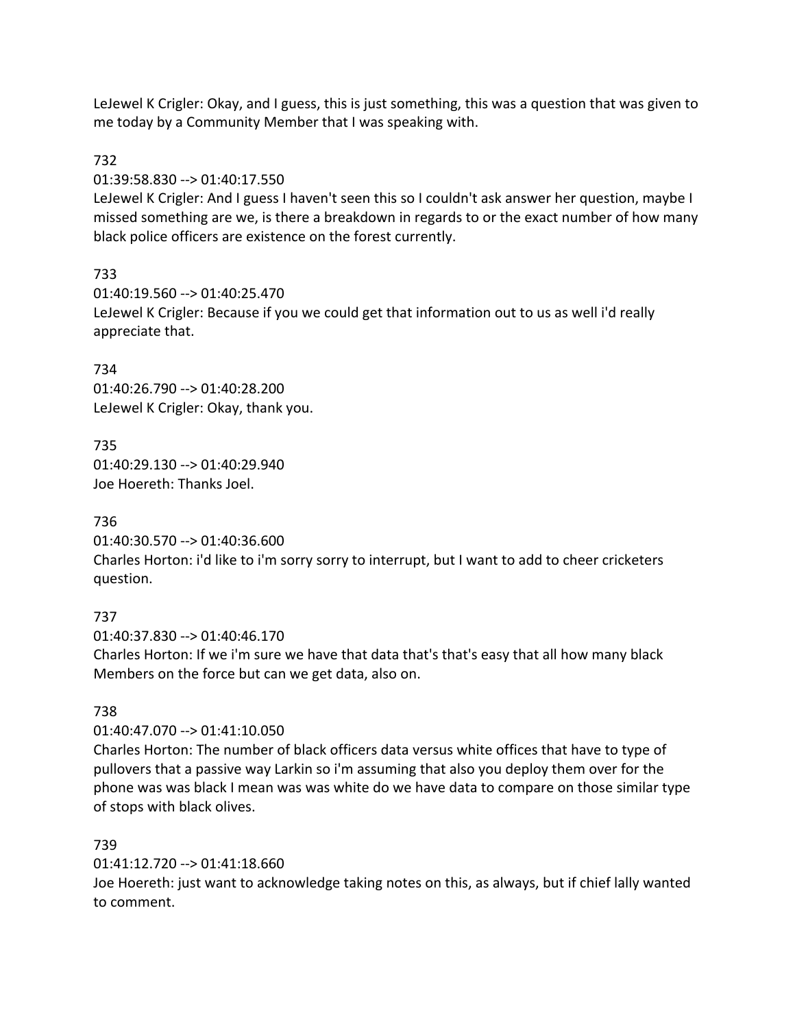LeJewel K Crigler: Okay, and I guess, this is just something, this was a question that was given to me today by a Community Member that I was speaking with.

732
01:39:58.830 --> 01:40:17.550
LeJewel K Crigler: And I guess I haven't seen this so I couldn't ask answer her question, maybe I missed something are we, is there a breakdown in regards to or the exact number of how many black police officers are existence on the forest currently.

733
01:40:19.560 --> 01:40:25.470
LeJewel K Crigler: Because if you we could get that information out to us as well i'd really appreciate that.

734
01:40:26.790 --> 01:40:28.200
LeJewel K Crigler: Okay, thank you.

735
01:40:29.130 --> 01:40:29.940
Joe Hoereth: Thanks Joel.

736
01:40:30.570 --> 01:40:36.600
Charles Horton: i'd like to i'm sorry sorry to interrupt, but I want to add to cheer cricketers question.

737
01:40:37.830 --> 01:40:46.170
Charles Horton: If we i'm sure we have that data that's that's easy that all how many black Members on the force but can we get data, also on.

738
01:40:47.070 --> 01:41:10.050
Charles Horton: The number of black officers data versus white offices that have to type of pullovers that a passive way Larkin so i'm assuming that also you deploy them over for the phone was was black I mean was was white do we have data to compare on those similar type of stops with black olives.

739
01:41:12.720 --> 01:41:18.660
Joe Hoereth: just want to acknowledge taking notes on this, as always, but if chief lally wanted to comment.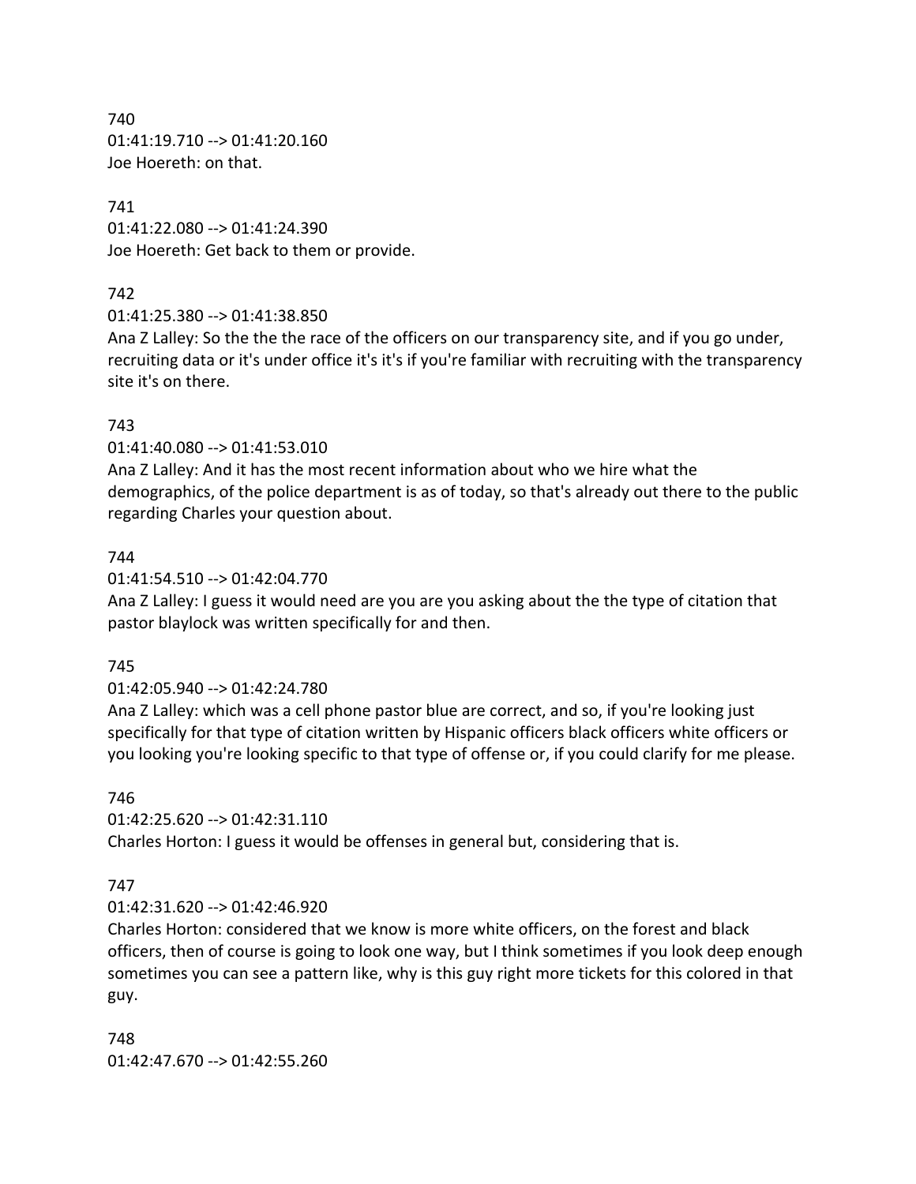740
01:41:19.710 --> 01:41:20.160
Joe Hoereth: on that.

741
01:41:22.080 --> 01:41:24.390
Joe Hoereth: Get back to them or provide.

742
01:41:25.380 --> 01:41:38.850
Ana Z Lalley: So the the the race of the officers on our transparency site, and if you go under, recruiting data or it's under office it's it's if you're familiar with recruiting with the transparency site it's on there.

743
01:41:40.080 --> 01:41:53.010
Ana Z Lalley: And it has the most recent information about who we hire what the demographics, of the police department is as of today, so that's already out there to the public regarding Charles your question about.

744
01:41:54.510 --> 01:42:04.770
Ana Z Lalley: I guess it would need are you are you asking about the the type of citation that pastor blaylock was written specifically for and then.

745
01:42:05.940 --> 01:42:24.780
Ana Z Lalley: which was a cell phone pastor blue are correct, and so, if you're looking just specifically for that type of citation written by Hispanic officers black officers white officers or you looking you're looking specific to that type of offense or, if you could clarify for me please.

746
01:42:25.620 --> 01:42:31.110
Charles Horton: I guess it would be offenses in general but, considering that is.

747
01:42:31.620 --> 01:42:46.920
Charles Horton: considered that we know is more white officers, on the forest and black officers, then of course is going to look one way, but I think sometimes if you look deep enough sometimes you can see a pattern like, why is this guy right more tickets for this colored in that guy.

748
01:42:47.670 --> 01:42:55.260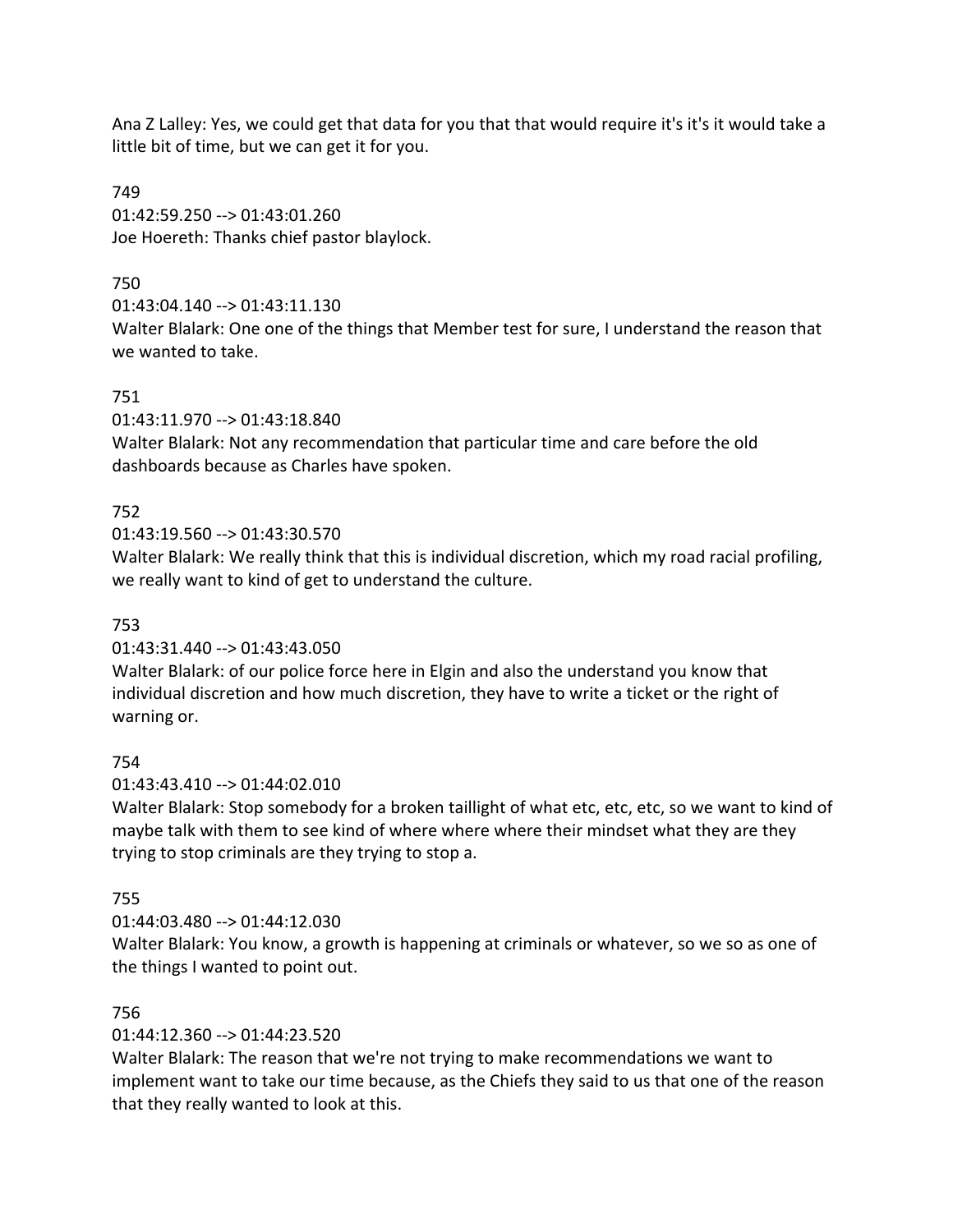Ana Z Lalley: Yes, we could get that data for you that that would require it's it's it would take a little bit of time, but we can get it for you.

749
01:42:59.250 --> 01:43:01.260
Joe Hoereth: Thanks chief pastor blaylock.

750
01:43:04.140 --> 01:43:11.130
Walter Blalark: One one of the things that Member test for sure, I understand the reason that we wanted to take.

751
01:43:11.970 --> 01:43:18.840
Walter Blalark: Not any recommendation that particular time and care before the old dashboards because as Charles have spoken.

752
01:43:19.560 --> 01:43:30.570
Walter Blalark: We really think that this is individual discretion, which my road racial profiling, we really want to kind of get to understand the culture.

753
01:43:31.440 --> 01:43:43.050
Walter Blalark: of our police force here in Elgin and also the understand you know that individual discretion and how much discretion, they have to write a ticket or the right of warning or.

754
01:43:43.410 --> 01:44:02.010
Walter Blalark: Stop somebody for a broken taillight of what etc, etc, etc, so we want to kind of maybe talk with them to see kind of where where where their mindset what they are they trying to stop criminals are they trying to stop a.

755
01:44:03.480 --> 01:44:12.030
Walter Blalark: You know, a growth is happening at criminals or whatever, so we so as one of the things I wanted to point out.

756
01:44:12.360 --> 01:44:23.520
Walter Blalark: The reason that we're not trying to make recommendations we want to implement want to take our time because, as the Chiefs they said to us that one of the reason that they really wanted to look at this.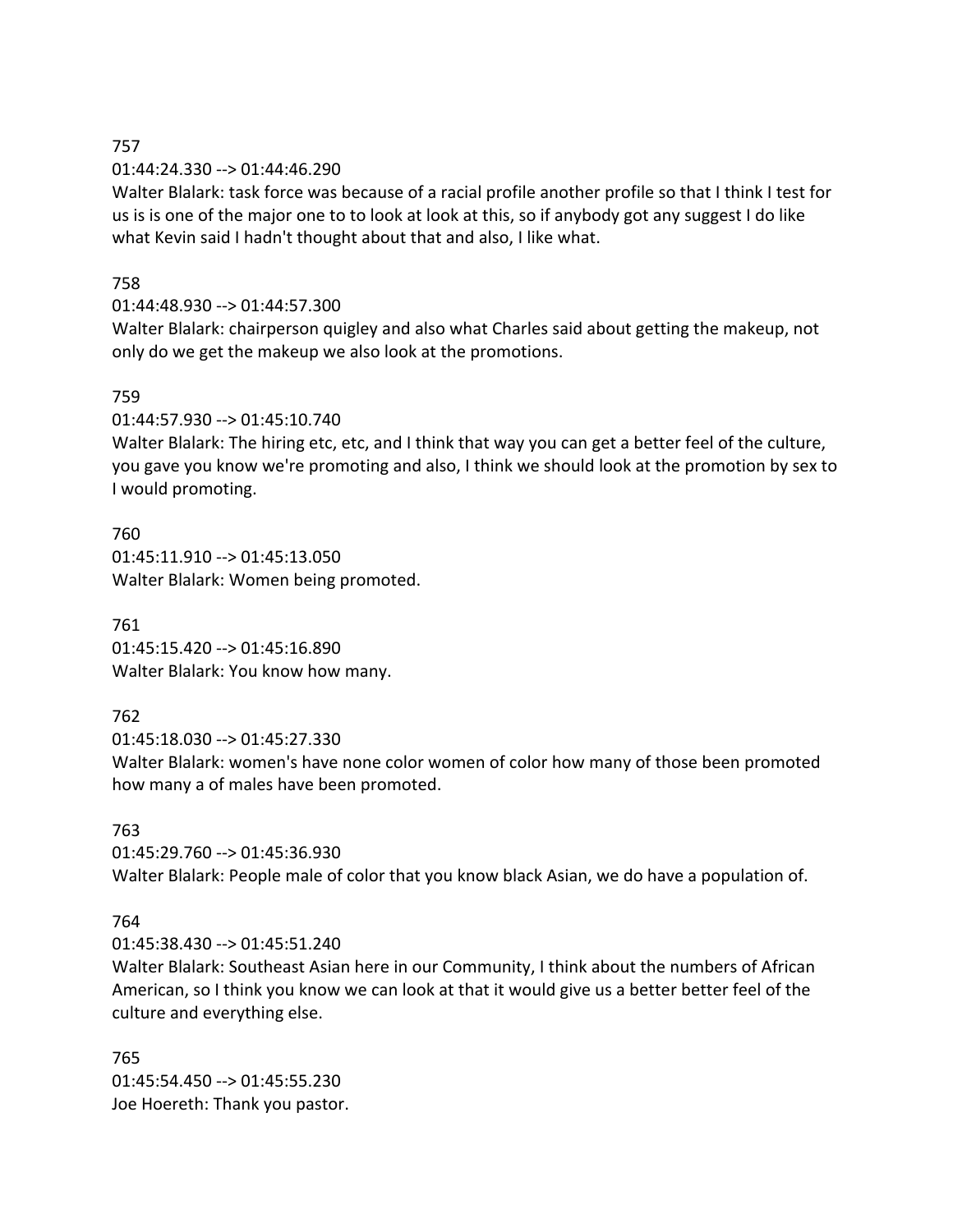757

01:44:24.330 --> 01:44:46.290

Walter Blalark: task force was because of a racial profile another profile so that I think I test for us is is one of the major one to to look at look at this, so if anybody got any suggest I do like what Kevin said I hadn't thought about that and also, I like what.

758

01:44:48.930 --> 01:44:57.300

Walter Blalark: chairperson quigley and also what Charles said about getting the makeup, not only do we get the makeup we also look at the promotions.

759

01:44:57.930 --> 01:45:10.740

Walter Blalark: The hiring etc, etc, and I think that way you can get a better feel of the culture, you gave you know we're promoting and also, I think we should look at the promotion by sex to I would promoting.

760

01:45:11.910 --> 01:45:13.050

Walter Blalark: Women being promoted.

761

01:45:15.420 --> 01:45:16.890

Walter Blalark: You know how many.

762

01:45:18.030 --> 01:45:27.330

Walter Blalark: women's have none color women of color how many of those been promoted how many a of males have been promoted.

763

01:45:29.760 --> 01:45:36.930

Walter Blalark: People male of color that you know black Asian, we do have a population of.

764

01:45:38.430 --> 01:45:51.240

Walter Blalark: Southeast Asian here in our Community, I think about the numbers of African American, so I think you know we can look at that it would give us a better better feel of the culture and everything else.

765

01:45:54.450 --> 01:45:55.230

Joe Hoereth: Thank you pastor.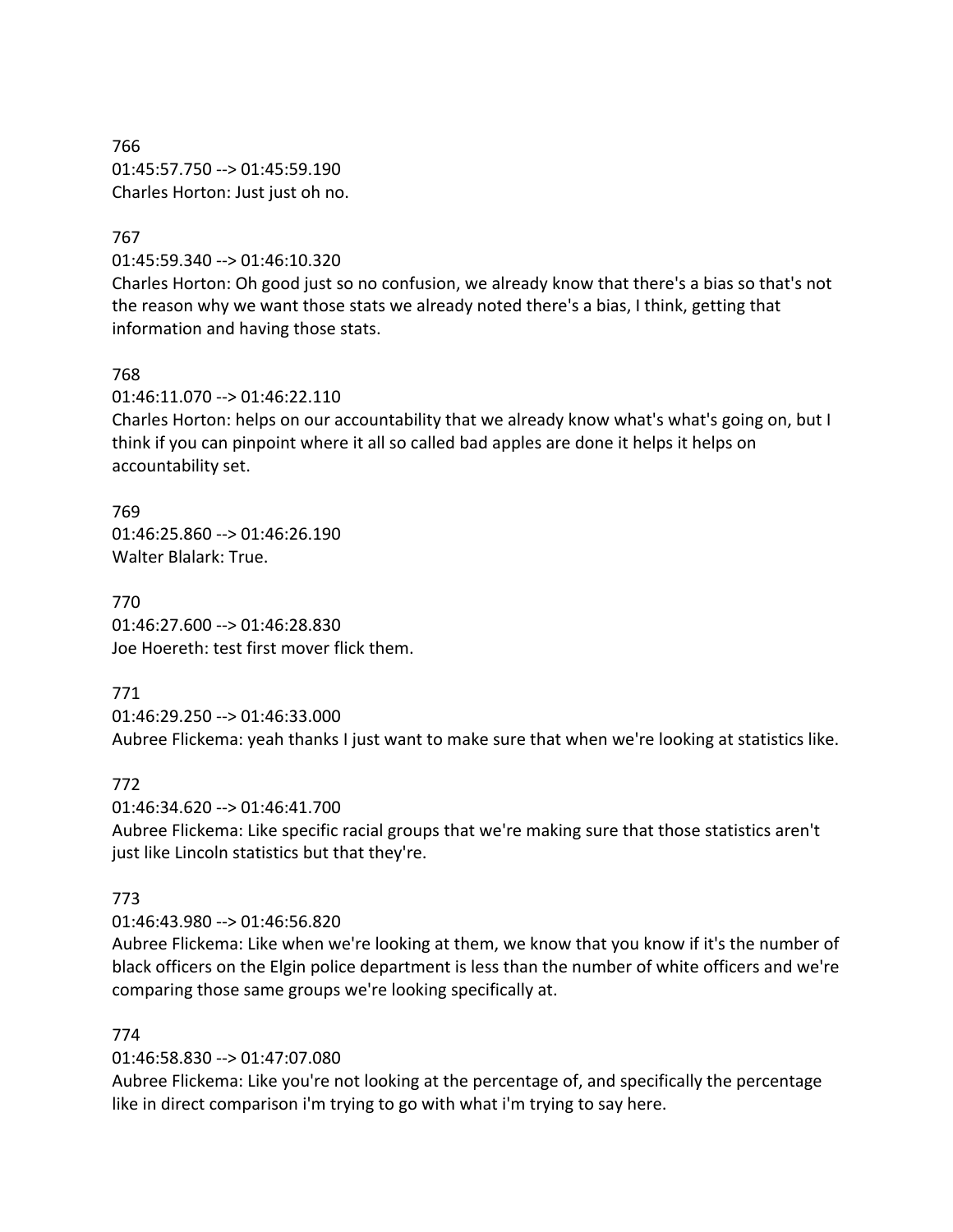766
01:45:57.750 --> 01:45:59.190
Charles Horton: Just just oh no.

767
01:45:59.340 --> 01:46:10.320
Charles Horton: Oh good just so no confusion, we already know that there's a bias so that's not the reason why we want those stats we already noted there's a bias, I think, getting that information and having those stats.

768
01:46:11.070 --> 01:46:22.110
Charles Horton: helps on our accountability that we already know what's what's going on, but I think if you can pinpoint where it all so called bad apples are done it helps it helps on accountability set.

769
01:46:25.860 --> 01:46:26.190
Walter Blalark: True.

770
01:46:27.600 --> 01:46:28.830
Joe Hoereth: test first mover flick them.

771
01:46:29.250 --> 01:46:33.000
Aubree Flickema: yeah thanks I just want to make sure that when we're looking at statistics like.

772
01:46:34.620 --> 01:46:41.700
Aubree Flickema: Like specific racial groups that we're making sure that those statistics aren't just like Lincoln statistics but that they're.

773
01:46:43.980 --> 01:46:56.820
Aubree Flickema: Like when we're looking at them, we know that you know if it's the number of black officers on the Elgin police department is less than the number of white officers and we're comparing those same groups we're looking specifically at.

774
01:46:58.830 --> 01:47:07.080
Aubree Flickema: Like you're not looking at the percentage of, and specifically the percentage like in direct comparison i'm trying to go with what i'm trying to say here.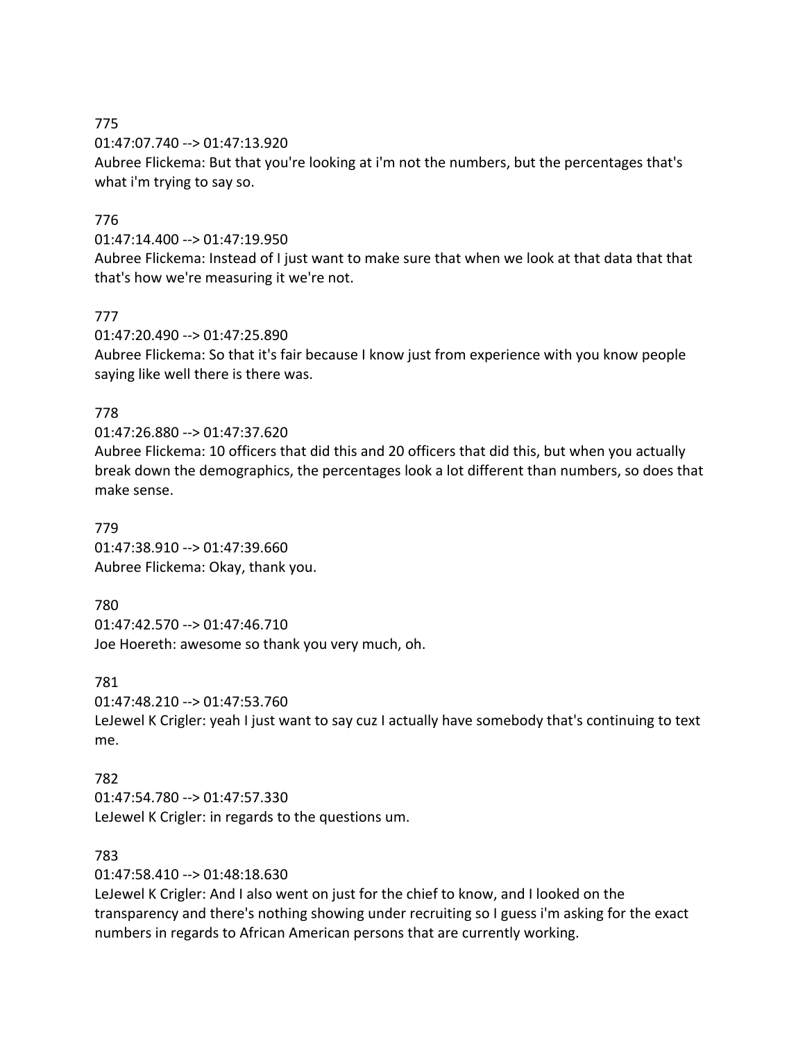775
01:47:07.740 --> 01:47:13.920
Aubree Flickema: But that you're looking at i'm not the numbers, but the percentages that's what i'm trying to say so.

776
01:47:14.400 --> 01:47:19.950
Aubree Flickema: Instead of I just want to make sure that when we look at that data that that that's how we're measuring it we're not.

777
01:47:20.490 --> 01:47:25.890
Aubree Flickema: So that it's fair because I know just from experience with you know people saying like well there is there was.

778
01:47:26.880 --> 01:47:37.620
Aubree Flickema: 10 officers that did this and 20 officers that did this, but when you actually break down the demographics, the percentages look a lot different than numbers, so does that make sense.

779
01:47:38.910 --> 01:47:39.660
Aubree Flickema: Okay, thank you.

780
01:47:42.570 --> 01:47:46.710
Joe Hoereth: awesome so thank you very much, oh.

781
01:47:48.210 --> 01:47:53.760
LeJewel K Crigler: yeah I just want to say cuz I actually have somebody that's continuing to text me.

782
01:47:54.780 --> 01:47:57.330
LeJewel K Crigler: in regards to the questions um.

783
01:47:58.410 --> 01:48:18.630
LeJewel K Crigler: And I also went on just for the chief to know, and I looked on the transparency and there's nothing showing under recruiting so I guess i'm asking for the exact numbers in regards to African American persons that are currently working.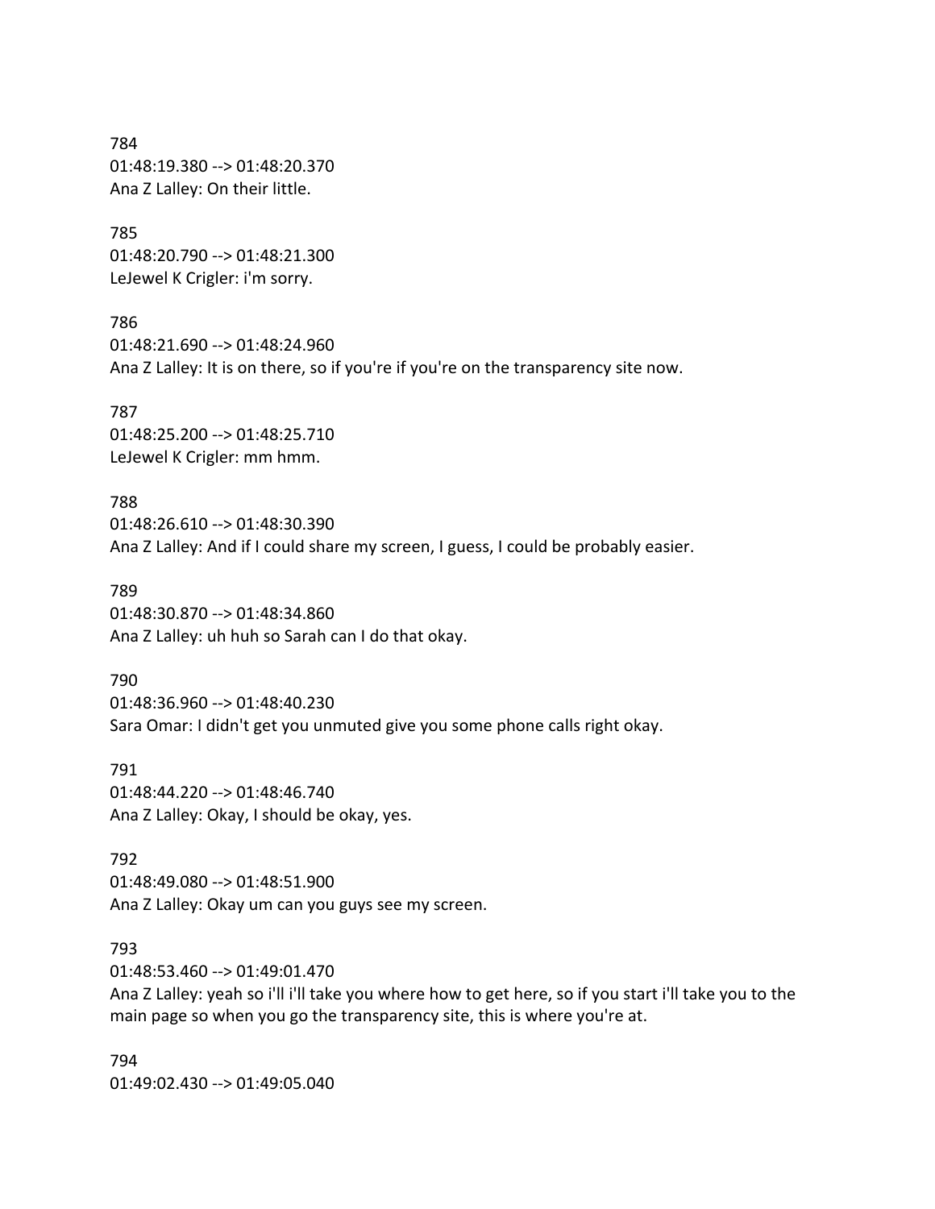784
01:48:19.380 --> 01:48:20.370
Ana Z Lalley: On their little.

785
01:48:20.790 --> 01:48:21.300
LeJewel K Crigler: i'm sorry.

786
01:48:21.690 --> 01:48:24.960
Ana Z Lalley: It is on there, so if you're if you're on the transparency site now.

787
01:48:25.200 --> 01:48:25.710
LeJewel K Crigler: mm hmm.

788
01:48:26.610 --> 01:48:30.390
Ana Z Lalley: And if I could share my screen, I guess, I could be probably easier.

789
01:48:30.870 --> 01:48:34.860
Ana Z Lalley: uh huh so Sarah can I do that okay.

790
01:48:36.960 --> 01:48:40.230
Sara Omar: I didn't get you unmuted give you some phone calls right okay.

791
01:48:44.220 --> 01:48:46.740
Ana Z Lalley: Okay, I should be okay, yes.

792
01:48:49.080 --> 01:48:51.900
Ana Z Lalley: Okay um can you guys see my screen.

793
01:48:53.460 --> 01:49:01.470
Ana Z Lalley: yeah so i'll i'll take you where how to get here, so if you start i'll take you to the main page so when you go the transparency site, this is where you're at.

794
01:49:02.430 --> 01:49:05.040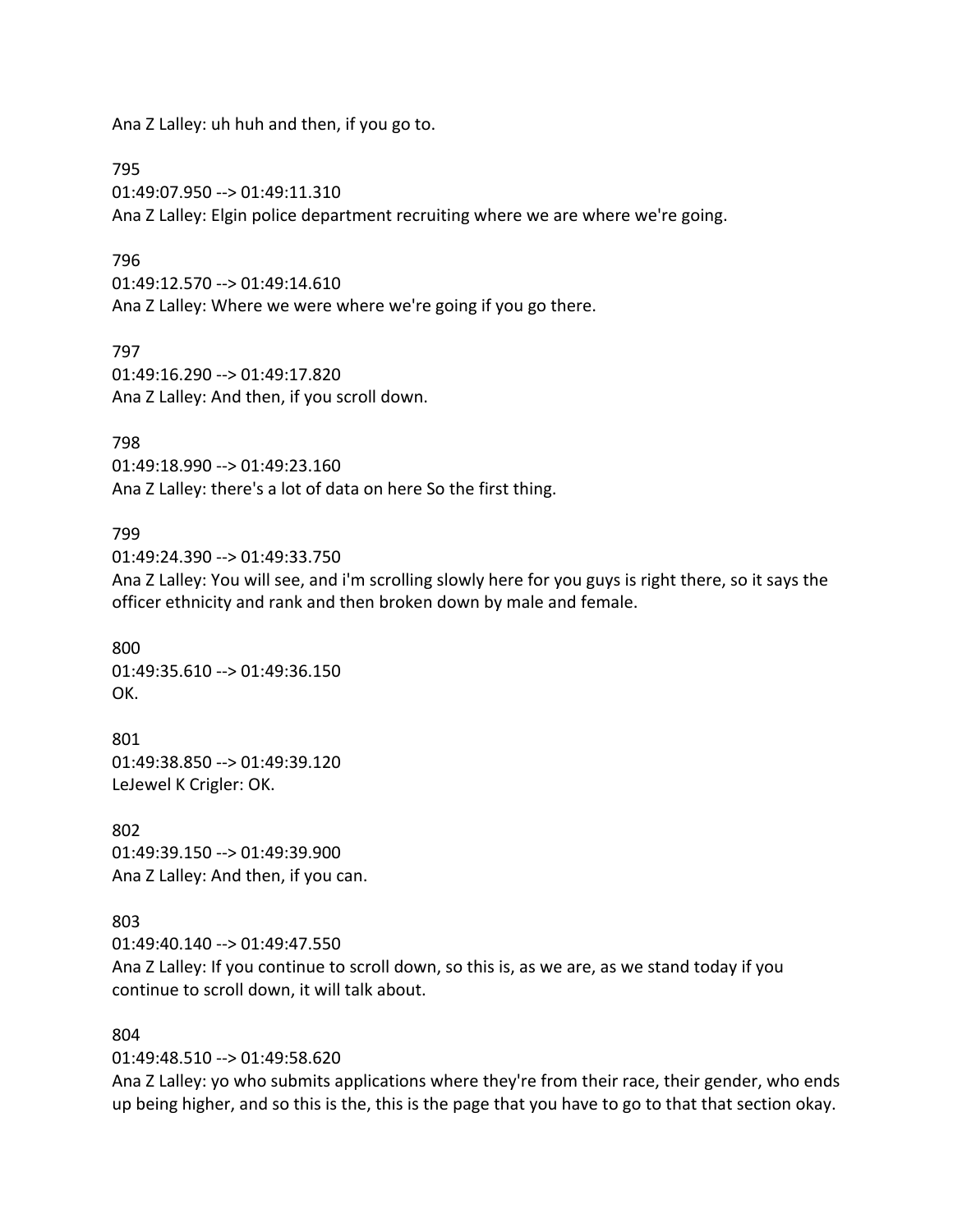Ana Z Lalley: uh huh and then, if you go to.

795
01:49:07.950 --> 01:49:11.310
Ana Z Lalley: Elgin police department recruiting where we are where we're going.

796
01:49:12.570 --> 01:49:14.610
Ana Z Lalley: Where we were where we're going if you go there.

797
01:49:16.290 --> 01:49:17.820
Ana Z Lalley: And then, if you scroll down.

798
01:49:18.990 --> 01:49:23.160
Ana Z Lalley: there's a lot of data on here So the first thing.

799
01:49:24.390 --> 01:49:33.750
Ana Z Lalley: You will see, and i'm scrolling slowly here for you guys is right there, so it says the officer ethnicity and rank and then broken down by male and female.

800
01:49:35.610 --> 01:49:36.150
OK.

801
01:49:38.850 --> 01:49:39.120
LeJewel K Crigler: OK.

802
01:49:39.150 --> 01:49:39.900
Ana Z Lalley: And then, if you can.

803
01:49:40.140 --> 01:49:47.550
Ana Z Lalley: If you continue to scroll down, so this is, as we are, as we stand today if you continue to scroll down, it will talk about.

804
01:49:48.510 --> 01:49:58.620
Ana Z Lalley: yo who submits applications where they're from their race, their gender, who ends up being higher, and so this is the, this is the page that you have to go to that that section okay.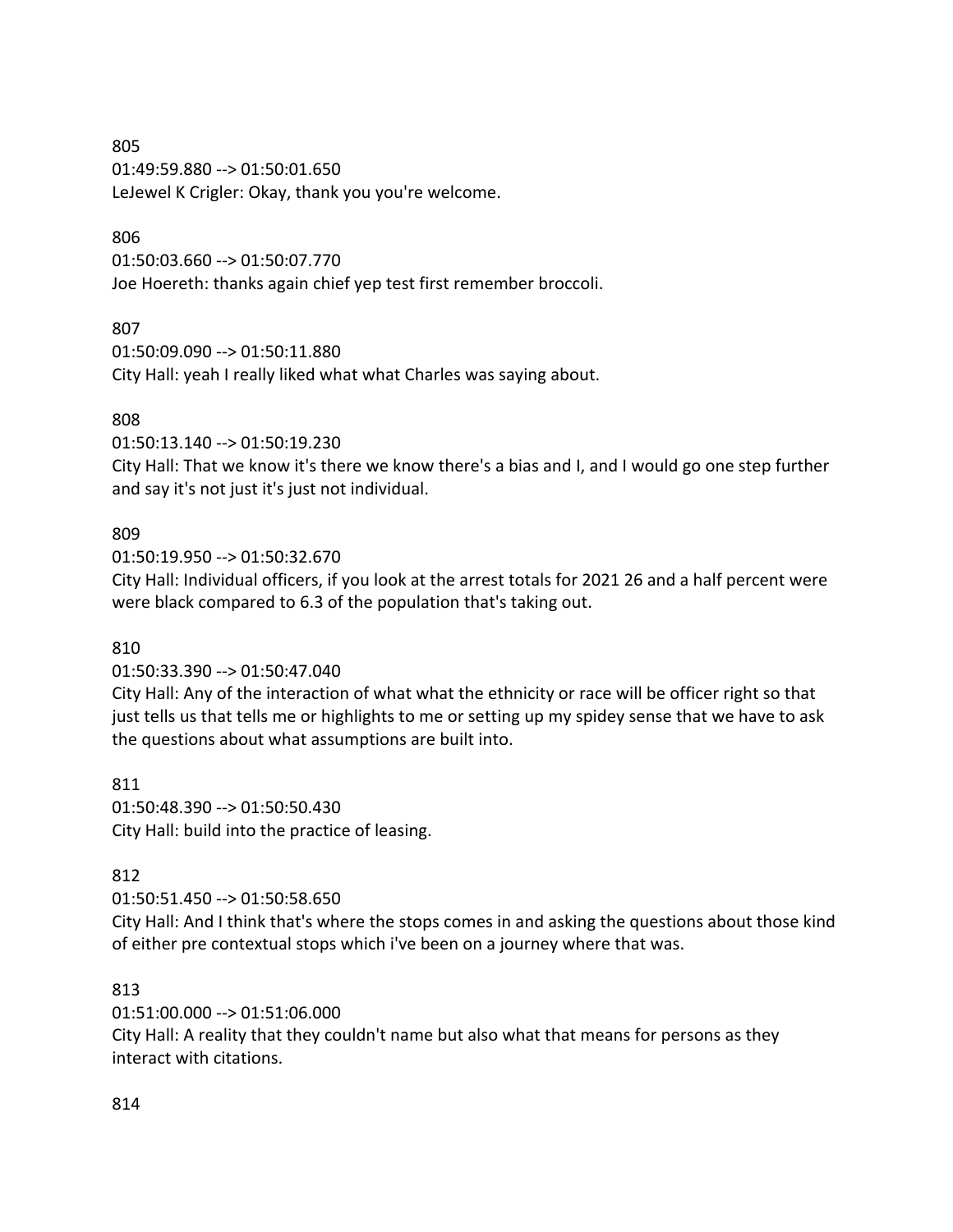805
01:49:59.880 --> 01:50:01.650
LeJewel K Crigler: Okay, thank you you're welcome.

806
01:50:03.660 --> 01:50:07.770
Joe Hoereth: thanks again chief yep test first remember broccoli.

807
01:50:09.090 --> 01:50:11.880
City Hall: yeah I really liked what what Charles was saying about.

808
01:50:13.140 --> 01:50:19.230
City Hall: That we know it's there we know there's a bias and I, and I would go one step further and say it's not just it's just not individual.

809
01:50:19.950 --> 01:50:32.670
City Hall: Individual officers, if you look at the arrest totals for 2021 26 and a half percent were were black compared to 6.3 of the population that's taking out.

810
01:50:33.390 --> 01:50:47.040
City Hall: Any of the interaction of what what the ethnicity or race will be officer right so that just tells us that tells me or highlights to me or setting up my spidey sense that we have to ask the questions about what assumptions are built into.

811
01:50:48.390 --> 01:50:50.430
City Hall: build into the practice of leasing.

812
01:50:51.450 --> 01:50:58.650
City Hall: And I think that's where the stops comes in and asking the questions about those kind of either pre contextual stops which i've been on a journey where that was.

813
01:51:00.000 --> 01:51:06.000
City Hall: A reality that they couldn't name but also what that means for persons as they interact with citations.

814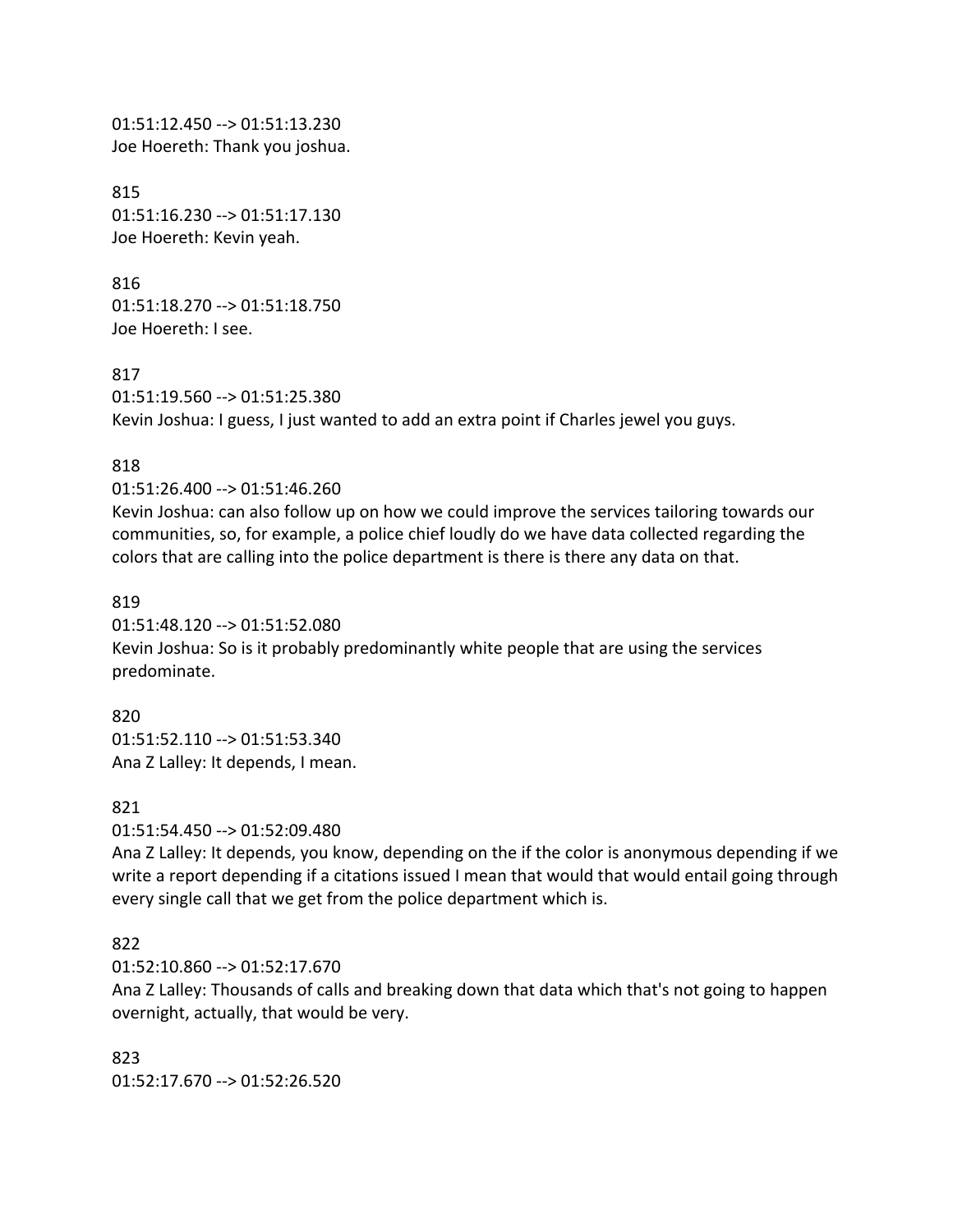01:51:12.450 --> 01:51:13.230
Joe Hoereth: Thank you joshua.

815
01:51:16.230 --> 01:51:17.130
Joe Hoereth: Kevin yeah.

816
01:51:18.270 --> 01:51:18.750
Joe Hoereth: I see.

817
01:51:19.560 --> 01:51:25.380
Kevin Joshua: I guess, I just wanted to add an extra point if Charles jewel you guys.

818
01:51:26.400 --> 01:51:46.260
Kevin Joshua: can also follow up on how we could improve the services tailoring towards our communities, so, for example, a police chief loudly do we have data collected regarding the colors that are calling into the police department is there is there any data on that.

819
01:51:48.120 --> 01:51:52.080
Kevin Joshua: So is it probably predominantly white people that are using the services predominate.

820
01:51:52.110 --> 01:51:53.340
Ana Z Lalley: It depends, I mean.

821
01:51:54.450 --> 01:52:09.480
Ana Z Lalley: It depends, you know, depending on the if the color is anonymous depending if we write a report depending if a citations issued I mean that would that would entail going through every single call that we get from the police department which is.

822
01:52:10.860 --> 01:52:17.670
Ana Z Lalley: Thousands of calls and breaking down that data which that's not going to happen overnight, actually, that would be very.

823
01:52:17.670 --> 01:52:26.520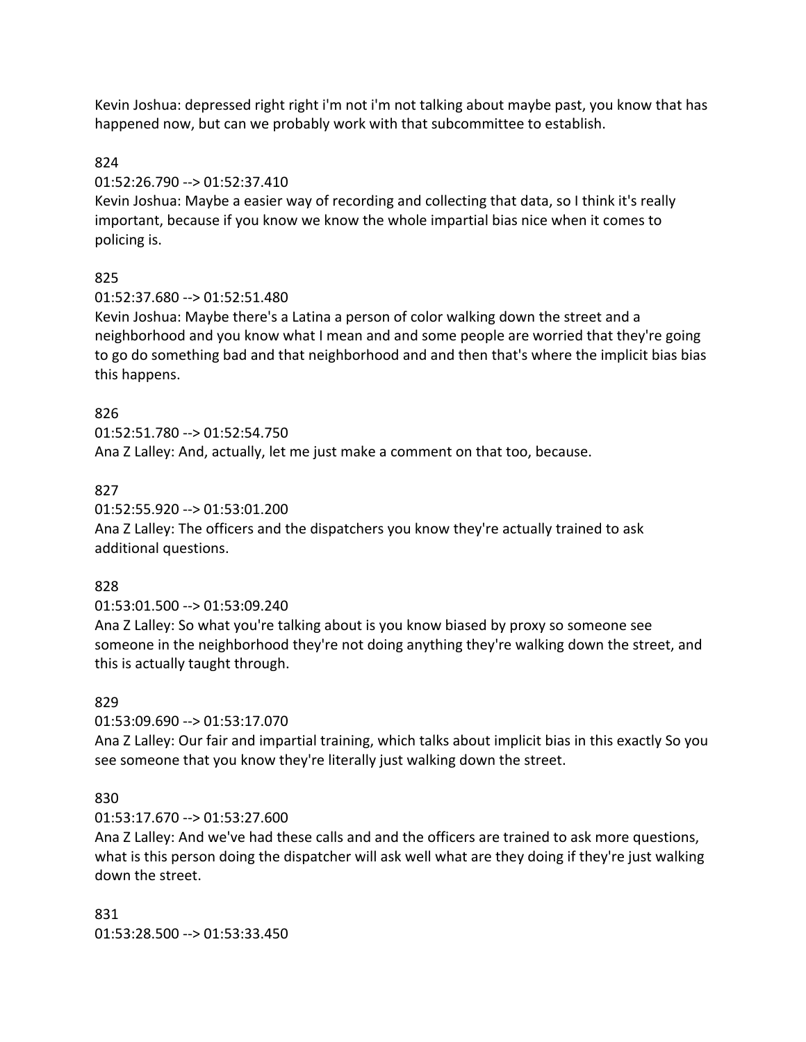Kevin Joshua: depressed right right i'm not i'm not talking about maybe past, you know that has happened now, but can we probably work with that subcommittee to establish.

824

01:52:26.790 --> 01:52:37.410

Kevin Joshua: Maybe a easier way of recording and collecting that data, so I think it's really important, because if you know we know the whole impartial bias nice when it comes to policing is.

825

01:52:37.680 --> 01:52:51.480

Kevin Joshua: Maybe there's a Latina a person of color walking down the street and a neighborhood and you know what I mean and and some people are worried that they're going to go do something bad and that neighborhood and and then that's where the implicit bias bias this happens.

826

01:52:51.780 --> 01:52:54.750

Ana Z Lalley: And, actually, let me just make a comment on that too, because.

827

01:52:55.920 --> 01:53:01.200

Ana Z Lalley: The officers and the dispatchers you know they're actually trained to ask additional questions.

828

01:53:01.500 --> 01:53:09.240

Ana Z Lalley: So what you're talking about is you know biased by proxy so someone see someone in the neighborhood they're not doing anything they're walking down the street, and this is actually taught through.

829

01:53:09.690 --> 01:53:17.070

Ana Z Lalley: Our fair and impartial training, which talks about implicit bias in this exactly So you see someone that you know they're literally just walking down the street.

830

01:53:17.670 --> 01:53:27.600

Ana Z Lalley: And we've had these calls and and the officers are trained to ask more questions, what is this person doing the dispatcher will ask well what are they doing if they're just walking down the street.

831

01:53:28.500 --> 01:53:33.450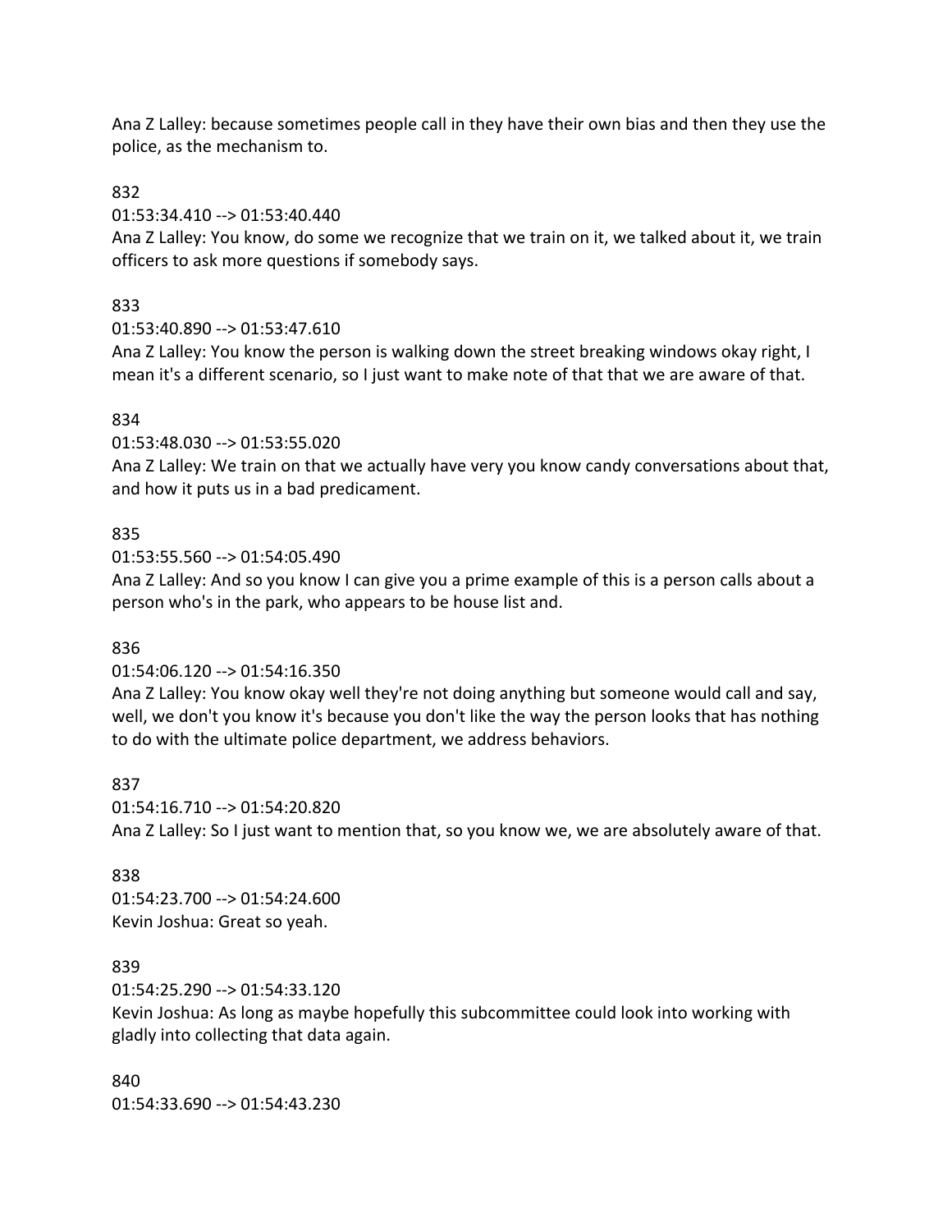Ana Z Lalley: because sometimes people call in they have their own bias and then they use the police, as the mechanism to.

832

01:53:34.410 --> 01:53:40.440

Ana Z Lalley: You know, do some we recognize that we train on it, we talked about it, we train officers to ask more questions if somebody says.

833

01:53:40.890 --> 01:53:47.610

Ana Z Lalley: You know the person is walking down the street breaking windows okay right, I mean it's a different scenario, so I just want to make note of that that we are aware of that.

834

01:53:48.030 --> 01:53:55.020

Ana Z Lalley: We train on that we actually have very you know candy conversations about that, and how it puts us in a bad predicament.

835

01:53:55.560 --> 01:54:05.490

Ana Z Lalley: And so you know I can give you a prime example of this is a person calls about a person who's in the park, who appears to be house list and.

836

01:54:06.120 --> 01:54:16.350

Ana Z Lalley: You know okay well they're not doing anything but someone would call and say, well, we don't you know it's because you don't like the way the person looks that has nothing to do with the ultimate police department, we address behaviors.

837

01:54:16.710 --> 01:54:20.820

Ana Z Lalley: So I just want to mention that, so you know we, we are absolutely aware of that.

838

01:54:23.700 --> 01:54:24.600

Kevin Joshua: Great so yeah.

839

01:54:25.290 --> 01:54:33.120

Kevin Joshua: As long as maybe hopefully this subcommittee could look into working with gladly into collecting that data again.

840

01:54:33.690 --> 01:54:43.230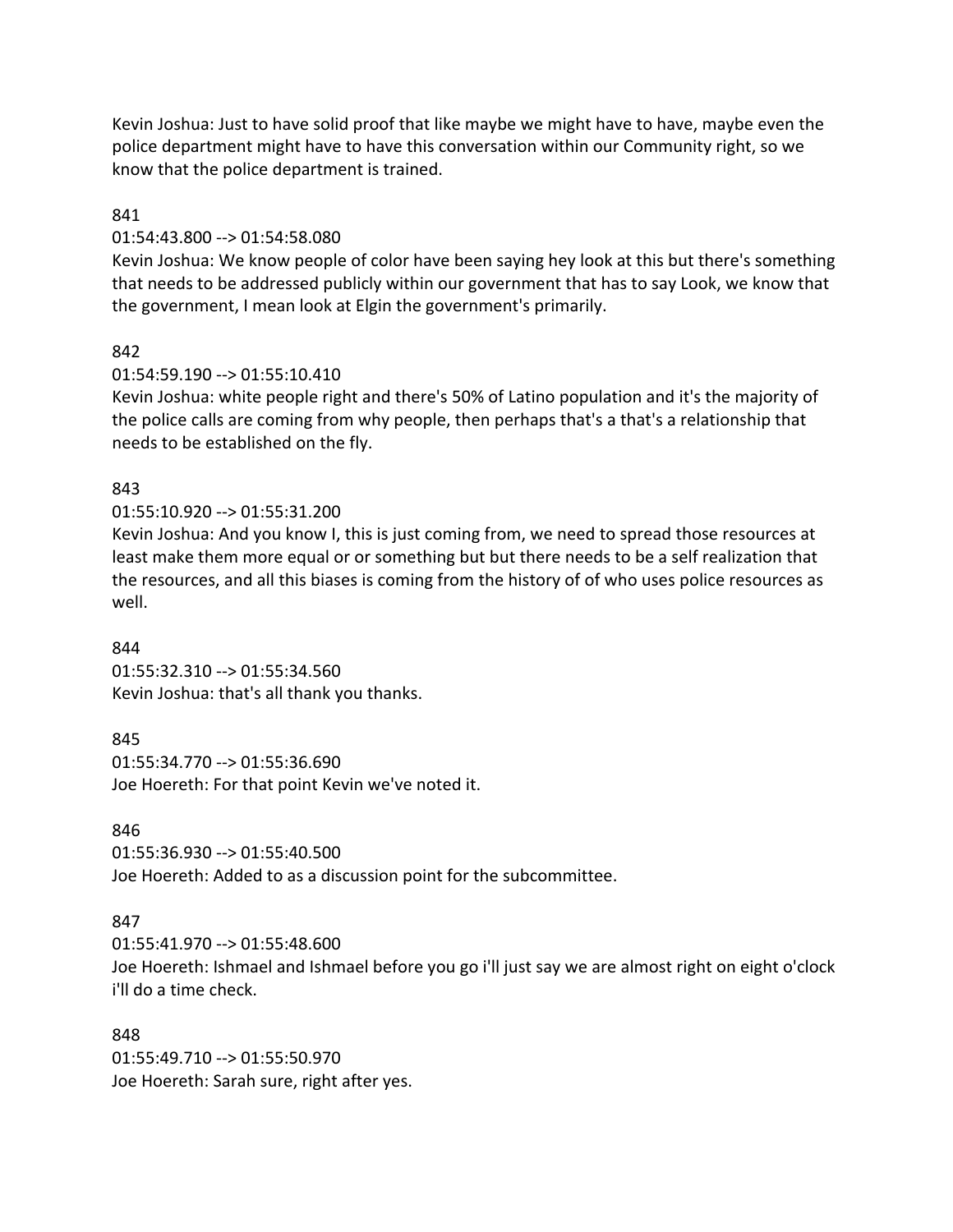Kevin Joshua: Just to have solid proof that like maybe we might have to have, maybe even the police department might have to have this conversation within our Community right, so we know that the police department is trained.

841

01:54:43.800 --> 01:54:58.080

Kevin Joshua: We know people of color have been saying hey look at this but there's something that needs to be addressed publicly within our government that has to say Look, we know that the government, I mean look at Elgin the government's primarily.

842

01:54:59.190 --> 01:55:10.410

Kevin Joshua: white people right and there's 50% of Latino population and it's the majority of the police calls are coming from why people, then perhaps that's a that's a relationship that needs to be established on the fly.

843

01:55:10.920 --> 01:55:31.200

Kevin Joshua: And you know I, this is just coming from, we need to spread those resources at least make them more equal or or something but but there needs to be a self realization that the resources, and all this biases is coming from the history of of who uses police resources as well.

844

01:55:32.310 --> 01:55:34.560

Kevin Joshua: that's all thank you thanks.

845

01:55:34.770 --> 01:55:36.690

Joe Hoereth: For that point Kevin we've noted it.

846

01:55:36.930 --> 01:55:40.500

Joe Hoereth: Added to as a discussion point for the subcommittee.

847

01:55:41.970 --> 01:55:48.600

Joe Hoereth: Ishmael and Ishmael before you go i'll just say we are almost right on eight o'clock i'll do a time check.

848

01:55:49.710 --> 01:55:50.970

Joe Hoereth: Sarah sure, right after yes.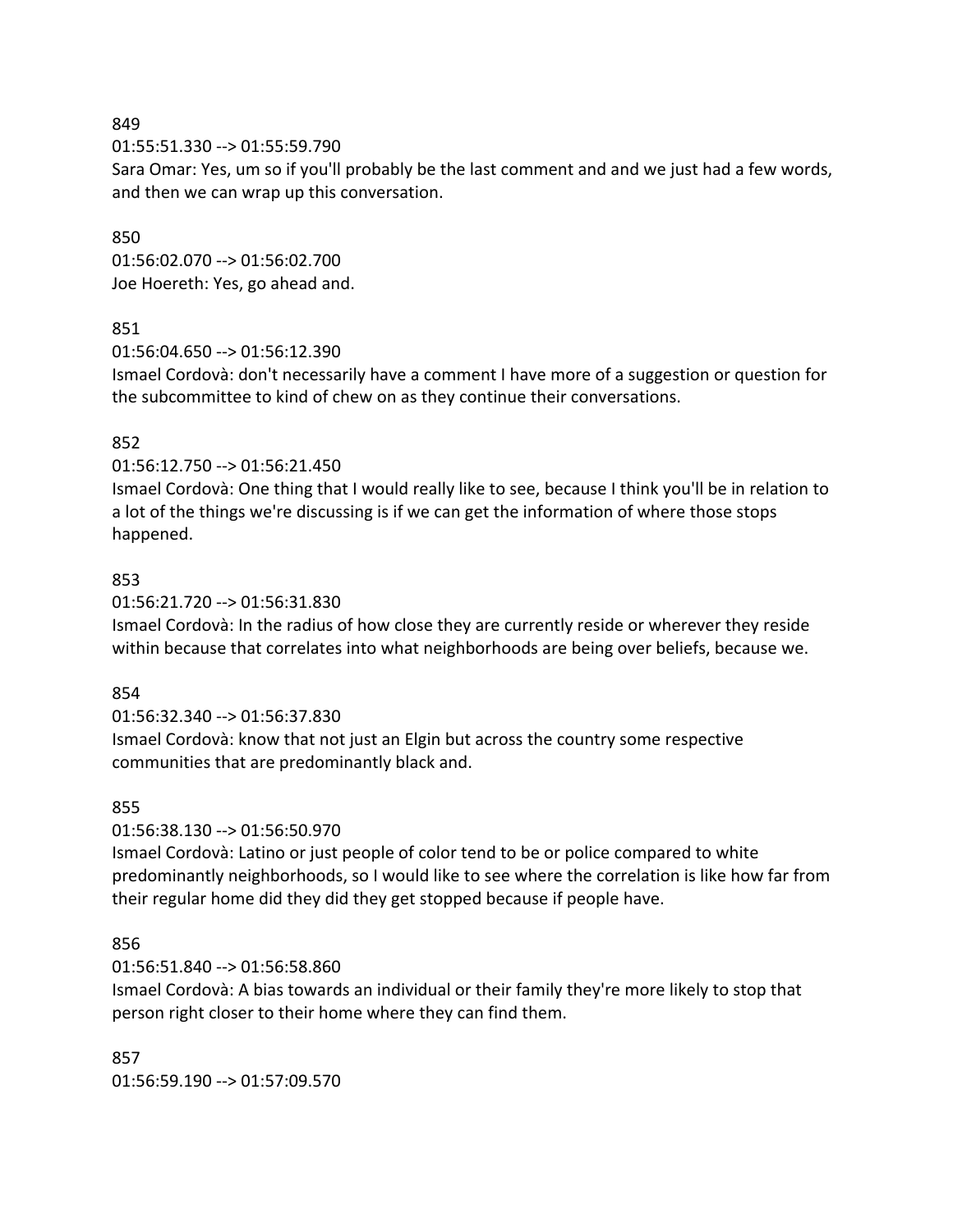849
01:55:51.330 --> 01:55:59.790
Sara Omar: Yes, um so if you'll probably be the last comment and and we just had a few words, and then we can wrap up this conversation.

850
01:56:02.070 --> 01:56:02.700
Joe Hoereth: Yes, go ahead and.

851
01:56:04.650 --> 01:56:12.390
Ismael Cordovà: don't necessarily have a comment I have more of a suggestion or question for the subcommittee to kind of chew on as they continue their conversations.

852
01:56:12.750 --> 01:56:21.450
Ismael Cordovà: One thing that I would really like to see, because I think you'll be in relation to a lot of the things we're discussing is if we can get the information of where those stops happened.

853
01:56:21.720 --> 01:56:31.830
Ismael Cordovà: In the radius of how close they are currently reside or wherever they reside within because that correlates into what neighborhoods are being over beliefs, because we.

854
01:56:32.340 --> 01:56:37.830
Ismael Cordovà: know that not just an Elgin but across the country some respective communities that are predominantly black and.

855
01:56:38.130 --> 01:56:50.970
Ismael Cordovà: Latino or just people of color tend to be or police compared to white predominantly neighborhoods, so I would like to see where the correlation is like how far from their regular home did they did they get stopped because if people have.

856
01:56:51.840 --> 01:56:58.860
Ismael Cordovà: A bias towards an individual or their family they're more likely to stop that person right closer to their home where they can find them.

857
01:56:59.190 --> 01:57:09.570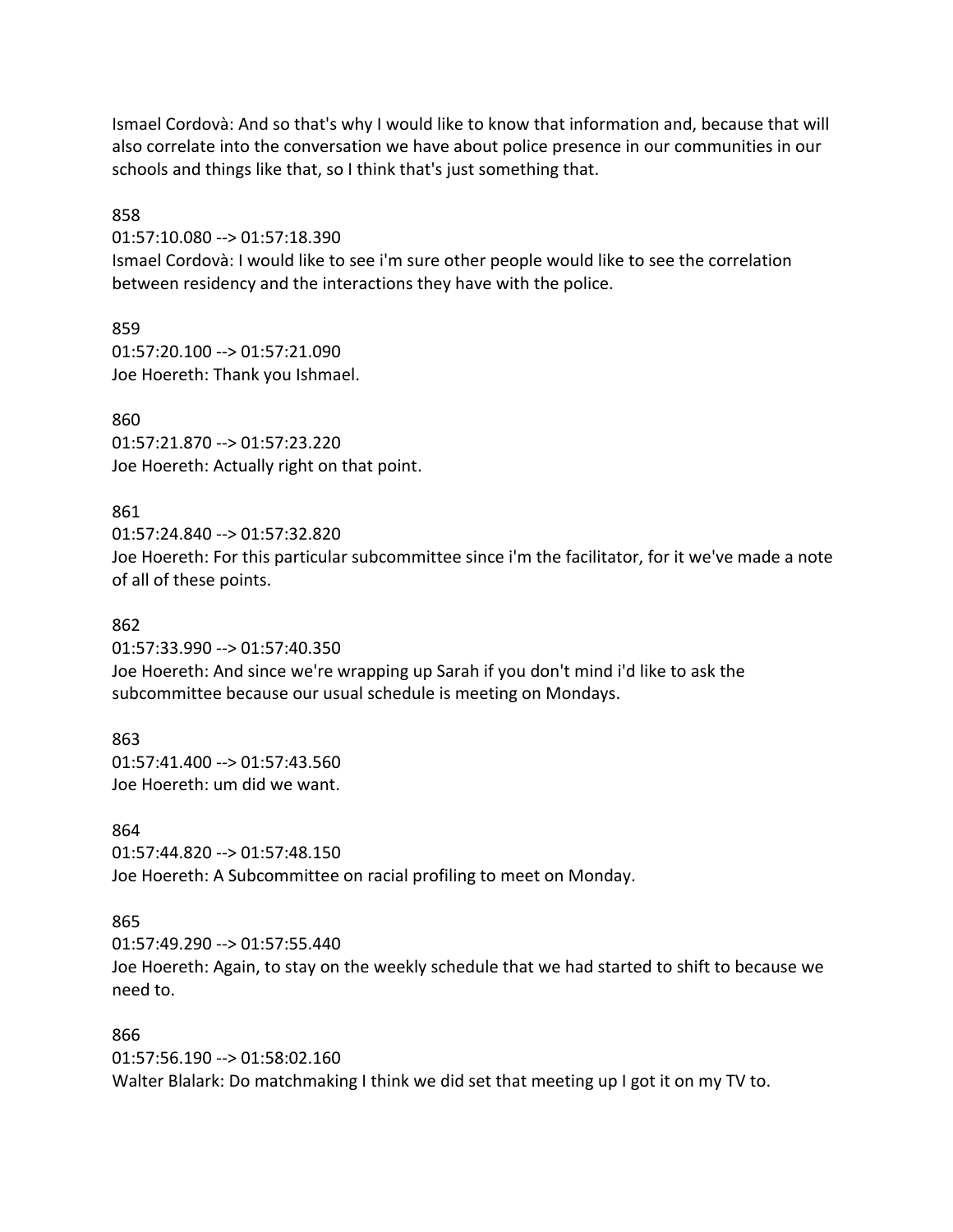Ismael Cordovà: And so that's why I would like to know that information and, because that will also correlate into the conversation we have about police presence in our communities in our schools and things like that, so I think that's just something that.

858
01:57:10.080 --> 01:57:18.390
Ismael Cordovà: I would like to see i'm sure other people would like to see the correlation between residency and the interactions they have with the police.

859
01:57:20.100 --> 01:57:21.090
Joe Hoereth: Thank you Ishmael.

860
01:57:21.870 --> 01:57:23.220
Joe Hoereth: Actually right on that point.

861
01:57:24.840 --> 01:57:32.820
Joe Hoereth: For this particular subcommittee since i'm the facilitator, for it we've made a note of all of these points.

862
01:57:33.990 --> 01:57:40.350
Joe Hoereth: And since we're wrapping up Sarah if you don't mind i'd like to ask the subcommittee because our usual schedule is meeting on Mondays.

863
01:57:41.400 --> 01:57:43.560
Joe Hoereth: um did we want.

864
01:57:44.820 --> 01:57:48.150
Joe Hoereth: A Subcommittee on racial profiling to meet on Monday.

865
01:57:49.290 --> 01:57:55.440
Joe Hoereth: Again, to stay on the weekly schedule that we had started to shift to because we need to.

866
01:57:56.190 --> 01:58:02.160
Walter Blalark: Do matchmaking I think we did set that meeting up I got it on my TV to.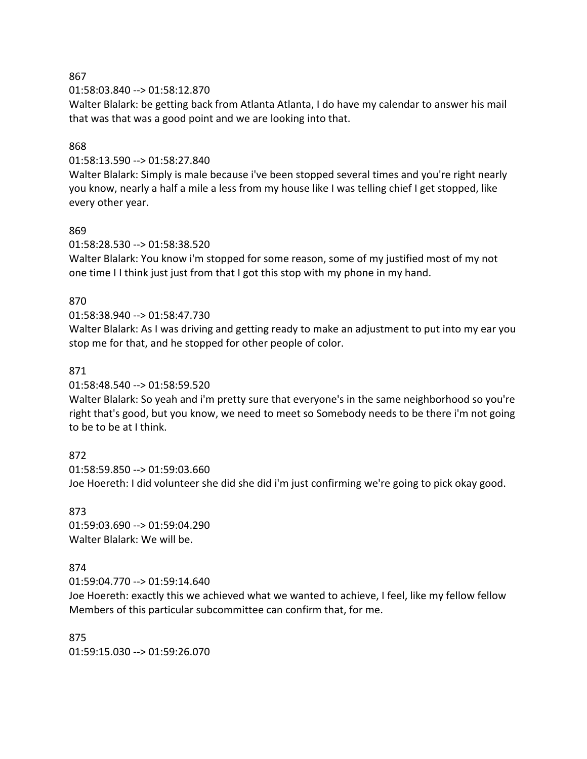867

01:58:03.840 --> 01:58:12.870

Walter Blalark: be getting back from Atlanta Atlanta, I do have my calendar to answer his mail that was that was a good point and we are looking into that.

868

01:58:13.590 --> 01:58:27.840

Walter Blalark: Simply is male because i've been stopped several times and you're right nearly you know, nearly a half a mile a less from my house like I was telling chief I get stopped, like every other year.

869

01:58:28.530 --> 01:58:38.520

Walter Blalark: You know i'm stopped for some reason, some of my justified most of my not one time I I think just just from that I got this stop with my phone in my hand.

870

01:58:38.940 --> 01:58:47.730

Walter Blalark: As I was driving and getting ready to make an adjustment to put into my ear you stop me for that, and he stopped for other people of color.

871

01:58:48.540 --> 01:58:59.520

Walter Blalark: So yeah and i'm pretty sure that everyone's in the same neighborhood so you're right that's good, but you know, we need to meet so Somebody needs to be there i'm not going to be to be at I think.

872

01:58:59.850 --> 01:59:03.660

Joe Hoereth: I did volunteer she did she did i'm just confirming we're going to pick okay good.

873

01:59:03.690 --> 01:59:04.290

Walter Blalark: We will be.

874

01:59:04.770 --> 01:59:14.640

Joe Hoereth: exactly this we achieved what we wanted to achieve, I feel, like my fellow fellow Members of this particular subcommittee can confirm that, for me.

875

01:59:15.030 --> 01:59:26.070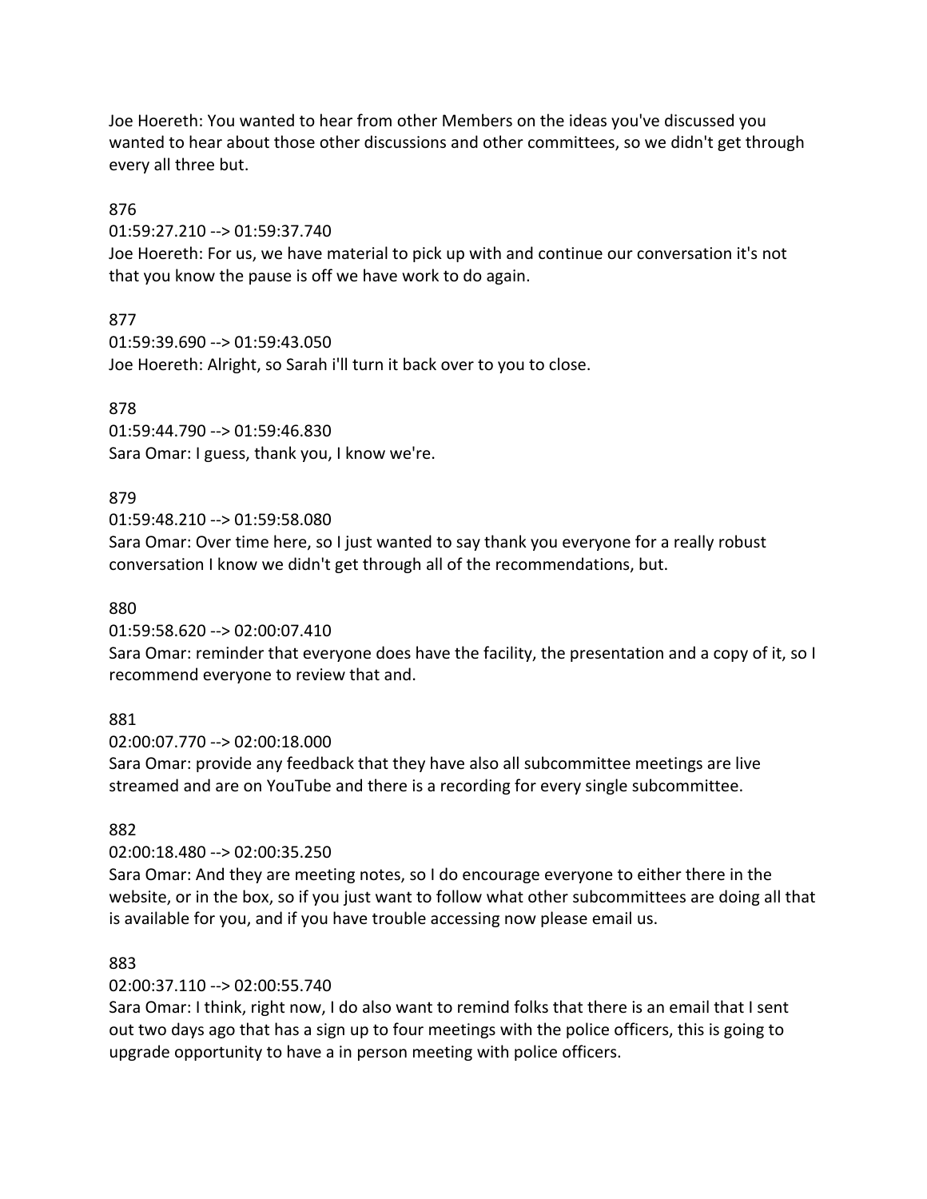Joe Hoereth: You wanted to hear from other Members on the ideas you've discussed you wanted to hear about those other discussions and other committees, so we didn't get through every all three but.

876
01:59:27.210 --> 01:59:37.740
Joe Hoereth: For us, we have material to pick up with and continue our conversation it's not that you know the pause is off we have work to do again.

877
01:59:39.690 --> 01:59:43.050
Joe Hoereth: Alright, so Sarah i'll turn it back over to you to close.

878
01:59:44.790 --> 01:59:46.830
Sara Omar: I guess, thank you, I know we're.

879
01:59:48.210 --> 01:59:58.080
Sara Omar: Over time here, so I just wanted to say thank you everyone for a really robust conversation I know we didn't get through all of the recommendations, but.

880
01:59:58.620 --> 02:00:07.410
Sara Omar: reminder that everyone does have the facility, the presentation and a copy of it, so I recommend everyone to review that and.

881
02:00:07.770 --> 02:00:18.000
Sara Omar: provide any feedback that they have also all subcommittee meetings are live streamed and are on YouTube and there is a recording for every single subcommittee.

882
02:00:18.480 --> 02:00:35.250
Sara Omar: And they are meeting notes, so I do encourage everyone to either there in the website, or in the box, so if you just want to follow what other subcommittees are doing all that is available for you, and if you have trouble accessing now please email us.

883
02:00:37.110 --> 02:00:55.740
Sara Omar: I think, right now, I do also want to remind folks that there is an email that I sent out two days ago that has a sign up to four meetings with the police officers, this is going to upgrade opportunity to have a in person meeting with police officers.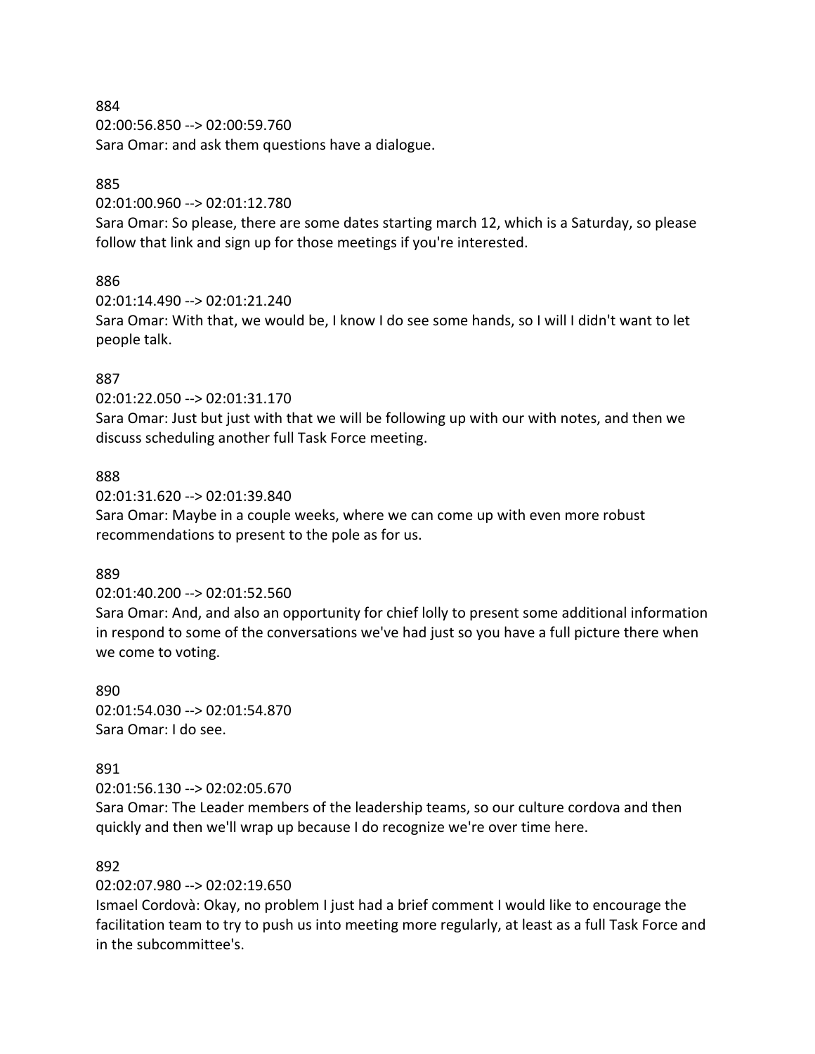884
02:00:56.850 --> 02:00:59.760
Sara Omar: and ask them questions have a dialogue.

885
02:01:00.960 --> 02:01:12.780
Sara Omar: So please, there are some dates starting march 12, which is a Saturday, so please follow that link and sign up for those meetings if you're interested.

886
02:01:14.490 --> 02:01:21.240
Sara Omar: With that, we would be, I know I do see some hands, so I will I didn't want to let people talk.

887
02:01:22.050 --> 02:01:31.170
Sara Omar: Just but just with that we will be following up with our with notes, and then we discuss scheduling another full Task Force meeting.

888
02:01:31.620 --> 02:01:39.840
Sara Omar: Maybe in a couple weeks, where we can come up with even more robust recommendations to present to the pole as for us.

889
02:01:40.200 --> 02:01:52.560
Sara Omar: And, and also an opportunity for chief lolly to present some additional information in respond to some of the conversations we've had just so you have a full picture there when we come to voting.

890
02:01:54.030 --> 02:01:54.870
Sara Omar: I do see.

891
02:01:56.130 --> 02:02:05.670
Sara Omar: The Leader members of the leadership teams, so our culture cordova and then quickly and then we'll wrap up because I do recognize we're over time here.

892
02:02:07.980 --> 02:02:19.650
Ismael Cordovà: Okay, no problem I just had a brief comment I would like to encourage the facilitation team to try to push us into meeting more regularly, at least as a full Task Force and in the subcommittee's.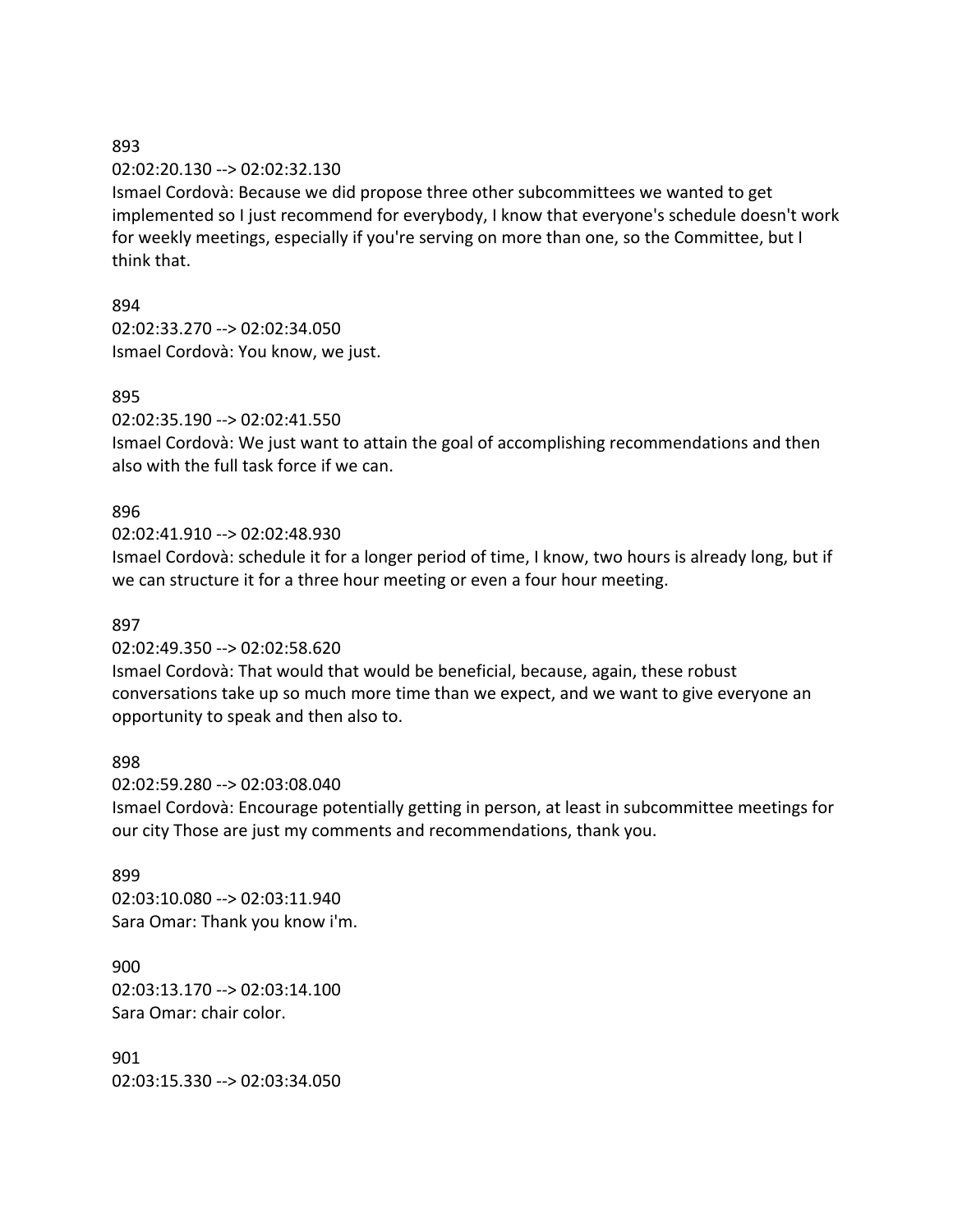893

02:02:20.130 --> 02:02:32.130

Ismael Cordovà: Because we did propose three other subcommittees we wanted to get implemented so I just recommend for everybody, I know that everyone's schedule doesn't work for weekly meetings, especially if you're serving on more than one, so the Committee, but I think that.

894

02:02:33.270 --> 02:02:34.050

Ismael Cordovà: You know, we just.

895

02:02:35.190 --> 02:02:41.550

Ismael Cordovà: We just want to attain the goal of accomplishing recommendations and then also with the full task force if we can.

896

02:02:41.910 --> 02:02:48.930

Ismael Cordovà: schedule it for a longer period of time, I know, two hours is already long, but if we can structure it for a three hour meeting or even a four hour meeting.

897

02:02:49.350 --> 02:02:58.620

Ismael Cordovà: That would that would be beneficial, because, again, these robust conversations take up so much more time than we expect, and we want to give everyone an opportunity to speak and then also to.

898

02:02:59.280 --> 02:03:08.040

Ismael Cordovà: Encourage potentially getting in person, at least in subcommittee meetings for our city Those are just my comments and recommendations, thank you.

899

02:03:10.080 --> 02:03:11.940

Sara Omar: Thank you know i'm.

900

02:03:13.170 --> 02:03:14.100

Sara Omar: chair color.

901

02:03:15.330 --> 02:03:34.050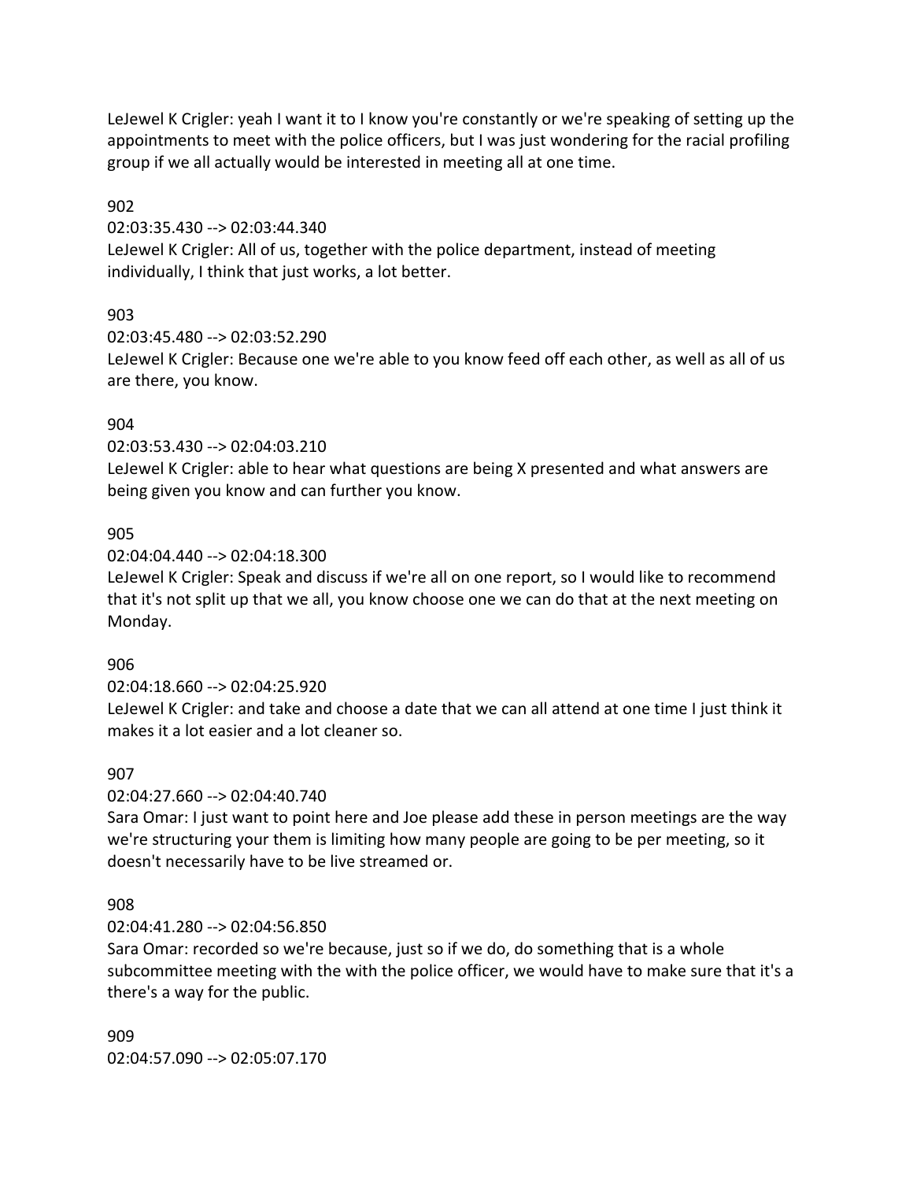LeJewel K Crigler: yeah I want it to I know you're constantly or we're speaking of setting up the appointments to meet with the police officers, but I was just wondering for the racial profiling group if we all actually would be interested in meeting all at one time.

902
02:03:35.430 --> 02:03:44.340
LeJewel K Crigler: All of us, together with the police department, instead of meeting individually, I think that just works, a lot better.

903
02:03:45.480 --> 02:03:52.290
LeJewel K Crigler: Because one we're able to you know feed off each other, as well as all of us are there, you know.

904
02:03:53.430 --> 02:04:03.210
LeJewel K Crigler: able to hear what questions are being X presented and what answers are being given you know and can further you know.

905
02:04:04.440 --> 02:04:18.300
LeJewel K Crigler: Speak and discuss if we're all on one report, so I would like to recommend that it's not split up that we all, you know choose one we can do that at the next meeting on Monday.

906
02:04:18.660 --> 02:04:25.920
LeJewel K Crigler: and take and choose a date that we can all attend at one time I just think it makes it a lot easier and a lot cleaner so.

907
02:04:27.660 --> 02:04:40.740
Sara Omar: I just want to point here and Joe please add these in person meetings are the way we're structuring your them is limiting how many people are going to be per meeting, so it doesn't necessarily have to be live streamed or.

908
02:04:41.280 --> 02:04:56.850
Sara Omar: recorded so we're because, just so if we do, do something that is a whole subcommittee meeting with the with the police officer, we would have to make sure that it's a there's a way for the public.

909
02:04:57.090 --> 02:05:07.170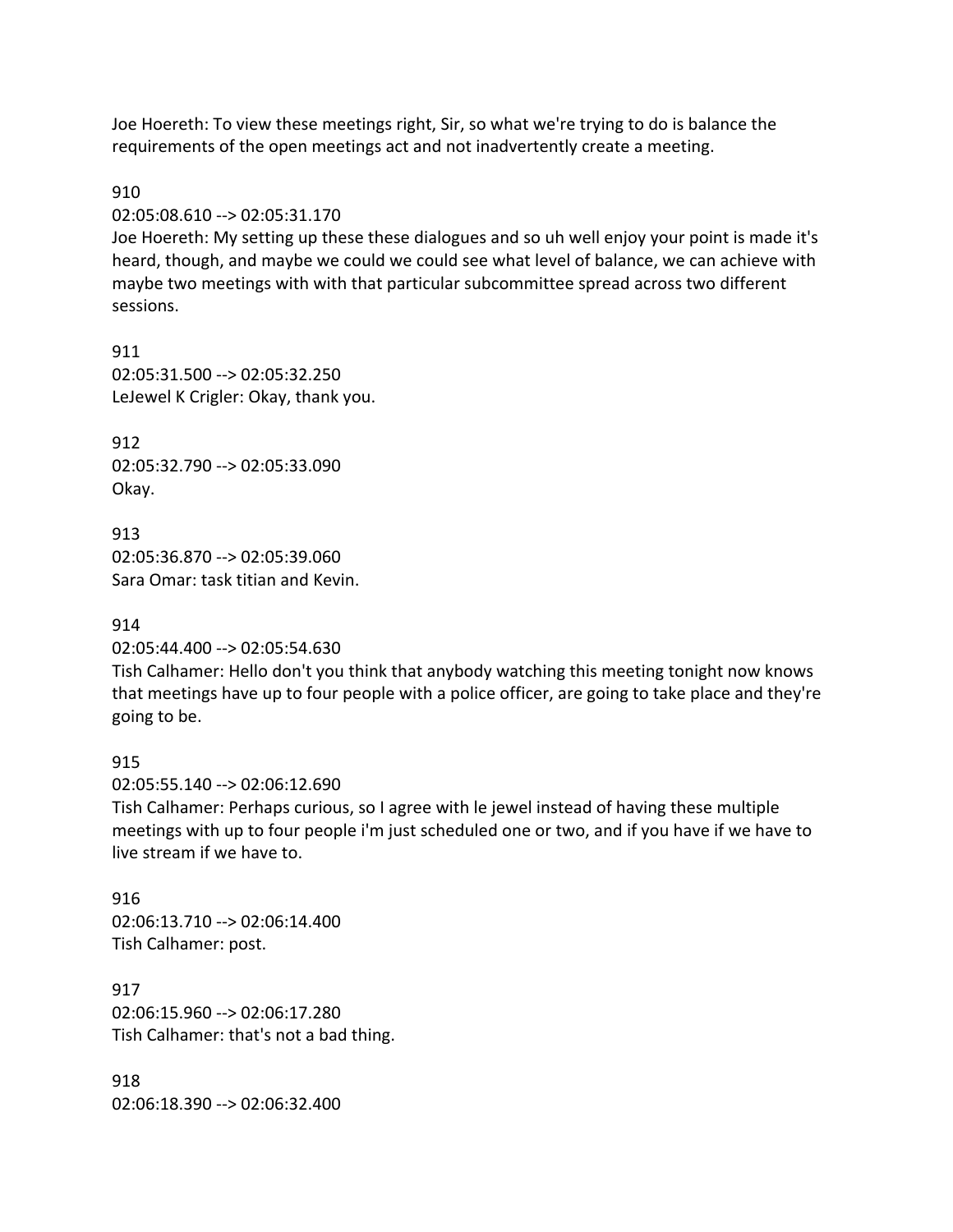Joe Hoereth: To view these meetings right, Sir, so what we're trying to do is balance the requirements of the open meetings act and not inadvertently create a meeting.

910
02:05:08.610 --> 02:05:31.170
Joe Hoereth: My setting up these these dialogues and so uh well enjoy your point is made it's heard, though, and maybe we could we could see what level of balance, we can achieve with maybe two meetings with with that particular subcommittee spread across two different sessions.

911
02:05:31.500 --> 02:05:32.250
LeJewel K Crigler: Okay, thank you.

912
02:05:32.790 --> 02:05:33.090
Okay.

913
02:05:36.870 --> 02:05:39.060
Sara Omar: task titian and Kevin.

914
02:05:44.400 --> 02:05:54.630
Tish Calhamer: Hello don't you think that anybody watching this meeting tonight now knows that meetings have up to four people with a police officer, are going to take place and they're going to be.

915
02:05:55.140 --> 02:06:12.690
Tish Calhamer: Perhaps curious, so I agree with le jewel instead of having these multiple meetings with up to four people i'm just scheduled one or two, and if you have if we have to live stream if we have to.

916
02:06:13.710 --> 02:06:14.400
Tish Calhamer: post.

917
02:06:15.960 --> 02:06:17.280
Tish Calhamer: that's not a bad thing.

918
02:06:18.390 --> 02:06:32.400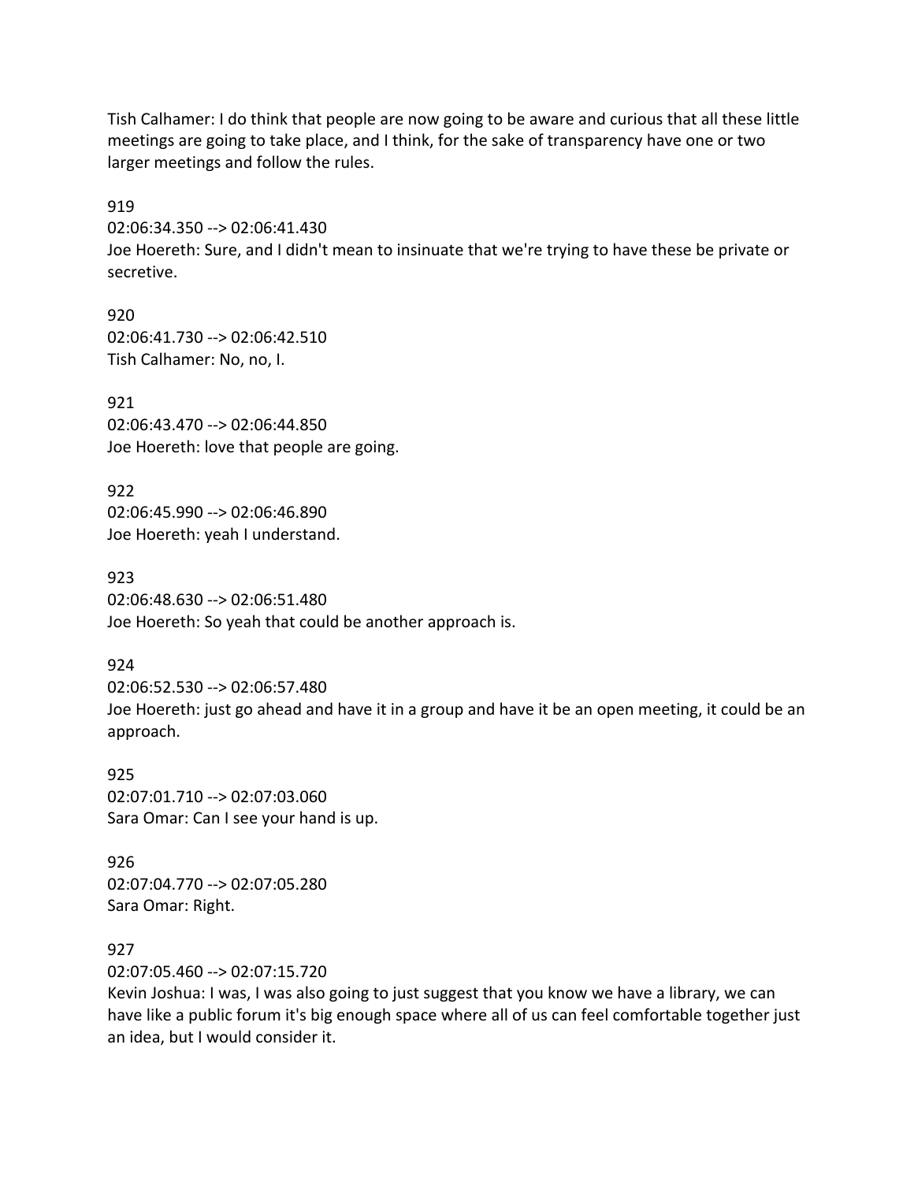Tish Calhamer: I do think that people are now going to be aware and curious that all these little meetings are going to take place, and I think, for the sake of transparency have one or two larger meetings and follow the rules.

919
02:06:34.350 --> 02:06:41.430
Joe Hoereth: Sure, and I didn't mean to insinuate that we're trying to have these be private or secretive.

920
02:06:41.730 --> 02:06:42.510
Tish Calhamer: No, no, I.

921
02:06:43.470 --> 02:06:44.850
Joe Hoereth: love that people are going.

922
02:06:45.990 --> 02:06:46.890
Joe Hoereth: yeah I understand.

923
02:06:48.630 --> 02:06:51.480
Joe Hoereth: So yeah that could be another approach is.

924
02:06:52.530 --> 02:06:57.480
Joe Hoereth: just go ahead and have it in a group and have it be an open meeting, it could be an approach.

925
02:07:01.710 --> 02:07:03.060
Sara Omar: Can I see your hand is up.

926
02:07:04.770 --> 02:07:05.280
Sara Omar: Right.

927
02:07:05.460 --> 02:07:15.720
Kevin Joshua: I was, I was also going to just suggest that you know we have a library, we can have like a public forum it's big enough space where all of us can feel comfortable together just an idea, but I would consider it.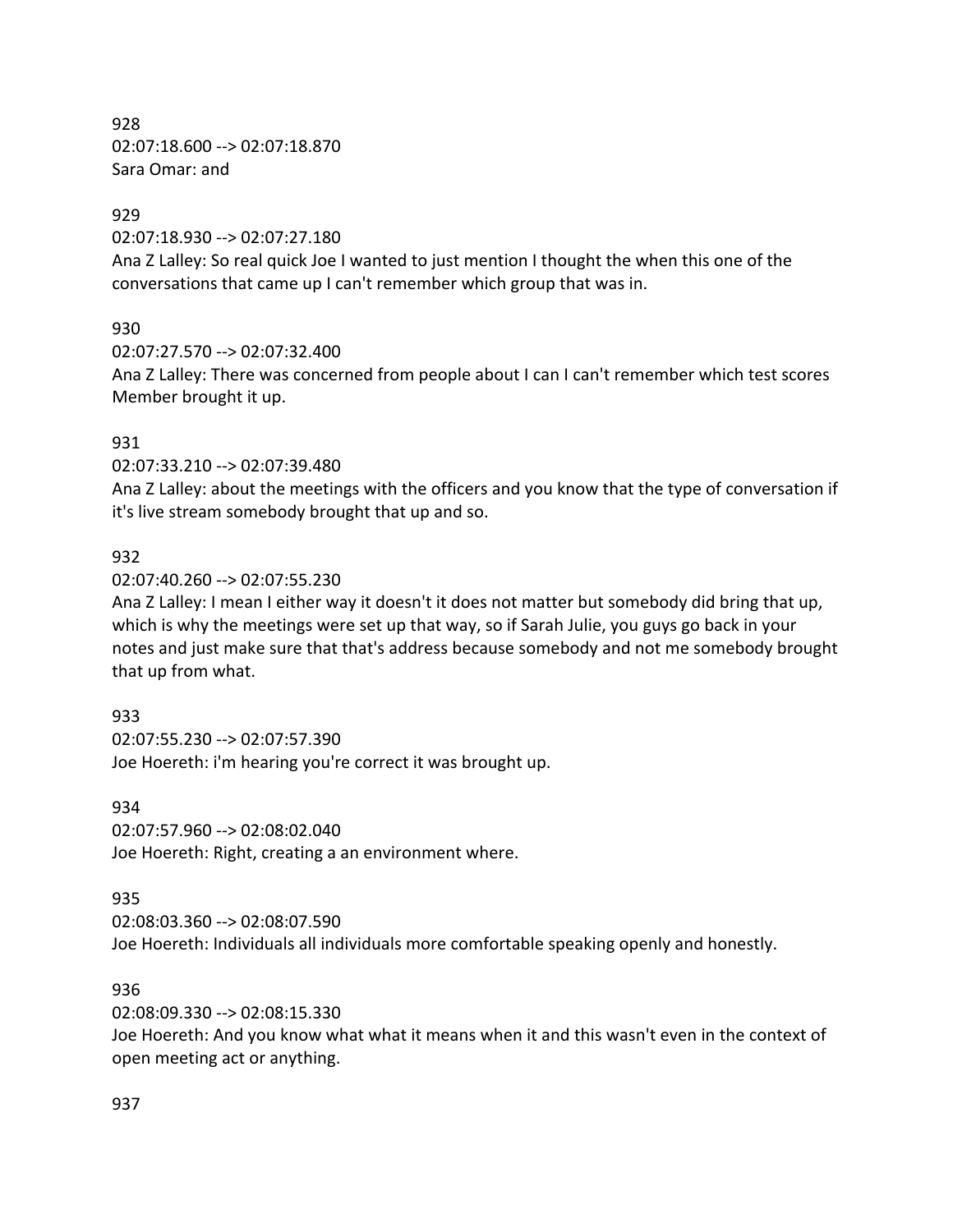928
02:07:18.600 --> 02:07:18.870
Sara Omar: and

929
02:07:18.930 --> 02:07:27.180
Ana Z Lalley: So real quick Joe I wanted to just mention I thought the when this one of the conversations that came up I can't remember which group that was in.

930
02:07:27.570 --> 02:07:32.400
Ana Z Lalley: There was concerned from people about I can I can't remember which test scores Member brought it up.

931
02:07:33.210 --> 02:07:39.480
Ana Z Lalley: about the meetings with the officers and you know that the type of conversation if it's live stream somebody brought that up and so.

932
02:07:40.260 --> 02:07:55.230
Ana Z Lalley: I mean I either way it doesn't it does not matter but somebody did bring that up, which is why the meetings were set up that way, so if Sarah Julie, you guys go back in your notes and just make sure that that's address because somebody and not me somebody brought that up from what.

933
02:07:55.230 --> 02:07:57.390
Joe Hoereth: i'm hearing you're correct it was brought up.

934
02:07:57.960 --> 02:08:02.040
Joe Hoereth: Right, creating a an environment where.

935
02:08:03.360 --> 02:08:07.590
Joe Hoereth: Individuals all individuals more comfortable speaking openly and honestly.

936
02:08:09.330 --> 02:08:15.330
Joe Hoereth: And you know what what it means when it and this wasn't even in the context of open meeting act or anything.

937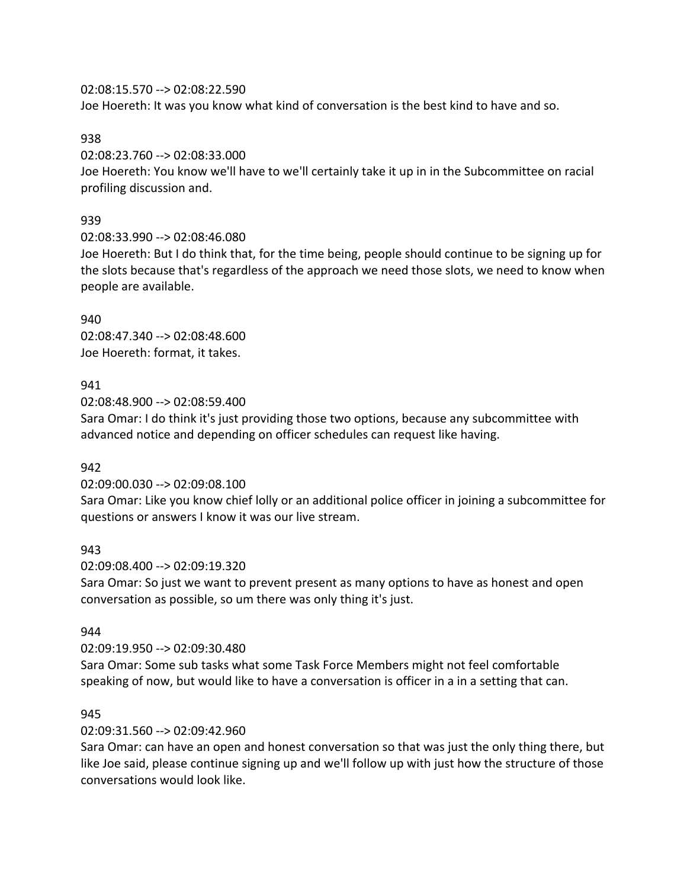02:08:15.570 --> 02:08:22.590
Joe Hoereth: It was you know what kind of conversation is the best kind to have and so.

938
02:08:23.760 --> 02:08:33.000
Joe Hoereth: You know we'll have to we'll certainly take it up in in the Subcommittee on racial profiling discussion and.

939
02:08:33.990 --> 02:08:46.080
Joe Hoereth: But I do think that, for the time being, people should continue to be signing up for the slots because that's regardless of the approach we need those slots, we need to know when people are available.

940
02:08:47.340 --> 02:08:48.600
Joe Hoereth: format, it takes.

941
02:08:48.900 --> 02:08:59.400
Sara Omar: I do think it's just providing those two options, because any subcommittee with advanced notice and depending on officer schedules can request like having.

942
02:09:00.030 --> 02:09:08.100
Sara Omar: Like you know chief lolly or an additional police officer in joining a subcommittee for questions or answers I know it was our live stream.

943
02:09:08.400 --> 02:09:19.320
Sara Omar: So just we want to prevent present as many options to have as honest and open conversation as possible, so um there was only thing it's just.

944
02:09:19.950 --> 02:09:30.480
Sara Omar: Some sub tasks what some Task Force Members might not feel comfortable speaking of now, but would like to have a conversation is officer in a in a setting that can.

945
02:09:31.560 --> 02:09:42.960
Sara Omar: can have an open and honest conversation so that was just the only thing there, but like Joe said, please continue signing up and we'll follow up with just how the structure of those conversations would look like.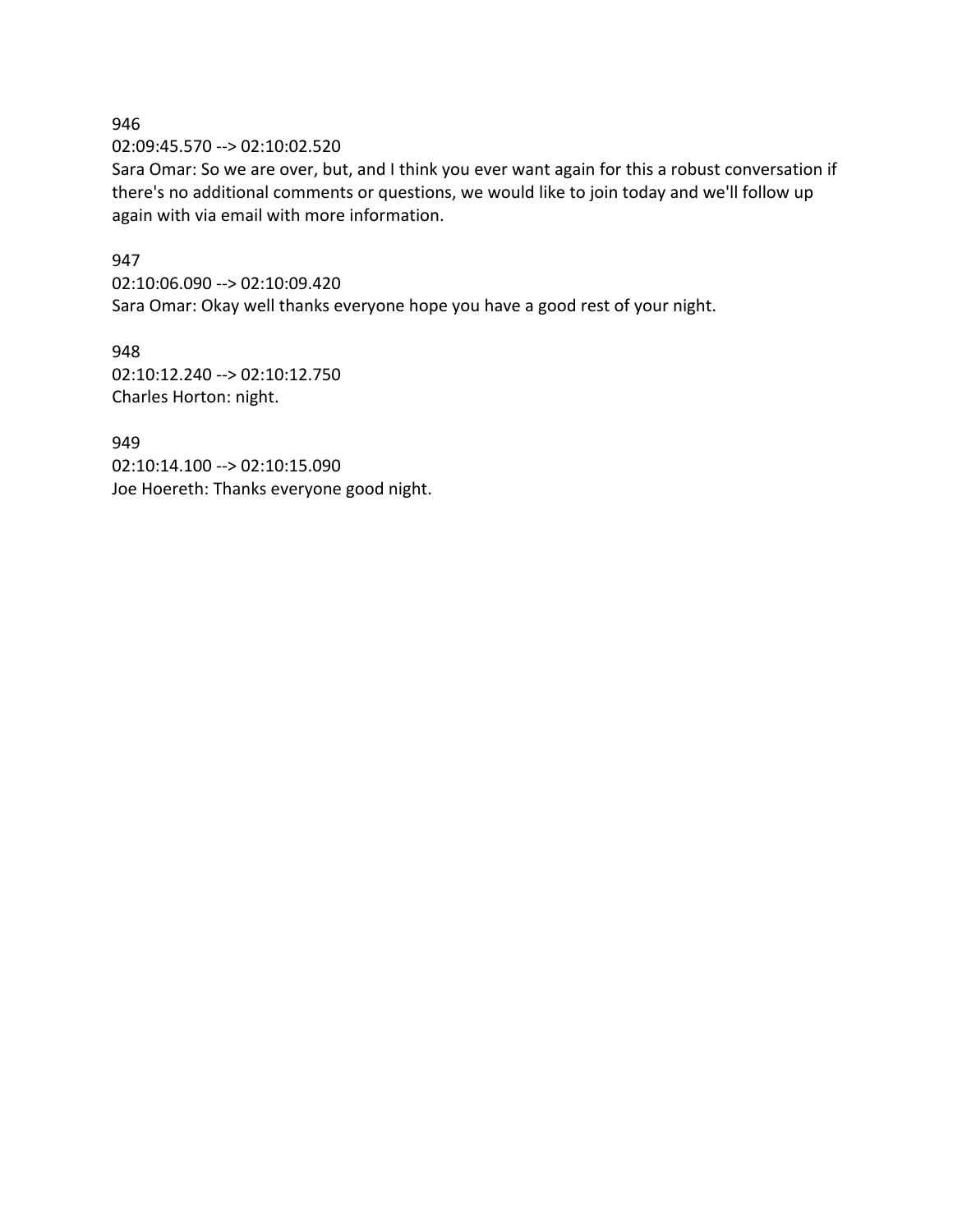946
02:09:45.570 --> 02:10:02.520
Sara Omar: So we are over, but, and I think you ever want again for this a robust conversation if there's no additional comments or questions, we would like to join today and we'll follow up again with via email with more information.

947
02:10:06.090 --> 02:10:09.420
Sara Omar: Okay well thanks everyone hope you have a good rest of your night.

948
02:10:12.240 --> 02:10:12.750
Charles Horton: night.

949
02:10:14.100 --> 02:10:15.090
Joe Hoereth: Thanks everyone good night.